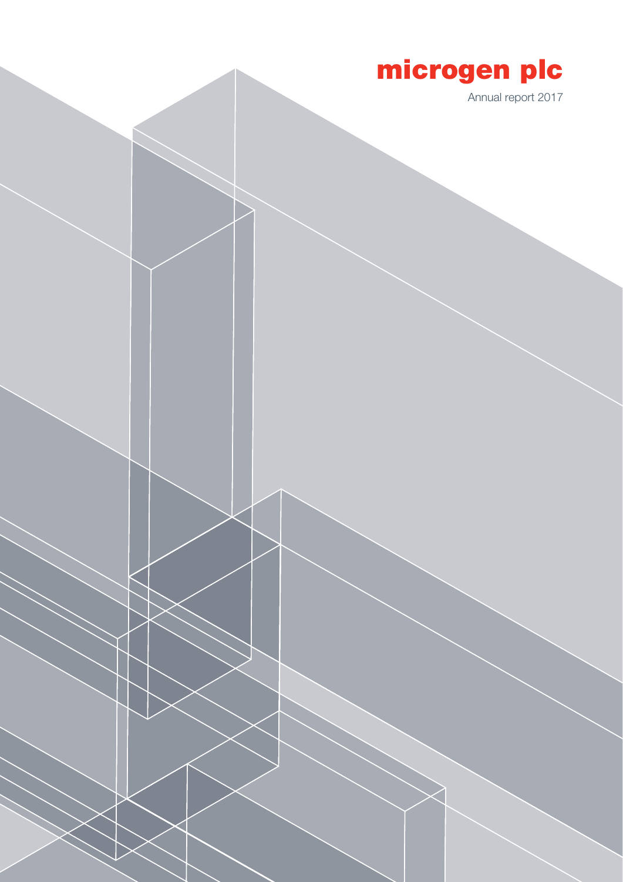# microgen plc

Annual report 2017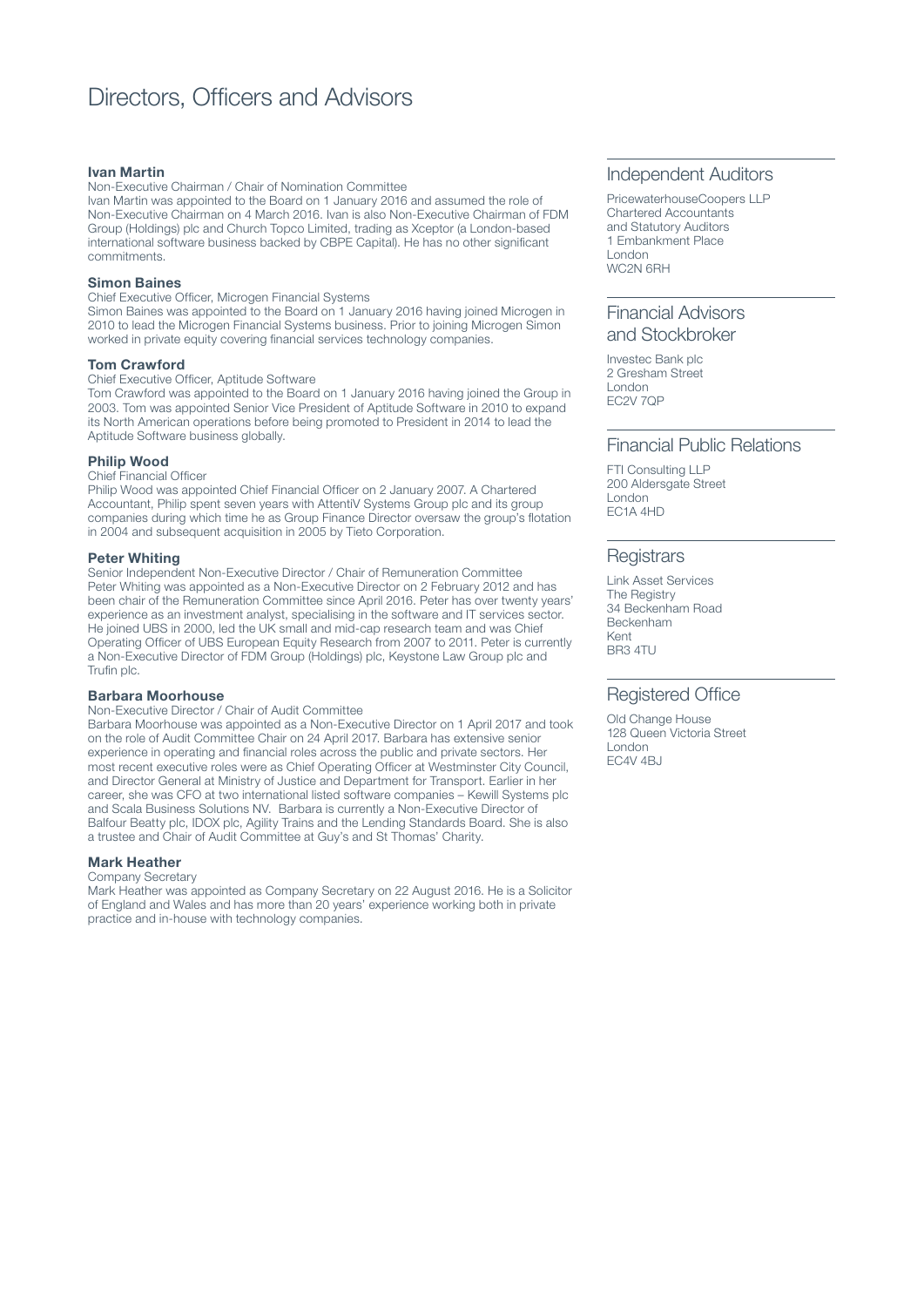# Directors, Officers and Advisors

### Ivan Martin

Non-Executive Chairman / Chair of Nomination Committee

Ivan Martin was appointed to the Board on 1 January 2016 and assumed the role of Non-Executive Chairman on 4 March 2016. Ivan is also Non-Executive Chairman of FDM Group (Holdings) plc and Church Topco Limited, trading as Xceptor (a London-based international software business backed by CBPE Capital). He has no other significant commitments.

### Simon Baines

Chief Executive Officer, Microgen Financial Systems

Simon Baines was appointed to the Board on 1 January 2016 having joined Microgen in 2010 to lead the Microgen Financial Systems business. Prior to joining Microgen Simon worked in private equity covering financial services technology companies.

### Tom Crawford

Chief Executive Officer, Aptitude Software

Tom Crawford was appointed to the Board on 1 January 2016 having joined the Group in 2003. Tom was appointed Senior Vice President of Aptitude Software in 2010 to expand its North American operations before being promoted to President in 2014 to lead the Aptitude Software business globally.

### Philip Wood

Chief Financial Officer

Philip Wood was appointed Chief Financial Officer on 2 January 2007. A Chartered Accountant, Philip spent seven years with AttentiV Systems Group plc and its group companies during which time he as Group Finance Director oversaw the group's flotation in 2004 and subsequent acquisition in 2005 by Tieto Corporation.

### Peter Whiting

Senior Independent Non-Executive Director / Chair of Remuneration Committee

Peter Whiting was appointed as a Non-Executive Director on 2 February 2012 and has been chair of the Remuneration Committee since April 2016. Peter has over twenty years' experience as an investment analyst, specialising in the software and IT services sector. He joined UBS in 2000, led the UK small and mid-cap research team and was Chief Operating Officer of UBS European Equity Research from 2007 to 2011. Peter is currently a Non-Executive Director of FDM Group (Holdings) plc, Keystone Law Group plc and Trufin plc.

### Barbara Moorhouse

Non-Executive Director / Chair of Audit Committee

Barbara Moorhouse was appointed as a Non-Executive Director on 1 April 2017 and took on the role of Audit Committee Chair on 24 April 2017. Barbara has extensive senior experience in operating and financial roles across the public and private sectors. Her most recent executive roles were as Chief Operating Officer at Westminster City Council, and Director General at Ministry of Justice and Department for Transport. Earlier in her career, she was CFO at two international listed software companies – Kewill Systems plc and Scala Business Solutions NV. Barbara is currently a Non-Executive Director of Balfour Beatty plc, IDOX plc, Agility Trains and the Lending Standards Board. She is also a trustee and Chair of Audit Committee at Guy's and St Thomas' Charity.

### Mark Heather

Company Secretary

Mark Heather was appointed as Company Secretary on 22 August 2016. He is a Solicitor of England and Wales and has more than 20 years' experience working both in private practice and in-house with technology companies.

## Independent Auditors

PricewaterhouseCoopers LLP
Chartered Accountants
and Statutory Auditors
1 Embankment Place
London
WC2N 6RH

## Financial Advisors and Stockbroker

Investec Bank plc
2 Gresham Street
London
EC2V 7QP

## Financial Public Relations

FTI Consulting LLP
200 Aldersgate Street
London
EC1A 4HD

## Registrars

Link Asset Services
The Registry
34 Beckenham Road
Beckenham
Kent
BR3 4TU

## Registered Office

Old Change House
128 Queen Victoria Street
London
EC4V 4BJ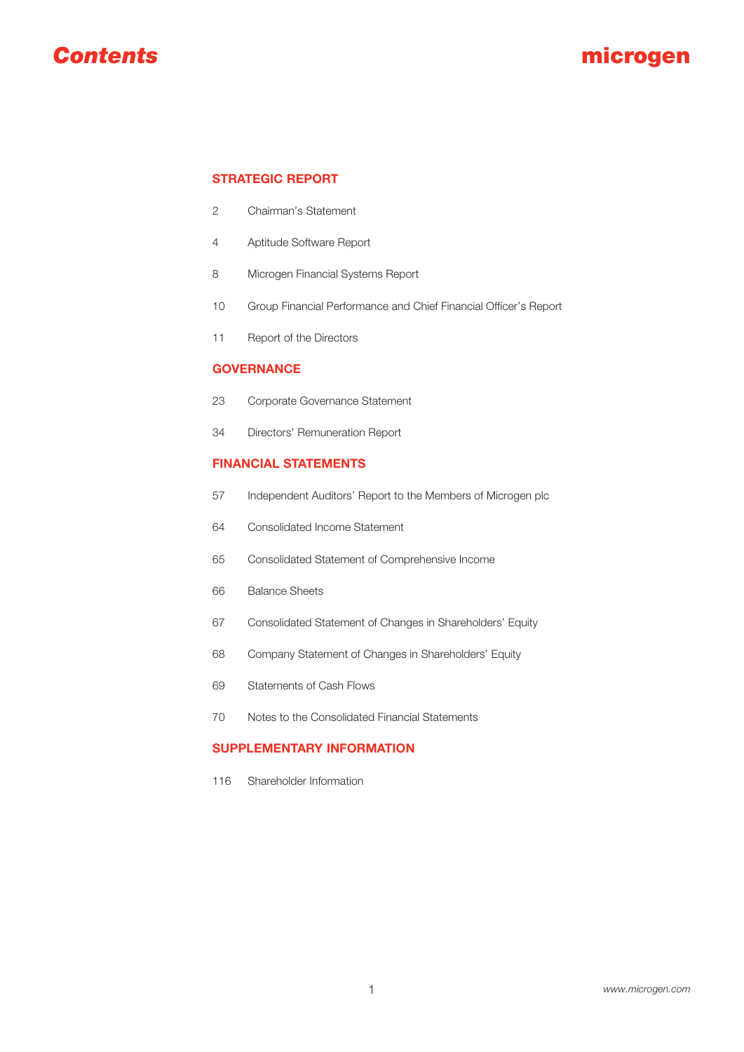# Contents

microgen

## STRATEGIC REPORT

| | |
|---|---|
| 2 | Chairman's Statement |
| 4 | Aptitude Software Report |
| 8 | Microgen Financial Systems Report |
| 10 | Group Financial Performance and Chief Financial Officer's Report |
| 11 | Report of the Directors |

## GOVERNANCE

| | |
|---|---|
| 23 | Corporate Governance Statement |
| 34 | Directors' Remuneration Report |

## FINANCIAL STATEMENTS

| | |
|---|---|
| 57 | Independent Auditors' Report to the Members of Microgen plc |
| 64 | Consolidated Income Statement |
| 65 | Consolidated Statement of Comprehensive Income |
| 66 | Balance Sheets |
| 67 | Consolidated Statement of Changes in Shareholders' Equity |
| 68 | Company Statement of Changes in Shareholders' Equity |
| 69 | Statements of Cash Flows |
| 70 | Notes to the Consolidated Financial Statements |

## SUPPLEMENTARY INFORMATION

| | |
|---|---|
| 116 | Shareholder Information |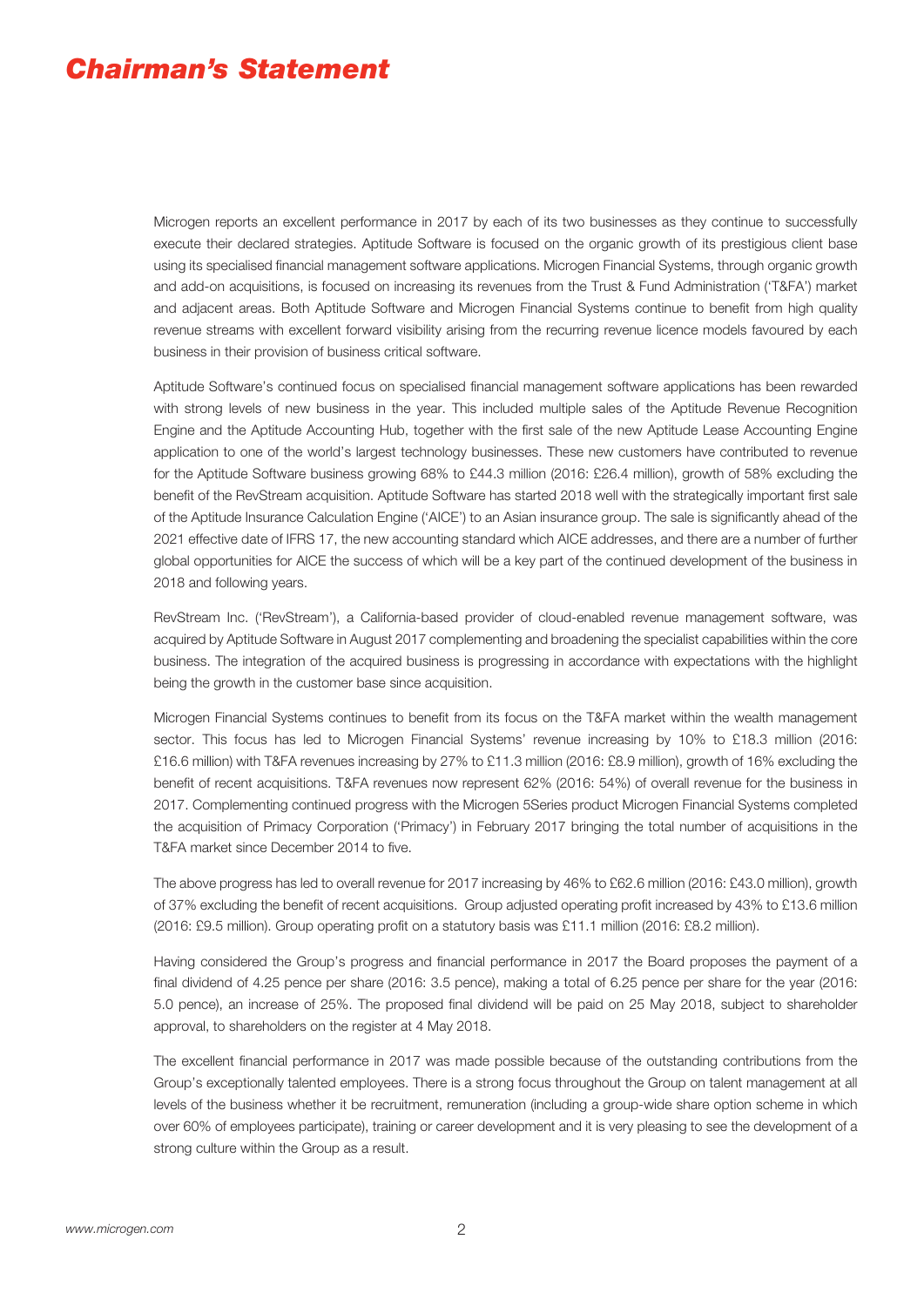# *Chairman's Statement*

Microgen reports an excellent performance in 2017 by each of its two businesses as they continue to successfully execute their declared strategies. Aptitude Software is focused on the organic growth of its prestigious client base using its specialised financial management software applications. Microgen Financial Systems, through organic growth and add-on acquisitions, is focused on increasing its revenues from the Trust & Fund Administration ('T&FA') market and adjacent areas. Both Aptitude Software and Microgen Financial Systems continue to benefit from high quality revenue streams with excellent forward visibility arising from the recurring revenue licence models favoured by each business in their provision of business critical software.

Aptitude Software's continued focus on specialised financial management software applications has been rewarded with strong levels of new business in the year. This included multiple sales of the Aptitude Revenue Recognition Engine and the Aptitude Accounting Hub, together with the first sale of the new Aptitude Lease Accounting Engine application to one of the world's largest technology businesses. These new customers have contributed to revenue for the Aptitude Software business growing 68% to £44.3 million (2016: £26.4 million), growth of 58% excluding the benefit of the RevStream acquisition. Aptitude Software has started 2018 well with the strategically important first sale of the Aptitude Insurance Calculation Engine ('AICE') to an Asian insurance group. The sale is significantly ahead of the 2021 effective date of IFRS 17, the new accounting standard which AICE addresses, and there are a number of further global opportunities for AICE the success of which will be a key part of the continued development of the business in 2018 and following years.

RevStream Inc. ('RevStream'), a California-based provider of cloud-enabled revenue management software, was acquired by Aptitude Software in August 2017 complementing and broadening the specialist capabilities within the core business. The integration of the acquired business is progressing in accordance with expectations with the highlight being the growth in the customer base since acquisition.

Microgen Financial Systems continues to benefit from its focus on the T&FA market within the wealth management sector. This focus has led to Microgen Financial Systems' revenue increasing by 10% to £18.3 million (2016: £16.6 million) with T&FA revenues increasing by 27% to £11.3 million (2016: £8.9 million), growth of 16% excluding the benefit of recent acquisitions. T&FA revenues now represent 62% (2016: 54%) of overall revenue for the business in 2017. Complementing continued progress with the Microgen 5Series product Microgen Financial Systems completed the acquisition of Primacy Corporation ('Primacy') in February 2017 bringing the total number of acquisitions in the T&FA market since December 2014 to five.

The above progress has led to overall revenue for 2017 increasing by 46% to £62.6 million (2016: £43.0 million), growth of 37% excluding the benefit of recent acquisitions. Group adjusted operating profit increased by 43% to £13.6 million (2016: £9.5 million). Group operating profit on a statutory basis was £11.1 million (2016: £8.2 million).

Having considered the Group's progress and financial performance in 2017 the Board proposes the payment of a final dividend of 4.25 pence per share (2016: 3.5 pence), making a total of 6.25 pence per share for the year (2016: 5.0 pence), an increase of 25%. The proposed final dividend will be paid on 25 May 2018, subject to shareholder approval, to shareholders on the register at 4 May 2018.

The excellent financial performance in 2017 was made possible because of the outstanding contributions from the Group's exceptionally talented employees. There is a strong focus throughout the Group on talent management at all levels of the business whether it be recruitment, remuneration (including a group-wide share option scheme in which over 60% of employees participate), training or career development and it is very pleasing to see the development of a strong culture within the Group as a result.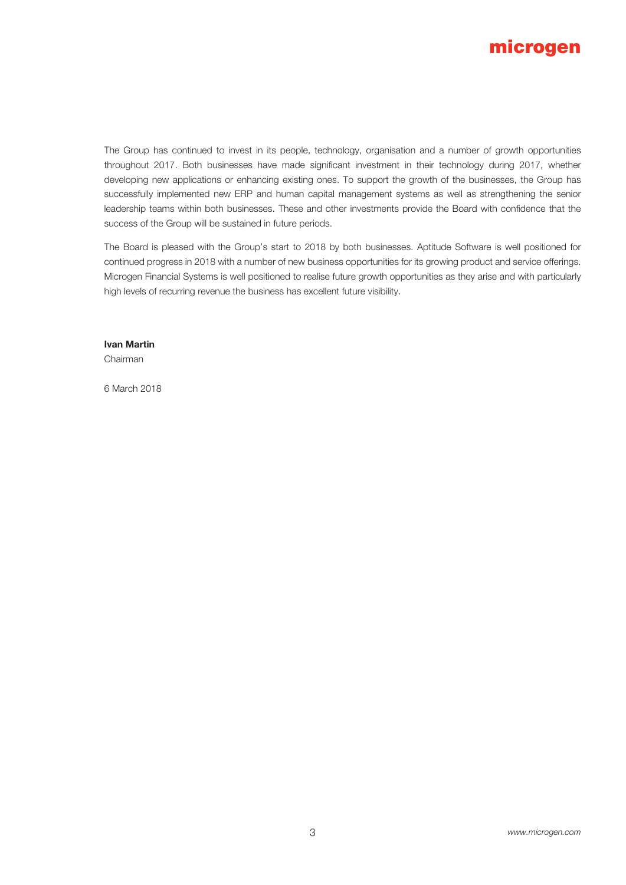The Group has continued to invest in its people, technology, organisation and a number of growth opportunities throughout 2017. Both businesses have made significant investment in their technology during 2017, whether developing new applications or enhancing existing ones. To support the growth of the businesses, the Group has successfully implemented new ERP and human capital management systems as well as strengthening the senior leadership teams within both businesses. These and other investments provide the Board with confidence that the success of the Group will be sustained in future periods.

The Board is pleased with the Group's start to 2018 by both businesses. Aptitude Software is well positioned for continued progress in 2018 with a number of new business opportunities for its growing product and service offerings. Microgen Financial Systems is well positioned to realise future growth opportunities as they arise and with particularly high levels of recurring revenue the business has excellent future visibility.

**Ivan Martin**
Chairman

6 March 2018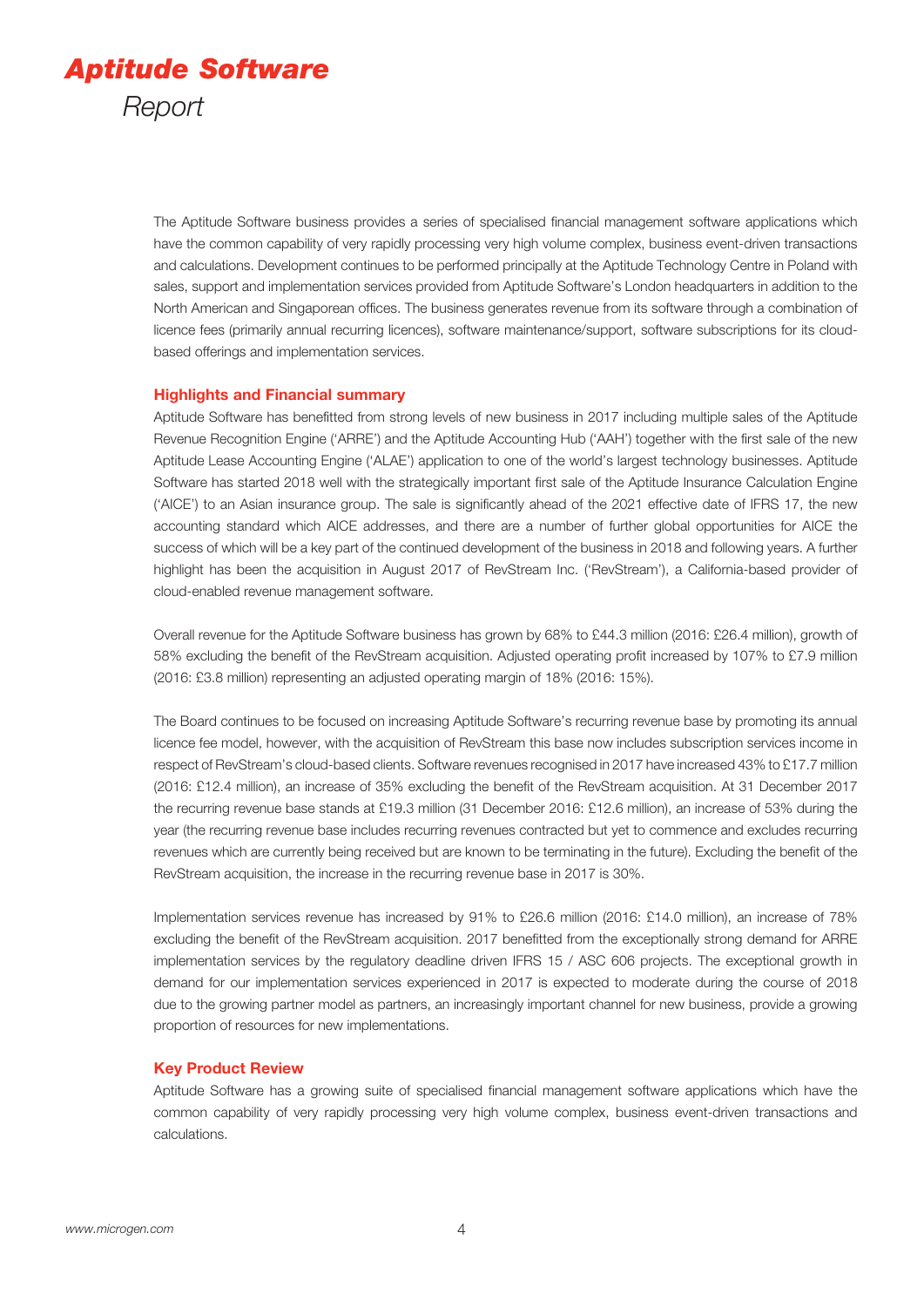# Aptitude Software

## Report

The Aptitude Software business provides a series of specialised financial management software applications which have the common capability of very rapidly processing very high volume complex, business event-driven transactions and calculations. Development continues to be performed principally at the Aptitude Technology Centre in Poland with sales, support and implementation services provided from Aptitude Software's London headquarters in addition to the North American and Singaporean offices. The business generates revenue from its software through a combination of licence fees (primarily annual recurring licences), software maintenance/support, software subscriptions for its cloud-based offerings and implementation services.

### Highlights and Financial summary

Aptitude Software has benefitted from strong levels of new business in 2017 including multiple sales of the Aptitude Revenue Recognition Engine ('ARRE') and the Aptitude Accounting Hub ('AAH') together with the first sale of the new Aptitude Lease Accounting Engine ('ALAE') application to one of the world's largest technology businesses. Aptitude Software has started 2018 well with the strategically important first sale of the Aptitude Insurance Calculation Engine ('AICE') to an Asian insurance group. The sale is significantly ahead of the 2021 effective date of IFRS 17, the new accounting standard which AICE addresses, and there are a number of further global opportunities for AICE the success of which will be a key part of the continued development of the business in 2018 and following years. A further highlight has been the acquisition in August 2017 of RevStream Inc. ('RevStream'), a California-based provider of cloud-enabled revenue management software.

Overall revenue for the Aptitude Software business has grown by 68% to £44.3 million (2016: £26.4 million), growth of 58% excluding the benefit of the RevStream acquisition. Adjusted operating profit increased by 107% to £7.9 million (2016: £3.8 million) representing an adjusted operating margin of 18% (2016: 15%).

The Board continues to be focused on increasing Aptitude Software's recurring revenue base by promoting its annual licence fee model, however, with the acquisition of RevStream this base now includes subscription services income in respect of RevStream's cloud-based clients. Software revenues recognised in 2017 have increased 43% to £17.7 million (2016: £12.4 million), an increase of 35% excluding the benefit of the RevStream acquisition. At 31 December 2017 the recurring revenue base stands at £19.3 million (31 December 2016: £12.6 million), an increase of 53% during the year (the recurring revenue base includes recurring revenues contracted but yet to commence and excludes recurring revenues which are currently being received but are known to be terminating in the future). Excluding the benefit of the RevStream acquisition, the increase in the recurring revenue base in 2017 is 30%.

Implementation services revenue has increased by 91% to £26.6 million (2016: £14.0 million), an increase of 78% excluding the benefit of the RevStream acquisition. 2017 benefitted from the exceptionally strong demand for ARRE implementation services by the regulatory deadline driven IFRS 15 / ASC 606 projects. The exceptional growth in demand for our implementation services experienced in 2017 is expected to moderate during the course of 2018 due to the growing partner model as partners, an increasingly important channel for new business, provide a growing proportion of resources for new implementations.

### Key Product Review

Aptitude Software has a growing suite of specialised financial management software applications which have the common capability of very rapidly processing very high volume complex, business event-driven transactions and calculations.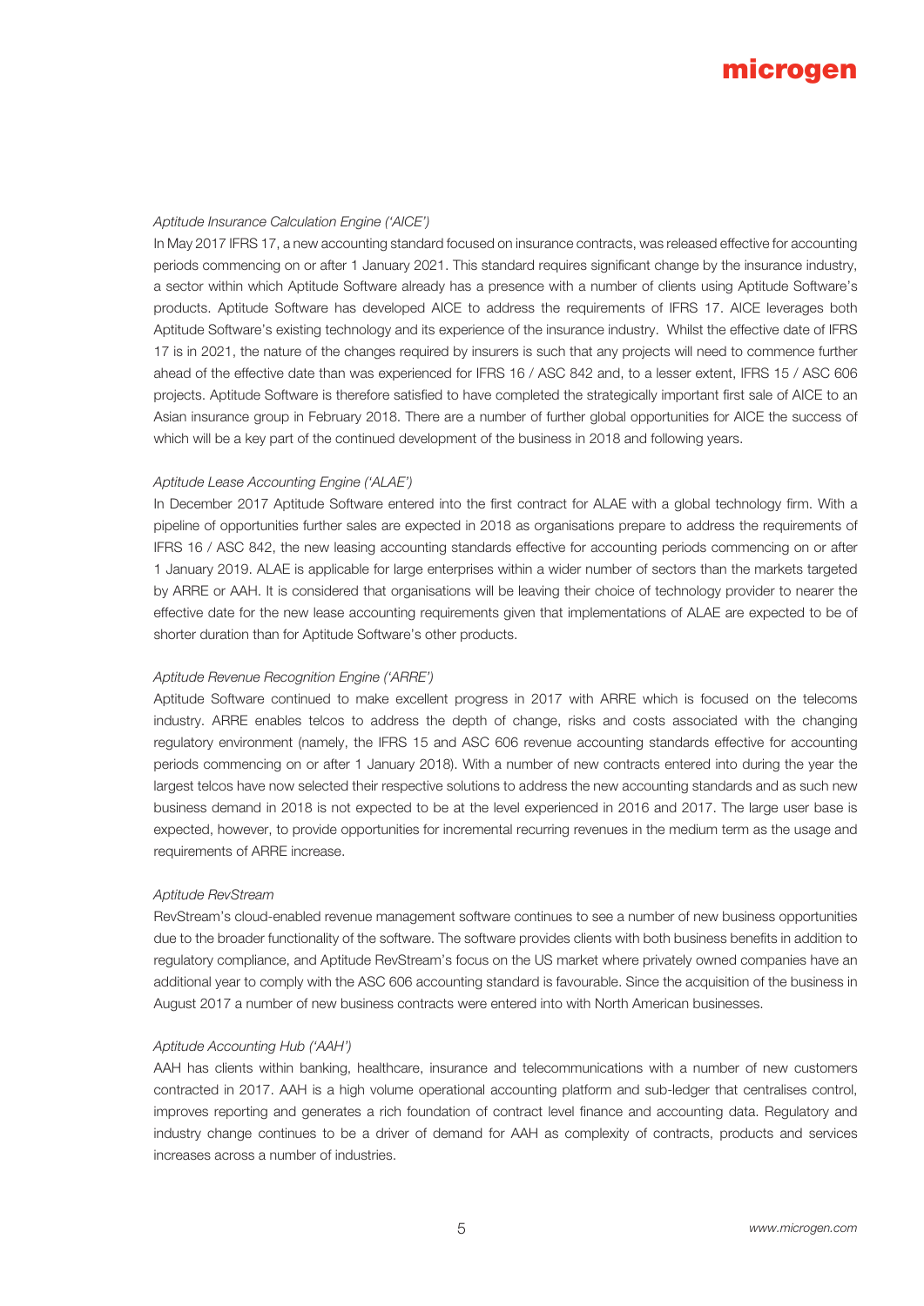*Aptitude Insurance Calculation Engine ('AICE')*

In May 2017 IFRS 17, a new accounting standard focused on insurance contracts, was released effective for accounting periods commencing on or after 1 January 2021. This standard requires significant change by the insurance industry, a sector within which Aptitude Software already has a presence with a number of clients using Aptitude Software's products. Aptitude Software has developed AICE to address the requirements of IFRS 17. AICE leverages both Aptitude Software's existing technology and its experience of the insurance industry. Whilst the effective date of IFRS 17 is in 2021, the nature of the changes required by insurers is such that any projects will need to commence further ahead of the effective date than was experienced for IFRS 16 / ASC 842 and, to a lesser extent, IFRS 15 / ASC 606 projects. Aptitude Software is therefore satisfied to have completed the strategically important first sale of AICE to an Asian insurance group in February 2018. There are a number of further global opportunities for AICE the success of which will be a key part of the continued development of the business in 2018 and following years.

*Aptitude Lease Accounting Engine ('ALAE')*

In December 2017 Aptitude Software entered into the first contract for ALAE with a global technology firm. With a pipeline of opportunities further sales are expected in 2018 as organisations prepare to address the requirements of IFRS 16 / ASC 842, the new leasing accounting standards effective for accounting periods commencing on or after 1 January 2019. ALAE is applicable for large enterprises within a wider number of sectors than the markets targeted by ARRE or AAH. It is considered that organisations will be leaving their choice of technology provider to nearer the effective date for the new lease accounting requirements given that implementations of ALAE are expected to be of shorter duration than for Aptitude Software's other products.

*Aptitude Revenue Recognition Engine ('ARRE')*

Aptitude Software continued to make excellent progress in 2017 with ARRE which is focused on the telecoms industry. ARRE enables telcos to address the depth of change, risks and costs associated with the changing regulatory environment (namely, the IFRS 15 and ASC 606 revenue accounting standards effective for accounting periods commencing on or after 1 January 2018). With a number of new contracts entered into during the year the largest telcos have now selected their respective solutions to address the new accounting standards and as such new business demand in 2018 is not expected to be at the level experienced in 2016 and 2017. The large user base is expected, however, to provide opportunities for incremental recurring revenues in the medium term as the usage and requirements of ARRE increase.

*Aptitude RevStream*

RevStream's cloud-enabled revenue management software continues to see a number of new business opportunities due to the broader functionality of the software. The software provides clients with both business benefits in addition to regulatory compliance, and Aptitude RevStream's focus on the US market where privately owned companies have an additional year to comply with the ASC 606 accounting standard is favourable. Since the acquisition of the business in August 2017 a number of new business contracts were entered into with North American businesses.

*Aptitude Accounting Hub ('AAH')*

AAH has clients within banking, healthcare, insurance and telecommunications with a number of new customers contracted in 2017. AAH is a high volume operational accounting platform and sub-ledger that centralises control, improves reporting and generates a rich foundation of contract level finance and accounting data. Regulatory and industry change continues to be a driver of demand for AAH as complexity of contracts, products and services increases across a number of industries.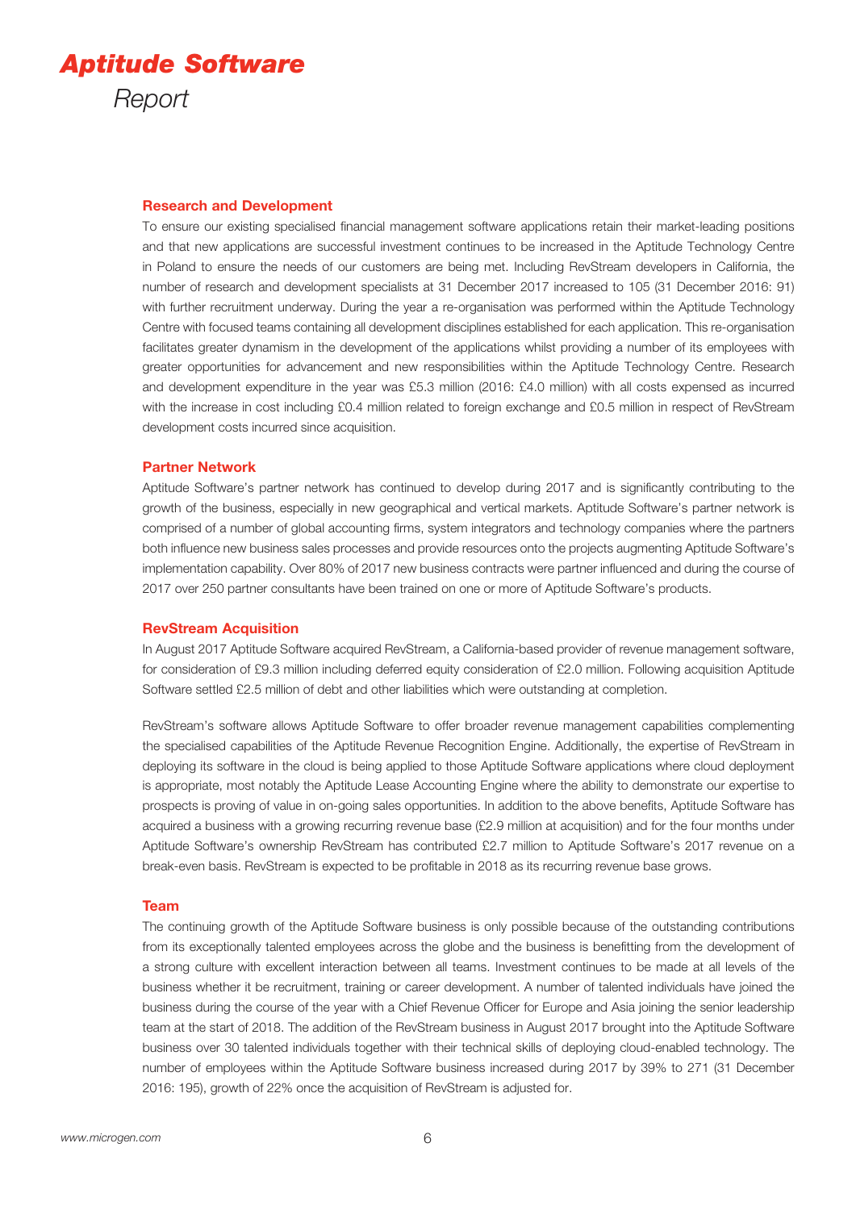# Aptitude Software

*Report*

### Research and Development

To ensure our existing specialised financial management software applications retain their market-leading positions and that new applications are successful investment continues to be increased in the Aptitude Technology Centre in Poland to ensure the needs of our customers are being met. Including RevStream developers in California, the number of research and development specialists at 31 December 2017 increased to 105 (31 December 2016: 91) with further recruitment underway. During the year a re-organisation was performed within the Aptitude Technology Centre with focused teams containing all development disciplines established for each application. This re-organisation facilitates greater dynamism in the development of the applications whilst providing a number of its employees with greater opportunities for advancement and new responsibilities within the Aptitude Technology Centre. Research and development expenditure in the year was £5.3 million (2016: £4.0 million) with all costs expensed as incurred with the increase in cost including £0.4 million related to foreign exchange and £0.5 million in respect of RevStream development costs incurred since acquisition.

### Partner Network

Aptitude Software's partner network has continued to develop during 2017 and is significantly contributing to the growth of the business, especially in new geographical and vertical markets. Aptitude Software's partner network is comprised of a number of global accounting firms, system integrators and technology companies where the partners both influence new business sales processes and provide resources onto the projects augmenting Aptitude Software's implementation capability. Over 80% of 2017 new business contracts were partner influenced and during the course of 2017 over 250 partner consultants have been trained on one or more of Aptitude Software's products.

### RevStream Acquisition

In August 2017 Aptitude Software acquired RevStream, a California-based provider of revenue management software, for consideration of £9.3 million including deferred equity consideration of £2.0 million. Following acquisition Aptitude Software settled £2.5 million of debt and other liabilities which were outstanding at completion.

RevStream's software allows Aptitude Software to offer broader revenue management capabilities complementing the specialised capabilities of the Aptitude Revenue Recognition Engine. Additionally, the expertise of RevStream in deploying its software in the cloud is being applied to those Aptitude Software applications where cloud deployment is appropriate, most notably the Aptitude Lease Accounting Engine where the ability to demonstrate our expertise to prospects is proving of value in on-going sales opportunities. In addition to the above benefits, Aptitude Software has acquired a business with a growing recurring revenue base (£2.9 million at acquisition) and for the four months under Aptitude Software's ownership RevStream has contributed £2.7 million to Aptitude Software's 2017 revenue on a break-even basis. RevStream is expected to be profitable in 2018 as its recurring revenue base grows.

### Team

The continuing growth of the Aptitude Software business is only possible because of the outstanding contributions from its exceptionally talented employees across the globe and the business is benefitting from the development of a strong culture with excellent interaction between all teams. Investment continues to be made at all levels of the business whether it be recruitment, training or career development. A number of talented individuals have joined the business during the course of the year with a Chief Revenue Officer for Europe and Asia joining the senior leadership team at the start of 2018. The addition of the RevStream business in August 2017 brought into the Aptitude Software business over 30 talented individuals together with their technical skills of deploying cloud-enabled technology. The number of employees within the Aptitude Software business increased during 2017 by 39% to 271 (31 December 2016: 195), growth of 22% once the acquisition of RevStream is adjusted for.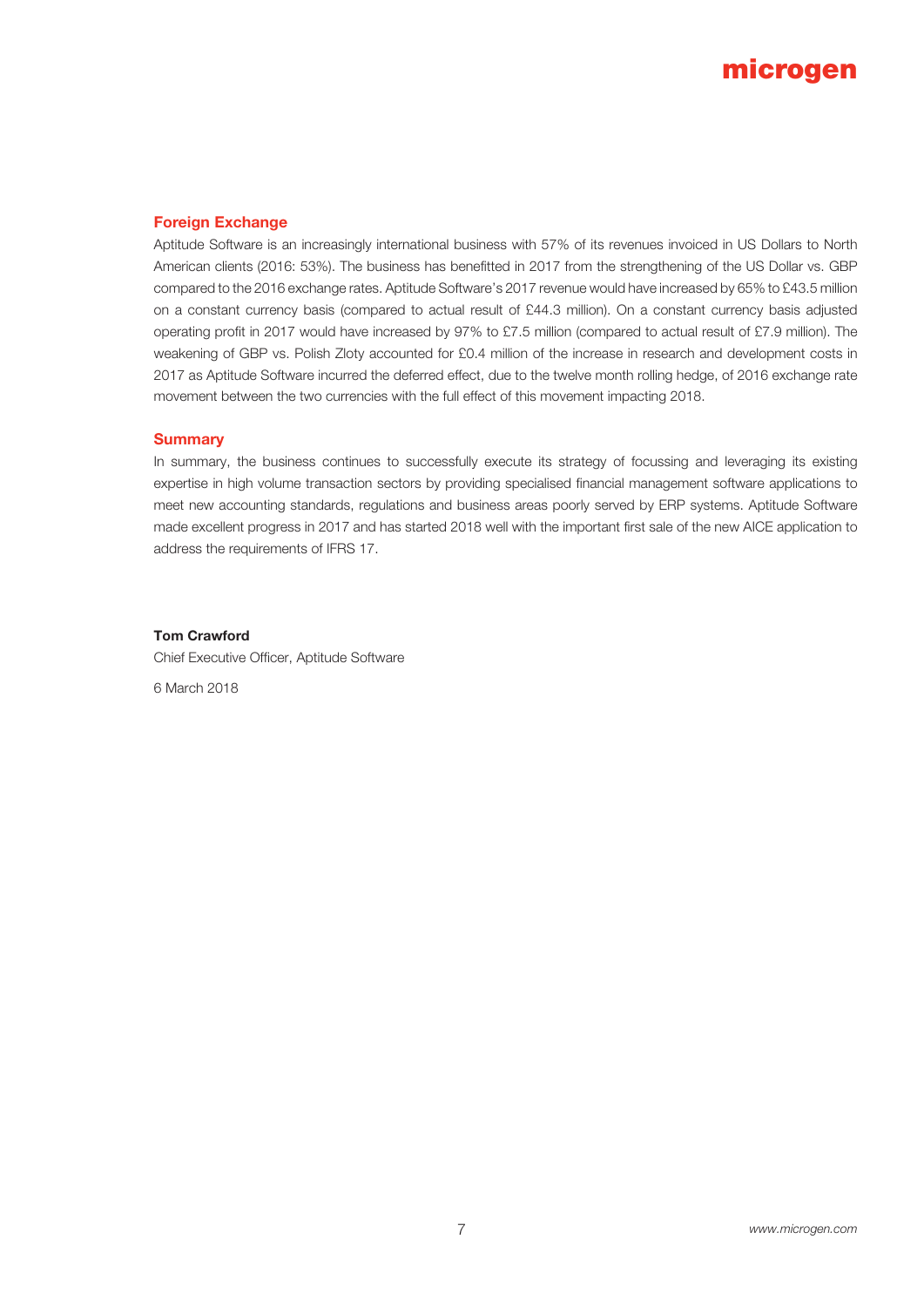## Foreign Exchange

Aptitude Software is an increasingly international business with 57% of its revenues invoiced in US Dollars to North American clients (2016: 53%). The business has benefitted in 2017 from the strengthening of the US Dollar vs. GBP compared to the 2016 exchange rates. Aptitude Software's 2017 revenue would have increased by 65% to £43.5 million on a constant currency basis (compared to actual result of £44.3 million). On a constant currency basis adjusted operating profit in 2017 would have increased by 97% to £7.5 million (compared to actual result of £7.9 million). The weakening of GBP vs. Polish Zloty accounted for £0.4 million of the increase in research and development costs in 2017 as Aptitude Software incurred the deferred effect, due to the twelve month rolling hedge, of 2016 exchange rate movement between the two currencies with the full effect of this movement impacting 2018.

## Summary

In summary, the business continues to successfully execute its strategy of focussing and leveraging its existing expertise in high volume transaction sectors by providing specialised financial management software applications to meet new accounting standards, regulations and business areas poorly served by ERP systems. Aptitude Software made excellent progress in 2017 and has started 2018 well with the important first sale of the new AICE application to address the requirements of IFRS 17.

**Tom Crawford**
Chief Executive Officer, Aptitude Software

6 March 2018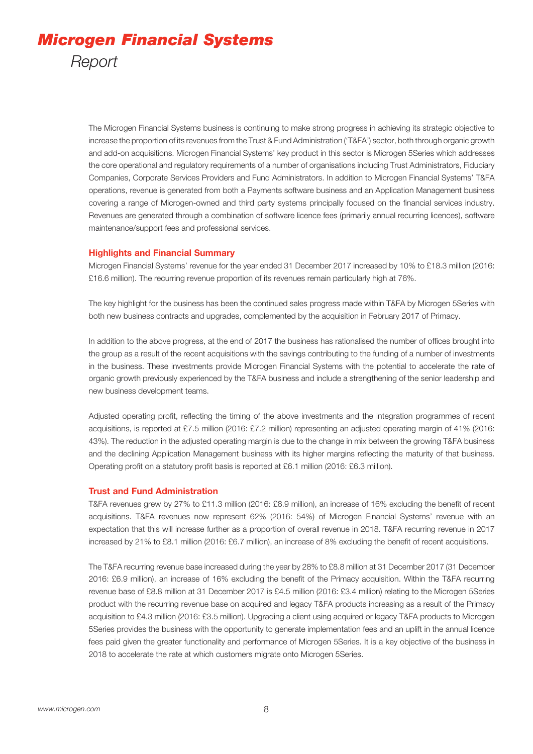# Microgen Financial Systems

## Report

The Microgen Financial Systems business is continuing to make strong progress in achieving its strategic objective to increase the proportion of its revenues from the Trust & Fund Administration ('T&FA') sector, both through organic growth and add-on acquisitions. Microgen Financial Systems' key product in this sector is Microgen 5Series which addresses the core operational and regulatory requirements of a number of organisations including Trust Administrators, Fiduciary Companies, Corporate Services Providers and Fund Administrators. In addition to Microgen Financial Systems' T&FA operations, revenue is generated from both a Payments software business and an Application Management business covering a range of Microgen-owned and third party systems principally focused on the financial services industry. Revenues are generated through a combination of software licence fees (primarily annual recurring licences), software maintenance/support fees and professional services.

### Highlights and Financial Summary

Microgen Financial Systems' revenue for the year ended 31 December 2017 increased by 10% to £18.3 million (2016: £16.6 million). The recurring revenue proportion of its revenues remain particularly high at 76%.

The key highlight for the business has been the continued sales progress made within T&FA by Microgen 5Series with both new business contracts and upgrades, complemented by the acquisition in February 2017 of Primacy.

In addition to the above progress, at the end of 2017 the business has rationalised the number of offices brought into the group as a result of the recent acquisitions with the savings contributing to the funding of a number of investments in the business. These investments provide Microgen Financial Systems with the potential to accelerate the rate of organic growth previously experienced by the T&FA business and include a strengthening of the senior leadership and new business development teams.

Adjusted operating profit, reflecting the timing of the above investments and the integration programmes of recent acquisitions, is reported at £7.5 million (2016: £7.2 million) representing an adjusted operating margin of 41% (2016: 43%). The reduction in the adjusted operating margin is due to the change in mix between the growing T&FA business and the declining Application Management business with its higher margins reflecting the maturity of that business. Operating profit on a statutory profit basis is reported at £6.1 million (2016: £6.3 million).

### Trust and Fund Administration

T&FA revenues grew by 27% to £11.3 million (2016: £8.9 million), an increase of 16% excluding the benefit of recent acquisitions. T&FA revenues now represent 62% (2016: 54%) of Microgen Financial Systems' revenue with an expectation that this will increase further as a proportion of overall revenue in 2018. T&FA recurring revenue in 2017 increased by 21% to £8.1 million (2016: £6.7 million), an increase of 8% excluding the benefit of recent acquisitions.

The T&FA recurring revenue base increased during the year by 28% to £8.8 million at 31 December 2017 (31 December 2016: £6.9 million), an increase of 16% excluding the benefit of the Primacy acquisition. Within the T&FA recurring revenue base of £8.8 million at 31 December 2017 is £4.5 million (2016: £3.4 million) relating to the Microgen 5Series product with the recurring revenue base on acquired and legacy T&FA products increasing as a result of the Primacy acquisition to £4.3 million (2016: £3.5 million). Upgrading a client using acquired or legacy T&FA products to Microgen 5Series provides the business with the opportunity to generate implementation fees and an uplift in the annual licence fees paid given the greater functionality and performance of Microgen 5Series. It is a key objective of the business in 2018 to accelerate the rate at which customers migrate onto Microgen 5Series.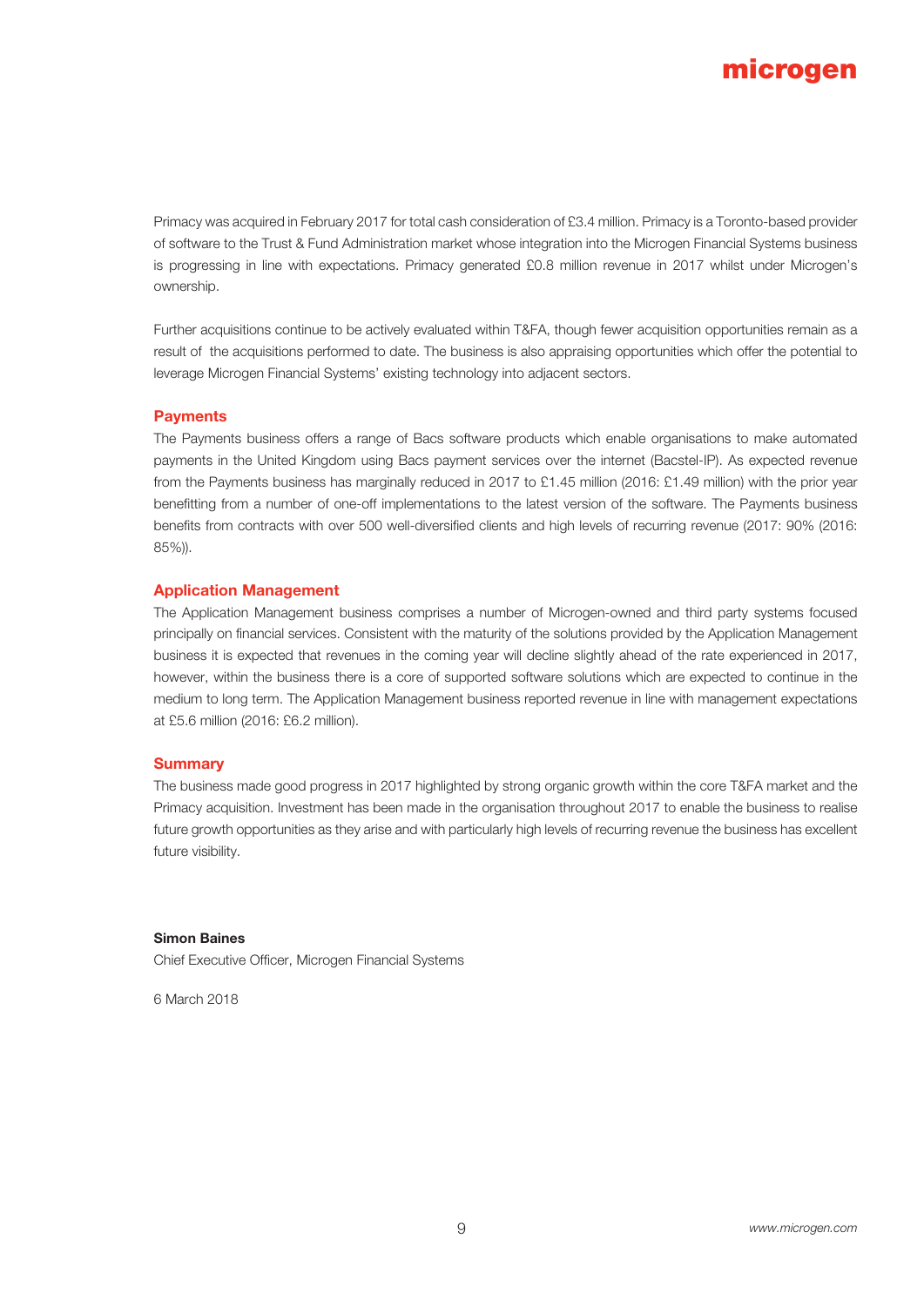Primacy was acquired in February 2017 for total cash consideration of £3.4 million. Primacy is a Toronto-based provider of software to the Trust & Fund Administration market whose integration into the Microgen Financial Systems business is progressing in line with expectations. Primacy generated £0.8 million revenue in 2017 whilst under Microgen's ownership.

Further acquisitions continue to be actively evaluated within T&FA, though fewer acquisition opportunities remain as a result of the acquisitions performed to date. The business is also appraising opportunities which offer the potential to leverage Microgen Financial Systems' existing technology into adjacent sectors.

## Payments

The Payments business offers a range of Bacs software products which enable organisations to make automated payments in the United Kingdom using Bacs payment services over the internet (Bacstel-IP). As expected revenue from the Payments business has marginally reduced in 2017 to £1.45 million (2016: £1.49 million) with the prior year benefitting from a number of one-off implementations to the latest version of the software. The Payments business benefits from contracts with over 500 well-diversified clients and high levels of recurring revenue (2017: 90% (2016: 85%)).

## Application Management

The Application Management business comprises a number of Microgen-owned and third party systems focused principally on financial services. Consistent with the maturity of the solutions provided by the Application Management business it is expected that revenues in the coming year will decline slightly ahead of the rate experienced in 2017, however, within the business there is a core of supported software solutions which are expected to continue in the medium to long term. The Application Management business reported revenue in line with management expectations at £5.6 million (2016: £6.2 million).

## Summary

The business made good progress in 2017 highlighted by strong organic growth within the core T&FA market and the Primacy acquisition. Investment has been made in the organisation throughout 2017 to enable the business to realise future growth opportunities as they arise and with particularly high levels of recurring revenue the business has excellent future visibility.

**Simon Baines**
Chief Executive Officer, Microgen Financial Systems

6 March 2018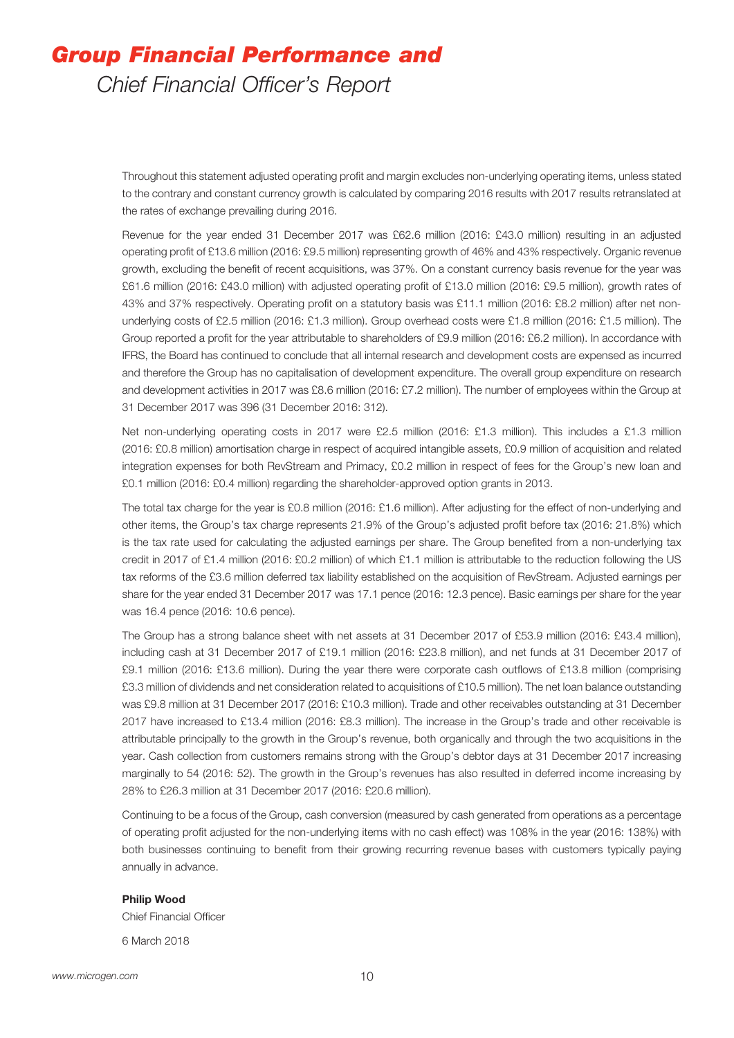# Group Financial Performance and Chief Financial Officer's Report

Throughout this statement adjusted operating profit and margin excludes non-underlying operating items, unless stated to the contrary and constant currency growth is calculated by comparing 2016 results with 2017 results retranslated at the rates of exchange prevailing during 2016.

Revenue for the year ended 31 December 2017 was £62.6 million (2016: £43.0 million) resulting in an adjusted operating profit of £13.6 million (2016: £9.5 million) representing growth of 46% and 43% respectively. Organic revenue growth, excluding the benefit of recent acquisitions, was 37%. On a constant currency basis revenue for the year was £61.6 million (2016: £43.0 million) with adjusted operating profit of £13.0 million (2016: £9.5 million), growth rates of 43% and 37% respectively. Operating profit on a statutory basis was £11.1 million (2016: £8.2 million) after net non-underlying costs of £2.5 million (2016: £1.3 million). Group overhead costs were £1.8 million (2016: £1.5 million). The Group reported a profit for the year attributable to shareholders of £9.9 million (2016: £6.2 million). In accordance with IFRS, the Board has continued to conclude that all internal research and development costs are expensed as incurred and therefore the Group has no capitalisation of development expenditure. The overall group expenditure on research and development activities in 2017 was £8.6 million (2016: £7.2 million). The number of employees within the Group at 31 December 2017 was 396 (31 December 2016: 312).

Net non-underlying operating costs in 2017 were £2.5 million (2016: £1.3 million). This includes a £1.3 million (2016: £0.8 million) amortisation charge in respect of acquired intangible assets, £0.9 million of acquisition and related integration expenses for both RevStream and Primacy, £0.2 million in respect of fees for the Group's new loan and £0.1 million (2016: £0.4 million) regarding the shareholder-approved option grants in 2013.

The total tax charge for the year is £0.8 million (2016: £1.6 million). After adjusting for the effect of non-underlying and other items, the Group's tax charge represents 21.9% of the Group's adjusted profit before tax (2016: 21.8%) which is the tax rate used for calculating the adjusted earnings per share. The Group benefited from a non-underlying tax credit in 2017 of £1.4 million (2016: £0.2 million) of which £1.1 million is attributable to the reduction following the US tax reforms of the £3.6 million deferred tax liability established on the acquisition of RevStream. Adjusted earnings per share for the year ended 31 December 2017 was 17.1 pence (2016: 12.3 pence). Basic earnings per share for the year was 16.4 pence (2016: 10.6 pence).

The Group has a strong balance sheet with net assets at 31 December 2017 of £53.9 million (2016: £43.4 million), including cash at 31 December 2017 of £19.1 million (2016: £23.8 million), and net funds at 31 December 2017 of £9.1 million (2016: £13.6 million). During the year there were corporate cash outflows of £13.8 million (comprising £3.3 million of dividends and net consideration related to acquisitions of £10.5 million). The net loan balance outstanding was £9.8 million at 31 December 2017 (2016: £10.3 million). Trade and other receivables outstanding at 31 December 2017 have increased to £13.4 million (2016: £8.3 million). The increase in the Group's trade and other receivable is attributable principally to the growth in the Group's revenue, both organically and through the two acquisitions in the year. Cash collection from customers remains strong with the Group's debtor days at 31 December 2017 increasing marginally to 54 (2016: 52). The growth in the Group's revenues has also resulted in deferred income increasing by 28% to £26.3 million at 31 December 2017 (2016: £20.6 million).

Continuing to be a focus of the Group, cash conversion (measured by cash generated from operations as a percentage of operating profit adjusted for the non-underlying items with no cash effect) was 108% in the year (2016: 138%) with both businesses continuing to benefit from their growing recurring revenue bases with customers typically paying annually in advance.

**Philip Wood**
Chief Financial Officer

6 March 2018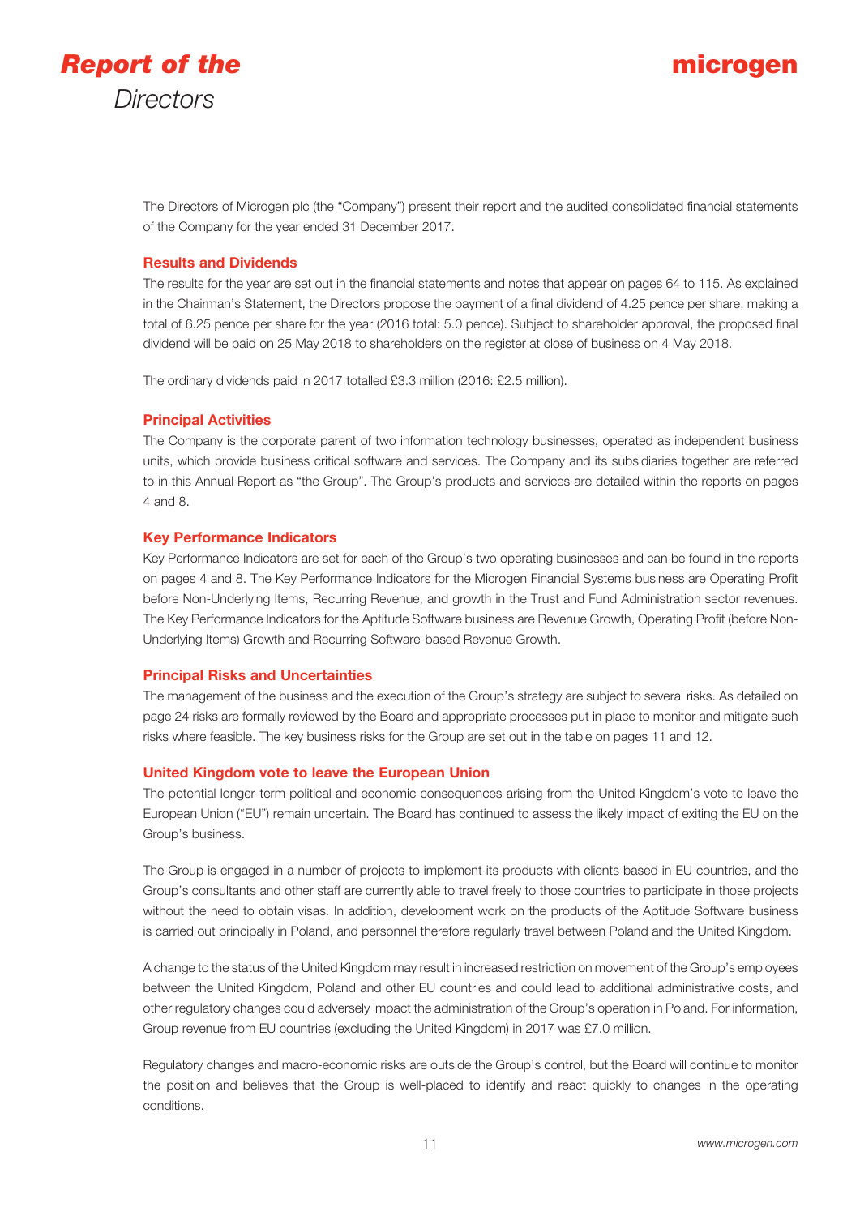# Report of the Directors

The Directors of Microgen plc (the "Company") present their report and the audited consolidated financial statements of the Company for the year ended 31 December 2017.

## Results and Dividends

The results for the year are set out in the financial statements and notes that appear on pages 64 to 115. As explained in the Chairman's Statement, the Directors propose the payment of a final dividend of 4.25 pence per share, making a total of 6.25 pence per share for the year (2016 total: 5.0 pence). Subject to shareholder approval, the proposed final dividend will be paid on 25 May 2018 to shareholders on the register at close of business on 4 May 2018.

The ordinary dividends paid in 2017 totalled £3.3 million (2016: £2.5 million).

## Principal Activities

The Company is the corporate parent of two information technology businesses, operated as independent business units, which provide business critical software and services. The Company and its subsidiaries together are referred to in this Annual Report as "the Group". The Group's products and services are detailed within the reports on pages 4 and 8.

## Key Performance Indicators

Key Performance Indicators are set for each of the Group's two operating businesses and can be found in the reports on pages 4 and 8. The Key Performance Indicators for the Microgen Financial Systems business are Operating Profit before Non-Underlying Items, Recurring Revenue, and growth in the Trust and Fund Administration sector revenues. The Key Performance Indicators for the Aptitude Software business are Revenue Growth, Operating Profit (before Non-Underlying Items) Growth and Recurring Software-based Revenue Growth.

## Principal Risks and Uncertainties

The management of the business and the execution of the Group's strategy are subject to several risks. As detailed on page 24 risks are formally reviewed by the Board and appropriate processes put in place to monitor and mitigate such risks where feasible. The key business risks for the Group are set out in the table on pages 11 and 12.

## United Kingdom vote to leave the European Union

The potential longer-term political and economic consequences arising from the United Kingdom's vote to leave the European Union ("EU") remain uncertain. The Board has continued to assess the likely impact of exiting the EU on the Group's business.

The Group is engaged in a number of projects to implement its products with clients based in EU countries, and the Group's consultants and other staff are currently able to travel freely to those countries to participate in those projects without the need to obtain visas. In addition, development work on the products of the Aptitude Software business is carried out principally in Poland, and personnel therefore regularly travel between Poland and the United Kingdom.

A change to the status of the United Kingdom may result in increased restriction on movement of the Group's employees between the United Kingdom, Poland and other EU countries and could lead to additional administrative costs, and other regulatory changes could adversely impact the administration of the Group's operation in Poland. For information, Group revenue from EU countries (excluding the United Kingdom) in 2017 was £7.0 million.

Regulatory changes and macro-economic risks are outside the Group's control, but the Board will continue to monitor the position and believes that the Group is well-placed to identify and react quickly to changes in the operating conditions.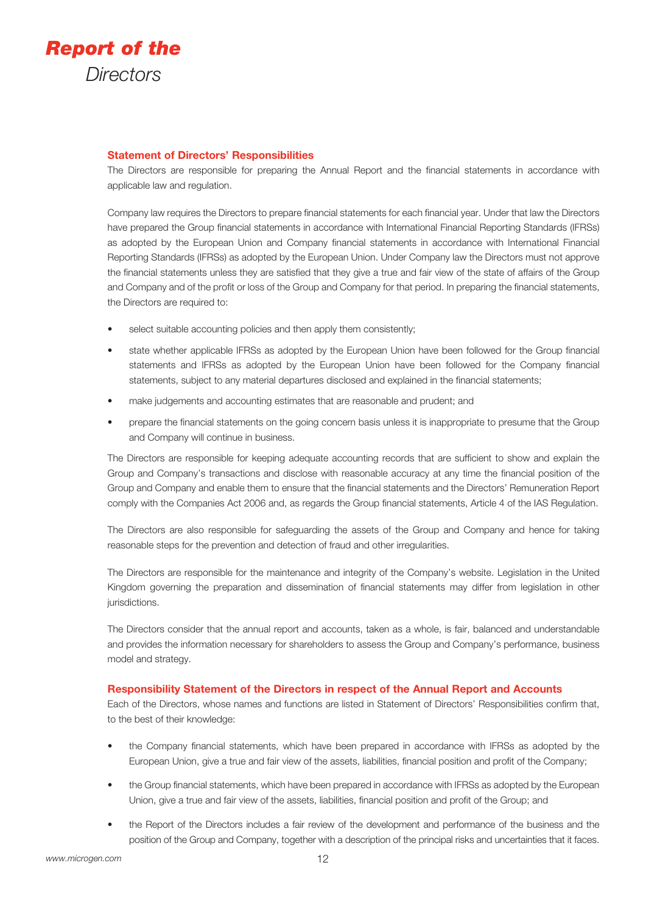# Report of the Directors

## Statement of Directors' Responsibilities

The Directors are responsible for preparing the Annual Report and the financial statements in accordance with applicable law and regulation.

Company law requires the Directors to prepare financial statements for each financial year. Under that law the Directors have prepared the Group financial statements in accordance with International Financial Reporting Standards (IFRSs) as adopted by the European Union and Company financial statements in accordance with International Financial Reporting Standards (IFRSs) as adopted by the European Union. Under Company law the Directors must not approve the financial statements unless they are satisfied that they give a true and fair view of the state of affairs of the Group and Company and of the profit or loss of the Group and Company for that period. In preparing the financial statements, the Directors are required to:

- select suitable accounting policies and then apply them consistently;
- state whether applicable IFRSs as adopted by the European Union have been followed for the Group financial statements and IFRSs as adopted by the European Union have been followed for the Company financial statements, subject to any material departures disclosed and explained in the financial statements;
- make judgements and accounting estimates that are reasonable and prudent; and
- prepare the financial statements on the going concern basis unless it is inappropriate to presume that the Group and Company will continue in business.

The Directors are responsible for keeping adequate accounting records that are sufficient to show and explain the Group and Company's transactions and disclose with reasonable accuracy at any time the financial position of the Group and Company and enable them to ensure that the financial statements and the Directors' Remuneration Report comply with the Companies Act 2006 and, as regards the Group financial statements, Article 4 of the IAS Regulation.

The Directors are also responsible for safeguarding the assets of the Group and Company and hence for taking reasonable steps for the prevention and detection of fraud and other irregularities.

The Directors are responsible for the maintenance and integrity of the Company's website. Legislation in the United Kingdom governing the preparation and dissemination of financial statements may differ from legislation in other jurisdictions.

The Directors consider that the annual report and accounts, taken as a whole, is fair, balanced and understandable and provides the information necessary for shareholders to assess the Group and Company's performance, business model and strategy.

## Responsibility Statement of the Directors in respect of the Annual Report and Accounts

Each of the Directors, whose names and functions are listed in Statement of Directors' Responsibilities confirm that, to the best of their knowledge:

- the Company financial statements, which have been prepared in accordance with IFRSs as adopted by the European Union, give a true and fair view of the assets, liabilities, financial position and profit of the Company;
- the Group financial statements, which have been prepared in accordance with IFRSs as adopted by the European Union, give a true and fair view of the assets, liabilities, financial position and profit of the Group; and
- the Report of the Directors includes a fair review of the development and performance of the business and the position of the Group and Company, together with a description of the principal risks and uncertainties that it faces.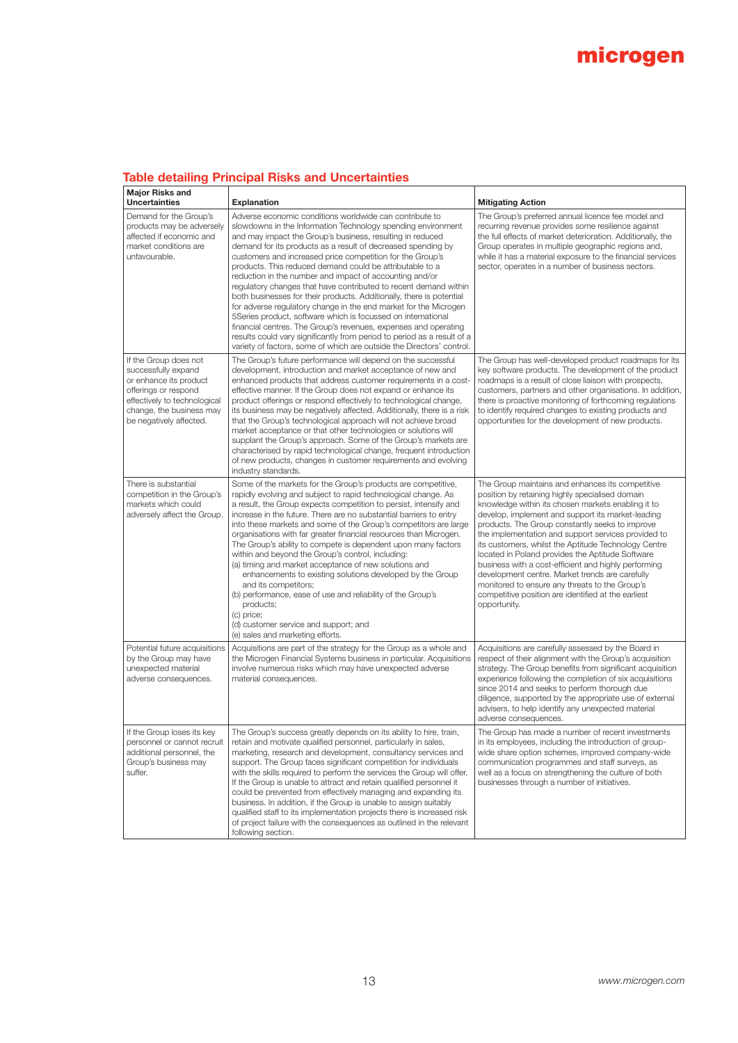## Table detailing Principal Risks and Uncertainties

| Major Risks and Uncertainties | Explanation | Mitigating Action |
|---|---|---|
| Demand for the Group's products may be adversely affected if economic and market conditions are unfavourable. | Adverse economic conditions worldwide can contribute to slowdowns in the Information Technology spending environment and may impact the Group's business, resulting in reduced demand for its products as a result of decreased spending by customers and increased price competition for the Group's products. This reduced demand could be attributable to a reduction in the number and impact of accounting and/or regulatory changes that have contributed to recent demand within both businesses for their products. Additionally, there is potential for adverse regulatory change in the end market for the Microgen 5Series product, software which is focussed on international financial centres. The Group's revenues, expenses and operating results could vary significantly from period to period as a result of a variety of factors, some of which are outside the Directors' control. | The Group's preferred annual licence fee model and recurring revenue provides some resilience against the full effects of market deterioration. Additionally, the Group operates in multiple geographic regions and, while it has a material exposure to the financial services sector, operates in a number of business sectors. |
| If the Group does not successfully expand or enhance its product offerings or respond effectively to technological change, the business may be negatively affected. | The Group's future performance will depend on the successful development, introduction and market acceptance of new and enhanced products that address customer requirements in a cost-effective manner. If the Group does not expand or enhance its product offerings or respond effectively to technological change, its business may be negatively affected. Additionally, there is a risk that the Group's technological approach will not achieve broad market acceptance or that other technologies or solutions will supplant the Group's approach. Some of the Group's markets are characterised by rapid technological change, frequent introduction of new products, changes in customer requirements and evolving industry standards. | The Group has well-developed product roadmaps for its key software products. The development of the product roadmaps is a result of close liaison with prospects, customers, partners and other organisations. In addition, there is proactive monitoring of forthcoming regulations to identify required changes to existing products and opportunities for the development of new products. |
| There is substantial competition in the Group's markets which could adversely affect the Group. | Some of the markets for the Group's products are competitive, rapidly evolving and subject to rapid technological change. As a result, the Group expects competition to persist, intensify and increase in the future. There are no substantial barriers to entry into these markets and some of the Group's competitors are large organisations with far greater financial resources than Microgen. The Group's ability to compete is dependent upon many factors within and beyond the Group's control, including:<br>(a) timing and market acceptance of new solutions and enhancements to existing solutions developed by the Group and its competitors;<br>(b) performance, ease of use and reliability of the Group's products;<br>(c) price;<br>(d) customer service and support; and<br>(e) sales and marketing efforts. | The Group maintains and enhances its competitive position by retaining highly specialised domain knowledge within its chosen markets enabling it to develop, implement and support its market-leading products. The Group constantly seeks to improve the implementation and support services provided to its customers, whilst the Aptitude Technology Centre located in Poland provides the Aptitude Software business with a cost-efficient and highly performing development centre. Market trends are carefully monitored to ensure any threats to the Group's competitive position are identified at the earliest opportunity. |
| Potential future acquisitions by the Group may have unexpected material adverse consequences. | Acquisitions are part of the strategy for the Group as a whole and the Microgen Financial Systems business in particular. Acquisitions involve numerous risks which may have unexpected adverse material consequences. | Acquisitions are carefully assessed by the Board in respect of their alignment with the Group's acquisition strategy. The Group benefits from significant acquisition experience following the completion of six acquisitions since 2014 and seeks to perform thorough due diligence, supported by the appropriate use of external advisers, to help identify any unexpected material adverse consequences. |
| If the Group loses its key personnel or cannot recruit additional personnel, the Group's business may suffer. | The Group's success greatly depends on its ability to hire, train, retain and motivate qualified personnel, particularly in sales, marketing, research and development, consultancy services and support. The Group faces significant competition for individuals with the skills required to perform the services the Group will offer. If the Group is unable to attract and retain qualified personnel it could be prevented from effectively managing and expanding its business. In addition, if the Group is unable to assign suitably qualified staff to its implementation projects there is increased risk of project failure with the consequences as outlined in the relevant following section. | The Group has made a number of recent investments in its employees, including the introduction of group-wide share option schemes, improved company-wide communication programmes and staff surveys, as well as a focus on strengthening the culture of both businesses through a number of initiatives. |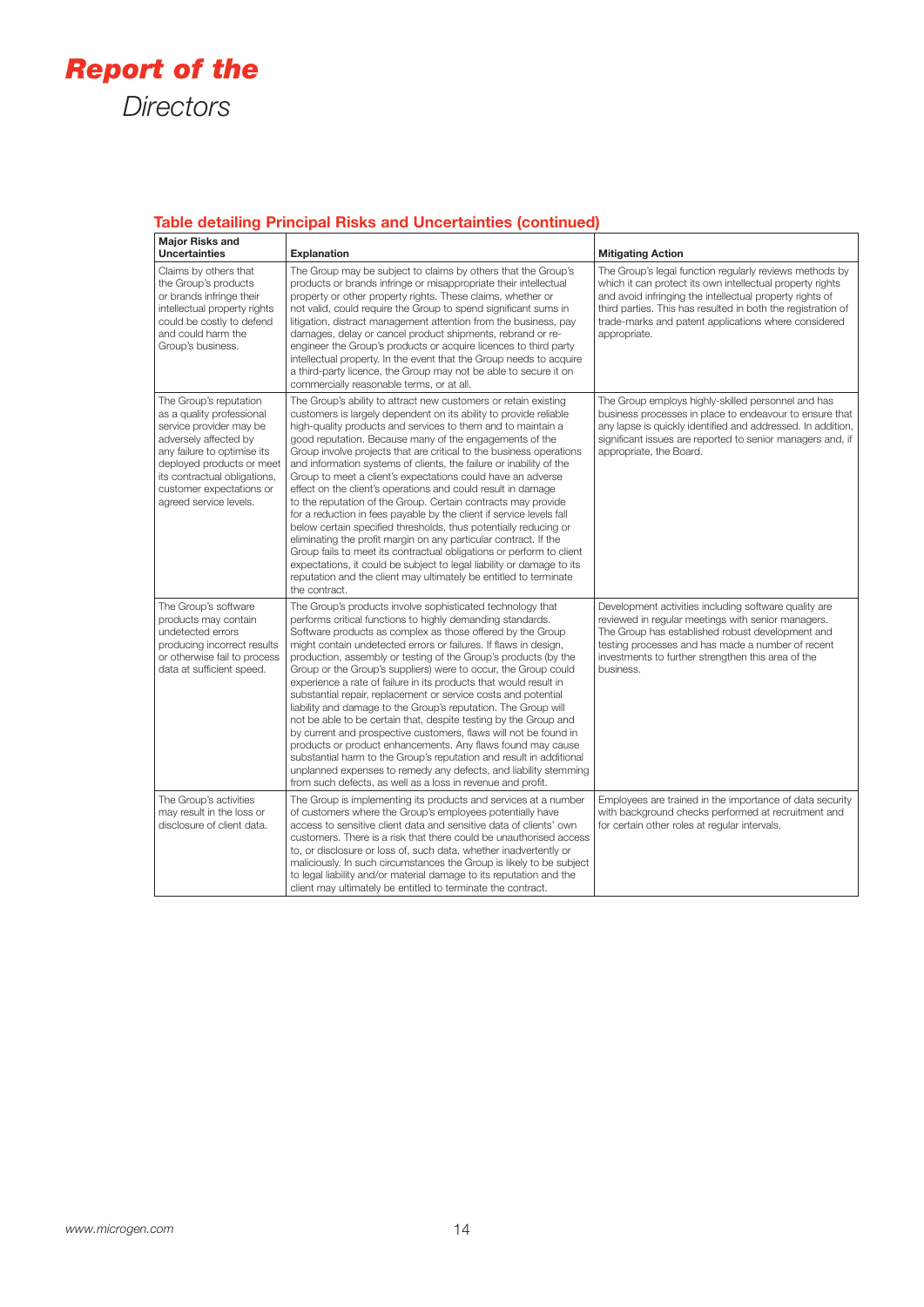# *Report of the Directors*

## Table detailing Principal Risks and Uncertainties (continued)

| Major Risks and Uncertainties | Explanation | Mitigating Action |
|---|---|---|
| Claims by others that the Group's products or brands infringe their intellectual property rights could be costly to defend and could harm the Group's business. | The Group may be subject to claims by others that the Group's products or brands infringe or misappropriate their intellectual property or other property rights. These claims, whether or not valid, could require the Group to spend significant sums in litigation, distract management attention from the business, pay damages, delay or cancel product shipments, rebrand or re-engineer the Group's products or acquire licences to third party intellectual property. In the event that the Group needs to acquire a third-party licence, the Group may not be able to secure it on commercially reasonable terms, or at all. | The Group's legal function regularly reviews methods by which it can protect its own intellectual property rights and avoid infringing the intellectual property rights of third parties. This has resulted in both the registration of trade-marks and patent applications where considered appropriate. |
| The Group's reputation as a quality professional service provider may be adversely affected by any failure to optimise its deployed products or meet its contractual obligations, customer expectations or agreed service levels. | The Group's ability to attract new customers or retain existing customers is largely dependent on its ability to provide reliable high-quality products and services to them and to maintain a good reputation. Because many of the engagements of the Group involve projects that are critical to the business operations and information systems of clients, the failure or inability of the Group to meet a client's expectations could have an adverse effect on the client's operations and could result in damage to the reputation of the Group. Certain contracts may provide for a reduction in fees payable by the client if service levels fall below certain specified thresholds, thus potentially reducing or eliminating the profit margin on any particular contract. If the Group fails to meet its contractual obligations or perform to client expectations, it could be subject to legal liability or damage to its reputation and the client may ultimately be entitled to terminate the contract. | The Group employs highly-skilled personnel and has business processes in place to endeavour to ensure that any lapse is quickly identified and addressed. In addition, significant issues are reported to senior managers and, if appropriate, the Board. |
| The Group's software products may contain undetected errors producing incorrect results or otherwise fail to process data at sufficient speed. | The Group's products involve sophisticated technology that performs critical functions to highly demanding standards. Software products as complex as those offered by the Group might contain undetected errors or failures. If flaws in design, production, assembly or testing of the Group's products (by the Group or the Group's suppliers) were to occur, the Group could experience a rate of failure in its products that would result in substantial repair, replacement or service costs and potential liability and damage to the Group's reputation. The Group will not be able to be certain that, despite testing by the Group and by current and prospective customers, flaws will not be found in products or product enhancements. Any flaws found may cause substantial harm to the Group's reputation and result in additional unplanned expenses to remedy any defects, and liability stemming from such defects, as well as a loss in revenue and profit. | Development activities including software quality are reviewed in regular meetings with senior managers. The Group has established robust development and testing processes and has made a number of recent investments to further strengthen this area of the business. |
| The Group's activities may result in the loss or disclosure of client data. | The Group is implementing its products and services at a number of customers where the Group's employees potentially have access to sensitive client data and sensitive data of clients' own customers. There is a risk that there could be unauthorised access to, or disclosure or loss of, such data, whether inadvertently or maliciously. In such circumstances the Group is likely to be subject to legal liability and/or material damage to its reputation and the client may ultimately be entitled to terminate the contract. | Employees are trained in the importance of data security with background checks performed at recruitment and for certain other roles at regular intervals. |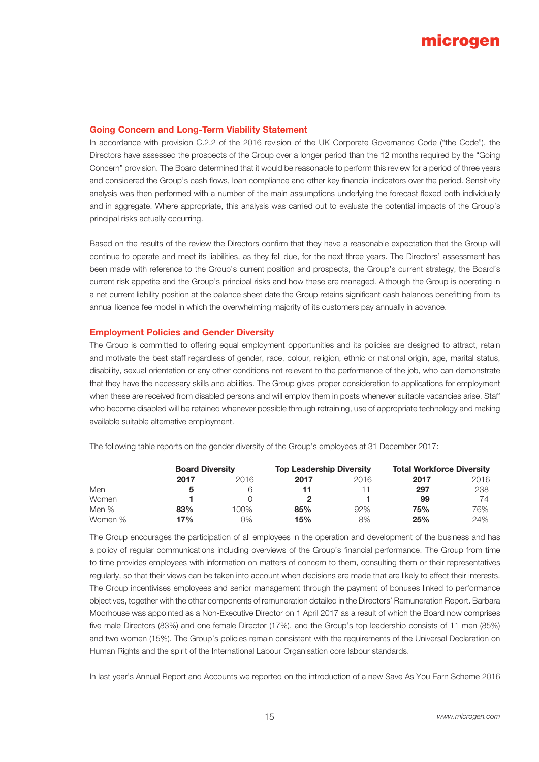## Going Concern and Long-Term Viability Statement

In accordance with provision C.2.2 of the 2016 revision of the UK Corporate Governance Code ("the Code"), the Directors have assessed the prospects of the Group over a longer period than the 12 months required by the "Going Concern" provision. The Board determined that it would be reasonable to perform this review for a period of three years and considered the Group's cash flows, loan compliance and other key financial indicators over the period. Sensitivity analysis was then performed with a number of the main assumptions underlying the forecast flexed both individually and in aggregate. Where appropriate, this analysis was carried out to evaluate the potential impacts of the Group's principal risks actually occurring.

Based on the results of the review the Directors confirm that they have a reasonable expectation that the Group will continue to operate and meet its liabilities, as they fall due, for the next three years. The Directors' assessment has been made with reference to the Group's current position and prospects, the Group's current strategy, the Board's current risk appetite and the Group's principal risks and how these are managed. Although the Group is operating in a net current liability position at the balance sheet date the Group retains significant cash balances benefitting from its annual licence fee model in which the overwhelming majority of its customers pay annually in advance.

## Employment Policies and Gender Diversity

The Group is committed to offering equal employment opportunities and its policies are designed to attract, retain and motivate the best staff regardless of gender, race, colour, religion, ethnic or national origin, age, marital status, disability, sexual orientation or any other conditions not relevant to the performance of the job, who can demonstrate that they have the necessary skills and abilities. The Group gives proper consideration to applications for employment when these are received from disabled persons and will employ them in posts whenever suitable vacancies arise. Staff who become disabled will be retained whenever possible through retraining, use of appropriate technology and making available suitable alternative employment.

The following table reports on the gender diversity of the Group's employees at 31 December 2017:

| | Board Diversity | | Top Leadership Diversity | | Total Workforce Diversity | |
|---|---|---|---|---|---|---|
| | **2017** | 2016 | **2017** | 2016 | **2017** | 2016 |
| Men | **5** | 6 | **11** | 11 | **297** | 238 |
| Women | **1** | 0 | **2** | 1 | **99** | 74 |
| Men % | **83%** | 100% | **85%** | 92% | **75%** | 76% |
| Women % | **17%** | 0% | **15%** | 8% | **25%** | 24% |

The Group encourages the participation of all employees in the operation and development of the business and has a policy of regular communications including overviews of the Group's financial performance. The Group from time to time provides employees with information on matters of concern to them, consulting them or their representatives regularly, so that their views can be taken into account when decisions are made that are likely to affect their interests. The Group incentivises employees and senior management through the payment of bonuses linked to performance objectives, together with the other components of remuneration detailed in the Directors' Remuneration Report. Barbara Moorhouse was appointed as a Non-Executive Director on 1 April 2017 as a result of which the Board now comprises five male Directors (83%) and one female Director (17%), and the Group's top leadership consists of 11 men (85%) and two women (15%). The Group's policies remain consistent with the requirements of the Universal Declaration on Human Rights and the spirit of the International Labour Organisation core labour standards.

In last year's Annual Report and Accounts we reported on the introduction of a new Save As You Earn Scheme 2016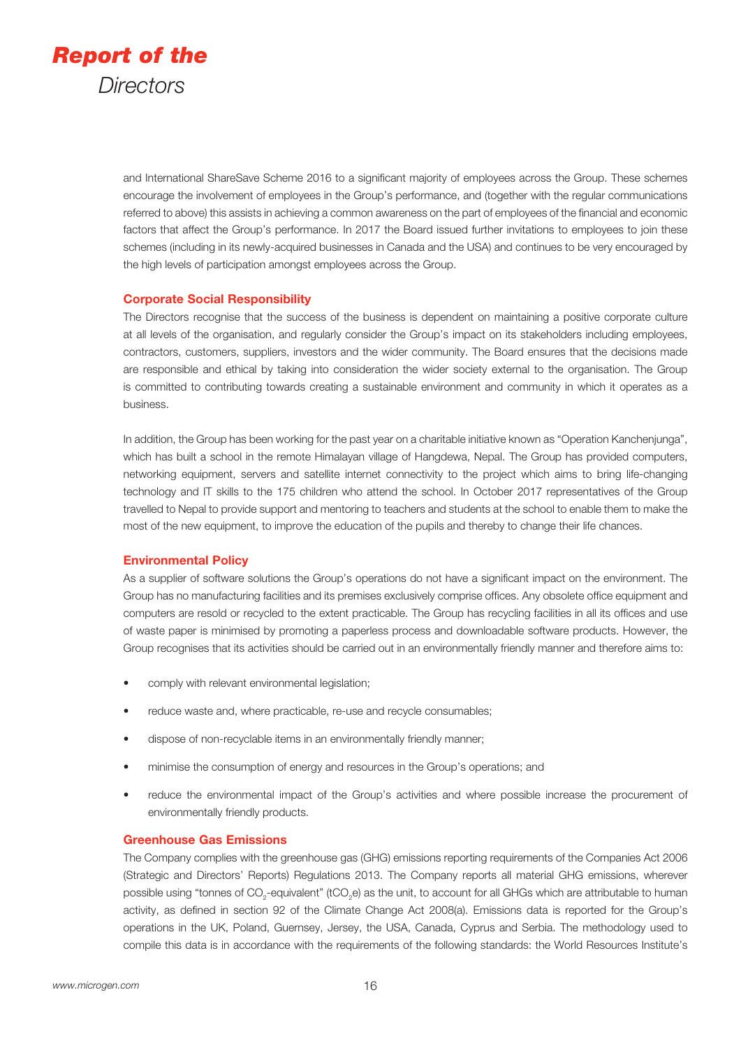and International ShareSave Scheme 2016 to a significant majority of employees across the Group. These schemes encourage the involvement of employees in the Group's performance, and (together with the regular communications referred to above) this assists in achieving a common awareness on the part of employees of the financial and economic factors that affect the Group's performance. In 2017 the Board issued further invitations to employees to join these schemes (including in its newly-acquired businesses in Canada and the USA) and continues to be very encouraged by the high levels of participation amongst employees across the Group.

## Corporate Social Responsibility

The Directors recognise that the success of the business is dependent on maintaining a positive corporate culture at all levels of the organisation, and regularly consider the Group's impact on its stakeholders including employees, contractors, customers, suppliers, investors and the wider community. The Board ensures that the decisions made are responsible and ethical by taking into consideration the wider society external to the organisation. The Group is committed to contributing towards creating a sustainable environment and community in which it operates as a business.

In addition, the Group has been working for the past year on a charitable initiative known as "Operation Kanchenjunga", which has built a school in the remote Himalayan village of Hangdewa, Nepal. The Group has provided computers, networking equipment, servers and satellite internet connectivity to the project which aims to bring life-changing technology and IT skills to the 175 children who attend the school. In October 2017 representatives of the Group travelled to Nepal to provide support and mentoring to teachers and students at the school to enable them to make the most of the new equipment, to improve the education of the pupils and thereby to change their life chances.

## Environmental Policy

As a supplier of software solutions the Group's operations do not have a significant impact on the environment. The Group has no manufacturing facilities and its premises exclusively comprise offices. Any obsolete office equipment and computers are resold or recycled to the extent practicable. The Group has recycling facilities in all its offices and use of waste paper is minimised by promoting a paperless process and downloadable software products. However, the Group recognises that its activities should be carried out in an environmentally friendly manner and therefore aims to:

- comply with relevant environmental legislation;
- reduce waste and, where practicable, re-use and recycle consumables;
- dispose of non-recyclable items in an environmentally friendly manner;
- minimise the consumption of energy and resources in the Group's operations; and
- reduce the environmental impact of the Group's activities and where possible increase the procurement of environmentally friendly products.

## Greenhouse Gas Emissions

The Company complies with the greenhouse gas (GHG) emissions reporting requirements of the Companies Act 2006 (Strategic and Directors' Reports) Regulations 2013. The Company reports all material GHG emissions, wherever possible using "tonnes of $CO_2$-equivalent" ($tCO_2e$) as the unit, to account for all GHGs which are attributable to human activity, as defined in section 92 of the Climate Change Act 2008(a). Emissions data is reported for the Group's operations in the UK, Poland, Guernsey, Jersey, the USA, Canada, Cyprus and Serbia. The methodology used to compile this data is in accordance with the requirements of the following standards: the World Resources Institute's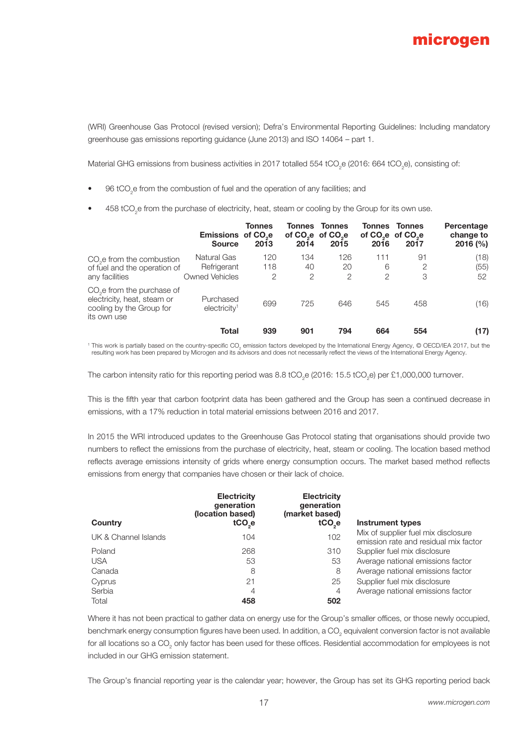(WRI) Greenhouse Gas Protocol (revised version); Defra's Environmental Reporting Guidelines: Including mandatory greenhouse gas emissions reporting guidance (June 2013) and ISO 14064 – part 1.

Material GHG emissions from business activities in 2017 totalled 554 $tCO_2e$ (2016: 664 $tCO_2e$), consisting of:

- 96 $tCO_2e$ from the combustion of fuel and the operation of any facilities; and
- 458 $tCO_2e$ from the purchase of electricity, heat, steam or cooling by the Group for its own use.

| | Emissions Source | Tonnes of $CO_2e$ 2013 | Tonnes of $CO_2e$ 2014 | Tonnes of $CO_2e$ 2015 | Tonnes of $CO_2e$ 2016 | Tonnes of $CO_2e$ 2017 | Percentage change to 2016 (%) |
|---|---|---|---|---|---|---|---|
| $CO_2e$ from the combustion of fuel and the operation of any facilities | Natural Gas | 120 | 134 | 126 | 111 | 91 | (18) |
| | Refrigerant | 118 | 40 | 20 | 6 | 2 | (55) |
| | Owned Vehicles | 2 | 2 | 2 | 2 | 3 | 52 |
| $CO_2e$ from the purchase of electricity, heat, steam or cooling by the Group for its own use | Purchased electricity[1] | 699 | 725 | 646 | 545 | 458 | (16) |
| | **Total** | **939** | **901** | **794** | **664** | **554** | **(17)** |

[1] This work is partially based on the country-specific $CO_2$ emission factors developed by the International Energy Agency, © OECD/IEA 2017, but the resulting work has been prepared by Microgen and its advisors and does not necessarily reflect the views of the International Energy Agency.

The carbon intensity ratio for this reporting period was 8.8 $tCO_2e$ (2016: 15.5 $tCO_2e$) per £1,000,000 turnover.

This is the fifth year that carbon footprint data has been gathered and the Group has seen a continued decrease in emissions, with a 17% reduction in total material emissions between 2016 and 2017.

In 2015 the WRI introduced updates to the Greenhouse Gas Protocol stating that organisations should provide two numbers to reflect the emissions from the purchase of electricity, heat, steam or cooling. The location based method reflects average emissions intensity of grids where energy consumption occurs. The market based method reflects emissions from energy that companies have chosen or their lack of choice.

| Country | Electricity generation (location based) $tCO_2e$ | Electricity generation (market based) $tCO_2e$ | Instrument types |
|---|---|---|---|
| UK & Channel Islands | 104 | 102 | Mix of supplier fuel mix disclosure emission rate and residual mix factor |
| Poland | 268 | 310 | Supplier fuel mix disclosure |
| USA | 53 | 53 | Average national emissions factor |
| Canada | 8 | 8 | Average national emissions factor |
| Cyprus | 21 | 25 | Supplier fuel mix disclosure |
| Serbia | 4 | 4 | Average national emissions factor |
| Total | **458** | **502** | |

Where it has not been practical to gather data on energy use for the Group's smaller offices, or those newly occupied, benchmark energy consumption figures have been used. In addition, a $CO_2$ equivalent conversion factor is not available for all locations so a $CO_2$ only factor has been used for these offices. Residential accommodation for employees is not included in our GHG emission statement.

The Group's financial reporting year is the calendar year; however, the Group has set its GHG reporting period back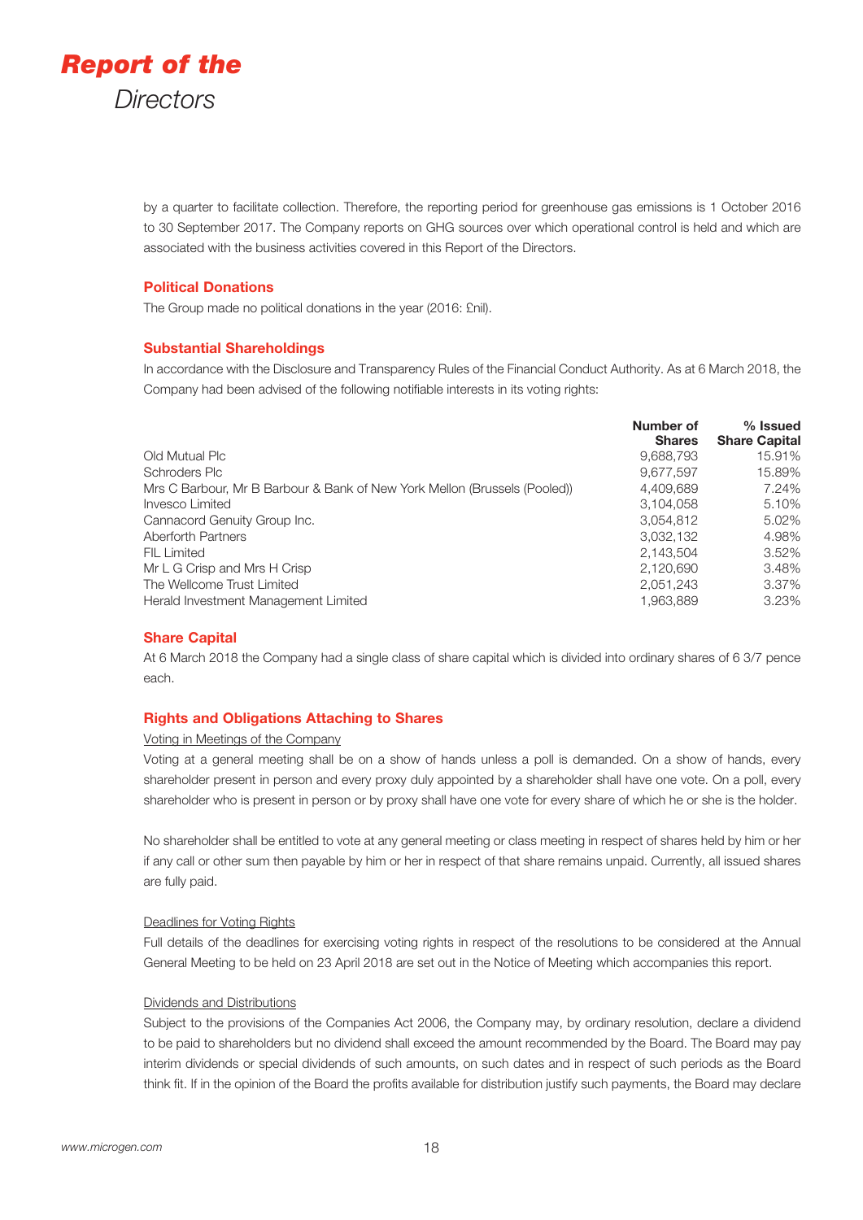by a quarter to facilitate collection. Therefore, the reporting period for greenhouse gas emissions is 1 October 2016 to 30 September 2017. The Company reports on GHG sources over which operational control is held and which are associated with the business activities covered in this Report of the Directors.

## Political Donations

The Group made no political donations in the year (2016: £nil).

## Substantial Shareholdings

In accordance with the Disclosure and Transparency Rules of the Financial Conduct Authority. As at 6 March 2018, the Company had been advised of the following notifiable interests in its voting rights:

| | Number of Shares | % Issued Share Capital |
|---|---|---|
| Old Mutual Plc | 9,688,793 | 15.91% |
| Schroders Plc | 9,677,597 | 15.89% |
| Mrs C Barbour, Mr B Barbour & Bank of New York Mellon (Brussels (Pooled)) | 4,409,689 | 7.24% |
| Invesco Limited | 3,104,058 | 5.10% |
| Cannacord Genuity Group Inc. | 3,054,812 | 5.02% |
| Aberforth Partners | 3,032,132 | 4.98% |
| FIL Limited | 2,143,504 | 3.52% |
| Mr L G Crisp and Mrs H Crisp | 2,120,690 | 3.48% |
| The Wellcome Trust Limited | 2,051,243 | 3.37% |
| Herald Investment Management Limited | 1,963,889 | 3.23% |

## Share Capital

At 6 March 2018 the Company had a single class of share capital which is divided into ordinary shares of 6 3/7 pence each.

## Rights and Obligations Attaching to Shares

Voting in Meetings of the Company

Voting at a general meeting shall be on a show of hands unless a poll is demanded. On a show of hands, every shareholder present in person and every proxy duly appointed by a shareholder shall have one vote. On a poll, every shareholder who is present in person or by proxy shall have one vote for every share of which he or she is the holder.

No shareholder shall be entitled to vote at any general meeting or class meeting in respect of shares held by him or her if any call or other sum then payable by him or her in respect of that share remains unpaid. Currently, all issued shares are fully paid.

Deadlines for Voting Rights

Full details of the deadlines for exercising voting rights in respect of the resolutions to be considered at the Annual General Meeting to be held on 23 April 2018 are set out in the Notice of Meeting which accompanies this report.

Dividends and Distributions

Subject to the provisions of the Companies Act 2006, the Company may, by ordinary resolution, declare a dividend to be paid to shareholders but no dividend shall exceed the amount recommended by the Board. The Board may pay interim dividends or special dividends of such amounts, on such dates and in respect of such periods as the Board think fit. If in the opinion of the Board the profits available for distribution justify such payments, the Board may declare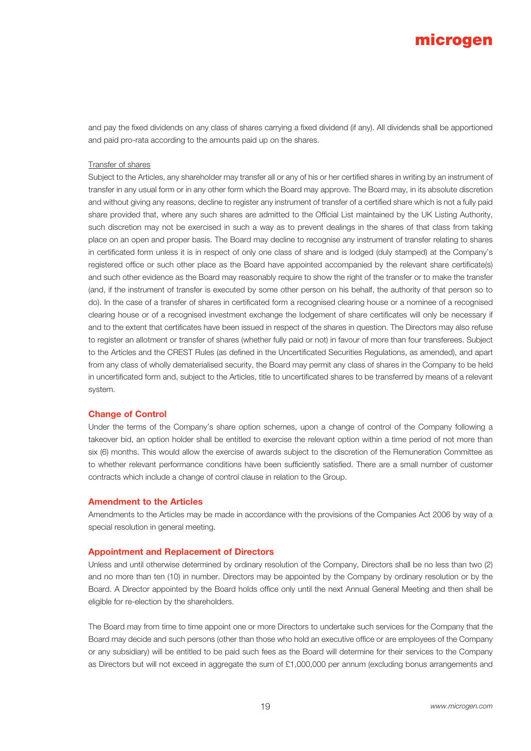and pay the fixed dividends on any class of shares carrying a fixed dividend (if any). All dividends shall be apportioned and paid pro-rata according to the amounts paid up on the shares.

Transfer of shares

Subject to the Articles, any shareholder may transfer all or any of his or her certified shares in writing by an instrument of transfer in any usual form or in any other form which the Board may approve. The Board may, in its absolute discretion and without giving any reasons, decline to register any instrument of transfer of a certified share which is not a fully paid share provided that, where any such shares are admitted to the Official List maintained by the UK Listing Authority, such discretion may not be exercised in such a way as to prevent dealings in the shares of that class from taking place on an open and proper basis. The Board may decline to recognise any instrument of transfer relating to shares in certificated form unless it is in respect of only one class of share and is lodged (duly stamped) at the Company's registered office or such other place as the Board have appointed accompanied by the relevant share certificate(s) and such other evidence as the Board may reasonably require to show the right of the transfer or to make the transfer (and, if the instrument of transfer is executed by some other person on his behalf, the authority of that person so to do). In the case of a transfer of shares in certificated form a recognised clearing house or a nominee of a recognised clearing house or of a recognised investment exchange the lodgement of share certificates will only be necessary if and to the extent that certificates have been issued in respect of the shares in question. The Directors may also refuse to register an allotment or transfer of shares (whether fully paid or not) in favour of more than four transferees. Subject to the Articles and the CREST Rules (as defined in the Uncertificated Securities Regulations, as amended), and apart from any class of wholly dematerialised security, the Board may permit any class of shares in the Company to be held in uncertificated form and, subject to the Articles, title to uncertificated shares to be transferred by means of a relevant system.

## Change of Control

Under the terms of the Company's share option schemes, upon a change of control of the Company following a takeover bid, an option holder shall be entitled to exercise the relevant option within a time period of not more than six (6) months. This would allow the exercise of awards subject to the discretion of the Remuneration Committee as to whether relevant performance conditions have been sufficiently satisfied. There are a small number of customer contracts which include a change of control clause in relation to the Group.

## Amendment to the Articles

Amendments to the Articles may be made in accordance with the provisions of the Companies Act 2006 by way of a special resolution in general meeting.

## Appointment and Replacement of Directors

Unless and until otherwise determined by ordinary resolution of the Company, Directors shall be no less than two (2) and no more than ten (10) in number. Directors may be appointed by the Company by ordinary resolution or by the Board. A Director appointed by the Board holds office only until the next Annual General Meeting and then shall be eligible for re-election by the shareholders.

The Board may from time to time appoint one or more Directors to undertake such services for the Company that the Board may decide and such persons (other than those who hold an executive office or are employees of the Company or any subsidiary) will be entitled to be paid such fees as the Board will determine for their services to the Company as Directors but will not exceed in aggregate the sum of £1,000,000 per annum (excluding bonus arrangements and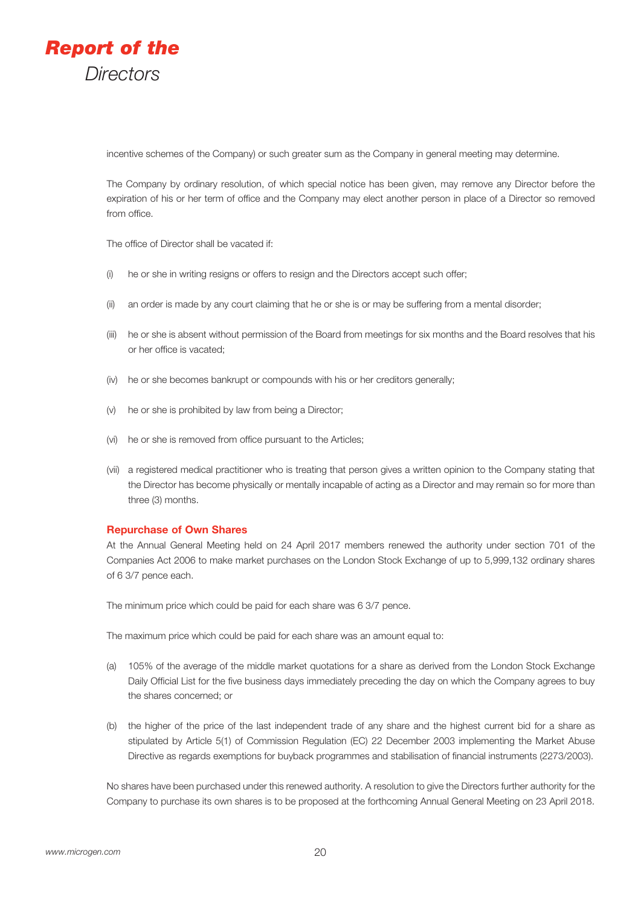incentive schemes of the Company) or such greater sum as the Company in general meeting may determine.

The Company by ordinary resolution, of which special notice has been given, may remove any Director before the expiration of his or her term of office and the Company may elect another person in place of a Director so removed from office.

The office of Director shall be vacated if:

(i) he or she in writing resigns or offers to resign and the Directors accept such offer;

(ii) an order is made by any court claiming that he or she is or may be suffering from a mental disorder;

(iii) he or she is absent without permission of the Board from meetings for six months and the Board resolves that his or her office is vacated;

(iv) he or she becomes bankrupt or compounds with his or her creditors generally;

(v) he or she is prohibited by law from being a Director;

(vi) he or she is removed from office pursuant to the Articles;

(vii) a registered medical practitioner who is treating that person gives a written opinion to the Company stating that the Director has become physically or mentally incapable of acting as a Director and may remain so for more than three (3) months.

### Repurchase of Own Shares

At the Annual General Meeting held on 24 April 2017 members renewed the authority under section 701 of the Companies Act 2006 to make market purchases on the London Stock Exchange of up to 5,999,132 ordinary shares of 6 3/7 pence each.

The minimum price which could be paid for each share was 6 3/7 pence.

The maximum price which could be paid for each share was an amount equal to:

(a) 105% of the average of the middle market quotations for a share as derived from the London Stock Exchange Daily Official List for the five business days immediately preceding the day on which the Company agrees to buy the shares concerned; or

(b) the higher of the price of the last independent trade of any share and the highest current bid for a share as stipulated by Article 5(1) of Commission Regulation (EC) 22 December 2003 implementing the Market Abuse Directive as regards exemptions for buyback programmes and stabilisation of financial instruments (2273/2003).

No shares have been purchased under this renewed authority. A resolution to give the Directors further authority for the Company to purchase its own shares is to be proposed at the forthcoming Annual General Meeting on 23 April 2018.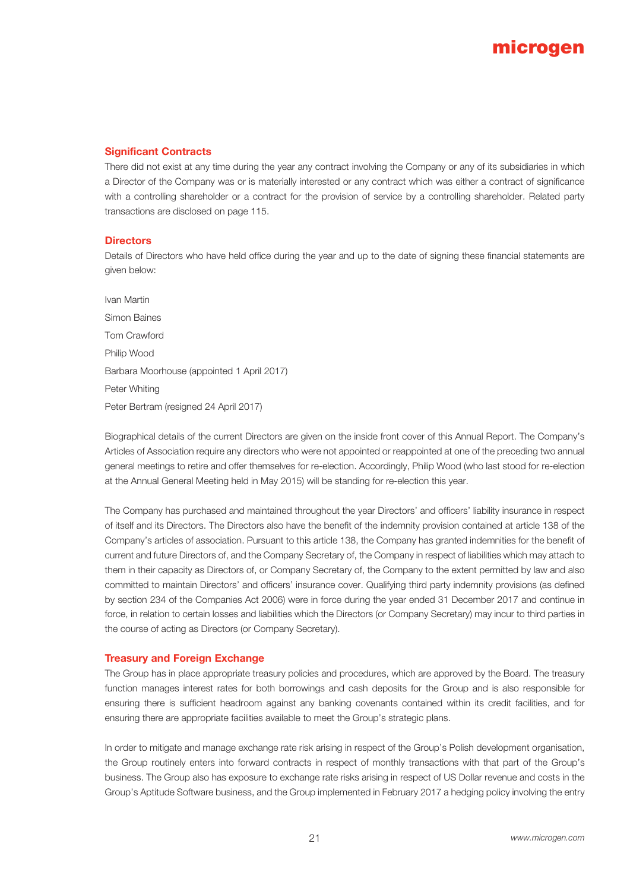## Significant Contracts

There did not exist at any time during the year any contract involving the Company or any of its subsidiaries in which a Director of the Company was or is materially interested or any contract which was either a contract of significance with a controlling shareholder or a contract for the provision of service by a controlling shareholder. Related party transactions are disclosed on page 115.

## Directors

Details of Directors who have held office during the year and up to the date of signing these financial statements are given below:

Ivan Martin

Simon Baines

Tom Crawford

Philip Wood

Barbara Moorhouse (appointed 1 April 2017)

Peter Whiting

Peter Bertram (resigned 24 April 2017)

Biographical details of the current Directors are given on the inside front cover of this Annual Report. The Company's Articles of Association require any directors who were not appointed or reappointed at one of the preceding two annual general meetings to retire and offer themselves for re-election. Accordingly, Philip Wood (who last stood for re-election at the Annual General Meeting held in May 2015) will be standing for re-election this year.

The Company has purchased and maintained throughout the year Directors' and officers' liability insurance in respect of itself and its Directors. The Directors also have the benefit of the indemnity provision contained at article 138 of the Company's articles of association. Pursuant to this article 138, the Company has granted indemnities for the benefit of current and future Directors of, and the Company Secretary of, the Company in respect of liabilities which may attach to them in their capacity as Directors of, or Company Secretary of, the Company to the extent permitted by law and also committed to maintain Directors' and officers' insurance cover. Qualifying third party indemnity provisions (as defined by section 234 of the Companies Act 2006) were in force during the year ended 31 December 2017 and continue in force, in relation to certain losses and liabilities which the Directors (or Company Secretary) may incur to third parties in the course of acting as Directors (or Company Secretary).

## Treasury and Foreign Exchange

The Group has in place appropriate treasury policies and procedures, which are approved by the Board. The treasury function manages interest rates for both borrowings and cash deposits for the Group and is also responsible for ensuring there is sufficient headroom against any banking covenants contained within its credit facilities, and for ensuring there are appropriate facilities available to meet the Group's strategic plans.

In order to mitigate and manage exchange rate risk arising in respect of the Group's Polish development organisation, the Group routinely enters into forward contracts in respect of monthly transactions with that part of the Group's business. The Group also has exposure to exchange rate risks arising in respect of US Dollar revenue and costs in the Group's Aptitude Software business, and the Group implemented in February 2017 a hedging policy involving the entry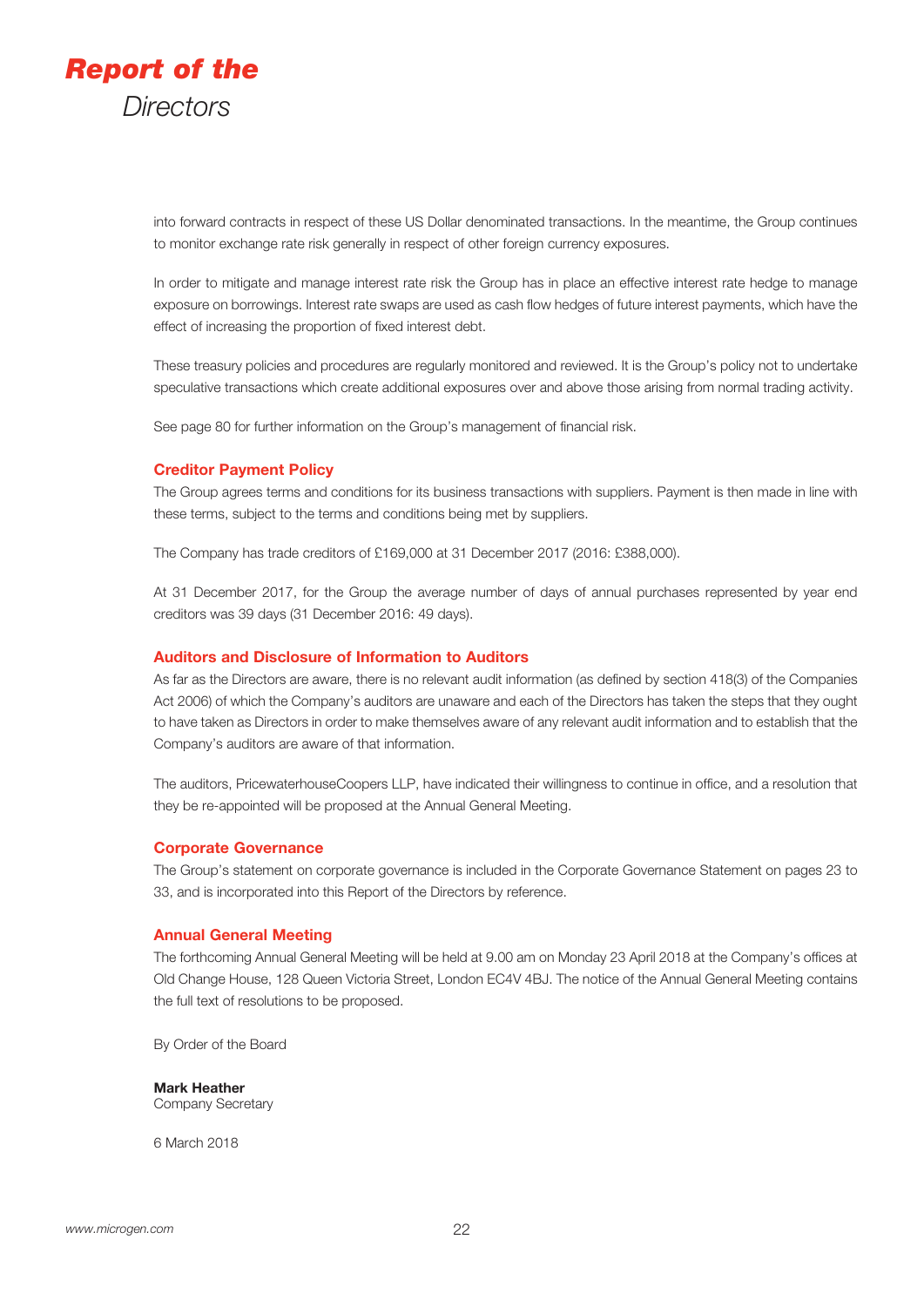into forward contracts in respect of these US Dollar denominated transactions. In the meantime, the Group continues to monitor exchange rate risk generally in respect of other foreign currency exposures.

In order to mitigate and manage interest rate risk the Group has in place an effective interest rate hedge to manage exposure on borrowings. Interest rate swaps are used as cash flow hedges of future interest payments, which have the effect of increasing the proportion of fixed interest debt.

These treasury policies and procedures are regularly monitored and reviewed. It is the Group's policy not to undertake speculative transactions which create additional exposures over and above those arising from normal trading activity.

See page 80 for further information on the Group's management of financial risk.

## Creditor Payment Policy

The Group agrees terms and conditions for its business transactions with suppliers. Payment is then made in line with these terms, subject to the terms and conditions being met by suppliers.

The Company has trade creditors of £169,000 at 31 December 2017 (2016: £388,000).

At 31 December 2017, for the Group the average number of days of annual purchases represented by year end creditors was 39 days (31 December 2016: 49 days).

## Auditors and Disclosure of Information to Auditors

As far as the Directors are aware, there is no relevant audit information (as defined by section 418(3) of the Companies Act 2006) of which the Company's auditors are unaware and each of the Directors has taken the steps that they ought to have taken as Directors in order to make themselves aware of any relevant audit information and to establish that the Company's auditors are aware of that information.

The auditors, PricewaterhouseCoopers LLP, have indicated their willingness to continue in office, and a resolution that they be re-appointed will be proposed at the Annual General Meeting.

## Corporate Governance

The Group's statement on corporate governance is included in the Corporate Governance Statement on pages 23 to 33, and is incorporated into this Report of the Directors by reference.

## Annual General Meeting

The forthcoming Annual General Meeting will be held at 9.00 am on Monday 23 April 2018 at the Company's offices at Old Change House, 128 Queen Victoria Street, London EC4V 4BJ. The notice of the Annual General Meeting contains the full text of resolutions to be proposed.

By Order of the Board

**Mark Heather**
Company Secretary

6 March 2018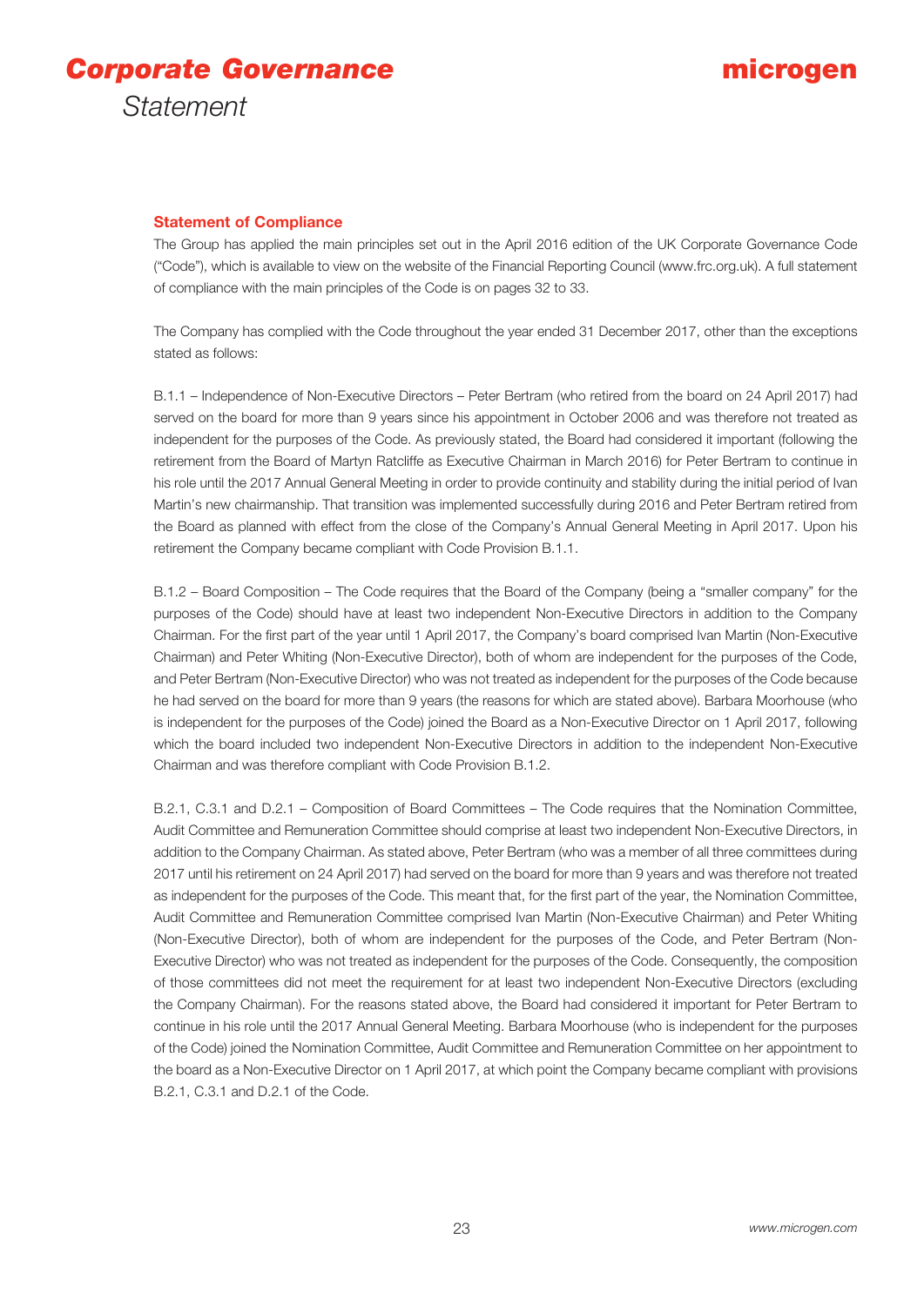# Corporate Governance

*Statement*

## Statement of Compliance

The Group has applied the main principles set out in the April 2016 edition of the UK Corporate Governance Code ("Code"), which is available to view on the website of the Financial Reporting Council (www.frc.org.uk). A full statement of compliance with the main principles of the Code is on pages 32 to 33.

The Company has complied with the Code throughout the year ended 31 December 2017, other than the exceptions stated as follows:

B.1.1 – Independence of Non-Executive Directors – Peter Bertram (who retired from the board on 24 April 2017) had served on the board for more than 9 years since his appointment in October 2006 and was therefore not treated as independent for the purposes of the Code. As previously stated, the Board had considered it important (following the retirement from the Board of Martyn Ratcliffe as Executive Chairman in March 2016) for Peter Bertram to continue in his role until the 2017 Annual General Meeting in order to provide continuity and stability during the initial period of Ivan Martin's new chairmanship. That transition was implemented successfully during 2016 and Peter Bertram retired from the Board as planned with effect from the close of the Company's Annual General Meeting in April 2017. Upon his retirement the Company became compliant with Code Provision B.1.1.

B.1.2 – Board Composition – The Code requires that the Board of the Company (being a "smaller company" for the purposes of the Code) should have at least two independent Non-Executive Directors in addition to the Company Chairman. For the first part of the year until 1 April 2017, the Company's board comprised Ivan Martin (Non-Executive Chairman) and Peter Whiting (Non-Executive Director), both of whom are independent for the purposes of the Code, and Peter Bertram (Non-Executive Director) who was not treated as independent for the purposes of the Code because he had served on the board for more than 9 years (the reasons for which are stated above). Barbara Moorhouse (who is independent for the purposes of the Code) joined the Board as a Non-Executive Director on 1 April 2017, following which the board included two independent Non-Executive Directors in addition to the independent Non-Executive Chairman and was therefore compliant with Code Provision B.1.2.

B.2.1, C.3.1 and D.2.1 – Composition of Board Committees – The Code requires that the Nomination Committee, Audit Committee and Remuneration Committee should comprise at least two independent Non-Executive Directors, in addition to the Company Chairman. As stated above, Peter Bertram (who was a member of all three committees during 2017 until his retirement on 24 April 2017) had served on the board for more than 9 years and was therefore not treated as independent for the purposes of the Code. This meant that, for the first part of the year, the Nomination Committee, Audit Committee and Remuneration Committee comprised Ivan Martin (Non-Executive Chairman) and Peter Whiting (Non-Executive Director), both of whom are independent for the purposes of the Code, and Peter Bertram (Non-Executive Director) who was not treated as independent for the purposes of the Code. Consequently, the composition of those committees did not meet the requirement for at least two independent Non-Executive Directors (excluding the Company Chairman). For the reasons stated above, the Board had considered it important for Peter Bertram to continue in his role until the 2017 Annual General Meeting. Barbara Moorhouse (who is independent for the purposes of the Code) joined the Nomination Committee, Audit Committee and Remuneration Committee on her appointment to the board as a Non-Executive Director on 1 April 2017, at which point the Company became compliant with provisions B.2.1, C.3.1 and D.2.1 of the Code.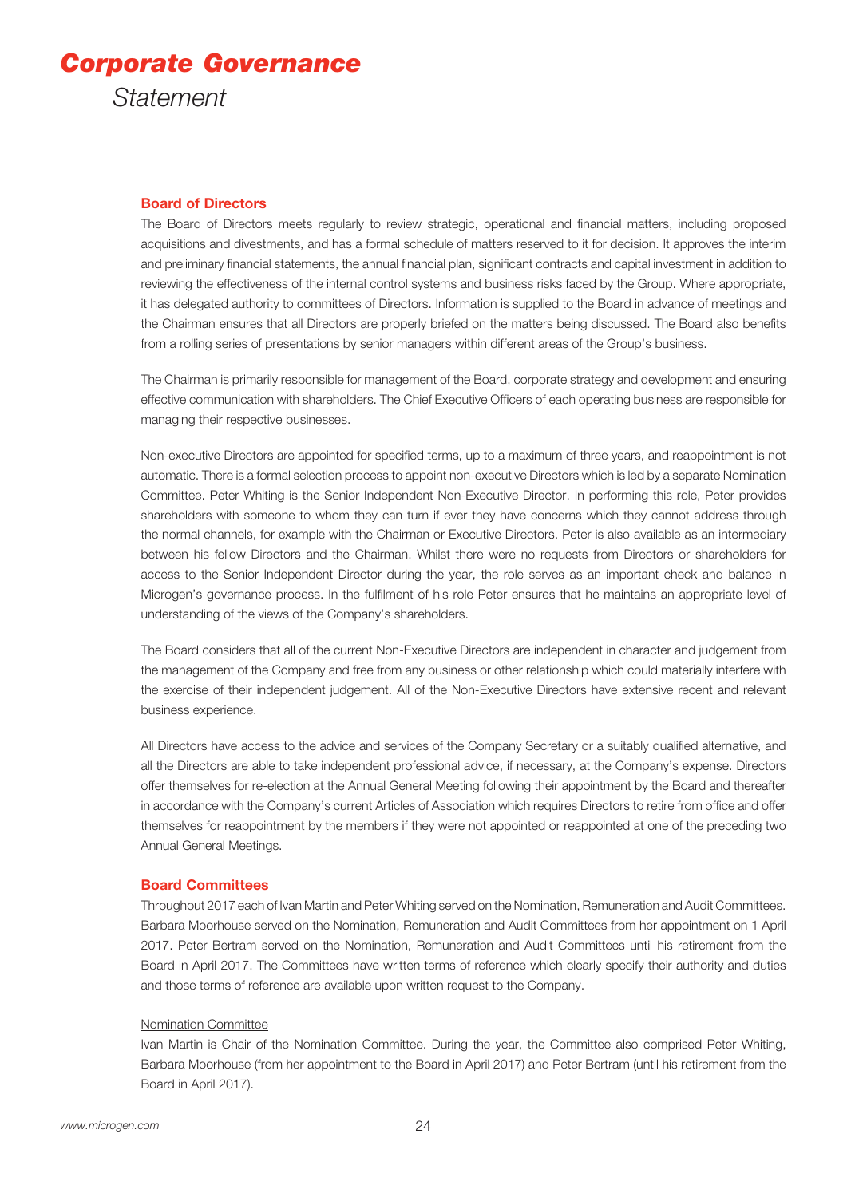# Corporate Governance

## Statement

### Board of Directors

The Board of Directors meets regularly to review strategic, operational and financial matters, including proposed acquisitions and divestments, and has a formal schedule of matters reserved to it for decision. It approves the interim and preliminary financial statements, the annual financial plan, significant contracts and capital investment in addition to reviewing the effectiveness of the internal control systems and business risks faced by the Group. Where appropriate, it has delegated authority to committees of Directors. Information is supplied to the Board in advance of meetings and the Chairman ensures that all Directors are properly briefed on the matters being discussed. The Board also benefits from a rolling series of presentations by senior managers within different areas of the Group's business.

The Chairman is primarily responsible for management of the Board, corporate strategy and development and ensuring effective communication with shareholders. The Chief Executive Officers of each operating business are responsible for managing their respective businesses.

Non-executive Directors are appointed for specified terms, up to a maximum of three years, and reappointment is not automatic. There is a formal selection process to appoint non-executive Directors which is led by a separate Nomination Committee. Peter Whiting is the Senior Independent Non-Executive Director. In performing this role, Peter provides shareholders with someone to whom they can turn if ever they have concerns which they cannot address through the normal channels, for example with the Chairman or Executive Directors. Peter is also available as an intermediary between his fellow Directors and the Chairman. Whilst there were no requests from Directors or shareholders for access to the Senior Independent Director during the year, the role serves as an important check and balance in Microgen's governance process. In the fulfilment of his role Peter ensures that he maintains an appropriate level of understanding of the views of the Company's shareholders.

The Board considers that all of the current Non-Executive Directors are independent in character and judgement from the management of the Company and free from any business or other relationship which could materially interfere with the exercise of their independent judgement. All of the Non-Executive Directors have extensive recent and relevant business experience.

All Directors have access to the advice and services of the Company Secretary or a suitably qualified alternative, and all the Directors are able to take independent professional advice, if necessary, at the Company's expense. Directors offer themselves for re-election at the Annual General Meeting following their appointment by the Board and thereafter in accordance with the Company's current Articles of Association which requires Directors to retire from office and offer themselves for reappointment by the members if they were not appointed or reappointed at one of the preceding two Annual General Meetings.

### Board Committees

Throughout 2017 each of Ivan Martin and Peter Whiting served on the Nomination, Remuneration and Audit Committees. Barbara Moorhouse served on the Nomination, Remuneration and Audit Committees from her appointment on 1 April 2017. Peter Bertram served on the Nomination, Remuneration and Audit Committees until his retirement from the Board in April 2017. The Committees have written terms of reference which clearly specify their authority and duties and those terms of reference are available upon written request to the Company.

#### Nomination Committee

Ivan Martin is Chair of the Nomination Committee. During the year, the Committee also comprised Peter Whiting, Barbara Moorhouse (from her appointment to the Board in April 2017) and Peter Bertram (until his retirement from the Board in April 2017).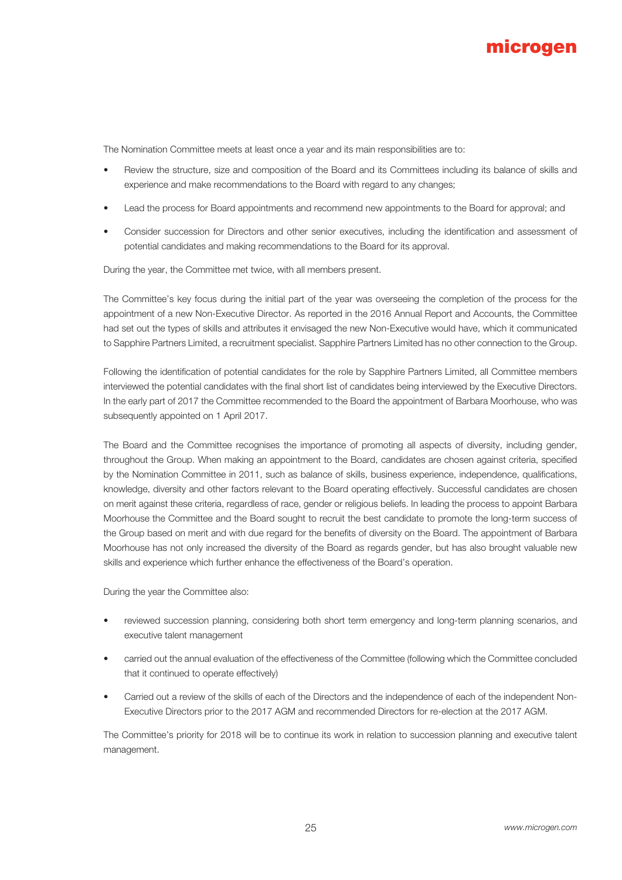The Nomination Committee meets at least once a year and its main responsibilities are to:

- Review the structure, size and composition of the Board and its Committees including its balance of skills and experience and make recommendations to the Board with regard to any changes;
- Lead the process for Board appointments and recommend new appointments to the Board for approval; and
- Consider succession for Directors and other senior executives, including the identification and assessment of potential candidates and making recommendations to the Board for its approval.

During the year, the Committee met twice, with all members present.

The Committee's key focus during the initial part of the year was overseeing the completion of the process for the appointment of a new Non-Executive Director. As reported in the 2016 Annual Report and Accounts, the Committee had set out the types of skills and attributes it envisaged the new Non-Executive would have, which it communicated to Sapphire Partners Limited, a recruitment specialist. Sapphire Partners Limited has no other connection to the Group.

Following the identification of potential candidates for the role by Sapphire Partners Limited, all Committee members interviewed the potential candidates with the final short list of candidates being interviewed by the Executive Directors. In the early part of 2017 the Committee recommended to the Board the appointment of Barbara Moorhouse, who was subsequently appointed on 1 April 2017.

The Board and the Committee recognises the importance of promoting all aspects of diversity, including gender, throughout the Group. When making an appointment to the Board, candidates are chosen against criteria, specified by the Nomination Committee in 2011, such as balance of skills, business experience, independence, qualifications, knowledge, diversity and other factors relevant to the Board operating effectively. Successful candidates are chosen on merit against these criteria, regardless of race, gender or religious beliefs. In leading the process to appoint Barbara Moorhouse the Committee and the Board sought to recruit the best candidate to promote the long-term success of the Group based on merit and with due regard for the benefits of diversity on the Board. The appointment of Barbara Moorhouse has not only increased the diversity of the Board as regards gender, but has also brought valuable new skills and experience which further enhance the effectiveness of the Board's operation.

During the year the Committee also:

- reviewed succession planning, considering both short term emergency and long-term planning scenarios, and executive talent management
- carried out the annual evaluation of the effectiveness of the Committee (following which the Committee concluded that it continued to operate effectively)
- Carried out a review of the skills of each of the Directors and the independence of each of the independent Non-Executive Directors prior to the 2017 AGM and recommended Directors for re-election at the 2017 AGM.

The Committee's priority for 2018 will be to continue its work in relation to succession planning and executive talent management.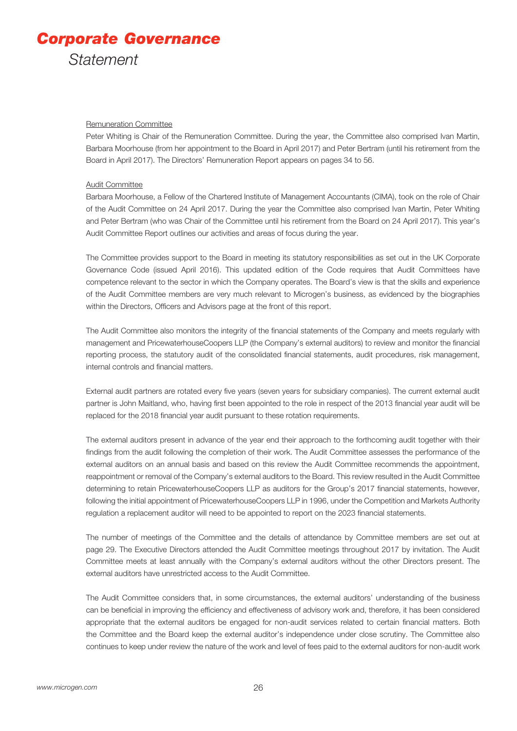# Corporate Governance

## Statement

### Remuneration Committee

Peter Whiting is Chair of the Remuneration Committee. During the year, the Committee also comprised Ivan Martin, Barbara Moorhouse (from her appointment to the Board in April 2017) and Peter Bertram (until his retirement from the Board in April 2017). The Directors' Remuneration Report appears on pages 34 to 56.

### Audit Committee

Barbara Moorhouse, a Fellow of the Chartered Institute of Management Accountants (CIMA), took on the role of Chair of the Audit Committee on 24 April 2017. During the year the Committee also comprised Ivan Martin, Peter Whiting and Peter Bertram (who was Chair of the Committee until his retirement from the Board on 24 April 2017). This year's Audit Committee Report outlines our activities and areas of focus during the year.

The Committee provides support to the Board in meeting its statutory responsibilities as set out in the UK Corporate Governance Code (issued April 2016). This updated edition of the Code requires that Audit Committees have competence relevant to the sector in which the Company operates. The Board's view is that the skills and experience of the Audit Committee members are very much relevant to Microgen's business, as evidenced by the biographies within the Directors, Officers and Advisors page at the front of this report.

The Audit Committee also monitors the integrity of the financial statements of the Company and meets regularly with management and PricewaterhouseCoopers LLP (the Company's external auditors) to review and monitor the financial reporting process, the statutory audit of the consolidated financial statements, audit procedures, risk management, internal controls and financial matters.

External audit partners are rotated every five years (seven years for subsidiary companies). The current external audit partner is John Maitland, who, having first been appointed to the role in respect of the 2013 financial year audit will be replaced for the 2018 financial year audit pursuant to these rotation requirements.

The external auditors present in advance of the year end their approach to the forthcoming audit together with their findings from the audit following the completion of their work. The Audit Committee assesses the performance of the external auditors on an annual basis and based on this review the Audit Committee recommends the appointment, reappointment or removal of the Company's external auditors to the Board. This review resulted in the Audit Committee determining to retain PricewaterhouseCoopers LLP as auditors for the Group's 2017 financial statements, however, following the initial appointment of PricewaterhouseCoopers LLP in 1996, under the Competition and Markets Authority regulation a replacement auditor will need to be appointed to report on the 2023 financial statements.

The number of meetings of the Committee and the details of attendance by Committee members are set out at page 29. The Executive Directors attended the Audit Committee meetings throughout 2017 by invitation. The Audit Committee meets at least annually with the Company's external auditors without the other Directors present. The external auditors have unrestricted access to the Audit Committee.

The Audit Committee considers that, in some circumstances, the external auditors' understanding of the business can be beneficial in improving the efficiency and effectiveness of advisory work and, therefore, it has been considered appropriate that the external auditors be engaged for non-audit services related to certain financial matters. Both the Committee and the Board keep the external auditor's independence under close scrutiny. The Committee also continues to keep under review the nature of the work and level of fees paid to the external auditors for non-audit work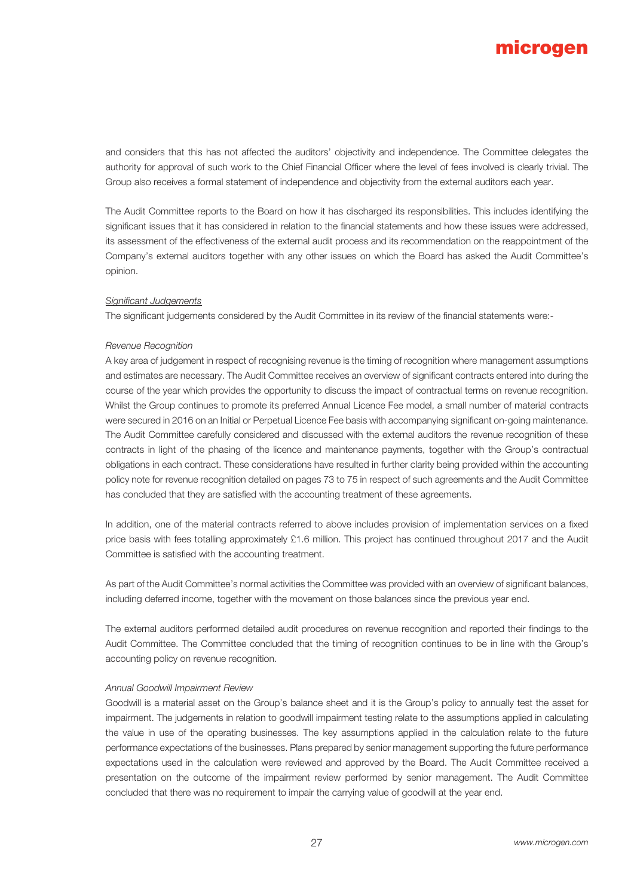and considers that this has not affected the auditors' objectivity and independence. The Committee delegates the authority for approval of such work to the Chief Financial Officer where the level of fees involved is clearly trivial. The Group also receives a formal statement of independence and objectivity from the external auditors each year.

The Audit Committee reports to the Board on how it has discharged its responsibilities. This includes identifying the significant issues that it has considered in relation to the financial statements and how these issues were addressed, its assessment of the effectiveness of the external audit process and its recommendation on the reappointment of the Company's external auditors together with any other issues on which the Board has asked the Audit Committee's opinion.

*Significant Judgements*

The significant judgements considered by the Audit Committee in its review of the financial statements were:-

*Revenue Recognition*

A key area of judgement in respect of recognising revenue is the timing of recognition where management assumptions and estimates are necessary. The Audit Committee receives an overview of significant contracts entered into during the course of the year which provides the opportunity to discuss the impact of contractual terms on revenue recognition. Whilst the Group continues to promote its preferred Annual Licence Fee model, a small number of material contracts were secured in 2016 on an Initial or Perpetual Licence Fee basis with accompanying significant on-going maintenance. The Audit Committee carefully considered and discussed with the external auditors the revenue recognition of these contracts in light of the phasing of the licence and maintenance payments, together with the Group's contractual obligations in each contract. These considerations have resulted in further clarity being provided within the accounting policy note for revenue recognition detailed on pages 73 to 75 in respect of such agreements and the Audit Committee has concluded that they are satisfied with the accounting treatment of these agreements.

In addition, one of the material contracts referred to above includes provision of implementation services on a fixed price basis with fees totalling approximately £1.6 million. This project has continued throughout 2017 and the Audit Committee is satisfied with the accounting treatment.

As part of the Audit Committee's normal activities the Committee was provided with an overview of significant balances, including deferred income, together with the movement on those balances since the previous year end.

The external auditors performed detailed audit procedures on revenue recognition and reported their findings to the Audit Committee. The Committee concluded that the timing of recognition continues to be in line with the Group's accounting policy on revenue recognition.

*Annual Goodwill Impairment Review*

Goodwill is a material asset on the Group's balance sheet and it is the Group's policy to annually test the asset for impairment. The judgements in relation to goodwill impairment testing relate to the assumptions applied in calculating the value in use of the operating businesses. The key assumptions applied in the calculation relate to the future performance expectations of the businesses. Plans prepared by senior management supporting the future performance expectations used in the calculation were reviewed and approved by the Board. The Audit Committee received a presentation on the outcome of the impairment review performed by senior management. The Audit Committee concluded that there was no requirement to impair the carrying value of goodwill at the year end.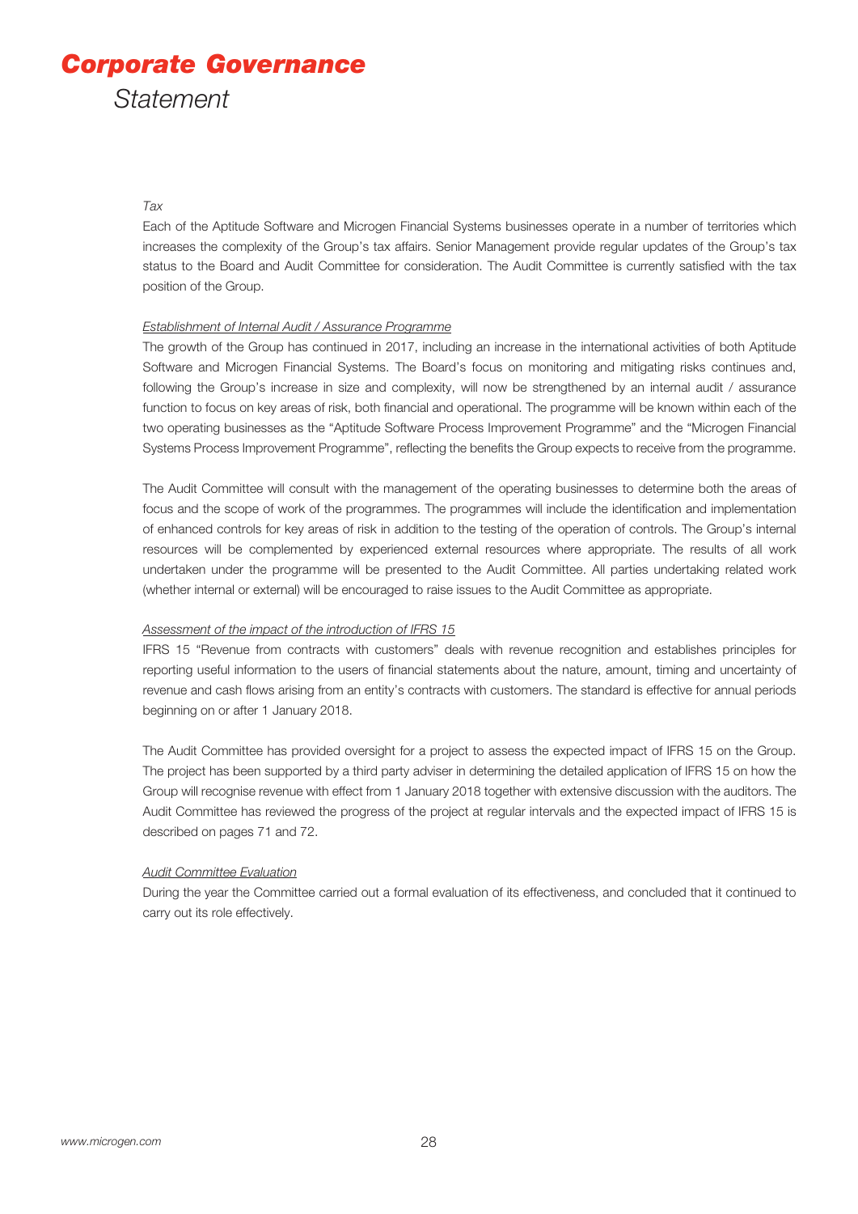*Tax*

Each of the Aptitude Software and Microgen Financial Systems businesses operate in a number of territories which increases the complexity of the Group's tax affairs. Senior Management provide regular updates of the Group's tax status to the Board and Audit Committee for consideration. The Audit Committee is currently satisfied with the tax position of the Group.

*Establishment of Internal Audit / Assurance Programme*

The growth of the Group has continued in 2017, including an increase in the international activities of both Aptitude Software and Microgen Financial Systems. The Board's focus on monitoring and mitigating risks continues and, following the Group's increase in size and complexity, will now be strengthened by an internal audit / assurance function to focus on key areas of risk, both financial and operational. The programme will be known within each of the two operating businesses as the "Aptitude Software Process Improvement Programme" and the "Microgen Financial Systems Process Improvement Programme", reflecting the benefits the Group expects to receive from the programme.

The Audit Committee will consult with the management of the operating businesses to determine both the areas of focus and the scope of work of the programmes. The programmes will include the identification and implementation of enhanced controls for key areas of risk in addition to the testing of the operation of controls. The Group's internal resources will be complemented by experienced external resources where appropriate. The results of all work undertaken under the programme will be presented to the Audit Committee. All parties undertaking related work (whether internal or external) will be encouraged to raise issues to the Audit Committee as appropriate.

*Assessment of the impact of the introduction of IFRS 15*

IFRS 15 "Revenue from contracts with customers" deals with revenue recognition and establishes principles for reporting useful information to the users of financial statements about the nature, amount, timing and uncertainty of revenue and cash flows arising from an entity's contracts with customers. The standard is effective for annual periods beginning on or after 1 January 2018.

The Audit Committee has provided oversight for a project to assess the expected impact of IFRS 15 on the Group. The project has been supported by a third party adviser in determining the detailed application of IFRS 15 on how the Group will recognise revenue with effect from 1 January 2018 together with extensive discussion with the auditors. The Audit Committee has reviewed the progress of the project at regular intervals and the expected impact of IFRS 15 is described on pages 71 and 72.

*Audit Committee Evaluation*

During the year the Committee carried out a formal evaluation of its effectiveness, and concluded that it continued to carry out its role effectively.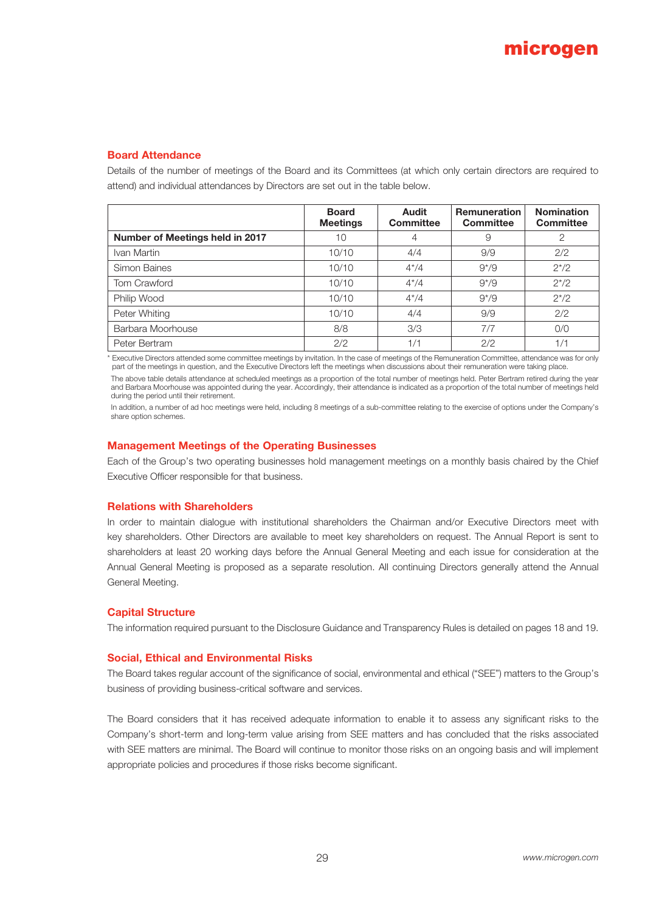## Board Attendance

Details of the number of meetings of the Board and its Committees (at which only certain directors are required to attend) and individual attendances by Directors are set out in the table below.

| | Board Meetings | Audit Committee | Remuneration Committee | Nomination Committee |
|---|---|---|---|---|
| **Number of Meetings held in 2017** | 10 | 4 | 9 | 2 |
| Ivan Martin | 10/10 | 4/4 | 9/9 | 2/2 |
| Simon Baines | 10/10 | 4*/4 | 9*/9 | 2*/2 |
| Tom Crawford | 10/10 | 4*/4 | 9*/9 | 2*/2 |
| Philip Wood | 10/10 | 4*/4 | 9*/9 | 2*/2 |
| Peter Whiting | 10/10 | 4/4 | 9/9 | 2/2 |
| Barbara Moorhouse | 8/8 | 3/3 | 7/7 | 0/0 |
| Peter Bertram | 2/2 | 1/1 | 2/2 | 1/1 |

* Executive Directors attended some committee meetings by invitation. In the case of meetings of the Remuneration Committee, attendance was for only part of the meetings in question, and the Executive Directors left the meetings when discussions about their remuneration were taking place.

The above table details attendance at scheduled meetings as a proportion of the total number of meetings held. Peter Bertram retired during the year and Barbara Moorhouse was appointed during the year. Accordingly, their attendance is indicated as a proportion of the total number of meetings held during the period until their retirement.

In addition, a number of ad hoc meetings were held, including 8 meetings of a sub-committee relating to the exercise of options under the Company's share option schemes.

## Management Meetings of the Operating Businesses

Each of the Group's two operating businesses hold management meetings on a monthly basis chaired by the Chief Executive Officer responsible for that business.

## Relations with Shareholders

In order to maintain dialogue with institutional shareholders the Chairman and/or Executive Directors meet with key shareholders. Other Directors are available to meet key shareholders on request. The Annual Report is sent to shareholders at least 20 working days before the Annual General Meeting and each issue for consideration at the Annual General Meeting is proposed as a separate resolution. All continuing Directors generally attend the Annual General Meeting.

## Capital Structure

The information required pursuant to the Disclosure Guidance and Transparency Rules is detailed on pages 18 and 19.

## Social, Ethical and Environmental Risks

The Board takes regular account of the significance of social, environmental and ethical ("SEE") matters to the Group's business of providing business-critical software and services.

The Board considers that it has received adequate information to enable it to assess any significant risks to the Company's short-term and long-term value arising from SEE matters and has concluded that the risks associated with SEE matters are minimal. The Board will continue to monitor those risks on an ongoing basis and will implement appropriate policies and procedures if those risks become significant.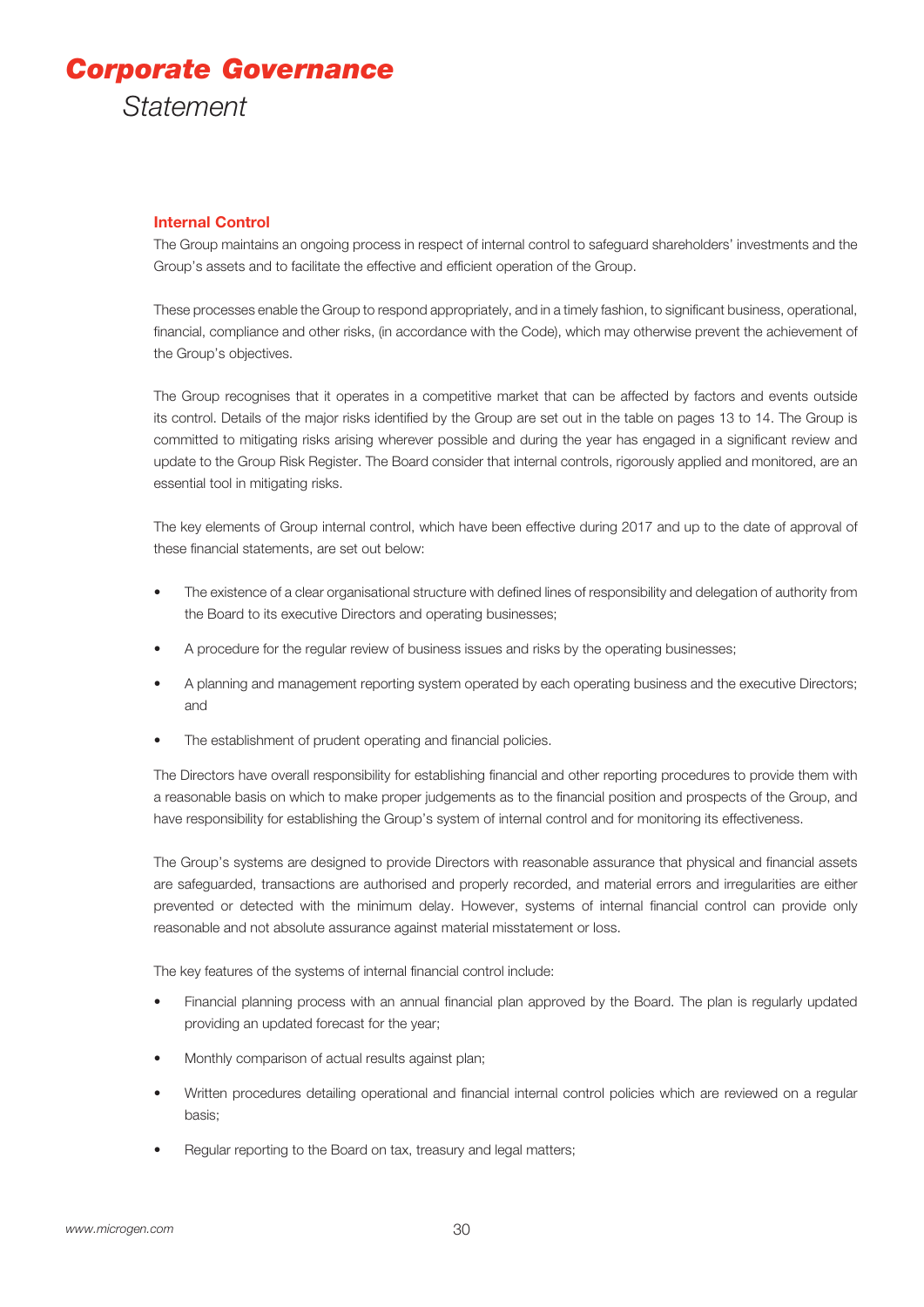# Corporate Governance
Statement

## Internal Control

The Group maintains an ongoing process in respect of internal control to safeguard shareholders' investments and the Group's assets and to facilitate the effective and efficient operation of the Group.

These processes enable the Group to respond appropriately, and in a timely fashion, to significant business, operational, financial, compliance and other risks, (in accordance with the Code), which may otherwise prevent the achievement of the Group's objectives.

The Group recognises that it operates in a competitive market that can be affected by factors and events outside its control. Details of the major risks identified by the Group are set out in the table on pages 13 to 14. The Group is committed to mitigating risks arising wherever possible and during the year has engaged in a significant review and update to the Group Risk Register. The Board consider that internal controls, rigorously applied and monitored, are an essential tool in mitigating risks.

The key elements of Group internal control, which have been effective during 2017 and up to the date of approval of these financial statements, are set out below:

- The existence of a clear organisational structure with defined lines of responsibility and delegation of authority from the Board to its executive Directors and operating businesses;
- A procedure for the regular review of business issues and risks by the operating businesses;
- A planning and management reporting system operated by each operating business and the executive Directors; and
- The establishment of prudent operating and financial policies.

The Directors have overall responsibility for establishing financial and other reporting procedures to provide them with a reasonable basis on which to make proper judgements as to the financial position and prospects of the Group, and have responsibility for establishing the Group's system of internal control and for monitoring its effectiveness.

The Group's systems are designed to provide Directors with reasonable assurance that physical and financial assets are safeguarded, transactions are authorised and properly recorded, and material errors and irregularities are either prevented or detected with the minimum delay. However, systems of internal financial control can provide only reasonable and not absolute assurance against material misstatement or loss.

The key features of the systems of internal financial control include:

- Financial planning process with an annual financial plan approved by the Board. The plan is regularly updated providing an updated forecast for the year;
- Monthly comparison of actual results against plan;
- Written procedures detailing operational and financial internal control policies which are reviewed on a regular basis;
- Regular reporting to the Board on tax, treasury and legal matters;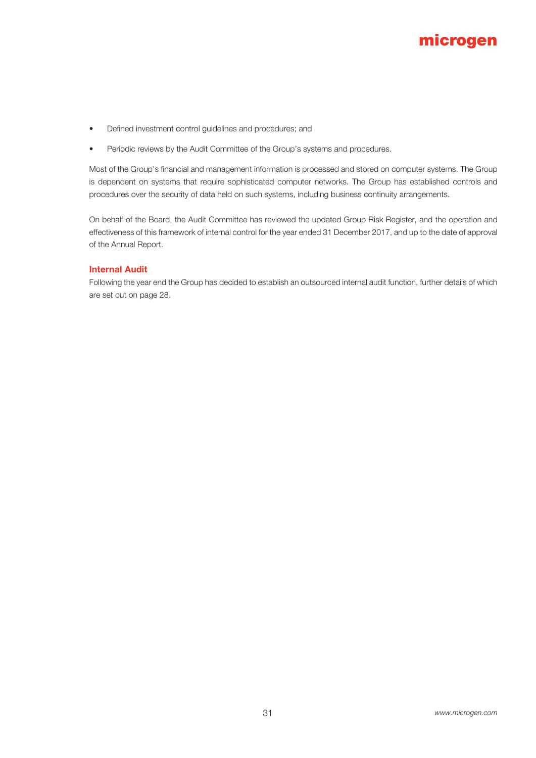- Defined investment control guidelines and procedures; and
- Periodic reviews by the Audit Committee of the Group's systems and procedures.

Most of the Group's financial and management information is processed and stored on computer systems. The Group is dependent on systems that require sophisticated computer networks. The Group has established controls and procedures over the security of data held on such systems, including business continuity arrangements.

On behalf of the Board, the Audit Committee has reviewed the updated Group Risk Register, and the operation and effectiveness of this framework of internal control for the year ended 31 December 2017, and up to the date of approval of the Annual Report.

## Internal Audit

Following the year end the Group has decided to establish an outsourced internal audit function, further details of which are set out on page 28.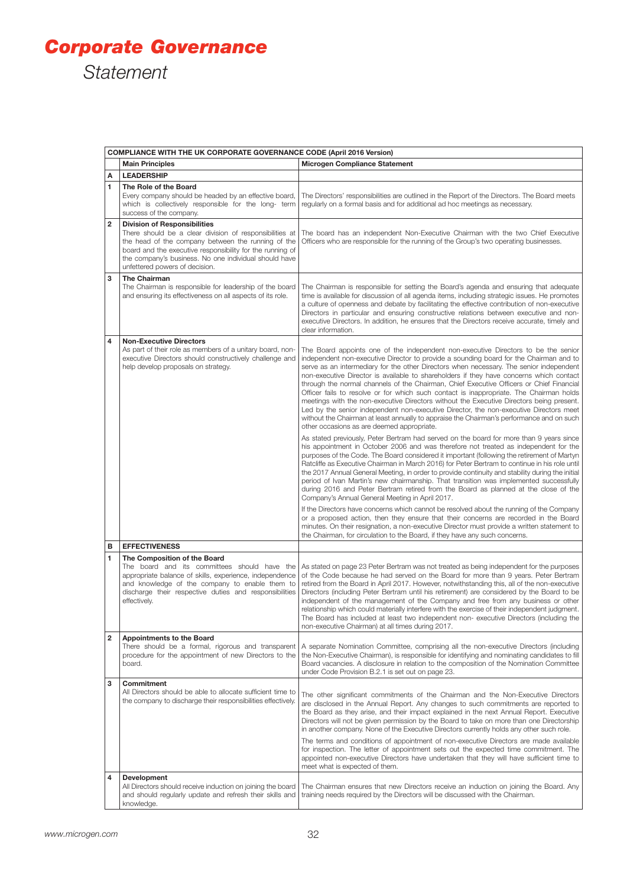# Corporate Governance

*Statement*

| | COMPLIANCE WITH THE UK CORPORATE GOVERNANCE CODE (April 2016 Version) | |
|---|---|---|
| | **Main Principles** | **Microgen Compliance Statement** |
| **A** | **LEADERSHIP** | |
| **1** | **The Role of the Board**<br>Every company should be headed by an effective board, which is collectively responsible for the long- term success of the company. | The Directors' responsibilities are outlined in the Report of the Directors. The Board meets regularly on a formal basis and for additional ad hoc meetings as necessary. |
| **2** | **Division of Responsibilities**<br>There should be a clear division of responsibilities at the head of the company between the running of the board and the executive responsibility for the running of the company's business. No one individual should have unfettered powers of decision. | The board has an independent Non-Executive Chairman with the two Chief Executive Officers who are responsible for the running of the Group's two operating businesses. |
| **3** | **The Chairman**<br>The Chairman is responsible for leadership of the board and ensuring its effectiveness on all aspects of its role. | The Chairman is responsible for setting the Board's agenda and ensuring that adequate time is available for discussion of all agenda items, including strategic issues. He promotes a culture of openness and debate by facilitating the effective contribution of non-executive Directors in particular and ensuring constructive relations between executive and non-executive Directors. In addition, he ensures that the Directors receive accurate, timely and clear information. |
| **4** | **Non-Executive Directors**<br>As part of their role as members of a unitary board, non-executive Directors should constructively challenge and help develop proposals on strategy. | The Board appoints one of the independent non-executive Directors to be the senior independent non-executive Director to provide a sounding board for the Chairman and to serve as an intermediary for the other Directors when necessary. The senior independent non-executive Director is available to shareholders if they have concerns which contact through the normal channels of the Chairman, Chief Executive Officers or Chief Financial Officer fails to resolve or for which such contact is inappropriate. The Chairman holds meetings with the non-executive Directors without the Executive Directors being present. Led by the senior independent non-executive Director, the non-executive Directors meet without the Chairman at least annually to appraise the Chairman's performance and on such other occasions as are deemed appropriate.<br><br>As stated previously, Peter Bertram had served on the board for more than 9 years since his appointment in October 2006 and was therefore not treated as independent for the purposes of the Code. The Board considered it important (following the retirement of Martyn Ratcliffe as Executive Chairman in March 2016) for Peter Bertram to continue in his role until the 2017 Annual General Meeting, in order to provide continuity and stability during the initial period of Ivan Martin's new chairmanship. That transition was implemented successfully during 2016 and Peter Bertram retired from the Board as planned at the close of the Company's Annual General Meeting in April 2017.<br><br>If the Directors have concerns which cannot be resolved about the running of the Company or a proposed action, then they ensure that their concerns are recorded in the Board minutes. On their resignation, a non-executive Director must provide a written statement to the Chairman, for circulation to the Board, if they have any such concerns. |
| **B** | **EFFECTIVENESS** | |
| **1** | **The Composition of the Board**<br>The board and its committees should have the appropriate balance of skills, experience, independence and knowledge of the company to enable them to discharge their respective duties and responsibilities effectively. | As stated on page 23 Peter Bertram was not treated as being independent for the purposes of the Code because he had served on the Board for more than 9 years. Peter Bertram retired from the Board in April 2017. However, notwithstanding this, all of the non-executive Directors (including Peter Bertram until his retirement) are considered by the Board to be independent of the management of the Company and free from any business or other relationship which could materially interfere with the exercise of their independent judgment. The Board has included at least two independent non- executive Directors (including the non-executive Chairman) at all times during 2017. |
| **2** | **Appointments to the Board**<br>There should be a formal, rigorous and transparent procedure for the appointment of new Directors to the board. | A separate Nomination Committee, comprising all the non-executive Directors (including the Non-Executive Chairman), is responsible for identifying and nominating candidates to fill Board vacancies. A disclosure in relation to the composition of the Nomination Committee under Code Provision B.2.1 is set out on page 23. |
| **3** | **Commitment**<br>All Directors should be able to allocate sufficient time to the company to discharge their responsibilities effectively. | The other significant commitments of the Chairman and the Non-Executive Directors are disclosed in the Annual Report. Any changes to such commitments are reported to the Board as they arise, and their impact explained in the next Annual Report. Executive Directors will not be given permission by the Board to take on more than one Directorship in another company. None of the Executive Directors currently holds any other such role.<br><br>The terms and conditions of appointment of non-executive Directors are made available for inspection. The letter of appointment sets out the expected time commitment. The appointed non-executive Directors have undertaken that they will have sufficient time to meet what is expected of them. |
| **4** | **Development**<br>All Directors should receive induction on joining the board and should regularly update and refresh their skills and knowledge. | The Chairman ensures that new Directors receive an induction on joining the Board. Any training needs required by the Directors will be discussed with the Chairman. |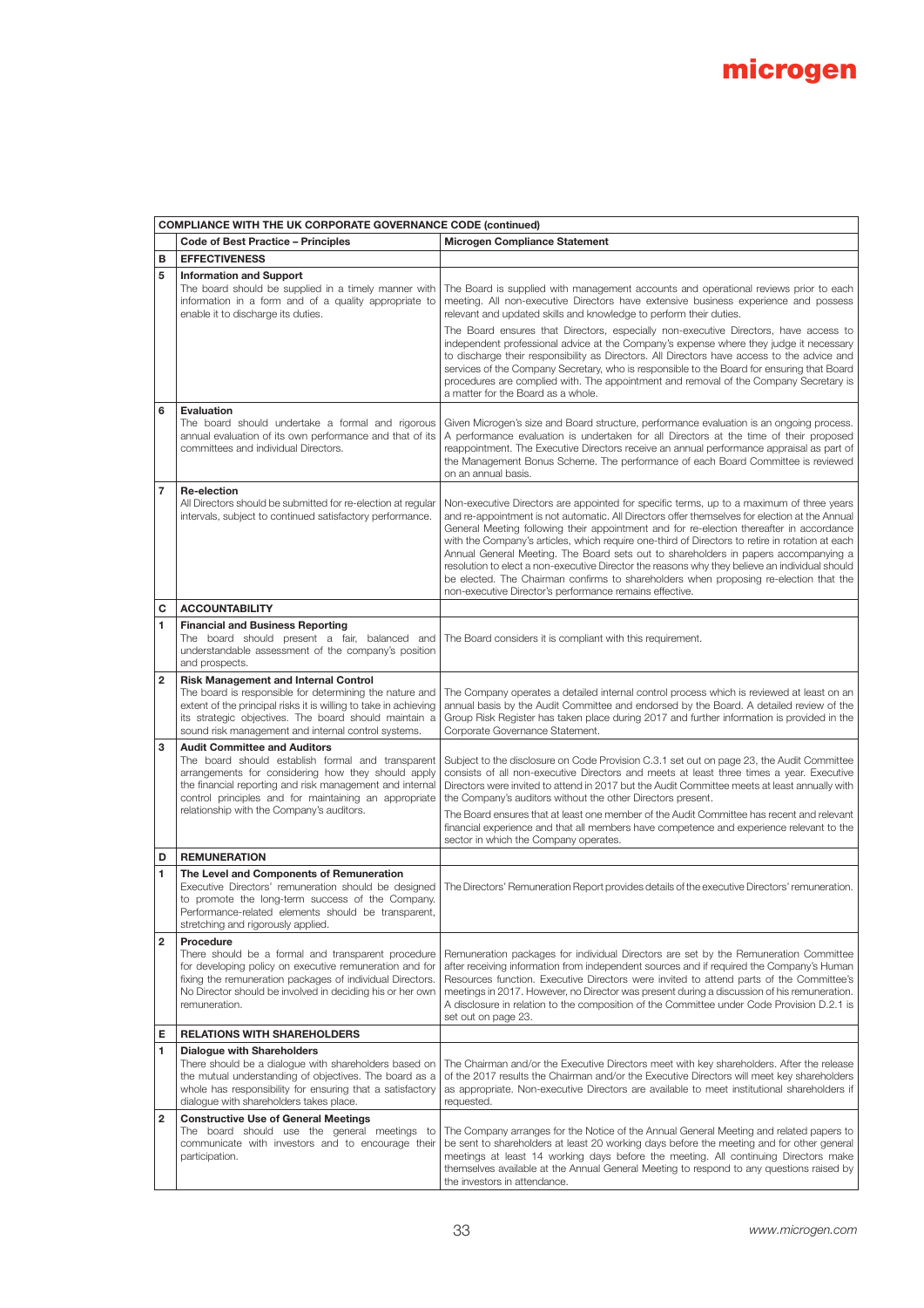| COMPLIANCE WITH THE UK CORPORATE GOVERNANCE CODE (continued) | | |
|---|---|---|
| | **Code of Best Practice – Principles** | **Microgen Compliance Statement** |
| **B** | **EFFECTIVENESS** | |
| **5** | **Information and Support**<br>The board should be supplied in a timely manner with information in a form and of a quality appropriate to enable it to discharge its duties. | The Board is supplied with management accounts and operational reviews prior to each meeting. All non-executive Directors have extensive business experience and possess relevant and updated skills and knowledge to perform their duties.<br>The Board ensures that Directors, especially non-executive Directors, have access to independent professional advice at the Company's expense where they judge it necessary to discharge their responsibility as Directors. All Directors have access to the advice and services of the Company Secretary, who is responsible to the Board for ensuring that Board procedures are complied with. The appointment and removal of the Company Secretary is a matter for the Board as a whole. |
| **6** | **Evaluation**<br>The board should undertake a formal and rigorous annual evaluation of its own performance and that of its committees and individual Directors. | Given Microgen's size and Board structure, performance evaluation is an ongoing process. A performance evaluation is undertaken for all Directors at the time of their proposed reappointment. The Executive Directors receive an annual performance appraisal as part of the Management Bonus Scheme. The performance of each Board Committee is reviewed on an annual basis. |
| **7** | **Re-election**<br>All Directors should be submitted for re-election at regular intervals, subject to continued satisfactory performance. | Non-executive Directors are appointed for specific terms, up to a maximum of three years and re-appointment is not automatic. All Directors offer themselves for election at the Annual General Meeting following their appointment and for re-election thereafter in accordance with the Company's articles, which require one-third of Directors to retire in rotation at each Annual General Meeting. The Board sets out to shareholders in papers accompanying a resolution to elect a non-executive Director the reasons why they believe an individual should be elected. The Chairman confirms to shareholders when proposing re-election that the non-executive Director's performance remains effective. |
| **C** | **ACCOUNTABILITY** | |
| **1** | **Financial and Business Reporting**<br>The board should present a fair, balanced and understandable assessment of the company's position and prospects. | The Board considers it is compliant with this requirement. |
| **2** | **Risk Management and Internal Control**<br>The board is responsible for determining the nature and extent of the principal risks it is willing to take in achieving its strategic objectives. The board should maintain a sound risk management and internal control systems. | The Company operates a detailed internal control process which is reviewed at least on an annual basis by the Audit Committee and endorsed by the Board. A detailed review of the Group Risk Register has taken place during 2017 and further information is provided in the Corporate Governance Statement. |
| **3** | **Audit Committee and Auditors**<br>The board should establish formal and transparent arrangements for considering how they should apply the financial reporting and risk management and internal control principles and for maintaining an appropriate relationship with the Company's auditors. | Subject to the disclosure on Code Provision C.3.1 set out on page 23, the Audit Committee consists of all non-executive Directors and meets at least three times a year. Executive Directors were invited to attend in 2017 but the Audit Committee meets at least annually with the Company's auditors without the other Directors present.<br>The Board ensures that at least one member of the Audit Committee has recent and relevant financial experience and that all members have competence and experience relevant to the sector in which the Company operates. |
| **D** | **REMUNERATION** | |
| **1** | **The Level and Components of Remuneration**<br>Executive Directors' remuneration should be designed to promote the long-term success of the Company. Performance-related elements should be transparent, stretching and rigorously applied. | The Directors' Remuneration Report provides details of the executive Directors' remuneration. |
| **2** | **Procedure**<br>There should be a formal and transparent procedure for developing policy on executive remuneration and for fixing the remuneration packages of individual Directors. No Director should be involved in deciding his or her own remuneration. | Remuneration packages for individual Directors are set by the Remuneration Committee after receiving information from independent sources and if required the Company's Human Resources function. Executive Directors were invited to attend parts of the Committee's meetings in 2017. However, no Director was present during a discussion of his remuneration. A disclosure in relation to the composition of the Committee under Code Provision D.2.1 is set out on page 23. |
| **E** | **RELATIONS WITH SHAREHOLDERS** | |
| **1** | **Dialogue with Shareholders**<br>There should be a dialogue with shareholders based on the mutual understanding of objectives. The board as a whole has responsibility for ensuring that a satisfactory dialogue with shareholders takes place. | The Chairman and/or the Executive Directors meet with key shareholders. After the release of the 2017 results the Chairman and/or the Executive Directors will meet key shareholders as appropriate. Non-executive Directors are available to meet institutional shareholders if requested. |
| **2** | **Constructive Use of General Meetings**<br>The board should use the general meetings to communicate with investors and to encourage their participation. | The Company arranges for the Notice of the Annual General Meeting and related papers to be sent to shareholders at least 20 working days before the meeting and for other general meetings at least 14 working days before the meeting. All continuing Directors make themselves available at the Annual General Meeting to respond to any questions raised by the investors in attendance. |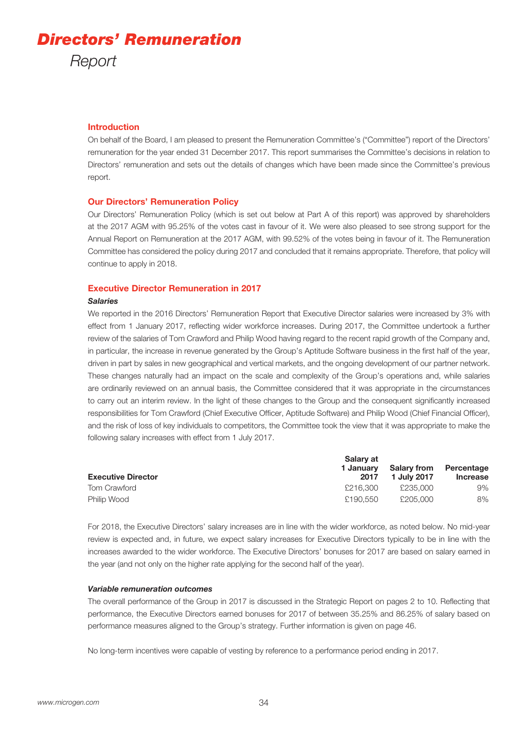# Directors' Remuneration

*Report*

## Introduction

On behalf of the Board, I am pleased to present the Remuneration Committee's ("Committee") report of the Directors' remuneration for the year ended 31 December 2017. This report summarises the Committee's decisions in relation to Directors' remuneration and sets out the details of changes which have been made since the Committee's previous report.

## Our Directors' Remuneration Policy

Our Directors' Remuneration Policy (which is set out below at Part A of this report) was approved by shareholders at the 2017 AGM with 95.25% of the votes cast in favour of it. We were also pleased to see strong support for the Annual Report on Remuneration at the 2017 AGM, with 99.52% of the votes being in favour of it. The Remuneration Committee has considered the policy during 2017 and concluded that it remains appropriate. Therefore, that policy will continue to apply in 2018.

## Executive Director Remuneration in 2017

### *Salaries*

We reported in the 2016 Directors' Remuneration Report that Executive Director salaries were increased by 3% with effect from 1 January 2017, reflecting wider workforce increases. During 2017, the Committee undertook a further review of the salaries of Tom Crawford and Philip Wood having regard to the recent rapid growth of the Company and, in particular, the increase in revenue generated by the Group's Aptitude Software business in the first half of the year, driven in part by sales in new geographical and vertical markets, and the ongoing development of our partner network. These changes naturally had an impact on the scale and complexity of the Group's operations and, while salaries are ordinarily reviewed on an annual basis, the Committee considered that it was appropriate in the circumstances to carry out an interim review. In the light of these changes to the Group and the consequent significantly increased responsibilities for Tom Crawford (Chief Executive Officer, Aptitude Software) and Philip Wood (Chief Financial Officer), and the risk of loss of key individuals to competitors, the Committee took the view that it was appropriate to make the following salary increases with effect from 1 July 2017.

| Executive Director | Salary at 1 January 2017 | Salary from 1 July 2017 | Percentage Increase |
|---|---|---|---|
| Tom Crawford | £216,300 | £235,000 | 9% |
| Philip Wood | £190,550 | £205,000 | 8% |

For 2018, the Executive Directors' salary increases are in line with the wider workforce, as noted below. No mid-year review is expected and, in future, we expect salary increases for Executive Directors typically to be in line with the increases awarded to the wider workforce. The Executive Directors' bonuses for 2017 are based on salary earned in the year (and not only on the higher rate applying for the second half of the year).

### *Variable remuneration outcomes*

The overall performance of the Group in 2017 is discussed in the Strategic Report on pages 2 to 10. Reflecting that performance, the Executive Directors earned bonuses for 2017 of between 35.25% and 86.25% of salary based on performance measures aligned to the Group's strategy. Further information is given on page 46.

No long-term incentives were capable of vesting by reference to a performance period ending in 2017.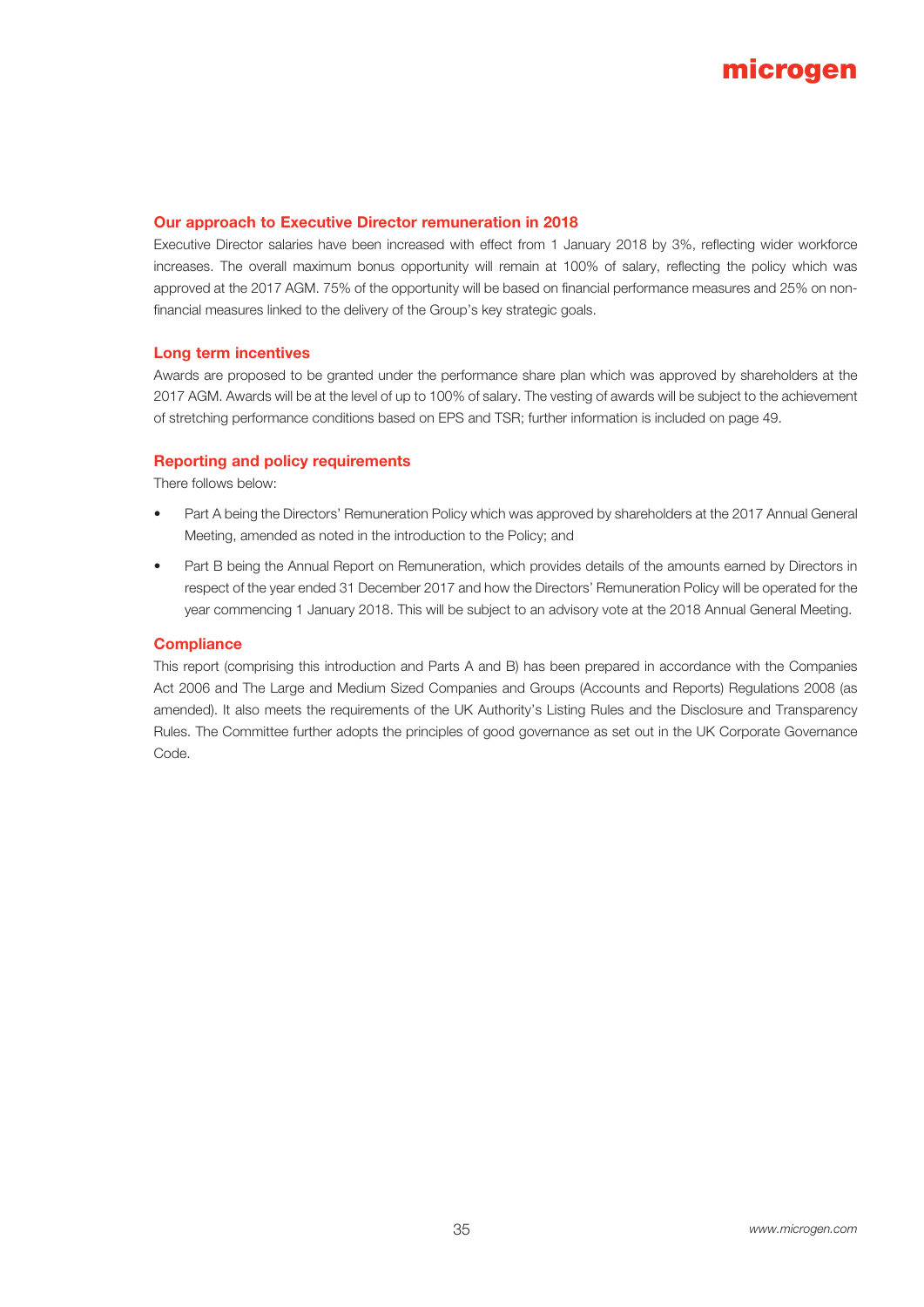### Our approach to Executive Director remuneration in 2018

Executive Director salaries have been increased with effect from 1 January 2018 by 3%, reflecting wider workforce increases. The overall maximum bonus opportunity will remain at 100% of salary, reflecting the policy which was approved at the 2017 AGM. 75% of the opportunity will be based on financial performance measures and 25% on non-financial measures linked to the delivery of the Group's key strategic goals.

### Long term incentives

Awards are proposed to be granted under the performance share plan which was approved by shareholders at the 2017 AGM. Awards will be at the level of up to 100% of salary. The vesting of awards will be subject to the achievement of stretching performance conditions based on EPS and TSR; further information is included on page 49.

### Reporting and policy requirements

There follows below:

- Part A being the Directors' Remuneration Policy which was approved by shareholders at the 2017 Annual General Meeting, amended as noted in the introduction to the Policy; and
- Part B being the Annual Report on Remuneration, which provides details of the amounts earned by Directors in respect of the year ended 31 December 2017 and how the Directors' Remuneration Policy will be operated for the year commencing 1 January 2018. This will be subject to an advisory vote at the 2018 Annual General Meeting.

### Compliance

This report (comprising this introduction and Parts A and B) has been prepared in accordance with the Companies Act 2006 and The Large and Medium Sized Companies and Groups (Accounts and Reports) Regulations 2008 (as amended). It also meets the requirements of the UK Authority's Listing Rules and the Disclosure and Transparency Rules. The Committee further adopts the principles of good governance as set out in the UK Corporate Governance Code.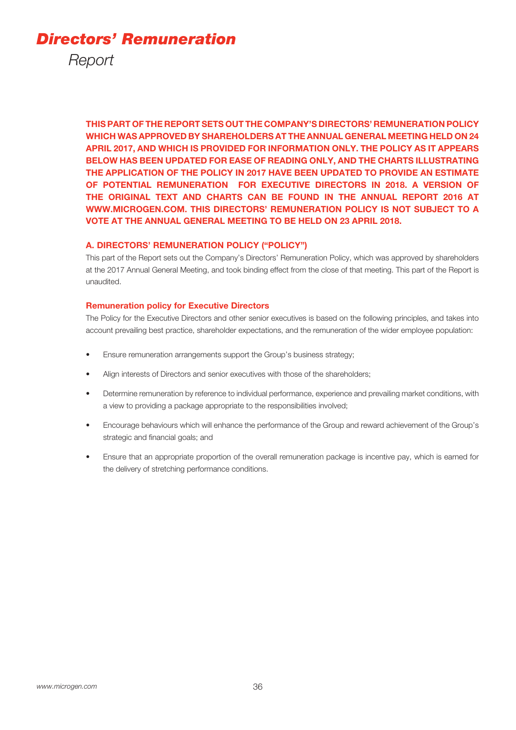# Directors' Remuneration

Report

**THIS PART OF THE REPORT SETS OUT THE COMPANY'S DIRECTORS' REMUNERATION POLICY WHICH WAS APPROVED BY SHAREHOLDERS AT THE ANNUAL GENERAL MEETING HELD ON 24 APRIL 2017, AND WHICH IS PROVIDED FOR INFORMATION ONLY. THE POLICY AS IT APPEARS BELOW HAS BEEN UPDATED FOR EASE OF READING ONLY, AND THE CHARTS ILLUSTRATING THE APPLICATION OF THE POLICY IN 2017 HAVE BEEN UPDATED TO PROVIDE AN ESTIMATE OF POTENTIAL REMUNERATION FOR EXECUTIVE DIRECTORS IN 2018. A VERSION OF THE ORIGINAL TEXT AND CHARTS CAN BE FOUND IN THE ANNUAL REPORT 2016 AT WWW.MICROGEN.COM. THIS DIRECTORS' REMUNERATION POLICY IS NOT SUBJECT TO A VOTE AT THE ANNUAL GENERAL MEETING TO BE HELD ON 23 APRIL 2018.**

## A. DIRECTORS' REMUNERATION POLICY ("POLICY")

This part of the Report sets out the Company's Directors' Remuneration Policy, which was approved by shareholders at the 2017 Annual General Meeting, and took binding effect from the close of that meeting. This part of the Report is unaudited.

### Remuneration policy for Executive Directors

The Policy for the Executive Directors and other senior executives is based on the following principles, and takes into account prevailing best practice, shareholder expectations, and the remuneration of the wider employee population:

- Ensure remuneration arrangements support the Group's business strategy;
- Align interests of Directors and senior executives with those of the shareholders;
- Determine remuneration by reference to individual performance, experience and prevailing market conditions, with a view to providing a package appropriate to the responsibilities involved;
- Encourage behaviours which will enhance the performance of the Group and reward achievement of the Group's strategic and financial goals; and
- Ensure that an appropriate proportion of the overall remuneration package is incentive pay, which is earned for the delivery of stretching performance conditions.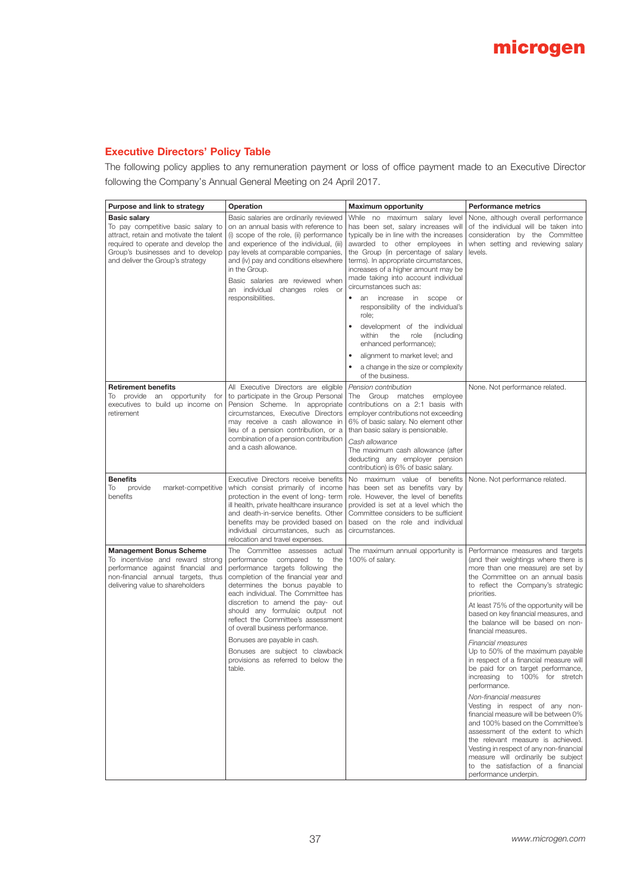## Executive Directors' Policy Table

The following policy applies to any remuneration payment or loss of office payment made to an Executive Director following the Company's Annual General Meeting on 24 April 2017.

| Purpose and link to strategy | Operation | Maximum opportunity | Performance metrics |
|---|---|---|---|
| **Basic salary**<br>To pay competitive basic salary to attract, retain and motivate the talent required to operate and develop the Group's businesses and to develop and deliver the Group's strategy | Basic salaries are ordinarily reviewed on an annual basis with reference to (i) scope of the role, (ii) performance and experience of the individual, (iii) pay levels at comparable companies, and (iv) pay and conditions elsewhere in the Group.<br>Basic salaries are reviewed when an individual changes roles or responsibilities. | While no maximum salary level has been set, salary increases will typically be in line with the increases awarded to other employees in the Group (in percentage of salary terms). In appropriate circumstances, increases of a higher amount may be made taking into account individual circumstances such as:<br>• an increase in scope or responsibility of the individual's role;<br>• development of the individual within the role (including enhanced performance);<br>• alignment to market level; and<br>• a change in the size or complexity of the business. | None, although overall performance of the individual will be taken into consideration by the Committee when setting and reviewing salary levels. |
| **Retirement benefits**<br>To provide an opportunity for executives to build up income on retirement | All Executive Directors are eligible to participate in the Group Personal Pension Scheme. In appropriate circumstances, Executive Directors may receive a cash allowance in lieu of a pension contribution, or a combination of a pension contribution and a cash allowance. | *Pension contribution*<br>The Group matches employee contributions on a 2:1 basis with employer contributions not exceeding 6% of basic salary. No element other than basic salary is pensionable.<br>*Cash allowance*<br>The maximum cash allowance (after deducting any employer pension contribution) is 6% of basic salary. | None. Not performance related. |
| **Benefits**<br>To provide market-competitive benefits | Executive Directors receive benefits which consist primarily of income protection in the event of long- term ill health, private healthcare insurance and death-in-service benefits. Other benefits may be provided based on individual circumstances, such as relocation and travel expenses. | No maximum value of benefits has been set as benefits vary by role. However, the level of benefits provided is set at a level which the Committee considers to be sufficient based on the role and individual circumstances. | None. Not performance related. |
| **Management Bonus Scheme**<br>To incentivise and reward strong performance against financial and non-financial annual targets, thus delivering value to shareholders | The Committee assesses actual performance compared to the performance targets following the completion of the financial year and determines the bonus payable to each individual. The Committee has discretion to amend the pay- out should any formulaic output not reflect the Committee's assessment of overall business performance.<br>Bonuses are payable in cash.<br>Bonuses are subject to clawback provisions as referred to below the table. | The maximum annual opportunity is 100% of salary. | Performance measures and targets (and their weightings where there is more than one measure) are set by the Committee on an annual basis to reflect the Company's strategic priorities.<br>At least 75% of the opportunity will be based on key financial measures, and the balance will be based on non-financial measures.<br>*Financial measures*<br>Up to 50% of the maximum payable in respect of a financial measure will be paid for on target performance, increasing to 100% for stretch performance.<br>*Non-financial measures*<br>Vesting in respect of any non-financial measure will be between 0% and 100% based on the Committee's assessment of the extent to which the relevant measure is achieved. Vesting in respect of any non-financial measure will ordinarily be subject to the satisfaction of a financial performance underpin. |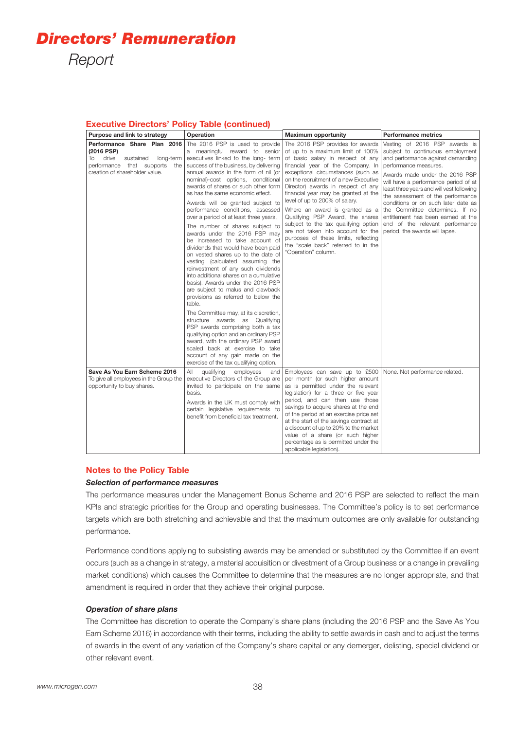# Directors' Remuneration Report

### Executive Directors' Policy Table (continued)

| Purpose and link to strategy | Operation | Maximum opportunity | Performance metrics |
|---|---|---|---|
| **Performance Share Plan 2016 (2016 PSP)**<br>To drive sustained long-term performance that supports the creation of shareholder value. | The 2016 PSP is used to provide a meaningful reward to senior executives linked to the long- term success of the business, by delivering annual awards in the form of nil (or nominal)-cost options, conditional awards of shares or such other form as has the same economic effect.<br><br>Awards will be granted subject to performance conditions, assessed over a period of at least three years,<br><br>The number of shares subject to awards under the 2016 PSP may be increased to take account of dividends that would have been paid on vested shares up to the date of vesting (calculated assuming the reinvestment of any such dividends into additional shares on a cumulative basis). Awards under the 2016 PSP are subject to malus and clawback provisions as referred to below the table.<br><br>The Committee may, at its discretion, structure awards as Qualifying PSP awards comprising both a tax qualifying option and an ordinary PSP award, with the ordinary PSP award scaled back at exercise to take account of any gain made on the exercise of the tax qualifying option. | The 2016 PSP provides for awards of up to a maximum limit of 100% of basic salary in respect of any financial year of the Company. In exceptional circumstances (such as on the recruitment of a new Executive Director) awards in respect of any financial year may be granted at the level of up to 200% of salary.<br><br>Where an award is granted as a Qualifying PSP Award, the shares subject to the tax qualifying option are not taken into account for the purposes of these limits, reflecting the "scale back" referred to in the "Operation" column. | Vesting of 2016 PSP awards is subject to continuous employment and performance against demanding performance measures.<br><br>Awards made under the 2016 PSP will have a performance period of at least three years and will vest following the assessment of the performance conditions or on such later date as the Committee determines. If no entitlement has been earned at the end of the relevant performance period, the awards will lapse. |
| **Save As You Earn Scheme 2016**<br>To give all employees in the Group the opportunity to buy shares. | All qualifying employees and executive Directors of the Group are invited to participate on the same basis.<br><br>Awards in the UK must comply with certain legislative requirements to benefit from beneficial tax treatment. | Employees can save up to £500 per month (or such higher amount as is permitted under the relevant legislation) for a three or five year period, and can then use those savings to acquire shares at the end of the period at an exercise price set at the start of the savings contract at a discount of up to 20% to the market value of a share (or such higher percentage as is permitted under the applicable legislation). | None. Not performance related. |

### Notes to the Policy Table

#### *Selection of performance measures*

The performance measures under the Management Bonus Scheme and 2016 PSP are selected to reflect the main KPIs and strategic priorities for the Group and operating businesses. The Committee's policy is to set performance targets which are both stretching and achievable and that the maximum outcomes are only available for outstanding performance.

Performance conditions applying to subsisting awards may be amended or substituted by the Committee if an event occurs (such as a change in strategy, a material acquisition or divestment of a Group business or a change in prevailing market conditions) which causes the Committee to determine that the measures are no longer appropriate, and that amendment is required in order that they achieve their original purpose.

#### *Operation of share plans*

The Committee has discretion to operate the Company's share plans (including the 2016 PSP and the Save As You Earn Scheme 2016) in accordance with their terms, including the ability to settle awards in cash and to adjust the terms of awards in the event of any variation of the Company's share capital or any demerger, delisting, special dividend or other relevant event.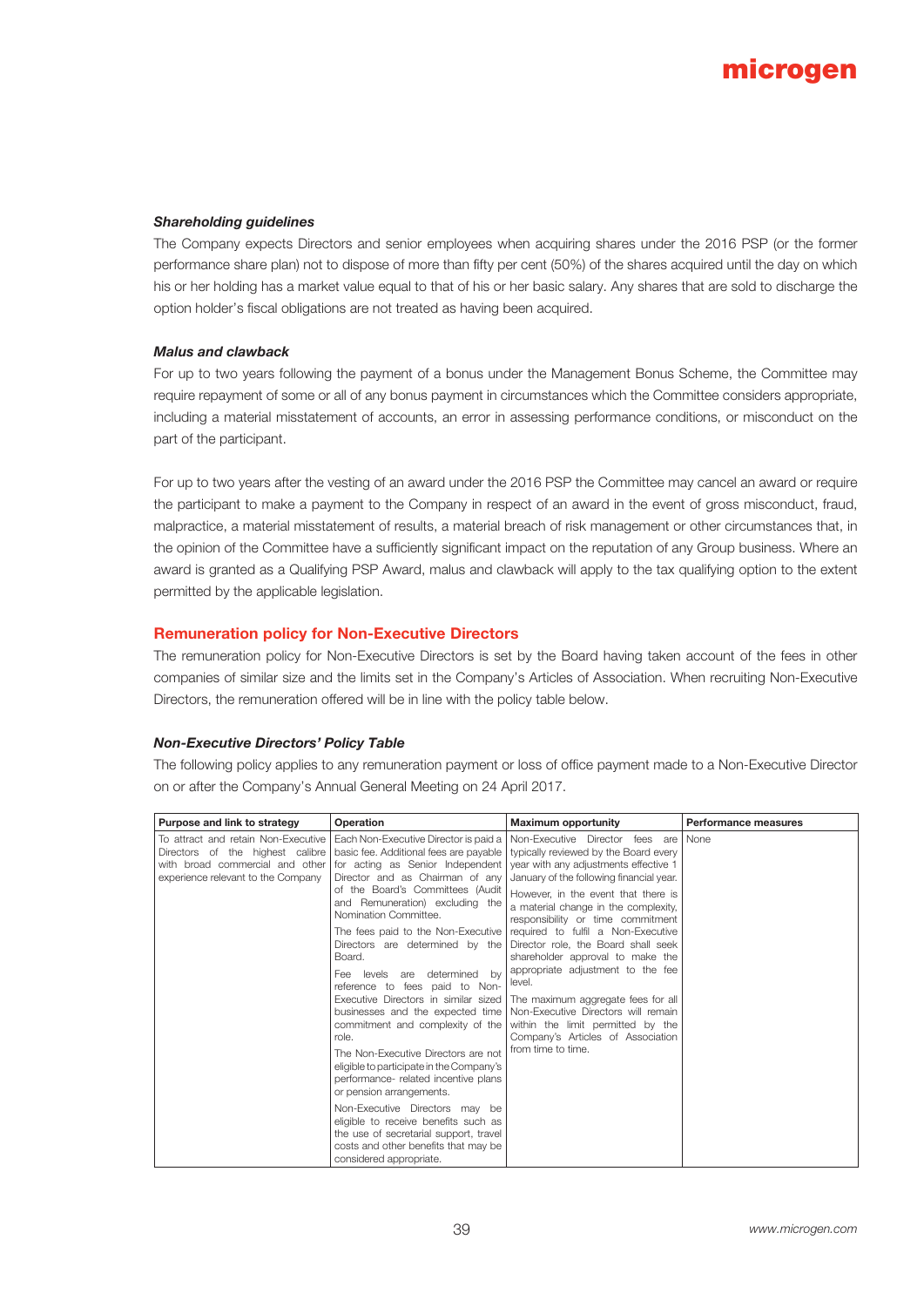### *Shareholding guidelines*

The Company expects Directors and senior employees when acquiring shares under the 2016 PSP (or the former performance share plan) not to dispose of more than fifty per cent (50%) of the shares acquired until the day on which his or her holding has a market value equal to that of his or her basic salary. Any shares that are sold to discharge the option holder's fiscal obligations are not treated as having been acquired.

### *Malus and clawback*

For up to two years following the payment of a bonus under the Management Bonus Scheme, the Committee may require repayment of some or all of any bonus payment in circumstances which the Committee considers appropriate, including a material misstatement of accounts, an error in assessing performance conditions, or misconduct on the part of the participant.

For up to two years after the vesting of an award under the 2016 PSP the Committee may cancel an award or require the participant to make a payment to the Company in respect of an award in the event of gross misconduct, fraud, malpractice, a material misstatement of results, a material breach of risk management or other circumstances that, in the opinion of the Committee have a sufficiently significant impact on the reputation of any Group business. Where an award is granted as a Qualifying PSP Award, malus and clawback will apply to the tax qualifying option to the extent permitted by the applicable legislation.

## Remuneration policy for Non-Executive Directors

The remuneration policy for Non-Executive Directors is set by the Board having taken account of the fees in other companies of similar size and the limits set in the Company's Articles of Association. When recruiting Non-Executive Directors, the remuneration offered will be in line with the policy table below.

### *Non-Executive Directors' Policy Table*

The following policy applies to any remuneration payment or loss of office payment made to a Non-Executive Director on or after the Company's Annual General Meeting on 24 April 2017.

| Purpose and link to strategy | Operation | Maximum opportunity | Performance measures |
|---|---|---|---|
| To attract and retain Non-Executive Directors of the highest calibre with broad commercial and other experience relevant to the Company | Each Non-Executive Director is paid a basic fee. Additional fees are payable for acting as Senior Independent Director and as Chairman of any of the Board's Committees (Audit and Remuneration) excluding the Nomination Committee.<br><br>The fees paid to the Non-Executive Directors are determined by the Board.<br><br>Fee levels are determined by reference to fees paid to Non-Executive Directors in similar sized businesses and the expected time commitment and complexity of the role.<br><br>The Non-Executive Directors are not eligible to participate in the Company's performance- related incentive plans or pension arrangements.<br><br>Non-Executive Directors may be eligible to receive benefits such as the use of secretarial support, travel costs and other benefits that may be considered appropriate. | Non-Executive Director fees are typically reviewed by the Board every year with any adjustments effective 1 January of the following financial year.<br><br>However, in the event that there is a material change in the complexity, responsibility or time commitment required to fulfil a Non-Executive Director role, the Board shall seek shareholder approval to make the appropriate adjustment to the fee level.<br><br>The maximum aggregate fees for all Non-Executive Directors will remain within the limit permitted by the Company's Articles of Association from time to time. | None |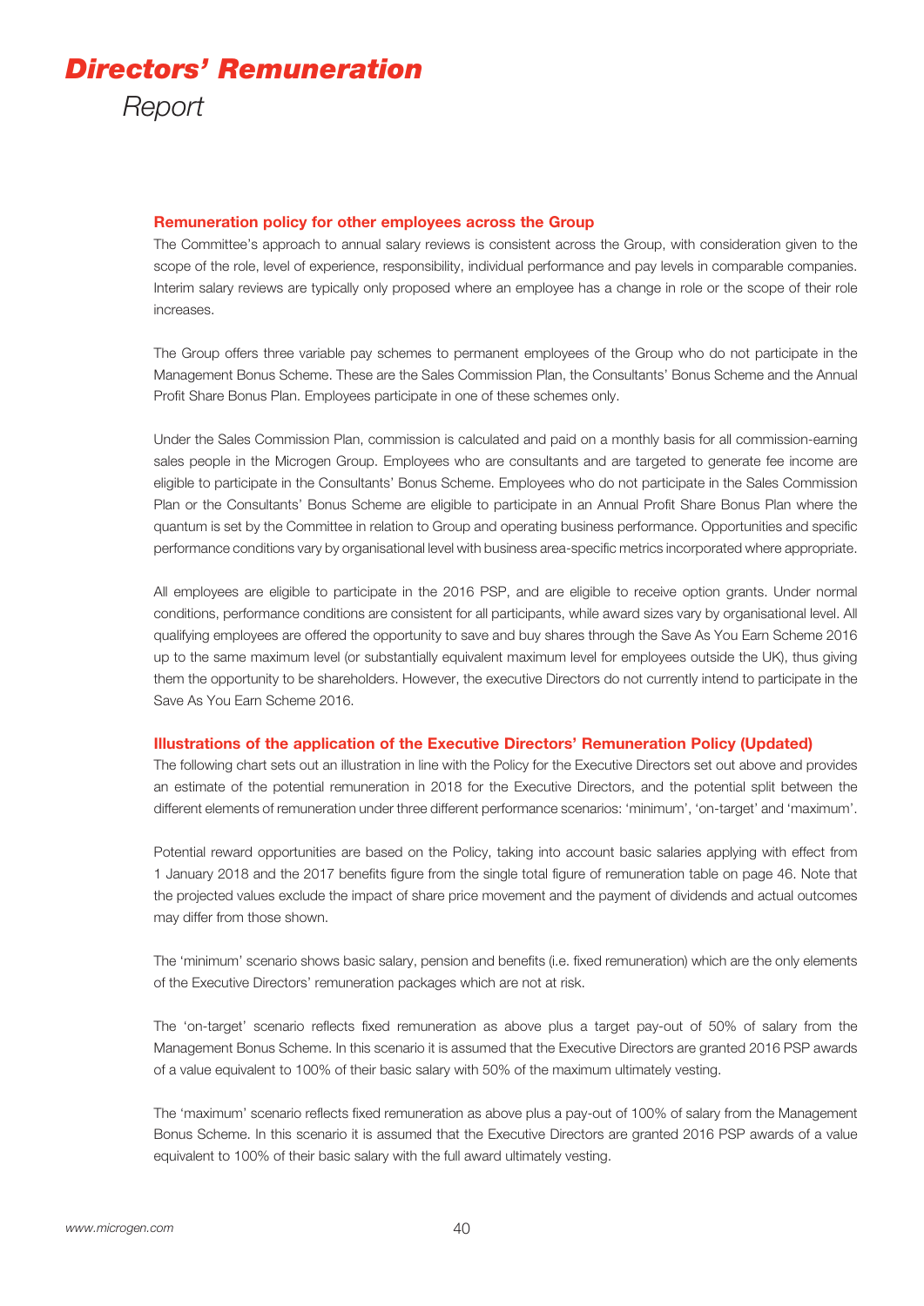## Remuneration policy for other employees across the Group

The Committee's approach to annual salary reviews is consistent across the Group, with consideration given to the scope of the role, level of experience, responsibility, individual performance and pay levels in comparable companies. Interim salary reviews are typically only proposed where an employee has a change in role or the scope of their role increases.

The Group offers three variable pay schemes to permanent employees of the Group who do not participate in the Management Bonus Scheme. These are the Sales Commission Plan, the Consultants' Bonus Scheme and the Annual Profit Share Bonus Plan. Employees participate in one of these schemes only.

Under the Sales Commission Plan, commission is calculated and paid on a monthly basis for all commission-earning sales people in the Microgen Group. Employees who are consultants and are targeted to generate fee income are eligible to participate in the Consultants' Bonus Scheme. Employees who do not participate in the Sales Commission Plan or the Consultants' Bonus Scheme are eligible to participate in an Annual Profit Share Bonus Plan where the quantum is set by the Committee in relation to Group and operating business performance. Opportunities and specific performance conditions vary by organisational level with business area-specific metrics incorporated where appropriate.

All employees are eligible to participate in the 2016 PSP, and are eligible to receive option grants. Under normal conditions, performance conditions are consistent for all participants, while award sizes vary by organisational level. All qualifying employees are offered the opportunity to save and buy shares through the Save As You Earn Scheme 2016 up to the same maximum level (or substantially equivalent maximum level for employees outside the UK), thus giving them the opportunity to be shareholders. However, the executive Directors do not currently intend to participate in the Save As You Earn Scheme 2016.

## Illustrations of the application of the Executive Directors' Remuneration Policy (Updated)

The following chart sets out an illustration in line with the Policy for the Executive Directors set out above and provides an estimate of the potential remuneration in 2018 for the Executive Directors, and the potential split between the different elements of remuneration under three different performance scenarios: 'minimum', 'on-target' and 'maximum'.

Potential reward opportunities are based on the Policy, taking into account basic salaries applying with effect from 1 January 2018 and the 2017 benefits figure from the single total figure of remuneration table on page 46. Note that the projected values exclude the impact of share price movement and the payment of dividends and actual outcomes may differ from those shown.

The 'minimum' scenario shows basic salary, pension and benefits (i.e. fixed remuneration) which are the only elements of the Executive Directors' remuneration packages which are not at risk.

The 'on-target' scenario reflects fixed remuneration as above plus a target pay-out of 50% of salary from the Management Bonus Scheme. In this scenario it is assumed that the Executive Directors are granted 2016 PSP awards of a value equivalent to 100% of their basic salary with 50% of the maximum ultimately vesting.

The 'maximum' scenario reflects fixed remuneration as above plus a pay-out of 100% of salary from the Management Bonus Scheme. In this scenario it is assumed that the Executive Directors are granted 2016 PSP awards of a value equivalent to 100% of their basic salary with the full award ultimately vesting.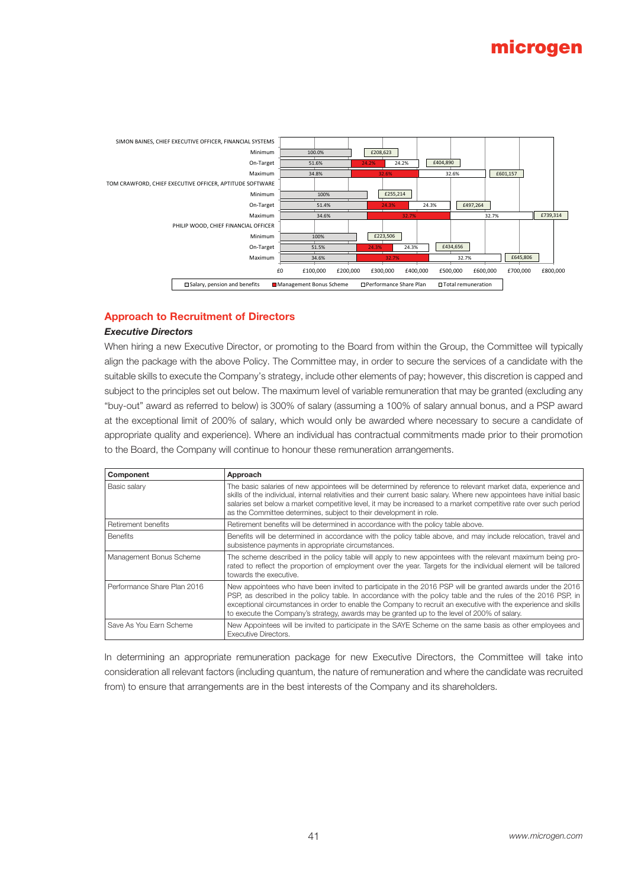| | Salary, pension and benefits | Management Bonus Scheme | Performance Share Plan | Total remuneration |
|---|---|---|---|---|
| **SIMON BAINES, CHIEF EXECUTIVE OFFICER, FINANCIAL SYSTEMS** | | | | |
| Minimum | 100.0% | | | £208,623 |
| On-Target | 51.6% | 24.2% | 24.2% | £404,890 |
| Maximum | 34.8% | 32.6% | 32.6% | £601,157 |
| **TOM CRAWFORD, CHIEF EXECUTIVE OFFICER, APTITUDE SOFTWARE** | | | | |
| Minimum | 100% | | | £255,214 |
| On-Target | 51.4% | 24.3% | 24.3% | £497,264 |
| Maximum | 34.6% | 32.7% | 32.7% | £739,314 |
| **PHILIP WOOD, CHIEF FINANCIAL OFFICER** | | | | |
| Minimum | 100% | | | £223,506 |
| On-Target | 51.5% | 24.3% | 24.3% | £434,656 |
| Maximum | 34.6% | 32.7% | 32.7% | £645,806 |

## Approach to Recruitment of Directors

### *Executive Directors*

When hiring a new Executive Director, or promoting to the Board from within the Group, the Committee will typically align the package with the above Policy. The Committee may, in order to secure the services of a candidate with the suitable skills to execute the Company's strategy, include other elements of pay; however, this discretion is capped and subject to the principles set out below. The maximum level of variable remuneration that may be granted (excluding any "buy-out" award as referred to below) is 300% of salary (assuming a 100% of salary annual bonus, and a PSP award at the exceptional limit of 200% of salary, which would only be awarded where necessary to secure a candidate of appropriate quality and experience). Where an individual has contractual commitments made prior to their promotion to the Board, the Company will continue to honour these remuneration arrangements.

| Component | Approach |
|---|---|
| Basic salary | The basic salaries of new appointees will be determined by reference to relevant market data, experience and skills of the individual, internal relativities and their current basic salary. Where new appointees have initial basic salaries set below a market competitive level, it may be increased to a market competitive rate over such period as the Committee determines, subject to their development in role. |
| Retirement benefits | Retirement benefits will be determined in accordance with the policy table above. |
| Benefits | Benefits will be determined in accordance with the policy table above, and may include relocation, travel and subsistence payments in appropriate circumstances. |
| Management Bonus Scheme | The scheme described in the policy table will apply to new appointees with the relevant maximum being pro-rated to reflect the proportion of employment over the year. Targets for the individual element will be tailored towards the executive. |
| Performance Share Plan 2016 | New appointees who have been invited to participate in the 2016 PSP will be granted awards under the 2016 PSP, as described in the policy table. In accordance with the policy table and the rules of the 2016 PSP, in exceptional circumstances in order to enable the Company to recruit an executive with the experience and skills to execute the Company's strategy, awards may be granted up to the level of 200% of salary. |
| Save As You Earn Scheme | New Appointees will be invited to participate in the SAYE Scheme on the same basis as other employees and Executive Directors. |

In determining an appropriate remuneration package for new Executive Directors, the Committee will take into consideration all relevant factors (including quantum, the nature of remuneration and where the candidate was recruited from) to ensure that arrangements are in the best interests of the Company and its shareholders.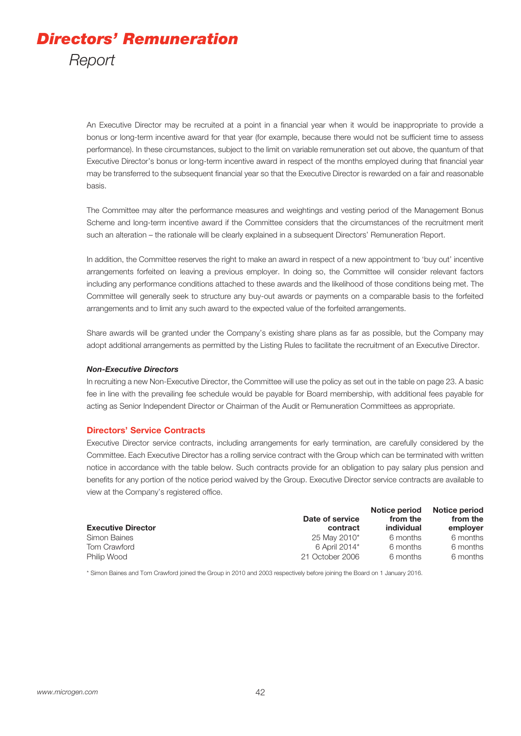An Executive Director may be recruited at a point in a financial year when it would be inappropriate to provide a bonus or long-term incentive award for that year (for example, because there would not be sufficient time to assess performance). In these circumstances, subject to the limit on variable remuneration set out above, the quantum of that Executive Director's bonus or long-term incentive award in respect of the months employed during that financial year may be transferred to the subsequent financial year so that the Executive Director is rewarded on a fair and reasonable basis.

The Committee may alter the performance measures and weightings and vesting period of the Management Bonus Scheme and long-term incentive award if the Committee considers that the circumstances of the recruitment merit such an alteration – the rationale will be clearly explained in a subsequent Directors' Remuneration Report.

In addition, the Committee reserves the right to make an award in respect of a new appointment to 'buy out' incentive arrangements forfeited on leaving a previous employer. In doing so, the Committee will consider relevant factors including any performance conditions attached to these awards and the likelihood of those conditions being met. The Committee will generally seek to structure any buy-out awards or payments on a comparable basis to the forfeited arrangements and to limit any such award to the expected value of the forfeited arrangements.

Share awards will be granted under the Company's existing share plans as far as possible, but the Company may adopt additional arrangements as permitted by the Listing Rules to facilitate the recruitment of an Executive Director.

***Non-Executive Directors***

In recruiting a new Non-Executive Director, the Committee will use the policy as set out in the table on page 23. A basic fee in line with the prevailing fee schedule would be payable for Board membership, with additional fees payable for acting as Senior Independent Director or Chairman of the Audit or Remuneration Committees as appropriate.

## Directors' Service Contracts

Executive Director service contracts, including arrangements for early termination, are carefully considered by the Committee. Each Executive Director has a rolling service contract with the Group which can be terminated with written notice in accordance with the table below. Such contracts provide for an obligation to pay salary plus pension and benefits for any portion of the notice period waived by the Group. Executive Director service contracts are available to view at the Company's registered office.

| Executive Director | Date of service contract | Notice period from the individual | Notice period from the employer |
|---|---|---|---|
| Simon Baines | 25 May 2010* | 6 months | 6 months |
| Tom Crawford | 6 April 2014* | 6 months | 6 months |
| Philip Wood | 21 October 2006 | 6 months | 6 months |

* Simon Baines and Tom Crawford joined the Group in 2010 and 2003 respectively before joining the Board on 1 January 2016.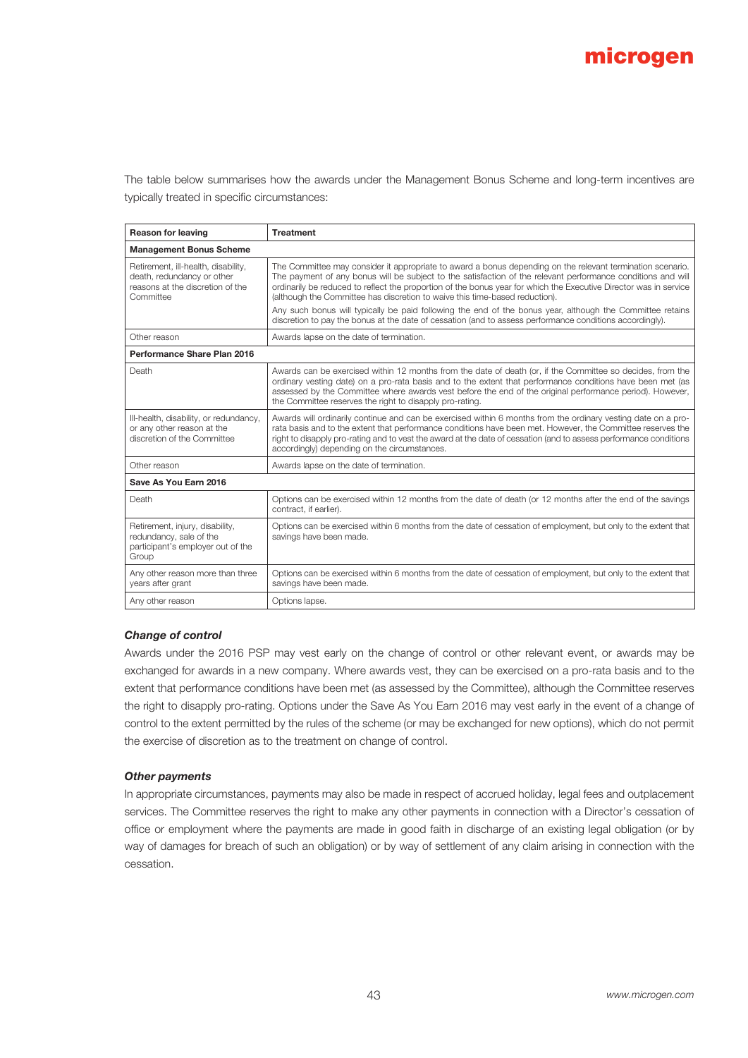The table below summarises how the awards under the Management Bonus Scheme and long-term incentives are typically treated in specific circumstances:

| Reason for leaving | Treatment |
|---|---|
| **Management Bonus Scheme** | |
| Retirement, ill-health, disability, death, redundancy or other reasons at the discretion of the Committee | The Committee may consider it appropriate to award a bonus depending on the relevant termination scenario. The payment of any bonus will be subject to the satisfaction of the relevant performance conditions and will ordinarily be reduced to reflect the proportion of the bonus year for which the Executive Director was in service (although the Committee has discretion to waive this time-based reduction).<br>Any such bonus will typically be paid following the end of the bonus year, although the Committee retains discretion to pay the bonus at the date of cessation (and to assess performance conditions accordingly). |
| Other reason | Awards lapse on the date of termination. |
| **Performance Share Plan 2016** | |
| Death | Awards can be exercised within 12 months from the date of death (or, if the Committee so decides, from the ordinary vesting date) on a pro-rata basis and to the extent that performance conditions have been met (as assessed by the Committee where awards vest before the end of the original performance period). However, the Committee reserves the right to disapply pro-rating. |
| Ill-health, disability, or redundancy, or any other reason at the discretion of the Committee | Awards will ordinarily continue and can be exercised within 6 months from the ordinary vesting date on a pro-rata basis and to the extent that performance conditions have been met. However, the Committee reserves the right to disapply pro-rating and to vest the award at the date of cessation (and to assess performance conditions accordingly) depending on the circumstances. |
| Other reason | Awards lapse on the date of termination. |
| **Save As You Earn 2016** | |
| Death | Options can be exercised within 12 months from the date of death (or 12 months after the end of the savings contract, if earlier). |
| Retirement, injury, disability, redundancy, sale of the participant's employer out of the Group | Options can be exercised within 6 months from the date of cessation of employment, but only to the extent that savings have been made. |
| Any other reason more than three years after grant | Options can be exercised within 6 months from the date of cessation of employment, but only to the extent that savings have been made. |
| Any other reason | Options lapse. |

### *Change of control*

Awards under the 2016 PSP may vest early on the change of control or other relevant event, or awards may be exchanged for awards in a new company. Where awards vest, they can be exercised on a pro-rata basis and to the extent that performance conditions have been met (as assessed by the Committee), although the Committee reserves the right to disapply pro-rating. Options under the Save As You Earn 2016 may vest early in the event of a change of control to the extent permitted by the rules of the scheme (or may be exchanged for new options), which do not permit the exercise of discretion as to the treatment on change of control.

### *Other payments*

In appropriate circumstances, payments may also be made in respect of accrued holiday, legal fees and outplacement services. The Committee reserves the right to make any other payments in connection with a Director's cessation of office or employment where the payments are made in good faith in discharge of an existing legal obligation (or by way of damages for breach of such an obligation) or by way of settlement of any claim arising in connection with the cessation.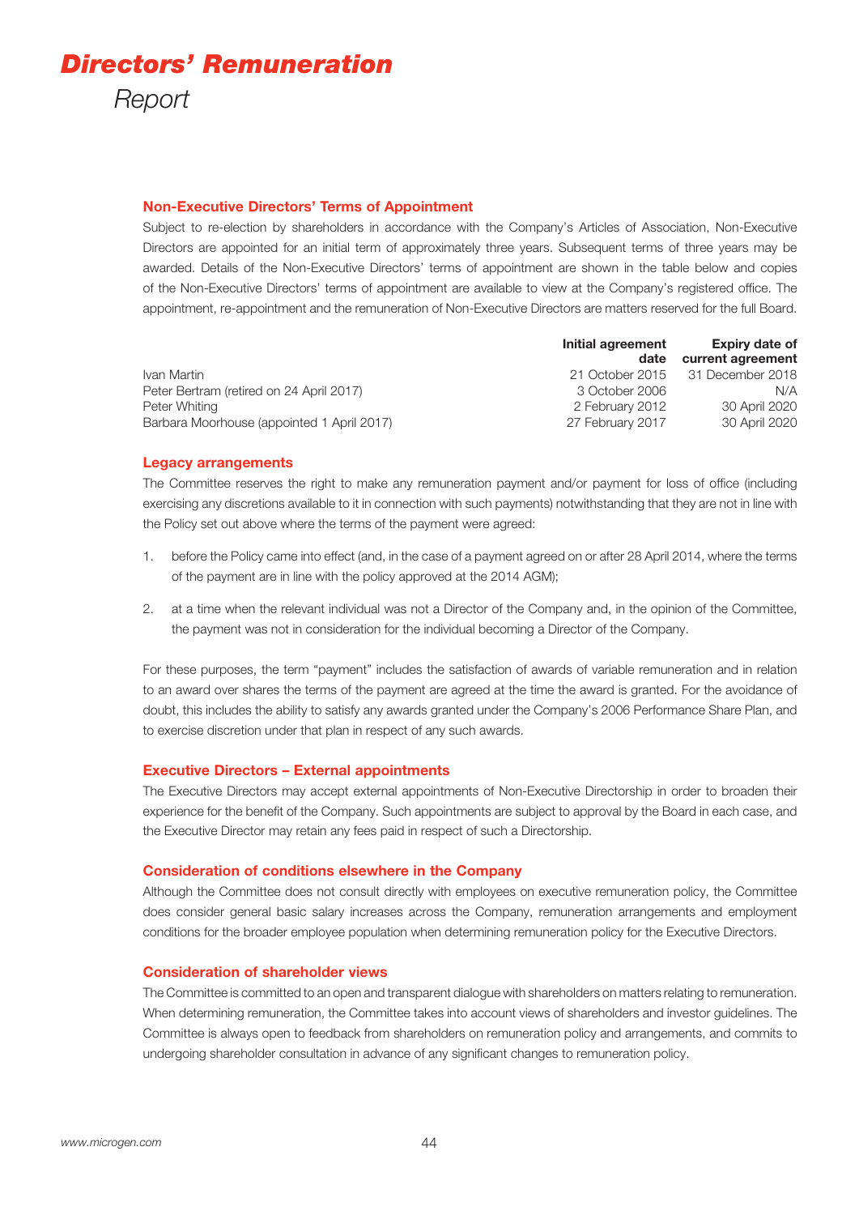### Non-Executive Directors' Terms of Appointment

Subject to re-election by shareholders in accordance with the Company's Articles of Association, Non-Executive Directors are appointed for an initial term of approximately three years. Subsequent terms of three years may be awarded. Details of the Non-Executive Directors' terms of appointment are shown in the table below and copies of the Non-Executive Directors' terms of appointment are available to view at the Company's registered office. The appointment, re-appointment and the remuneration of Non-Executive Directors are matters reserved for the full Board.

| | Initial agreement date | Expiry date of current agreement |
|---|---|---|
| Ivan Martin | 21 October 2015 | 31 December 2018 |
| Peter Bertram (retired on 24 April 2017) | 3 October 2006 | N/A |
| Peter Whiting | 2 February 2012 | 30 April 2020 |
| Barbara Moorhouse (appointed 1 April 2017) | 27 February 2017 | 30 April 2020 |

### Legacy arrangements

The Committee reserves the right to make any remuneration payment and/or payment for loss of office (including exercising any discretions available to it in connection with such payments) notwithstanding that they are not in line with the Policy set out above where the terms of the payment were agreed:

1. before the Policy came into effect (and, in the case of a payment agreed on or after 28 April 2014, where the terms of the payment are in line with the policy approved at the 2014 AGM);

2. at a time when the relevant individual was not a Director of the Company and, in the opinion of the Committee, the payment was not in consideration for the individual becoming a Director of the Company.

For these purposes, the term "payment" includes the satisfaction of awards of variable remuneration and in relation to an award over shares the terms of the payment are agreed at the time the award is granted. For the avoidance of doubt, this includes the ability to satisfy any awards granted under the Company's 2006 Performance Share Plan, and to exercise discretion under that plan in respect of any such awards.

### Executive Directors – External appointments

The Executive Directors may accept external appointments of Non-Executive Directorship in order to broaden their experience for the benefit of the Company. Such appointments are subject to approval by the Board in each case, and the Executive Director may retain any fees paid in respect of such a Directorship.

### Consideration of conditions elsewhere in the Company

Although the Committee does not consult directly with employees on executive remuneration policy, the Committee does consider general basic salary increases across the Company, remuneration arrangements and employment conditions for the broader employee population when determining remuneration policy for the Executive Directors.

### Consideration of shareholder views

The Committee is committed to an open and transparent dialogue with shareholders on matters relating to remuneration. When determining remuneration, the Committee takes into account views of shareholders and investor guidelines. The Committee is always open to feedback from shareholders on remuneration policy and arrangements, and commits to undergoing shareholder consultation in advance of any significant changes to remuneration policy.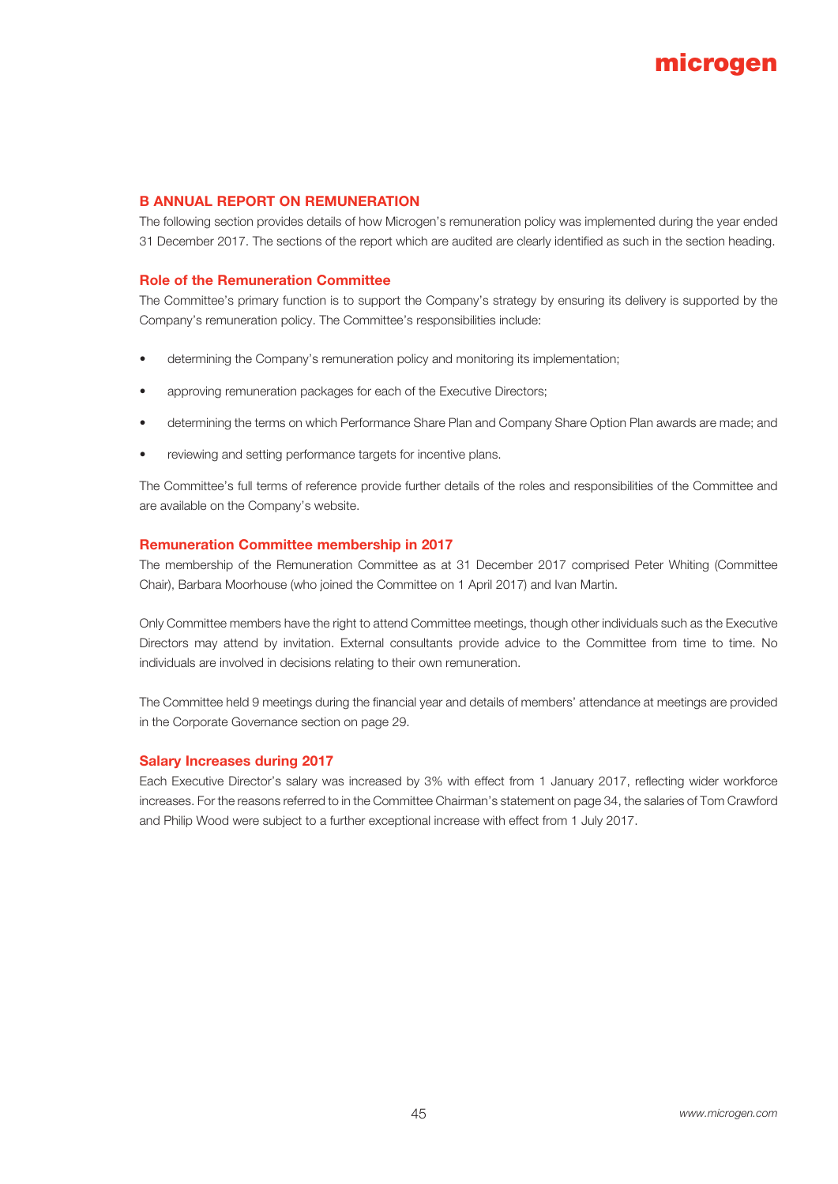## B ANNUAL REPORT ON REMUNERATION

The following section provides details of how Microgen's remuneration policy was implemented during the year ended 31 December 2017. The sections of the report which are audited are clearly identified as such in the section heading.

### Role of the Remuneration Committee

The Committee's primary function is to support the Company's strategy by ensuring its delivery is supported by the Company's remuneration policy. The Committee's responsibilities include:

- determining the Company's remuneration policy and monitoring its implementation;
- approving remuneration packages for each of the Executive Directors;
- determining the terms on which Performance Share Plan and Company Share Option Plan awards are made; and
- reviewing and setting performance targets for incentive plans.

The Committee's full terms of reference provide further details of the roles and responsibilities of the Committee and are available on the Company's website.

### Remuneration Committee membership in 2017

The membership of the Remuneration Committee as at 31 December 2017 comprised Peter Whiting (Committee Chair), Barbara Moorhouse (who joined the Committee on 1 April 2017) and Ivan Martin.

Only Committee members have the right to attend Committee meetings, though other individuals such as the Executive Directors may attend by invitation. External consultants provide advice to the Committee from time to time. No individuals are involved in decisions relating to their own remuneration.

The Committee held 9 meetings during the financial year and details of members' attendance at meetings are provided in the Corporate Governance section on page 29.

### Salary Increases during 2017

Each Executive Director's salary was increased by 3% with effect from 1 January 2017, reflecting wider workforce increases. For the reasons referred to in the Committee Chairman's statement on page 34, the salaries of Tom Crawford and Philip Wood were subject to a further exceptional increase with effect from 1 July 2017.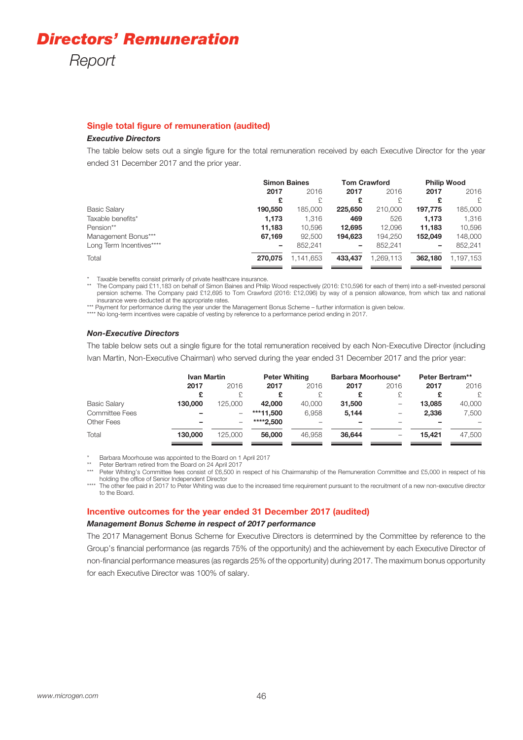# Directors' Remuneration

Report

## Single total figure of remuneration (audited)

### *Executive Directors*

The table below sets out a single figure for the total remuneration received by each Executive Director for the year ended 31 December 2017 and the prior year.

| | Simon Baines | | Tom Crawford | | Philip Wood | |
|---|---|---|---|---|---|---|
| | **2017** | 2016 | **2017** | 2016 | **2017** | 2016 |
| | **£** | £ | **£** | £ | **£** | £ |
| Basic Salary | **190,550** | 185,000 | **225,650** | 210,000 | **197,775** | 185,000 |
| Taxable benefits* | **1,173** | 1,316 | **469** | 526 | **1,173** | 1,316 |
| Pension** | **11,183** | 10,596 | **12,695** | 12,096 | **11,183** | 10,596 |
| Management Bonus*** | **67,169** | 92,500 | **194,623** | 194,250 | **152,049** | 148,000 |
| Long Term Incentives**** | **–** | 852,241 | **–** | 852,241 | **–** | 852,241 |
| Total | **270,075** | 1,141,653 | **433,437** | 1,269,113 | **362,180** | 1,197,153 |

\* Taxable benefits consist primarily of private healthcare insurance.

** The Company paid £11,183 on behalf of Simon Baines and Philip Wood respectively (2016: £10,596 for each of them) into a self-invested personal pension scheme. The Company paid £12,695 to Tom Crawford (2016: £12,096) by way of a pension allowance, from which tax and national insurance were deducted at the appropriate rates.

*** Payment for performance during the year under the Management Bonus Scheme – further information is given below.

**** No long-term incentives were capable of vesting by reference to a performance period ending in 2017.

### *Non-Executive Directors*

The table below sets out a single figure for the total remuneration received by each Non-Executive Director (including Ivan Martin, Non-Executive Chairman) who served during the year ended 31 December 2017 and the prior year:

| | Ivan Martin | | Peter Whiting | | Barbara Moorhouse* | | Peter Bertram** | |
|---|---|---|---|---|---|---|---|---|
| | **2017** | 2016 | **2017** | 2016 | **2017** | 2016 | **2017** | 2016 |
| | **£** | £ | **£** | £ | **£** | £ | **£** | £ |
| Basic Salary | **130,000** | 125,000 | **42,000** | 40,000 | **31,500** | – | **13,085** | 40,000 |
| Committee Fees | **–** | – | ***11,500** | 6,958 | **5,144** | – | **2,336** | 7,500 |
| Other Fees | **–** | – | ******2,500** | – | **–** | – | **–** | – |
| Total | **130,000** | 125,000 | **56,000** | 46,958 | **36,644** | – | **15,421** | 47,500 |

\* Barbara Moorhouse was appointed to the Board on 1 April 2017

** Peter Bertram retired from the Board on 24 April 2017

*** Peter Whiting's Committee fees consist of £6,500 in respect of his Chairmanship of the Remuneration Committee and £5,000 in respect of his holding the office of Senior Independent Director

**** The other fee paid in 2017 to Peter Whiting was due to the increased time requirement pursuant to the recruitment of a new non-executive director to the Board.

## Incentive outcomes for the year ended 31 December 2017 (audited)

### *Management Bonus Scheme in respect of 2017 performance*

The 2017 Management Bonus Scheme for Executive Directors is determined by the Committee by reference to the Group's financial performance (as regards 75% of the opportunity) and the achievement by each Executive Director of non-financial performance measures (as regards 25% of the opportunity) during 2017. The maximum bonus opportunity for each Executive Director was 100% of salary.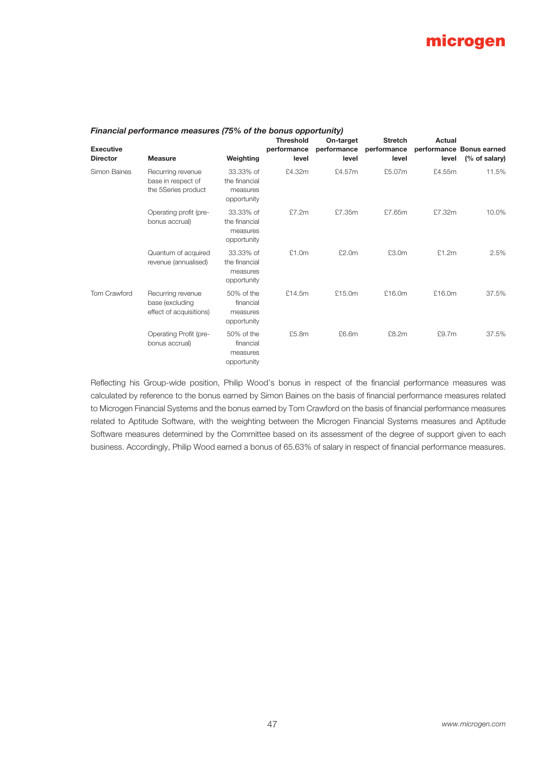***Financial performance measures (75% of the bonus opportunity)***

| Executive Director | Measure | Weighting | Threshold performance level | On-target performance level | Stretch performance level | Actual performance level | Bonus earned (% of salary) |
|---|---|---|---|---|---|---|---|
| Simon Baines | Recurring revenue base in respect of the 5Series product | 33.33% of the financial measures opportunity | £4.32m | £4.57m | £5.07m | £4.55m | 11.5% |
| | Operating profit (pre-bonus accrual) | 33.33% of the financial measures opportunity | £7.2m | £7.35m | £7.65m | £7.32m | 10.0% |
| | Quantum of acquired revenue (annualised) | 33.33% of the financial measures opportunity | £1.0m | £2.0m | £3.0m | £1.2m | 2.5% |
| Tom Crawford | Recurring revenue base (excluding effect of acquisitions) | 50% of the financial measures opportunity | £14.5m | £15.0m | £16.0m | £16.0m | 37.5% |
| | Operating Profit (pre-bonus accrual) | 50% of the financial measures opportunity | £5.8m | £6.6m | £8.2m | £9.7m | 37.5% |

Reflecting his Group-wide position, Philip Wood's bonus in respect of the financial performance measures was calculated by reference to the bonus earned by Simon Baines on the basis of financial performance measures related to Microgen Financial Systems and the bonus earned by Tom Crawford on the basis of financial performance measures related to Aptitude Software, with the weighting between the Microgen Financial Systems measures and Aptitude Software measures determined by the Committee based on its assessment of the degree of support given to each business. Accordingly, Philip Wood earned a bonus of 65.63% of salary in respect of financial performance measures.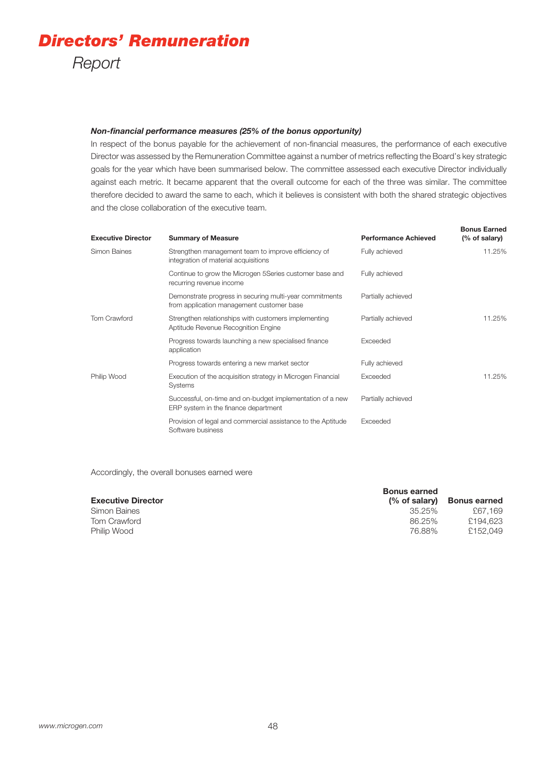# Directors' Remuneration Report

***Non-financial performance measures (25% of the bonus opportunity)***

In respect of the bonus payable for the achievement of non-financial measures, the performance of each executive Director was assessed by the Remuneration Committee against a number of metrics reflecting the Board's key strategic goals for the year which have been summarised below. The committee assessed each executive Director individually against each metric. It became apparent that the overall outcome for each of the three was similar. The committee therefore decided to award the same to each, which it believes is consistent with both the shared strategic objectives and the close collaboration of the executive team.

| Executive Director | Summary of Measure | Performance Achieved | Bonus Earned (% of salary) |
|---|---|---|---|
| Simon Baines | Strengthen management team to improve efficiency of integration of material acquisitions | Fully achieved | 11.25% |
| | Continue to grow the Microgen 5Series customer base and recurring revenue income | Fully achieved | |
| | Demonstrate progress in securing multi-year commitments from application management customer base | Partially achieved | |
| Tom Crawford | Strengthen relationships with customers implementing Aptitude Revenue Recognition Engine | Partially achieved | 11.25% |
| | Progress towards launching a new specialised finance application | Exceeded | |
| | Progress towards entering a new market sector | Fully achieved | |
| Philip Wood | Execution of the acquisition strategy in Microgen Financial Systems | Exceeded | 11.25% |
| | Successful, on-time and on-budget implementation of a new ERP system in the finance department | Partially achieved | |
| | Provision of legal and commercial assistance to the Aptitude Software business | Exceeded | |

Accordingly, the overall bonuses earned were

| Executive Director | Bonus earned (% of salary) | Bonus earned |
|---|---|---|
| Simon Baines | 35.25% | £67,169 |
| Tom Crawford | 86.25% | £194,623 |
| Philip Wood | 76.88% | £152,049 |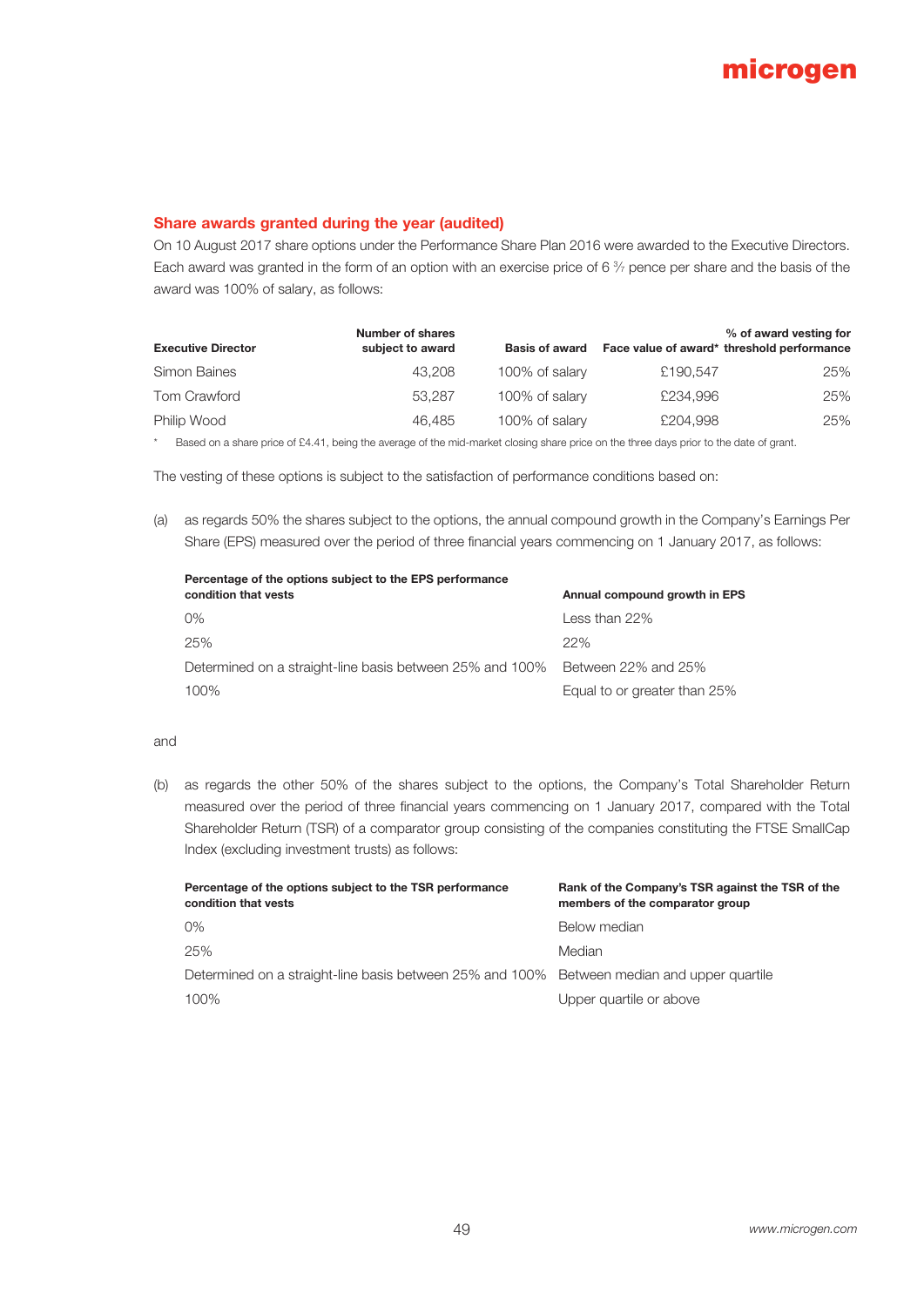## Share awards granted during the year (audited)

On 10 August 2017 share options under the Performance Share Plan 2016 were awarded to the Executive Directors. Each award was granted in the form of an option with an exercise price of 6 $\frac{3}{7}$ pence per share and the basis of the award was 100% of salary, as follows:

| Executive Director | Number of shares subject to award | Basis of award | Face value of award* | % of award vesting for threshold performance |
|---|---|---|---|---|
| Simon Baines | 43,208 | 100% of salary | £190,547 | 25% |
| Tom Crawford | 53,287 | 100% of salary | £234,996 | 25% |
| Philip Wood | 46,485 | 100% of salary | £204,998 | 25% |

\* Based on a share price of £4.41, being the average of the mid-market closing share price on the three days prior to the date of grant.

The vesting of these options is subject to the satisfaction of performance conditions based on:

(a) as regards 50% the shares subject to the options, the annual compound growth in the Company's Earnings Per Share (EPS) measured over the period of three financial years commencing on 1 January 2017, as follows:

| Percentage of the options subject to the EPS performance condition that vests | Annual compound growth in EPS |
|---|---|
| 0% | Less than 22% |
| 25% | 22% |
| Determined on a straight-line basis between 25% and 100% | Between 22% and 25% |
| 100% | Equal to or greater than 25% |

and

(b) as regards the other 50% of the shares subject to the options, the Company's Total Shareholder Return measured over the period of three financial years commencing on 1 January 2017, compared with the Total Shareholder Return (TSR) of a comparator group consisting of the companies constituting the FTSE SmallCap Index (excluding investment trusts) as follows:

| Percentage of the options subject to the TSR performance condition that vests | Rank of the Company's TSR against the TSR of the members of the comparator group |
|---|---|
| 0% | Below median |
| 25% | Median |
| Determined on a straight-line basis between 25% and 100% | Between median and upper quartile |
| 100% | Upper quartile or above |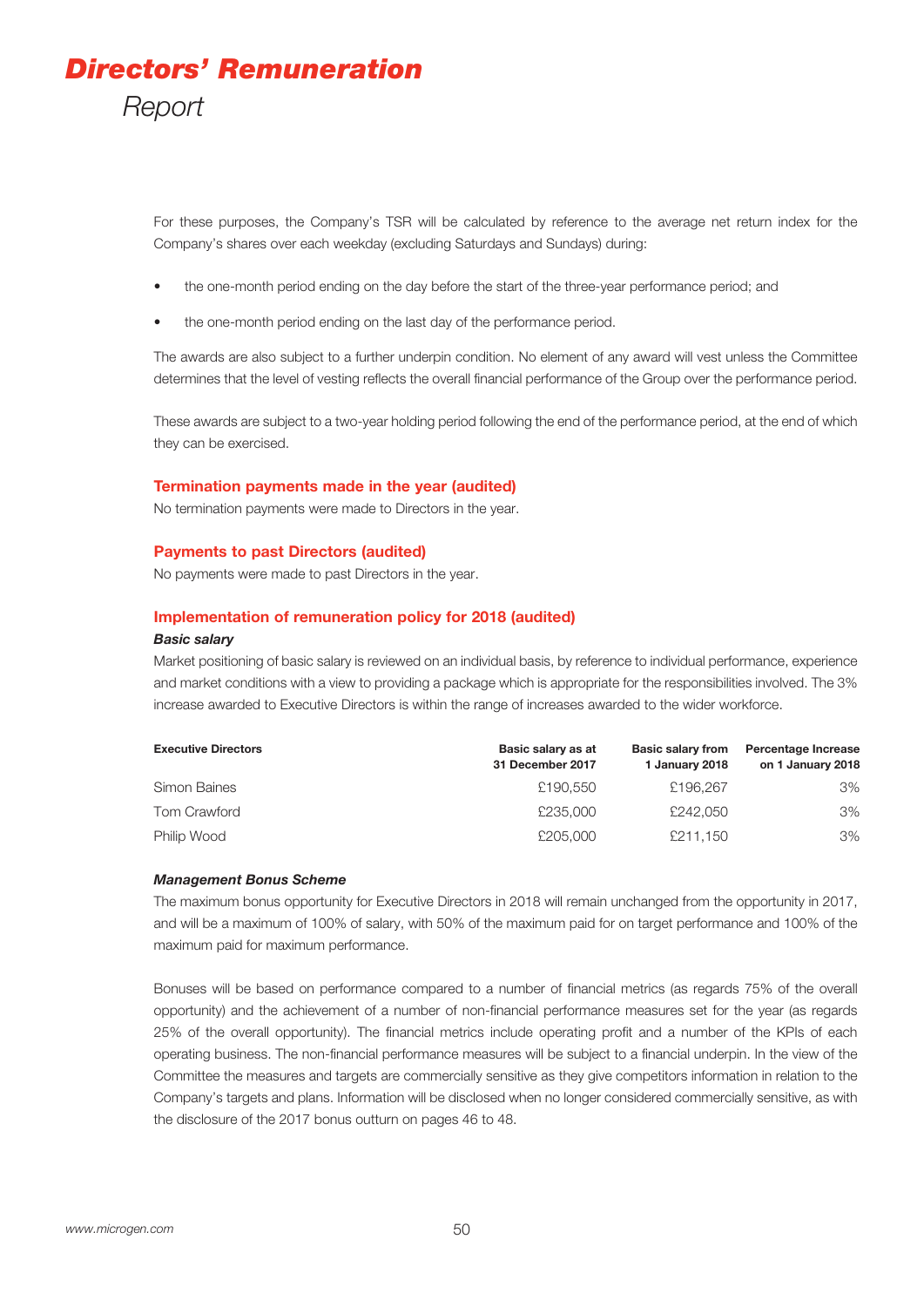For these purposes, the Company's TSR will be calculated by reference to the average net return index for the Company's shares over each weekday (excluding Saturdays and Sundays) during:

- the one-month period ending on the day before the start of the three-year performance period; and
- the one-month period ending on the last day of the performance period.

The awards are also subject to a further underpin condition. No element of any award will vest unless the Committee determines that the level of vesting reflects the overall financial performance of the Group over the performance period.

These awards are subject to a two-year holding period following the end of the performance period, at the end of which they can be exercised.

### Termination payments made in the year (audited)

No termination payments were made to Directors in the year.

### Payments to past Directors (audited)

No payments were made to past Directors in the year.

### Implementation of remuneration policy for 2018 (audited)

#### *Basic salary*

Market positioning of basic salary is reviewed on an individual basis, by reference to individual performance, experience and market conditions with a view to providing a package which is appropriate for the responsibilities involved. The 3% increase awarded to Executive Directors is within the range of increases awarded to the wider workforce.

| Executive Directors | Basic salary as at 31 December 2017 | Basic salary from 1 January 2018 | Percentage Increase on 1 January 2018 |
|---|---|---|---|
| Simon Baines | £190,550 | £196,267 | 3% |
| Tom Crawford | £235,000 | £242,050 | 3% |
| Philip Wood | £205,000 | £211,150 | 3% |

#### *Management Bonus Scheme*

The maximum bonus opportunity for Executive Directors in 2018 will remain unchanged from the opportunity in 2017, and will be a maximum of 100% of salary, with 50% of the maximum paid for on target performance and 100% of the maximum paid for maximum performance.

Bonuses will be based on performance compared to a number of financial metrics (as regards 75% of the overall opportunity) and the achievement of a number of non-financial performance measures set for the year (as regards 25% of the overall opportunity). The financial metrics include operating profit and a number of the KPIs of each operating business. The non-financial performance measures will be subject to a financial underpin. In the view of the Committee the measures and targets are commercially sensitive as they give competitors information in relation to the Company's targets and plans. Information will be disclosed when no longer considered commercially sensitive, as with the disclosure of the 2017 bonus outturn on pages 46 to 48.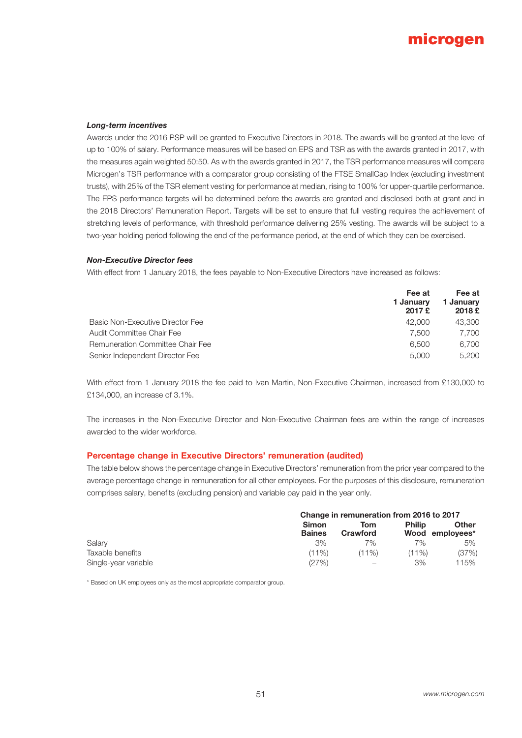#### *Long-term incentives*

Awards under the 2016 PSP will be granted to Executive Directors in 2018. The awards will be granted at the level of up to 100% of salary. Performance measures will be based on EPS and TSR as with the awards granted in 2017, with the measures again weighted 50:50. As with the awards granted in 2017, the TSR performance measures will compare Microgen's TSR performance with a comparator group consisting of the FTSE SmallCap Index (excluding investment trusts), with 25% of the TSR element vesting for performance at median, rising to 100% for upper-quartile performance. The EPS performance targets will be determined before the awards are granted and disclosed both at grant and in the 2018 Directors' Remuneration Report. Targets will be set to ensure that full vesting requires the achievement of stretching levels of performance, with threshold performance delivering 25% vesting. The awards will be subject to a two-year holding period following the end of the performance period, at the end of which they can be exercised.

#### *Non-Executive Director fees*

With effect from 1 January 2018, the fees payable to Non-Executive Directors have increased as follows:

| | Fee at 1 January 2017 £ | Fee at 1 January 2018 £ |
|---|---|---|
| Basic Non-Executive Director Fee | 42,000 | 43,300 |
| Audit Committee Chair Fee | 7,500 | 7,700 |
| Remuneration Committee Chair Fee | 6,500 | 6,700 |
| Senior Independent Director Fee | 5,000 | 5,200 |

With effect from 1 January 2018 the fee paid to Ivan Martin, Non-Executive Chairman, increased from £130,000 to £134,000, an increase of 3.1%.

The increases in the Non-Executive Director and Non-Executive Chairman fees are within the range of increases awarded to the wider workforce.

## Percentage change in Executive Directors' remuneration (audited)

The table below shows the percentage change in Executive Directors' remuneration from the prior year compared to the average percentage change in remuneration for all other employees. For the purposes of this disclosure, remuneration comprises salary, benefits (excluding pension) and variable pay paid in the year only.

| | Change in remuneration from 2016 to 2017 | | | |
|---|---|---|---|---|
| | Simon Baines | Tom Crawford | Philip Wood | Other employees* |
| Salary | 3% | 7% | 7% | 5% |
| Taxable benefits | (11%) | (11%) | (11%) | (37%) |
| Single-year variable | (27%) | – | 3% | 115% |

\* Based on UK employees only as the most appropriate comparator group.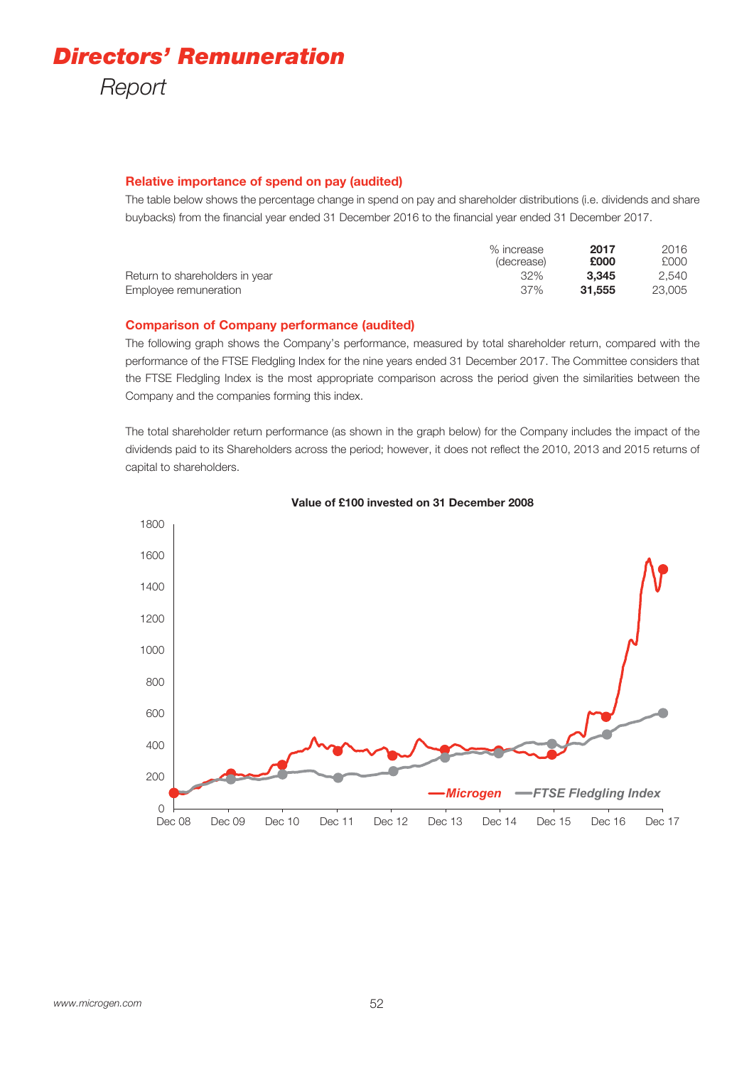# Directors' Remuneration Report

### Relative importance of spend on pay (audited)

The table below shows the percentage change in spend on pay and shareholder distributions (i.e. dividends and share buybacks) from the financial year ended 31 December 2016 to the financial year ended 31 December 2017.

| | % increase (decrease) | **2017 £000** | 2016 £000 |
|---|---|---|---|
| Return to shareholders in year | 32% | **3,345** | 2,540 |
| Employee remuneration | 37% | **31,555** | 23,005 |

### Comparison of Company performance (audited)

The following graph shows the Company's performance, measured by total shareholder return, compared with the performance of the FTSE Fledgling Index for the nine years ended 31 December 2017. The Committee considers that the FTSE Fledgling Index is the most appropriate comparison across the period given the similarities between the Company and the companies forming this index.

The total shareholder return performance (as shown in the graph below) for the Company includes the impact of the dividends paid to its Shareholders across the period; however, it does not reflect the 2010, 2013 and 2015 returns of capital to shareholders.

**Value of £100 invested on 31 December 2008**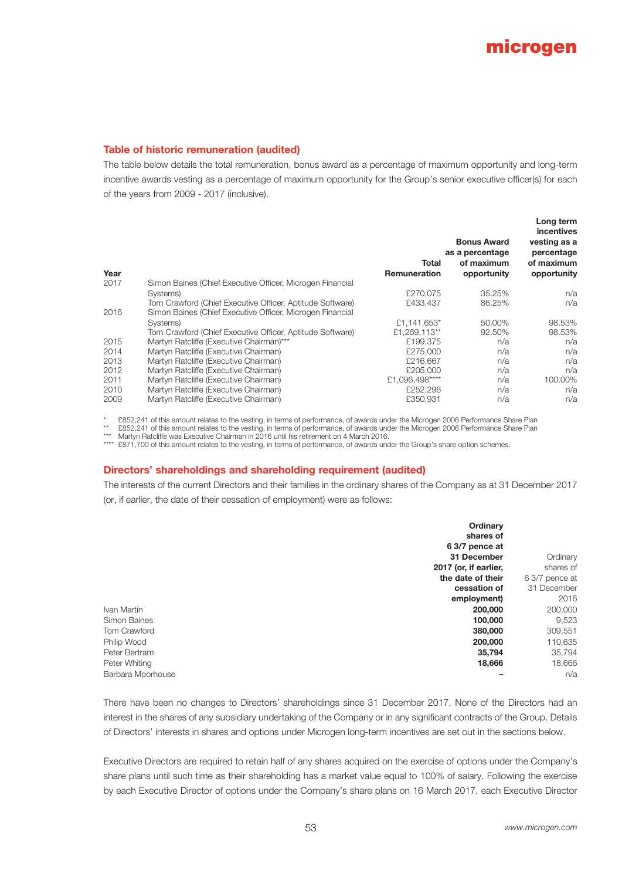## Table of historic remuneration (audited)

The table below details the total remuneration, bonus award as a percentage of maximum opportunity and long-term incentive awards vesting as a percentage of maximum opportunity for the Group's senior executive officer(s) for each of the years from 2009 - 2017 (inclusive).

| Year | | Total Remuneration | Bonus Award as a percentage of maximum opportunity | Long term incentives vesting as a percentage of maximum opportunity |
|---|---|---|---|---|
| 2017 | Simon Baines (Chief Executive Officer, Microgen Financial Systems) | £270,075 | 35.25% | n/a |
| | Tom Crawford (Chief Executive Officer, Aptitude Software) | £433,437 | 86.25% | n/a |
| 2016 | Simon Baines (Chief Executive Officer, Microgen Financial Systems) | £1,141,653* | 50.00% | 98.53% |
| | Tom Crawford (Chief Executive Officer, Aptitude Software) | £1,269,113** | 92.50% | 98.53% |
| 2015 | Martyn Ratcliffe (Executive Chairman)*** | £199,375 | n/a | n/a |
| 2014 | Martyn Ratcliffe (Executive Chairman) | £275,000 | n/a | n/a |
| 2013 | Martyn Ratcliffe (Executive Chairman) | £216,667 | n/a | n/a |
| 2012 | Martyn Ratcliffe (Executive Chairman) | £205,000 | n/a | n/a |
| 2011 | Martyn Ratcliffe (Executive Chairman) | £1,096,498**** | n/a | 100.00% |
| 2010 | Martyn Ratcliffe (Executive Chairman) | £252,296 | n/a | n/a |
| 2009 | Martyn Ratcliffe (Executive Chairman) | £350,931 | n/a | n/a |

\* £852,241 of this amount relates to the vesting, in terms of performance, of awards under the Microgen 2006 Performance Share Plan
** £852,241 of this amount relates to the vesting, in terms of performance, of awards under the Microgen 2006 Performance Share Plan
*** Martyn Ratcliffe was Executive Chairman in 2016 until his retirement on 4 March 2016.
**** £871,700 of this amount relates to the vesting, in terms of performance, of awards under the Group's share option schemes.

## Directors' shareholdings and shareholding requirement (audited)

The interests of the current Directors and their families in the ordinary shares of the Company as at 31 December 2017 (or, if earlier, the date of their cessation of employment) were as follows:

| | **Ordinary shares of 6 3/7 pence at 31 December 2017 (or, if earlier, the date of their cessation of employment)** | Ordinary shares of 6 3/7 pence at 31 December 2016 |
|---|---|---|
| Ivan Martin | **200,000** | 200,000 |
| Simon Baines | **100,000** | 9,523 |
| Tom Crawford | **380,000** | 309,551 |
| Philip Wood | **200,000** | 110,635 |
| Peter Bertram | **35,794** | 35,794 |
| Peter Whiting | **18,666** | 18,666 |
| Barbara Moorhouse | **–** | n/a |

There have been no changes to Directors' shareholdings since 31 December 2017. None of the Directors had an interest in the shares of any subsidiary undertaking of the Company or in any significant contracts of the Group. Details of Directors' interests in shares and options under Microgen long-term incentives are set out in the sections below.

Executive Directors are required to retain half of any shares acquired on the exercise of options under the Company's share plans until such time as their shareholding has a market value equal to 100% of salary. Following the exercise by each Executive Director of options under the Company's share plans on 16 March 2017, each Executive Director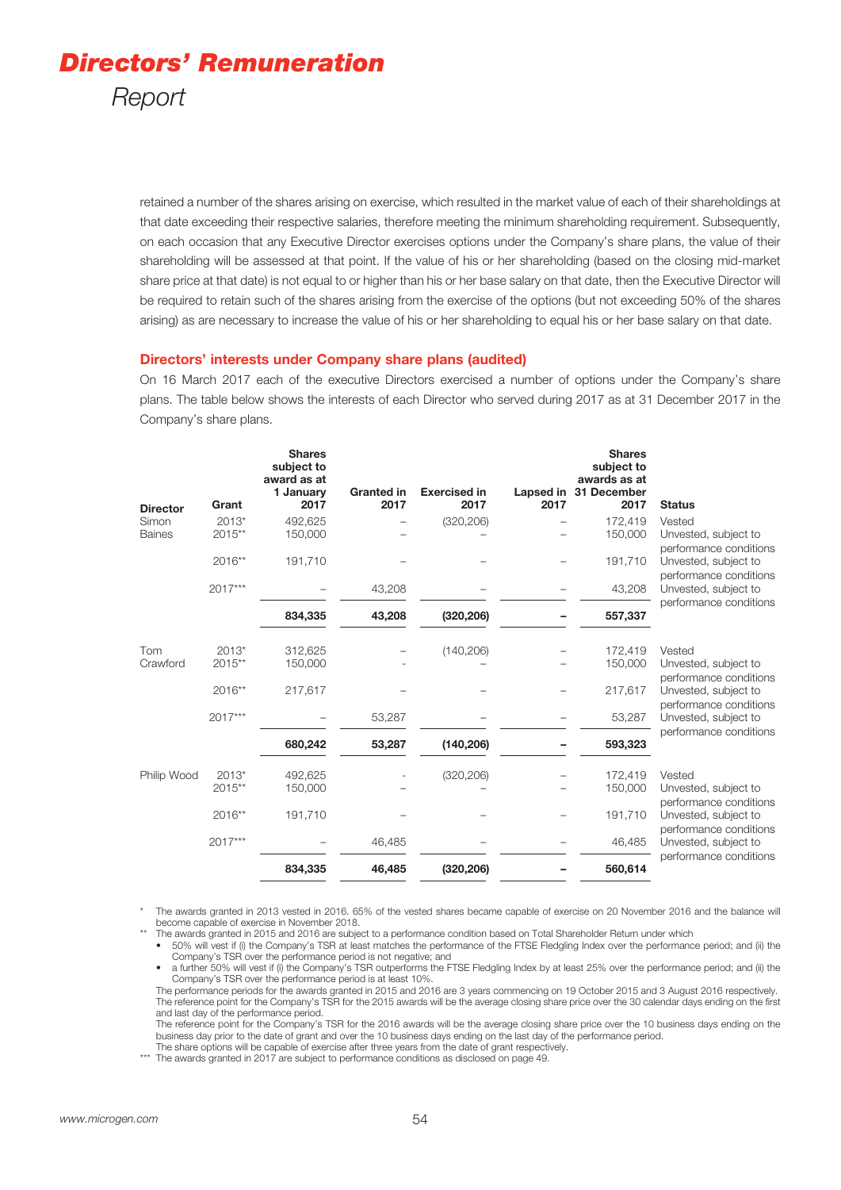retained a number of the shares arising on exercise, which resulted in the market value of each of their shareholdings at that date exceeding their respective salaries, therefore meeting the minimum shareholding requirement. Subsequently, on each occasion that any Executive Director exercises options under the Company's share plans, the value of their shareholding will be assessed at that point. If the value of his or her shareholding (based on the closing mid-market share price at that date) is not equal to or higher than his or her base salary on that date, then the Executive Director will be required to retain such of the shares arising from the exercise of the options (but not exceeding 50% of the shares arising) as are necessary to increase the value of his or her shareholding to equal his or her base salary on that date.

## Directors' interests under Company share plans (audited)

On 16 March 2017 each of the executive Directors exercised a number of options under the Company's share plans. The table below shows the interests of each Director who served during 2017 as at 31 December 2017 in the Company's share plans.

| Director | Grant | Shares subject to award as at 1 January 2017 | Granted in 2017 | Exercised in 2017 | Lapsed in 2017 | Shares subject to awards as at 31 December 2017 | Status |
|---|---|---|---|---|---|---|---|
| Simon Baines | 2013* | 492,625 | – | (320,206) | – | 172,419 | Vested |
| | 2015** | 150,000 | – | – | – | 150,000 | Unvested, subject to performance conditions |
| | 2016** | 191,710 | – | – | – | 191,710 | Unvested, subject to performance conditions |
| | 2017*** | – | 43,208 | – | – | 43,208 | Unvested, subject to performance conditions |
| | | **834,335** | **43,208** | **(320,206)** | **–** | **557,337** | |
| Tom Crawford | 2013* | 312,625 | – | (140,206) | – | 172,419 | Vested |
| | 2015** | 150,000 | - | – | – | 150,000 | Unvested, subject to performance conditions |
| | 2016** | 217,617 | – | – | – | 217,617 | Unvested, subject to performance conditions |
| | 2017*** | – | 53,287 | – | – | 53,287 | Unvested, subject to performance conditions |
| | | **680,242** | **53,287** | **(140,206)** | **–** | **593,323** | |
| Philip Wood | 2013* | 492,625 | - | (320,206) | – | 172,419 | Vested |
| | 2015** | 150,000 | – | – | – | 150,000 | Unvested, subject to performance conditions |
| | 2016** | 191,710 | – | – | – | 191,710 | Unvested, subject to performance conditions |
| | 2017*** | – | 46,485 | – | – | 46,485 | Unvested, subject to performance conditions |
| | | **834,335** | **46,485** | **(320,206)** | **–** | **560,614** | |

\* The awards granted in 2013 vested in 2016. 65% of the vested shares became capable of exercise on 20 November 2016 and the balance will become capable of exercise in November 2018.

** The awards granted in 2015 and 2016 are subject to a performance condition based on Total Shareholder Return under which

- 50% will vest if (i) the Company's TSR at least matches the performance of the FTSE Fledgling Index over the performance period; and (ii) the Company's TSR over the performance period is not negative; and
- a further 50% will vest if (i) the Company's TSR outperforms the FTSE Fledgling Index by at least 25% over the performance period; and (ii) the Company's TSR over the performance period is at least 10%.

The performance periods for the awards granted in 2015 and 2016 are 3 years commencing on 19 October 2015 and 3 August 2016 respectively. The reference point for the Company's TSR for the 2015 awards will be the average closing share price over the 30 calendar days ending on the first and last day of the performance period.

The reference point for the Company's TSR for the 2016 awards will be the average closing share price over the 10 business days ending on the business day prior to the date of grant and over the 10 business days ending on the last day of the performance period.

The share options will be capable of exercise after three years from the date of grant respectively.

*** The awards granted in 2017 are subject to performance conditions as disclosed on page 49.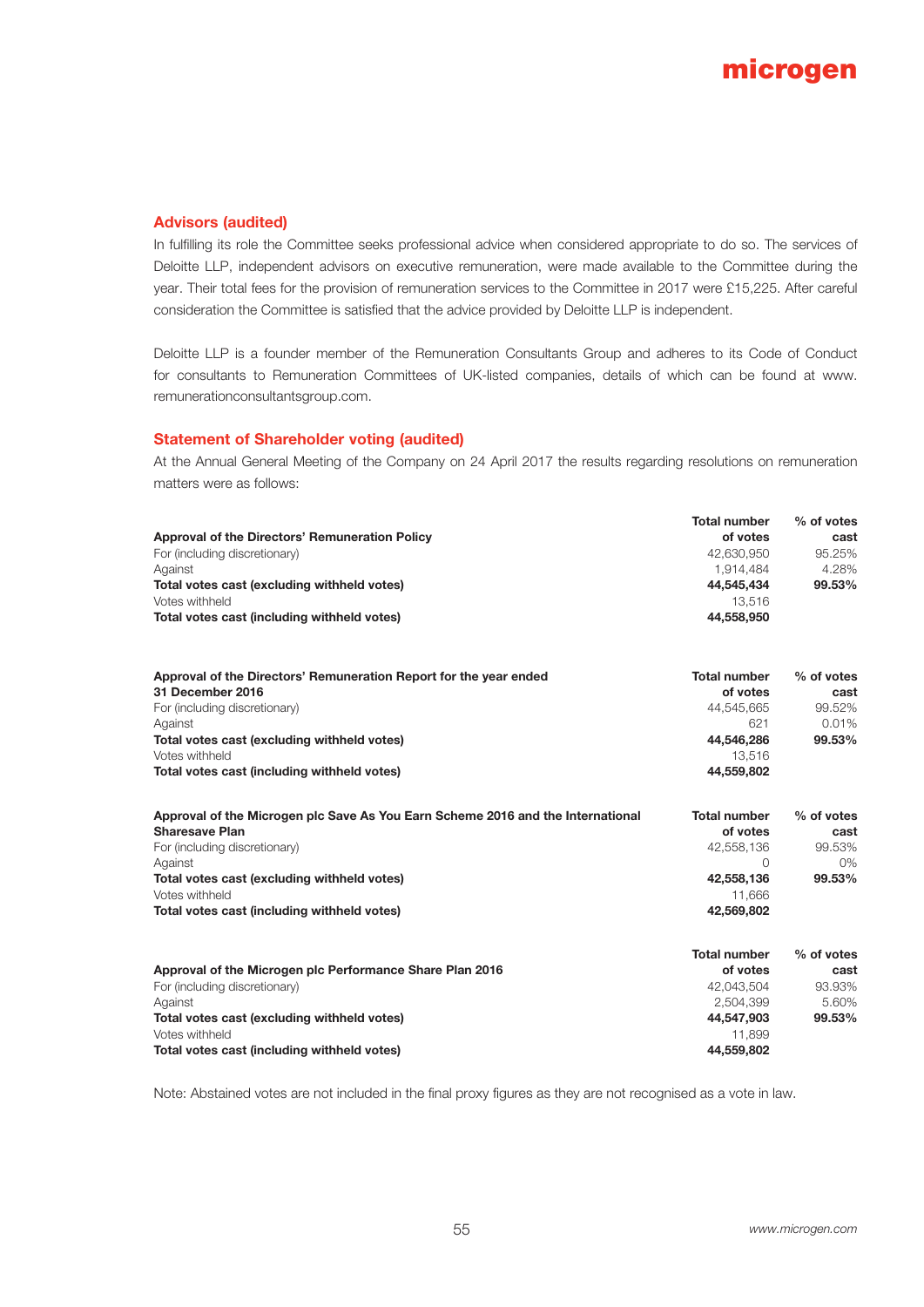## Advisors (audited)

In fulfilling its role the Committee seeks professional advice when considered appropriate to do so. The services of Deloitte LLP, independent advisors on executive remuneration, were made available to the Committee during the year. Their total fees for the provision of remuneration services to the Committee in 2017 were £15,225. After careful consideration the Committee is satisfied that the advice provided by Deloitte LLP is independent.

Deloitte LLP is a founder member of the Remuneration Consultants Group and adheres to its Code of Conduct for consultants to Remuneration Committees of UK-listed companies, details of which can be found at www.remunerationconsultantsgroup.com.

## Statement of Shareholder voting (audited)

At the Annual General Meeting of the Company on 24 April 2017 the results regarding resolutions on remuneration matters were as follows:

| **Approval of the Directors' Remuneration Policy** | **Total number of votes** | **% of votes cast** |
|---|---|---|
| For (including discretionary) | 42,630,950 | 95.25% |
| Against | 1,914,484 | 4.28% |
| **Total votes cast (excluding withheld votes)** | **44,545,434** | **99.53%** |
| Votes withheld | 13,516 | |
| **Total votes cast (including withheld votes)** | **44,558,950** | |

| **Approval of the Directors' Remuneration Report for the year ended 31 December 2016** | **Total number of votes** | **% of votes cast** |
|---|---|---|
| For (including discretionary) | 44,545,665 | 99.52% |
| Against | 621 | 0.01% |
| **Total votes cast (excluding withheld votes)** | **44,546,286** | **99.53%** |
| Votes withheld | 13,516 | |
| **Total votes cast (including withheld votes)** | **44,559,802** | |

| **Approval of the Microgen plc Save As You Earn Scheme 2016 and the International Sharesave Plan** | **Total number of votes** | **% of votes cast** |
|---|---|---|
| For (including discretionary) | 42,558,136 | 99.53% |
| Against | 0 | 0% |
| **Total votes cast (excluding withheld votes)** | **42,558,136** | **99.53%** |
| Votes withheld | 11,666 | |
| **Total votes cast (including withheld votes)** | **42,569,802** | |

| **Approval of the Microgen plc Performance Share Plan 2016** | **Total number of votes** | **% of votes cast** |
|---|---|---|
| For (including discretionary) | 42,043,504 | 93.93% |
| Against | 2,504,399 | 5.60% |
| **Total votes cast (excluding withheld votes)** | **44,547,903** | **99.53%** |
| Votes withheld | 11,899 | |
| **Total votes cast (including withheld votes)** | **44,559,802** | |

Note: Abstained votes are not included in the final proxy figures as they are not recognised as a vote in law.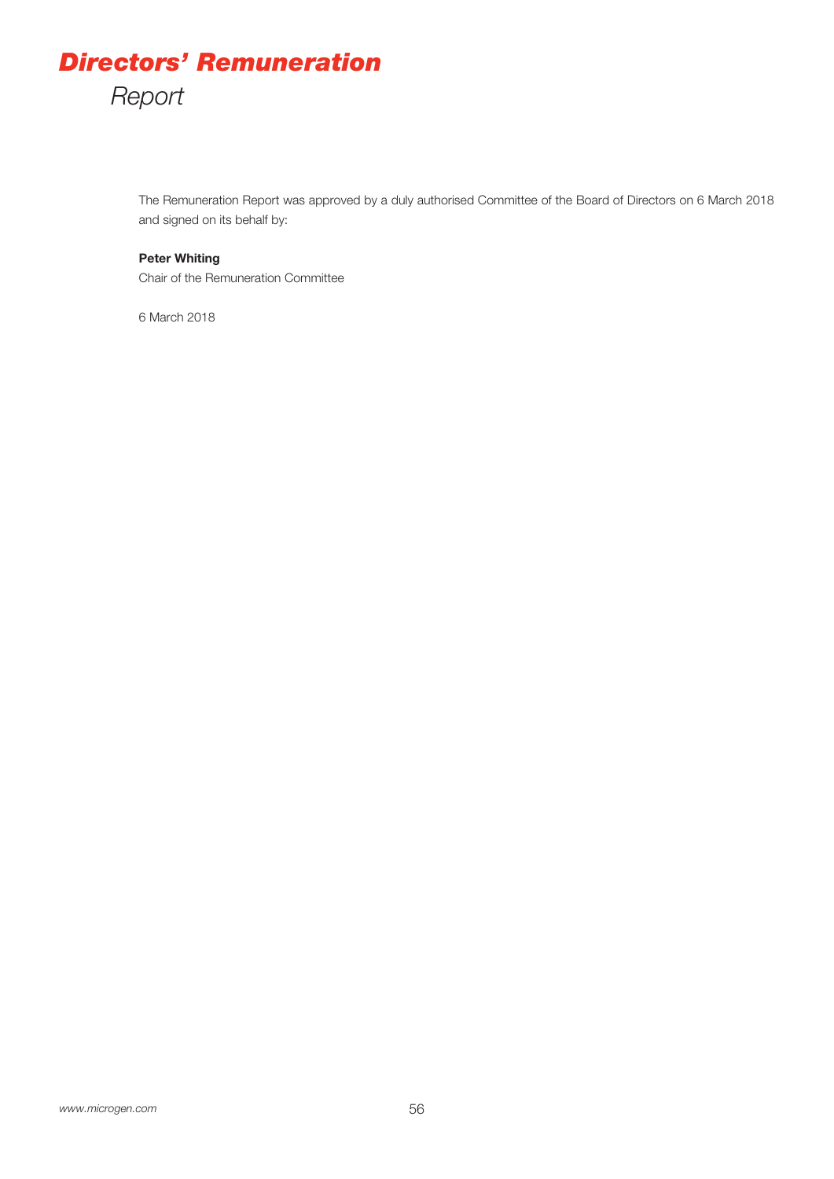# *Directors' Remuneration*

*Report*

The Remuneration Report was approved by a duly authorised Committee of the Board of Directors on 6 March 2018 and signed on its behalf by:

**Peter Whiting**

Chair of the Remuneration Committee

6 March 2018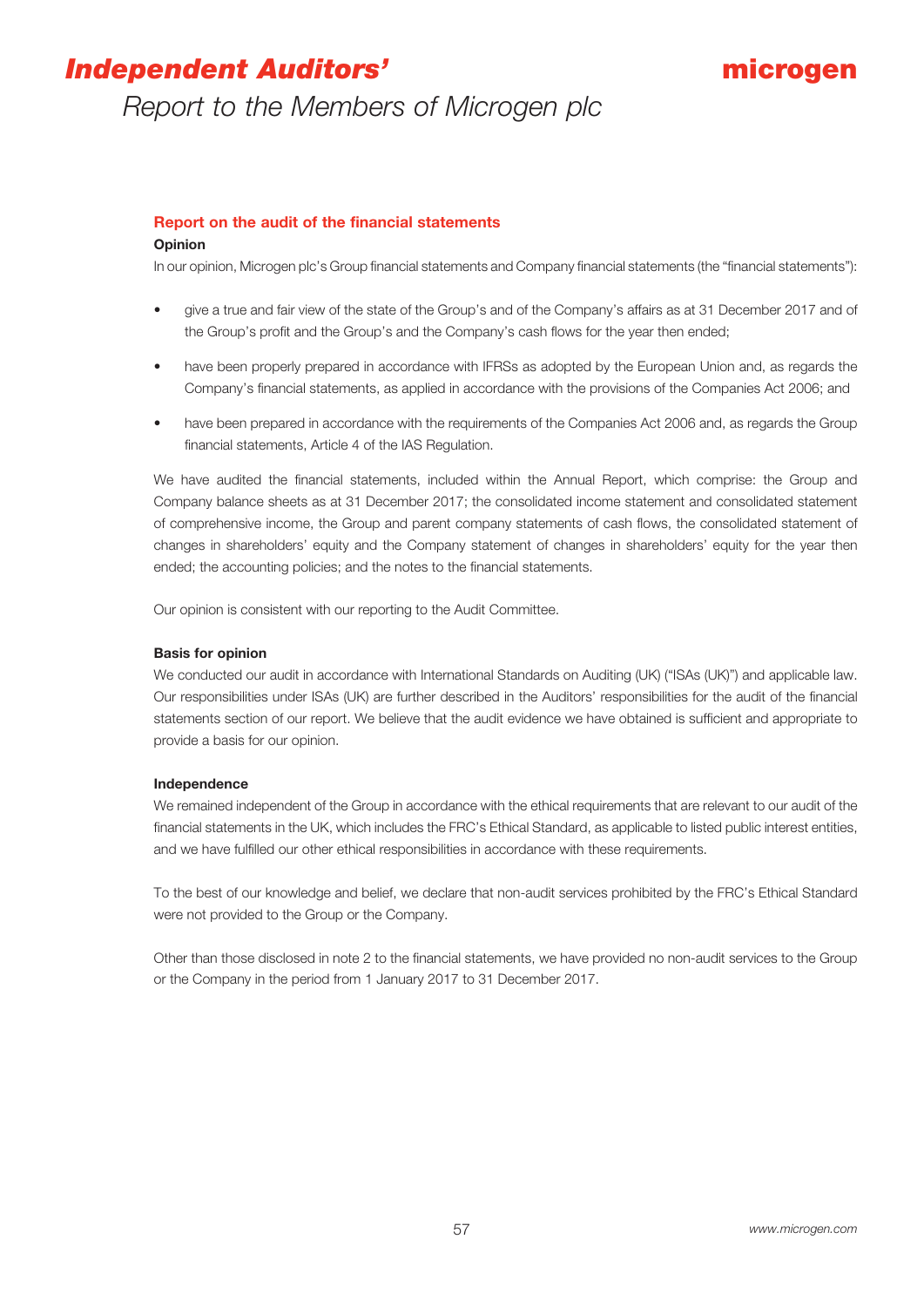# Independent Auditors' Report to the Members of Microgen plc

## Report on the audit of the financial statements

### Opinion

In our opinion, Microgen plc's Group financial statements and Company financial statements (the "financial statements"):

- give a true and fair view of the state of the Group's and of the Company's affairs as at 31 December 2017 and of the Group's profit and the Group's and the Company's cash flows for the year then ended;
- have been properly prepared in accordance with IFRSs as adopted by the European Union and, as regards the Company's financial statements, as applied in accordance with the provisions of the Companies Act 2006; and
- have been prepared in accordance with the requirements of the Companies Act 2006 and, as regards the Group financial statements, Article 4 of the IAS Regulation.

We have audited the financial statements, included within the Annual Report, which comprise: the Group and Company balance sheets as at 31 December 2017; the consolidated income statement and consolidated statement of comprehensive income, the Group and parent company statements of cash flows, the consolidated statement of changes in shareholders' equity and the Company statement of changes in shareholders' equity for the year then ended; the accounting policies; and the notes to the financial statements.

Our opinion is consistent with our reporting to the Audit Committee.

### Basis for opinion

We conducted our audit in accordance with International Standards on Auditing (UK) ("ISAs (UK)") and applicable law. Our responsibilities under ISAs (UK) are further described in the Auditors' responsibilities for the audit of the financial statements section of our report. We believe that the audit evidence we have obtained is sufficient and appropriate to provide a basis for our opinion.

### Independence

We remained independent of the Group in accordance with the ethical requirements that are relevant to our audit of the financial statements in the UK, which includes the FRC's Ethical Standard, as applicable to listed public interest entities, and we have fulfilled our other ethical responsibilities in accordance with these requirements.

To the best of our knowledge and belief, we declare that non-audit services prohibited by the FRC's Ethical Standard were not provided to the Group or the Company.

Other than those disclosed in note 2 to the financial statements, we have provided no non-audit services to the Group or the Company in the period from 1 January 2017 to 31 December 2017.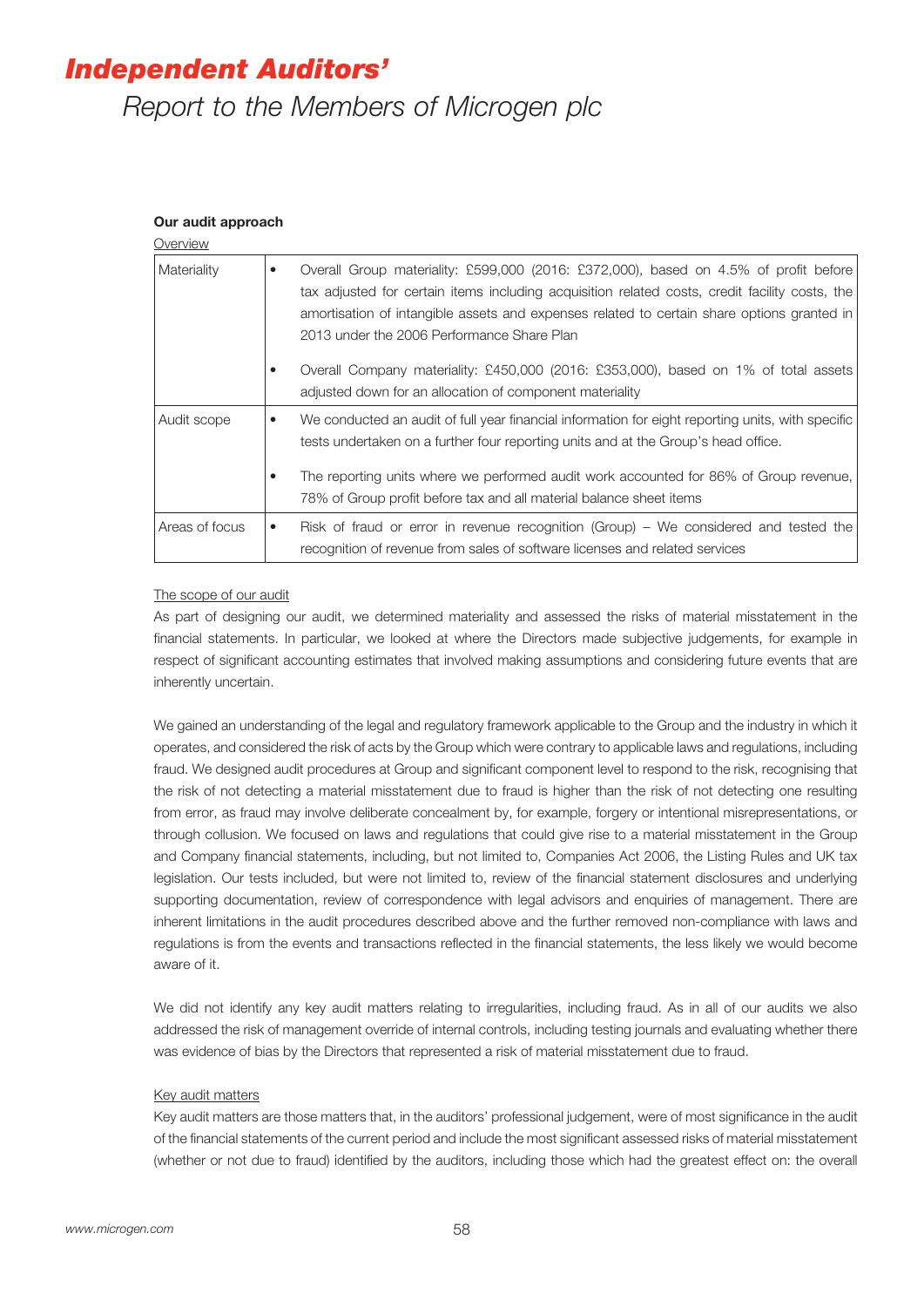# *Independent Auditors'*

*Report to the Members of Microgen plc*

**Our audit approach**

Overview

| | |
|---|---|
| Materiality | • Overall Group materiality: £599,000 (2016: £372,000), based on 4.5% of profit before tax adjusted for certain items including acquisition related costs, credit facility costs, the amortisation of intangible assets and expenses related to certain share options granted in 2013 under the 2006 Performance Share Plan<br><br>• Overall Company materiality: £450,000 (2016: £353,000), based on 1% of total assets adjusted down for an allocation of component materiality |
| Audit scope | • We conducted an audit of full year financial information for eight reporting units, with specific tests undertaken on a further four reporting units and at the Group's head office.<br><br>• The reporting units where we performed audit work accounted for 86% of Group revenue, 78% of Group profit before tax and all material balance sheet items |
| Areas of focus | • Risk of fraud or error in revenue recognition (Group) – We considered and tested the recognition of revenue from sales of software licenses and related services |

The scope of our audit

As part of designing our audit, we determined materiality and assessed the risks of material misstatement in the financial statements. In particular, we looked at where the Directors made subjective judgements, for example in respect of significant accounting estimates that involved making assumptions and considering future events that are inherently uncertain.

We gained an understanding of the legal and regulatory framework applicable to the Group and the industry in which it operates, and considered the risk of acts by the Group which were contrary to applicable laws and regulations, including fraud. We designed audit procedures at Group and significant component level to respond to the risk, recognising that the risk of not detecting a material misstatement due to fraud is higher than the risk of not detecting one resulting from error, as fraud may involve deliberate concealment by, for example, forgery or intentional misrepresentations, or through collusion. We focused on laws and regulations that could give rise to a material misstatement in the Group and Company financial statements, including, but not limited to, Companies Act 2006, the Listing Rules and UK tax legislation. Our tests included, but were not limited to, review of the financial statement disclosures and underlying supporting documentation, review of correspondence with legal advisors and enquiries of management. There are inherent limitations in the audit procedures described above and the further removed non-compliance with laws and regulations is from the events and transactions reflected in the financial statements, the less likely we would become aware of it.

We did not identify any key audit matters relating to irregularities, including fraud. As in all of our audits we also addressed the risk of management override of internal controls, including testing journals and evaluating whether there was evidence of bias by the Directors that represented a risk of material misstatement due to fraud.

Key audit matters

Key audit matters are those matters that, in the auditors' professional judgement, were of most significance in the audit of the financial statements of the current period and include the most significant assessed risks of material misstatement (whether or not due to fraud) identified by the auditors, including those which had the greatest effect on: the overall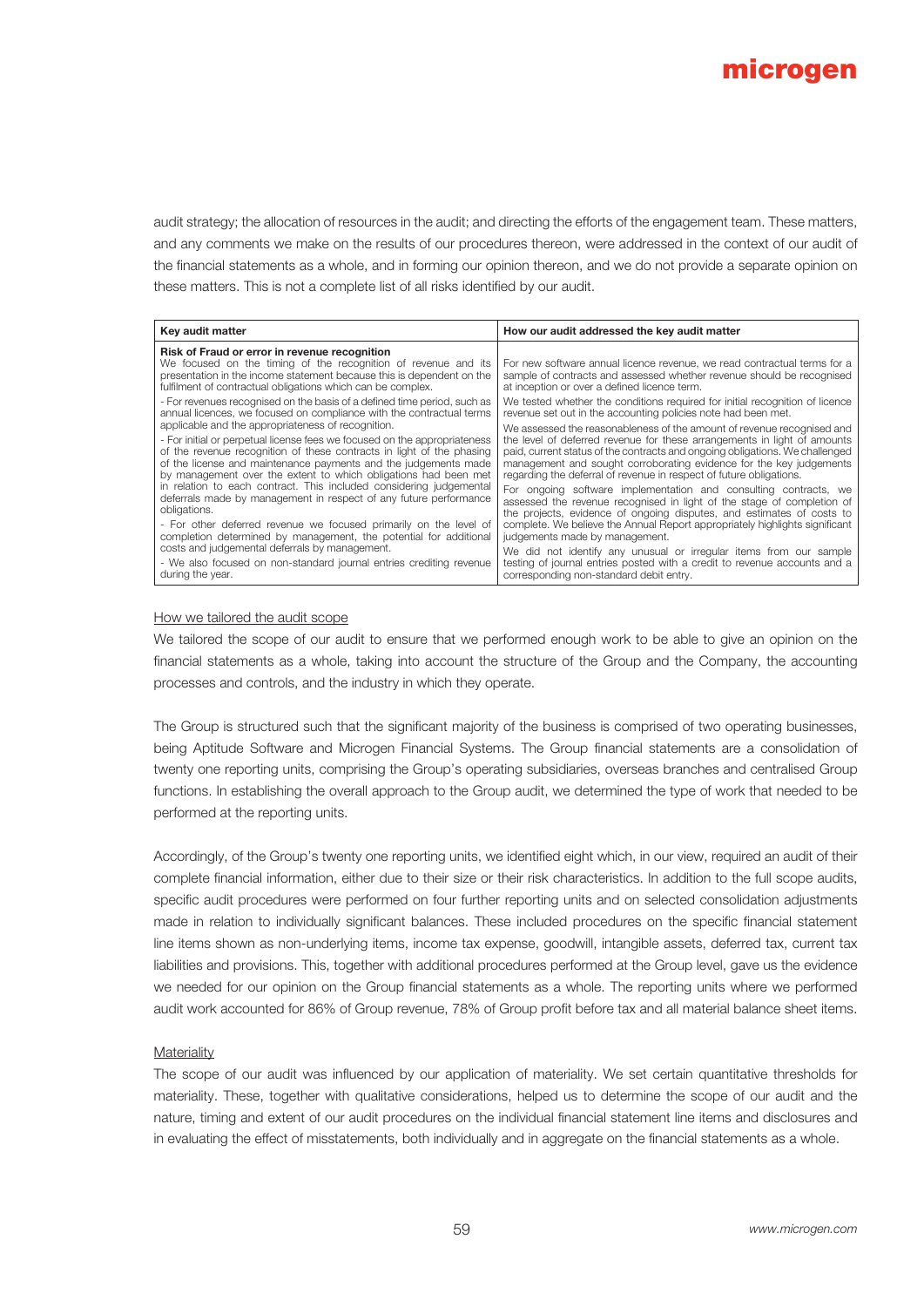audit strategy; the allocation of resources in the audit; and directing the efforts of the engagement team. These matters, and any comments we make on the results of our procedures thereon, were addressed in the context of our audit of the financial statements as a whole, and in forming our opinion thereon, and we do not provide a separate opinion on these matters. This is not a complete list of all risks identified by our audit.

| Key audit matter | How our audit addressed the key audit matter |
|---|---|
| **Risk of Fraud or error in revenue recognition**<br>We focused on the timing of the recognition of revenue and its presentation in the income statement because this is dependent on the fulfilment of contractual obligations which can be complex.<br>- For revenues recognised on the basis of a defined time period, such as annual licences, we focused on compliance with the contractual terms applicable and the appropriateness of recognition.<br>- For initial or perpetual license fees we focused on the appropriateness of the revenue recognition of these contracts in light of the phasing of the license and maintenance payments and the judgements made by management over the extent to which obligations had been met in relation to each contract. This included considering judgemental deferrals made by management in respect of any future performance obligations.<br>- For other deferred revenue we focused primarily on the level of completion determined by management, the potential for additional costs and judgemental deferrals by management.<br>- We also focused on non-standard journal entries crediting revenue during the year. | For new software annual licence revenue, we read contractual terms for a sample of contracts and assessed whether revenue should be recognised at inception or over a defined licence term.<br>We tested whether the conditions required for initial recognition of licence revenue set out in the accounting policies note had been met.<br>We assessed the reasonableness of the amount of revenue recognised and the level of deferred revenue for these arrangements in light of amounts paid, current status of the contracts and ongoing obligations. We challenged management and sought corroborating evidence for the key judgements regarding the deferral of revenue in respect of future obligations.<br>For ongoing software implementation and consulting contracts, we assessed the revenue recognised in light of the stage of completion of the projects, evidence of ongoing disputes, and estimates of costs to complete. We believe the Annual Report appropriately highlights significant judgements made by management.<br>We did not identify any unusual or irregular items from our sample testing of journal entries posted with a credit to revenue accounts and a corresponding non-standard debit entry. |

How we tailored the audit scope

We tailored the scope of our audit to ensure that we performed enough work to be able to give an opinion on the financial statements as a whole, taking into account the structure of the Group and the Company, the accounting processes and controls, and the industry in which they operate.

The Group is structured such that the significant majority of the business is comprised of two operating businesses, being Aptitude Software and Microgen Financial Systems. The Group financial statements are a consolidation of twenty one reporting units, comprising the Group's operating subsidiaries, overseas branches and centralised Group functions. In establishing the overall approach to the Group audit, we determined the type of work that needed to be performed at the reporting units.

Accordingly, of the Group's twenty one reporting units, we identified eight which, in our view, required an audit of their complete financial information, either due to their size or their risk characteristics. In addition to the full scope audits, specific audit procedures were performed on four further reporting units and on selected consolidation adjustments made in relation to individually significant balances. These included procedures on the specific financial statement line items shown as non-underlying items, income tax expense, goodwill, intangible assets, deferred tax, current tax liabilities and provisions. This, together with additional procedures performed at the Group level, gave us the evidence we needed for our opinion on the Group financial statements as a whole. The reporting units where we performed audit work accounted for 86% of Group revenue, 78% of Group profit before tax and all material balance sheet items.

Materiality

The scope of our audit was influenced by our application of materiality. We set certain quantitative thresholds for materiality. These, together with qualitative considerations, helped us to determine the scope of our audit and the nature, timing and extent of our audit procedures on the individual financial statement line items and disclosures and in evaluating the effect of misstatements, both individually and in aggregate on the financial statements as a whole.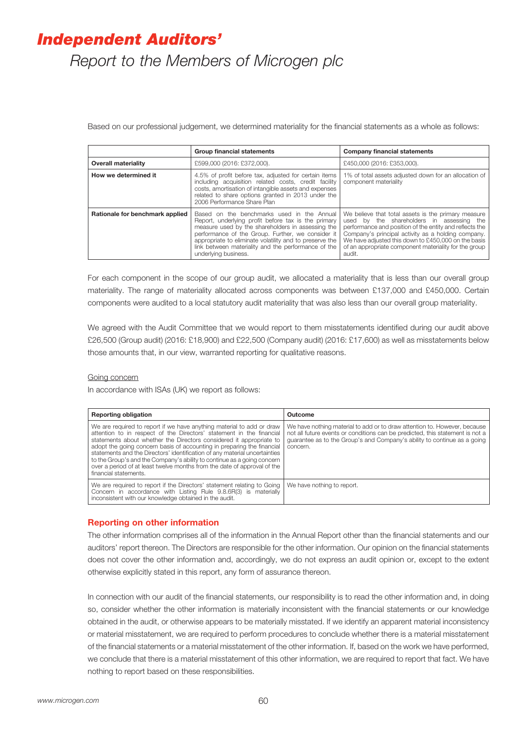Based on our professional judgement, we determined materiality for the financial statements as a whole as follows:

| | Group financial statements | Company financial statements |
|---|---|---|
| **Overall materiality** | £599,000 (2016: £372,000). | £450,000 (2016: £353,000). |
| **How we determined it** | 4.5% of profit before tax, adjusted for certain items including acquisition related costs, credit facility costs, amortisation of intangible assets and expenses related to share options granted in 2013 under the 2006 Performance Share Plan | 1% of total assets adjusted down for an allocation of component materiality |
| **Rationale for benchmark applied** | Based on the benchmarks used in the Annual Report, underlying profit before tax is the primary measure used by the shareholders in assessing the performance of the Group. Further, we consider it appropriate to eliminate volatility and to preserve the link between materiality and the performance of the underlying business. | We believe that total assets is the primary measure used by the shareholders in assessing the performance and position of the entity and reflects the Company's principal activity as a holding company. We have adjusted this down to £450,000 on the basis of an appropriate component materiality for the group audit. |

For each component in the scope of our group audit, we allocated a materiality that is less than our overall group materiality. The range of materiality allocated across components was between £137,000 and £450,000. Certain components were audited to a local statutory audit materiality that was also less than our overall group materiality.

We agreed with the Audit Committee that we would report to them misstatements identified during our audit above £26,500 (Group audit) (2016: £18,900) and £22,500 (Company audit) (2016: £17,600) as well as misstatements below those amounts that, in our view, warranted reporting for qualitative reasons.

Going concern

In accordance with ISAs (UK) we report as follows:

| Reporting obligation | Outcome |
|---|---|
| We are required to report if we have anything material to add or draw attention to in respect of the Directors' statement in the financial statements about whether the Directors considered it appropriate to adopt the going concern basis of accounting in preparing the financial statements and the Directors' identification of any material uncertainties to the Group's and the Company's ability to continue as a going concern over a period of at least twelve months from the date of approval of the financial statements. | We have nothing material to add or to draw attention to. However, because not all future events or conditions can be predicted, this statement is not a guarantee as to the Group's and Company's ability to continue as a going concern. |
| We are required to report if the Directors' statement relating to Going Concern in accordance with Listing Rule 9.8.6R(3) is materially inconsistent with our knowledge obtained in the audit. | We have nothing to report. |

## Reporting on other information

The other information comprises all of the information in the Annual Report other than the financial statements and our auditors' report thereon. The Directors are responsible for the other information. Our opinion on the financial statements does not cover the other information and, accordingly, we do not express an audit opinion or, except to the extent otherwise explicitly stated in this report, any form of assurance thereon.

In connection with our audit of the financial statements, our responsibility is to read the other information and, in doing so, consider whether the other information is materially inconsistent with the financial statements or our knowledge obtained in the audit, or otherwise appears to be materially misstated. If we identify an apparent material inconsistency or material misstatement, we are required to perform procedures to conclude whether there is a material misstatement of the financial statements or a material misstatement of the other information. If, based on the work we have performed, we conclude that there is a material misstatement of this other information, we are required to report that fact. We have nothing to report based on these responsibilities.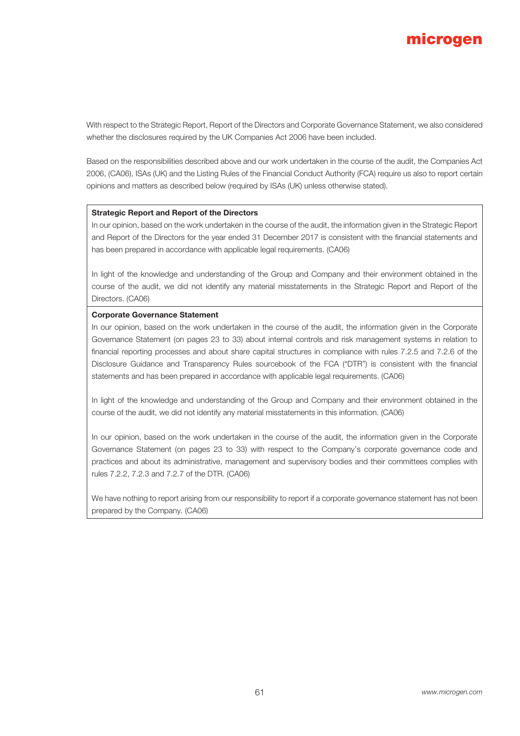With respect to the Strategic Report, Report of the Directors and Corporate Governance Statement, we also considered whether the disclosures required by the UK Companies Act 2006 have been included.

Based on the responsibilities described above and our work undertaken in the course of the audit, the Companies Act 2006, (CA06), ISAs (UK) and the Listing Rules of the Financial Conduct Authority (FCA) require us also to report certain opinions and matters as described below (required by ISAs (UK) unless otherwise stated).

**Strategic Report and Report of the Directors**

In our opinion, based on the work undertaken in the course of the audit, the information given in the Strategic Report and Report of the Directors for the year ended 31 December 2017 is consistent with the financial statements and has been prepared in accordance with applicable legal requirements. (CA06)

In light of the knowledge and understanding of the Group and Company and their environment obtained in the course of the audit, we did not identify any material misstatements in the Strategic Report and Report of the Directors. (CA06)

**Corporate Governance Statement**

In our opinion, based on the work undertaken in the course of the audit, the information given in the Corporate Governance Statement (on pages 23 to 33) about internal controls and risk management systems in relation to financial reporting processes and about share capital structures in compliance with rules 7.2.5 and 7.2.6 of the Disclosure Guidance and Transparency Rules sourcebook of the FCA ("DTR") is consistent with the financial statements and has been prepared in accordance with applicable legal requirements. (CA06)

In light of the knowledge and understanding of the Group and Company and their environment obtained in the course of the audit, we did not identify any material misstatements in this information. (CA06)

In our opinion, based on the work undertaken in the course of the audit, the information given in the Corporate Governance Statement (on pages 23 to 33) with respect to the Company's corporate governance code and practices and about its administrative, management and supervisory bodies and their committees complies with rules 7.2.2, 7.2.3 and 7.2.7 of the DTR. (CA06)

We have nothing to report arising from our responsibility to report if a corporate governance statement has not been prepared by the Company. (CA06)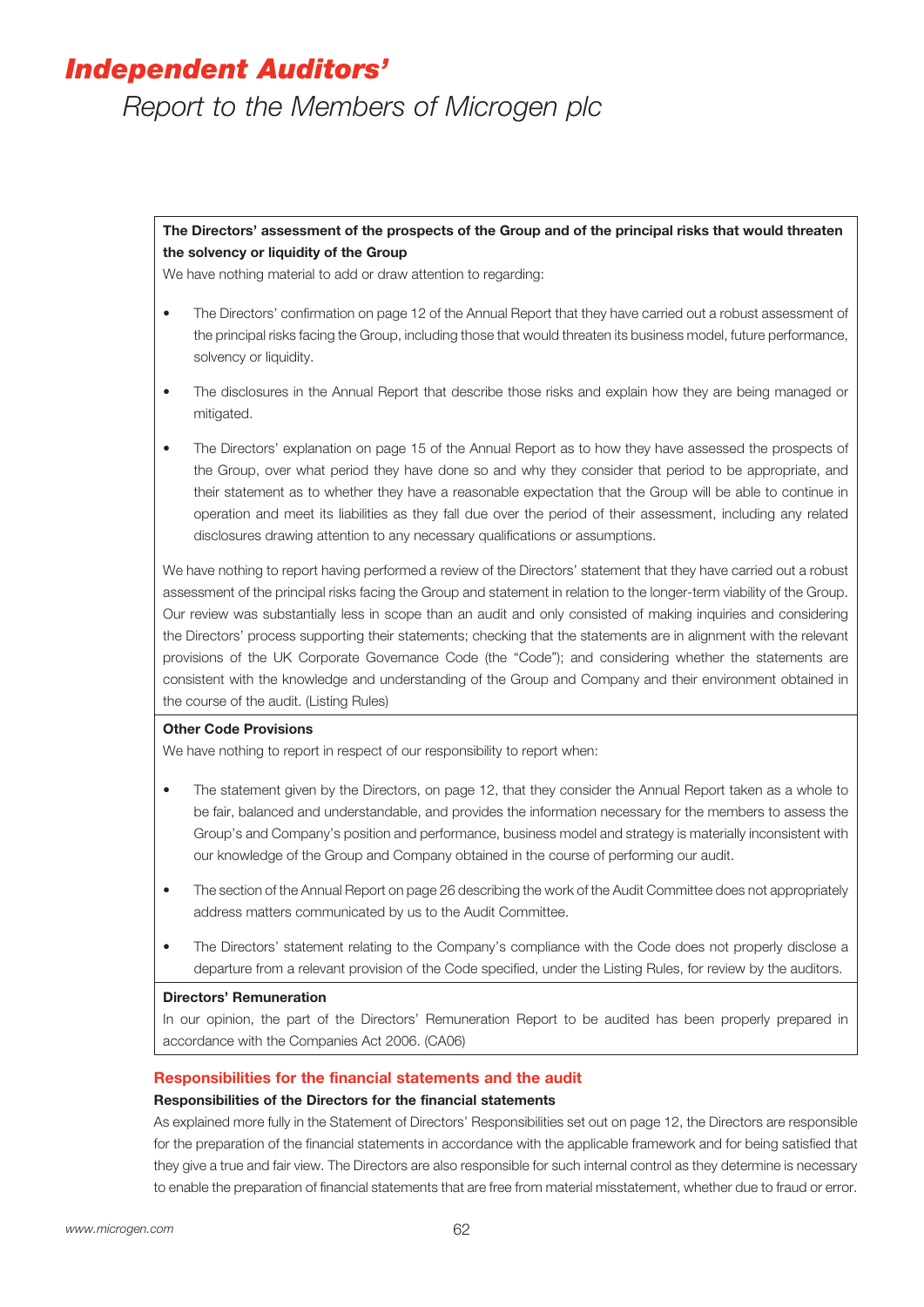# Independent Auditors'

## Report to the Members of Microgen plc

**The Directors' assessment of the prospects of the Group and of the principal risks that would threaten the solvency or liquidity of the Group**

We have nothing material to add or draw attention to regarding:

- The Directors' confirmation on page 12 of the Annual Report that they have carried out a robust assessment of the principal risks facing the Group, including those that would threaten its business model, future performance, solvency or liquidity.
- The disclosures in the Annual Report that describe those risks and explain how they are being managed or mitigated.
- The Directors' explanation on page 15 of the Annual Report as to how they have assessed the prospects of the Group, over what period they have done so and why they consider that period to be appropriate, and their statement as to whether they have a reasonable expectation that the Group will be able to continue in operation and meet its liabilities as they fall due over the period of their assessment, including any related disclosures drawing attention to any necessary qualifications or assumptions.

We have nothing to report having performed a review of the Directors' statement that they have carried out a robust assessment of the principal risks facing the Group and statement in relation to the longer-term viability of the Group. Our review was substantially less in scope than an audit and only consisted of making inquiries and considering the Directors' process supporting their statements; checking that the statements are in alignment with the relevant provisions of the UK Corporate Governance Code (the "Code"); and considering whether the statements are consistent with the knowledge and understanding of the Group and Company and their environment obtained in the course of the audit. (Listing Rules)

**Other Code Provisions**

We have nothing to report in respect of our responsibility to report when:

- The statement given by the Directors, on page 12, that they consider the Annual Report taken as a whole to be fair, balanced and understandable, and provides the information necessary for the members to assess the Group's and Company's position and performance, business model and strategy is materially inconsistent with our knowledge of the Group and Company obtained in the course of performing our audit.
- The section of the Annual Report on page 26 describing the work of the Audit Committee does not appropriately address matters communicated by us to the Audit Committee.
- The Directors' statement relating to the Company's compliance with the Code does not properly disclose a departure from a relevant provision of the Code specified, under the Listing Rules, for review by the auditors.

**Directors' Remuneration**

In our opinion, the part of the Directors' Remuneration Report to be audited has been properly prepared in accordance with the Companies Act 2006. (CA06)

### Responsibilities for the financial statements and the audit

#### Responsibilities of the Directors for the financial statements

As explained more fully in the Statement of Directors' Responsibilities set out on page 12, the Directors are responsible for the preparation of the financial statements in accordance with the applicable framework and for being satisfied that they give a true and fair view. The Directors are also responsible for such internal control as they determine is necessary to enable the preparation of financial statements that are free from material misstatement, whether due to fraud or error.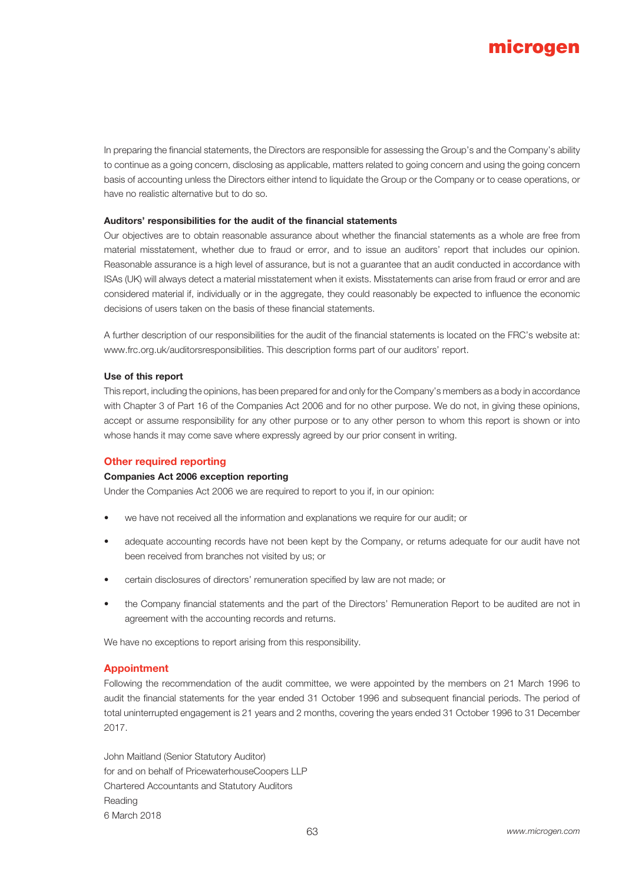In preparing the financial statements, the Directors are responsible for assessing the Group's and the Company's ability to continue as a going concern, disclosing as applicable, matters related to going concern and using the going concern basis of accounting unless the Directors either intend to liquidate the Group or the Company or to cease operations, or have no realistic alternative but to do so.

**Auditors' responsibilities for the audit of the financial statements**

Our objectives are to obtain reasonable assurance about whether the financial statements as a whole are free from material misstatement, whether due to fraud or error, and to issue an auditors' report that includes our opinion. Reasonable assurance is a high level of assurance, but is not a guarantee that an audit conducted in accordance with ISAs (UK) will always detect a material misstatement when it exists. Misstatements can arise from fraud or error and are considered material if, individually or in the aggregate, they could reasonably be expected to influence the economic decisions of users taken on the basis of these financial statements.

A further description of our responsibilities for the audit of the financial statements is located on the FRC's website at: www.frc.org.uk/auditorsresponsibilities. This description forms part of our auditors' report.

**Use of this report**

This report, including the opinions, has been prepared for and only for the Company's members as a body in accordance with Chapter 3 of Part 16 of the Companies Act 2006 and for no other purpose. We do not, in giving these opinions, accept or assume responsibility for any other purpose or to any other person to whom this report is shown or into whose hands it may come save where expressly agreed by our prior consent in writing.

## Other required reporting

**Companies Act 2006 exception reporting**

Under the Companies Act 2006 we are required to report to you if, in our opinion:

- we have not received all the information and explanations we require for our audit; or
- adequate accounting records have not been kept by the Company, or returns adequate for our audit have not been received from branches not visited by us; or
- certain disclosures of directors' remuneration specified by law are not made; or
- the Company financial statements and the part of the Directors' Remuneration Report to be audited are not in agreement with the accounting records and returns.

We have no exceptions to report arising from this responsibility.

## Appointment

Following the recommendation of the audit committee, we were appointed by the members on 21 March 1996 to audit the financial statements for the year ended 31 October 1996 and subsequent financial periods. The period of total uninterrupted engagement is 21 years and 2 months, covering the years ended 31 October 1996 to 31 December 2017.

John Maitland (Senior Statutory Auditor)
for and on behalf of PricewaterhouseCoopers LLP
Chartered Accountants and Statutory Auditors
Reading
6 March 2018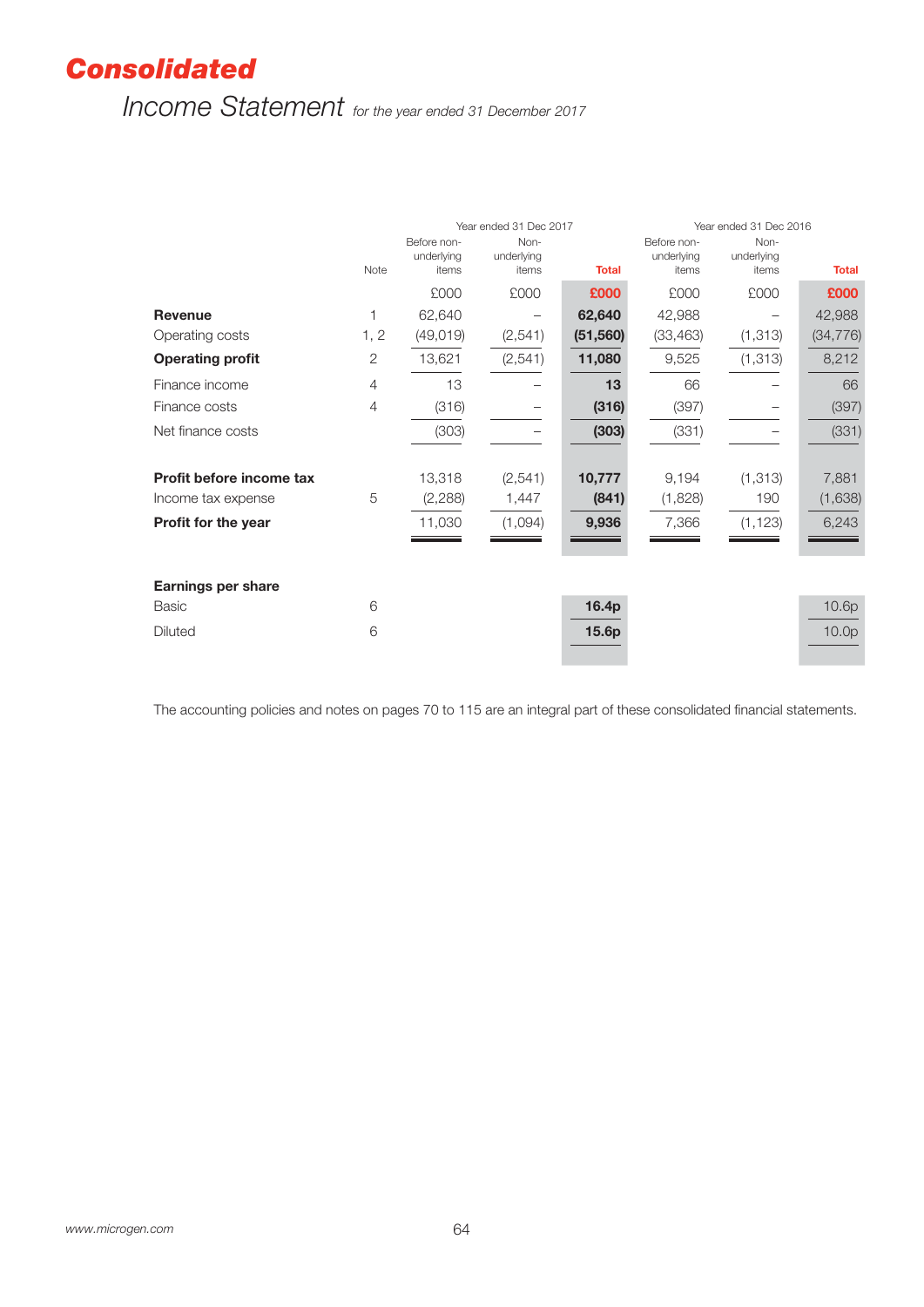# Consolidated

## Income Statement *for the year ended 31 December 2017*

| | Note | Year ended 31 Dec 2017 Before non-underlying items | Year ended 31 Dec 2017 Non-underlying items | Year ended 31 Dec 2017 Total | Year ended 31 Dec 2016 Before non-underlying items | Year ended 31 Dec 2016 Non-underlying items | Year ended 31 Dec 2016 Total |
|---|---|---|---|---|---|---|---|
| | | £000 | £000 | **£000** | £000 | £000 | **£000** |
| **Revenue** | 1 | 62,640 | – | **62,640** | 42,988 | – | 42,988 |
| Operating costs | 1, 2 | (49,019) | (2,541) | **(51,560)** | (33,463) | (1,313) | (34,776) |
| **Operating profit** | 2 | 13,621 | (2,541) | **11,080** | 9,525 | (1,313) | 8,212 |
| Finance income | 4 | 13 | – | **13** | 66 | – | 66 |
| Finance costs | 4 | (316) | – | **(316)** | (397) | – | (397) |
| Net finance costs | | (303) | – | **(303)** | (331) | – | (331) |
| **Profit before income tax** | | 13,318 | (2,541) | **10,777** | 9,194 | (1,313) | 7,881 |
| Income tax expense | 5 | (2,288) | 1,447 | **(841)** | (1,828) | 190 | (1,638) |
| **Profit for the year** | | 11,030 | (1,094) | **9,936** | 7,366 | (1,123) | 6,243 |
| **Earnings per share** | | | | | | | |
| Basic | 6 | | | **16.4p** | | | 10.6p |
| Diluted | 6 | | | **15.6p** | | | 10.0p |

The accounting policies and notes on pages 70 to 115 are an integral part of these consolidated financial statements.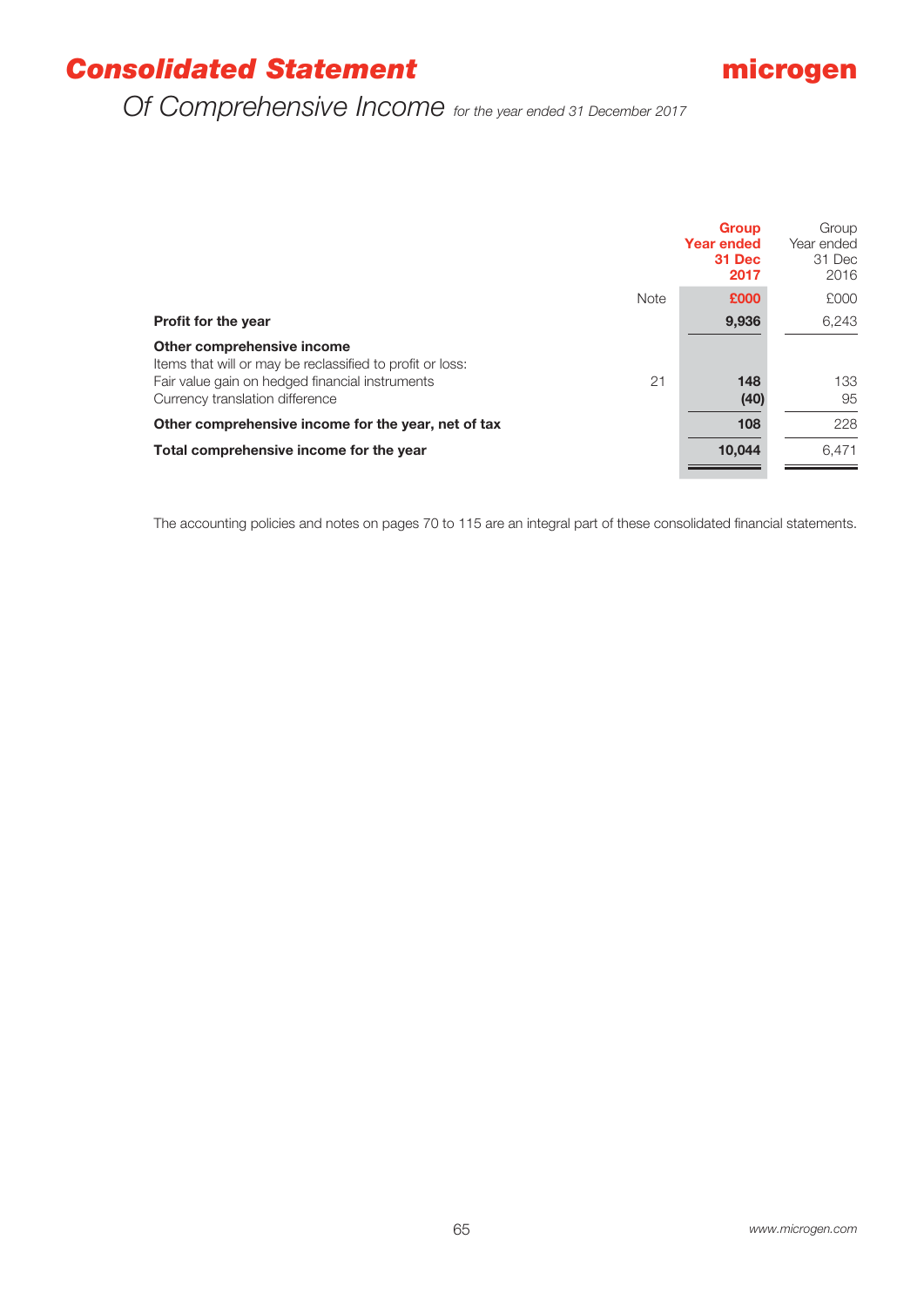# Consolidated Statement

## Of Comprehensive Income *for the year ended 31 December 2017*

| | Note | Group Year ended 31 Dec 2017 £000 | Group Year ended 31 Dec 2016 £000 |
|---|---|---|---|
| **Profit for the year** | | **9,936** | 6,243 |
| **Other comprehensive income** | | | |
| Items that will or may be reclassified to profit or loss: | | | |
| Fair value gain on hedged financial instruments | 21 | **148** | 133 |
| Currency translation difference | | **(40)** | 95 |
| **Other comprehensive income for the year, net of tax** | | **108** | 228 |
| **Total comprehensive income for the year** | | **10,044** | 6,471 |

The accounting policies and notes on pages 70 to 115 are an integral part of these consolidated financial statements.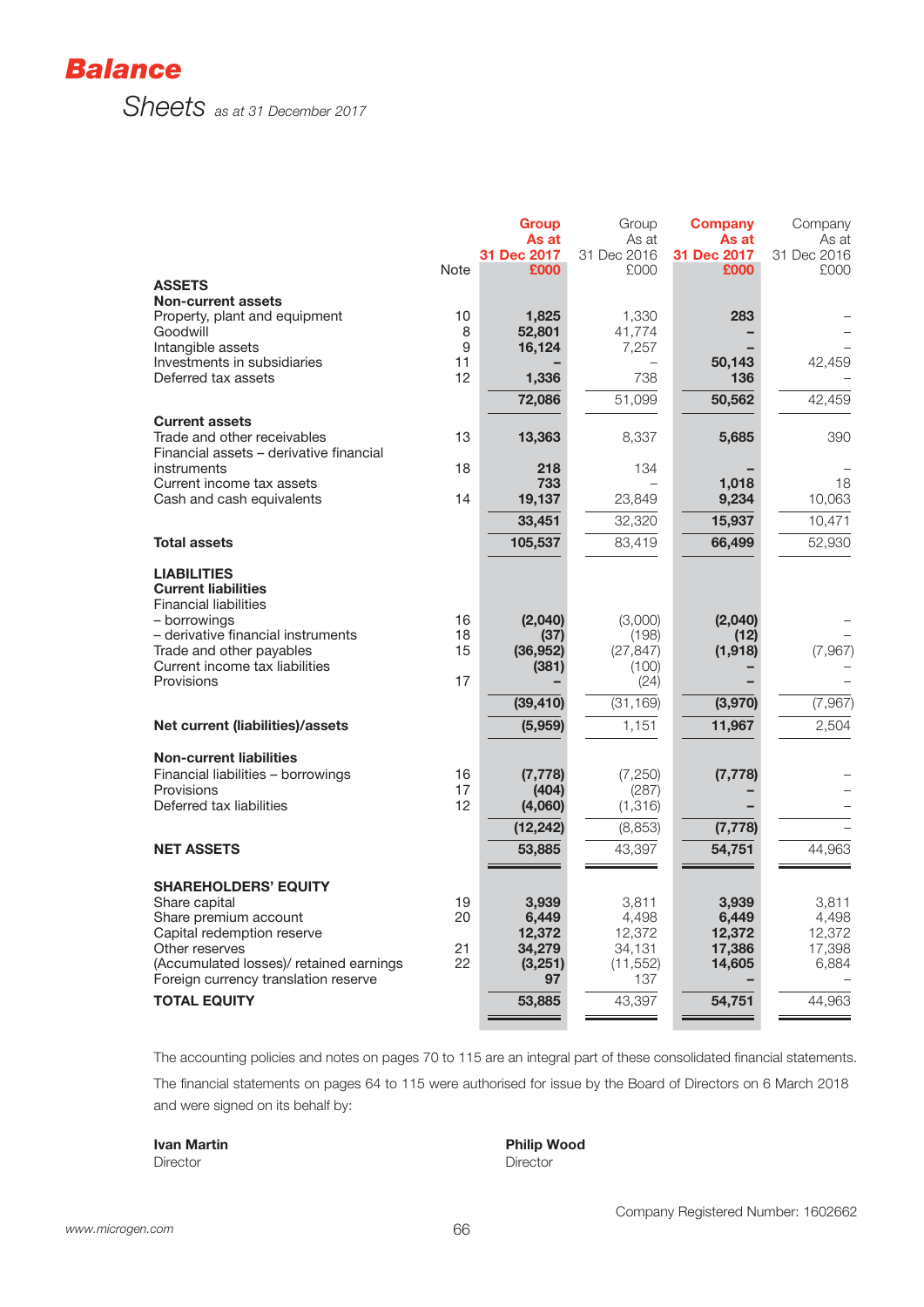# Balance Sheets *as at 31 December 2017*

| | Note | Group As at 31 Dec 2017 £000 | Group As at 31 Dec 2016 £000 | Company As at 31 Dec 2017 £000 | Company As at 31 Dec 2016 £000 |
|---|---|---|---|---|---|
| **ASSETS** | | | | | |
| **Non-current assets** | | | | | |
| Property, plant and equipment | 10 | **1,825** | 1,330 | **283** | – |
| Goodwill | 8 | **52,801** | 41,774 | **–** | – |
| Intangible assets | 9 | **16,124** | 7,257 | **–** | – |
| Investments in subsidiaries | 11 | **–** | – | **50,143** | 42,459 |
| Deferred tax assets | 12 | **1,336** | 738 | **136** | – |
| | | **72,086** | 51,099 | **50,562** | 42,459 |
| **Current assets** | | | | | |
| Trade and other receivables | 13 | **13,363** | 8,337 | **5,685** | 390 |
| Financial assets – derivative financial instruments | 18 | **218** | 134 | **–** | – |
| Current income tax assets | | **733** | – | **1,018** | 18 |
| Cash and cash equivalents | 14 | **19,137** | 23,849 | **9,234** | 10,063 |
| | | **33,451** | 32,320 | **15,937** | 10,471 |
| **Total assets** | | **105,537** | 83,419 | **66,499** | 52,930 |
| **LIABILITIES** | | | | | |
| **Current liabilities** | | | | | |
| Financial liabilities | | | | | |
| – borrowings | 16 | **(2,040)** | (3,000) | **(2,040)** | – |
| – derivative financial instruments | 18 | **(37)** | (198) | **(12)** | – |
| Trade and other payables | 15 | **(36,952)** | (27,847) | **(1,918)** | (7,967) |
| Current income tax liabilities | | **(381)** | (100) | **–** | – |
| Provisions | 17 | **–** | (24) | **–** | – |
| | | **(39,410)** | (31,169) | **(3,970)** | (7,967) |
| **Net current (liabilities)/assets** | | **(5,959)** | 1,151 | **11,967** | 2,504 |
| **Non-current liabilities** | | | | | |
| Financial liabilities – borrowings | 16 | **(7,778)** | (7,250) | **(7,778)** | – |
| Provisions | 17 | **(404)** | (287) | **–** | – |
| Deferred tax liabilities | 12 | **(4,060)** | (1,316) | **–** | – |
| | | **(12,242)** | (8,853) | **(7,778)** | – |
| **NET ASSETS** | | **53,885** | 43,397 | **54,751** | 44,963 |
| **SHAREHOLDERS' EQUITY** | | | | | |
| Share capital | 19 | **3,939** | 3,811 | **3,939** | 3,811 |
| Share premium account | 20 | **6,449** | 4,498 | **6,449** | 4,498 |
| Capital redemption reserve | | **12,372** | 12,372 | **12,372** | 12,372 |
| Other reserves | 21 | **34,279** | 34,131 | **17,386** | 17,398 |
| (Accumulated losses)/ retained earnings | 22 | **(3,251)** | (11,552) | **14,605** | 6,884 |
| Foreign currency translation reserve | | **97** | 137 | **–** | – |
| **TOTAL EQUITY** | | **53,885** | 43,397 | **54,751** | 44,963 |

The accounting policies and notes on pages 70 to 115 are an integral part of these consolidated financial statements.

The financial statements on pages 64 to 115 were authorised for issue by the Board of Directors on 6 March 2018 and were signed on its behalf by:

**Ivan Martin**
Director

**Philip Wood**
Director

Company Registered Number: 1602662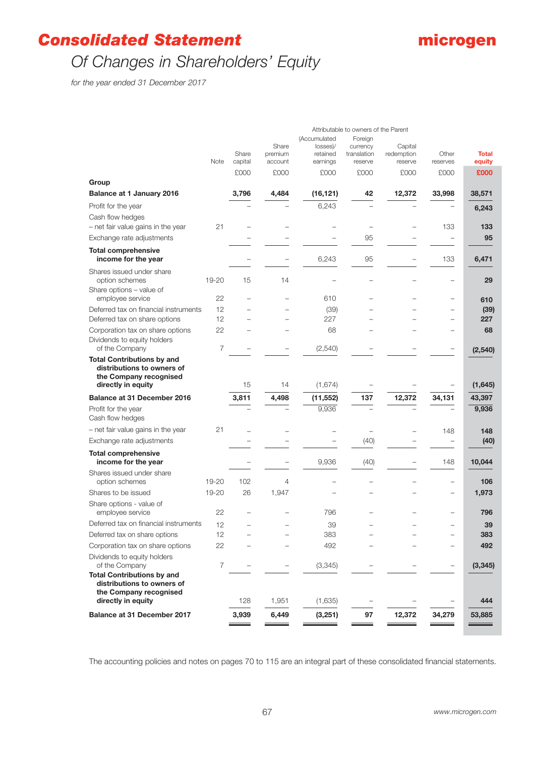# Consolidated Statement

## Of Changes in Shareholders' Equity

*for the year ended 31 December 2017*

| | | Attributable to owners of the Parent | | | | | | |
|---|---|---|---|---|---|---|---|---|
| | Note | Share capital | Share premium account | (Accumulated losses)/ retained earnings | Foreign currency translation reserve | Capital redemption reserve | Other reserves | Total equity |
| | | £000 | £000 | £000 | £000 | £000 | £000 | £000 |
| **Group** | | | | | | | | |
| **Balance at 1 January 2016** | | **3,796** | **4,484** | **(16,121)** | **42** | **12,372** | **33,998** | **38,571** |
| Profit for the year | | – | – | 6,243 | – | – | – | **6,243** |
| Cash flow hedges | | | | | | | | |
| – net fair value gains in the year | 21 | – | – | – | – | – | 133 | **133** |
| Exchange rate adjustments | | – | – | – | 95 | – | – | **95** |
| **Total comprehensive income for the year** | | – | – | 6,243 | 95 | – | 133 | **6,471** |
| Shares issued under share option schemes | 19-20 | 15 | 14 | – | – | – | – | **29** |
| Share options – value of employee service | 22 | – | – | 610 | – | – | – | **610** |
| Deferred tax on financial instruments | 12 | – | – | (39) | – | – | – | **(39)** |
| Deferred tax on share options | 12 | – | – | 227 | – | – | – | **227** |
| Corporation tax on share options | 22 | – | – | 68 | – | – | – | **68** |
| Dividends to equity holders of the Company | 7 | – | – | (2,540) | – | – | – | **(2,540)** |
| **Total Contributions by and distributions to owners of the Company recognised directly in equity** | | 15 | 14 | (1,674) | – | – | – | **(1,645)** |
| **Balance at 31 December 2016** | | **3,811** | **4,498** | **(11,552)** | **137** | **12,372** | **34,131** | **43,397** |
| Profit for the year | | – | – | 9,936 | – | – | – | **9,936** |
| Cash flow hedges | | | | | | | | |
| – net fair value gains in the year | 21 | – | – | – | – | – | 148 | **148** |
| Exchange rate adjustments | | – | – | – | (40) | – | – | **(40)** |
| **Total comprehensive income for the year** | | – | – | 9,936 | (40) | – | 148 | **10,044** |
| Shares issued under share option schemes | 19-20 | 102 | 4 | – | – | – | – | **106** |
| Shares to be issued | 19-20 | 26 | 1,947 | – | – | – | – | **1,973** |
| Share options - value of employee service | 22 | – | – | 796 | – | – | – | **796** |
| Deferred tax on financial instruments | 12 | – | – | 39 | – | – | – | **39** |
| Deferred tax on share options | 12 | – | – | 383 | – | – | – | **383** |
| Corporation tax on share options | 22 | – | – | 492 | – | – | – | **492** |
| Dividends to equity holders of the Company | 7 | – | – | (3,345) | – | – | – | **(3,345)** |
| **Total Contributions by and distributions to owners of the Company recognised directly in equity** | | 128 | 1,951 | (1,635) | – | – | – | **444** |
| **Balance at 31 December 2017** | | **3,939** | **6,449** | **(3,251)** | **97** | **12,372** | **34,279** | **53,885** |

The accounting policies and notes on pages 70 to 115 are an integral part of these consolidated financial statements.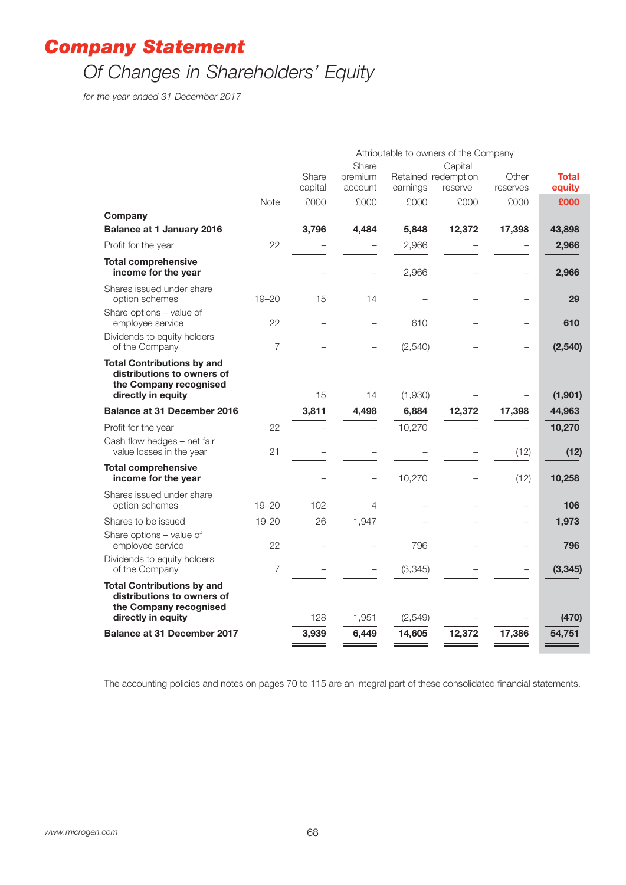# Company Statement

## Of Changes in Shareholders' Equity

*for the year ended 31 December 2017*

| | Note | Share capital £000 | Share premium account £000 | Retained earnings £000 | Capital redemption reserve £000 | Other reserves £000 | Total equity £000 |
|---|---|---|---|---|---|---|---|
| | | Attributable to owners of the Company | | | | | |
| **Company** | | | | | | | |
| **Balance at 1 January 2016** | | **3,796** | **4,484** | **5,848** | **12,372** | **17,398** | **43,898** |
| Profit for the year | 22 | – | – | 2,966 | – | – | **2,966** |
| **Total comprehensive income for the year** | | – | – | 2,966 | – | – | **2,966** |
| Shares issued under share option schemes | 19–20 | 15 | 14 | – | – | – | **29** |
| Share options – value of employee service | 22 | – | – | 610 | – | – | **610** |
| Dividends to equity holders of the Company | 7 | – | – | (2,540) | – | – | **(2,540)** |
| **Total Contributions by and distributions to owners of the Company recognised directly in equity** | | 15 | 14 | (1,930) | – | – | **(1,901)** |
| **Balance at 31 December 2016** | | **3,811** | **4,498** | **6,884** | **12,372** | **17,398** | **44,963** |
| Profit for the year | 22 | – | – | 10,270 | – | – | **10,270** |
| Cash flow hedges – net fair value losses in the year | 21 | – | – | – | – | (12) | **(12)** |
| **Total comprehensive income for the year** | | – | – | 10,270 | – | (12) | **10,258** |
| Shares issued under share option schemes | 19–20 | 102 | 4 | – | – | – | **106** |
| Shares to be issued | 19-20 | 26 | 1,947 | – | – | – | **1,973** |
| Share options – value of employee service | 22 | – | – | 796 | – | – | **796** |
| Dividends to equity holders of the Company | 7 | – | – | (3,345) | – | – | **(3,345)** |
| **Total Contributions by and distributions to owners of the Company recognised directly in equity** | | 128 | 1,951 | (2,549) | – | – | **(470)** |
| **Balance at 31 December 2017** | | **3,939** | **6,449** | **14,605** | **12,372** | **17,386** | **54,751** |

The accounting policies and notes on pages 70 to 115 are an integral part of these consolidated financial statements.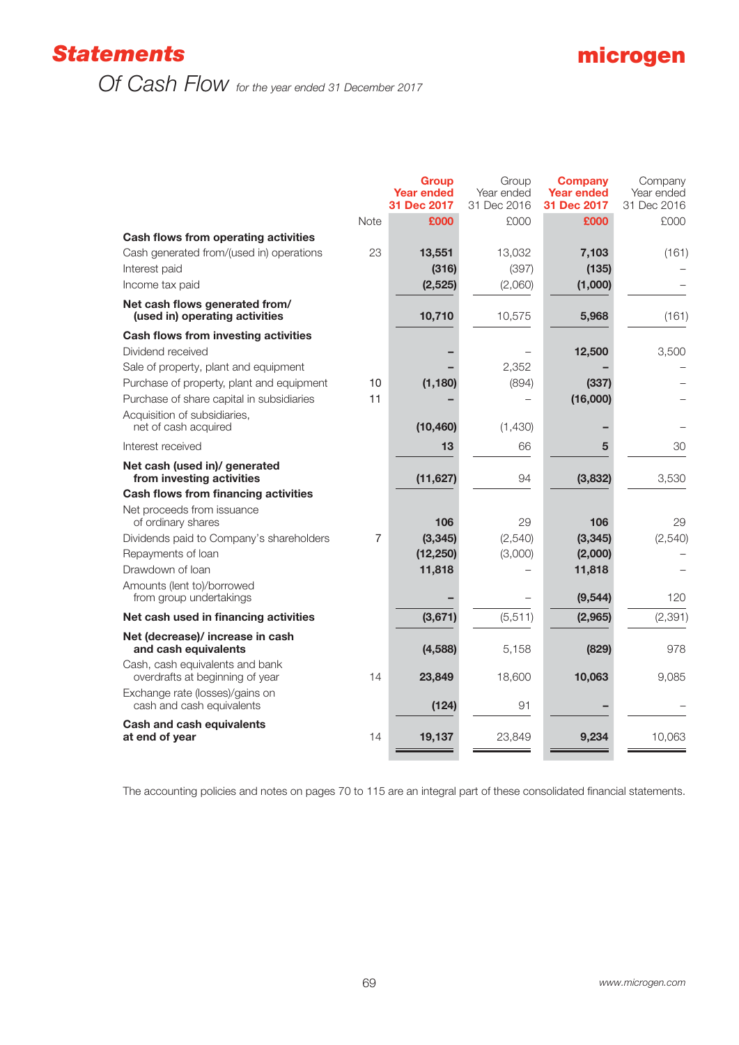# Statements

## Of Cash Flow *for the year ended 31 December 2017*

| | Note | Group Year ended 31 Dec 2017 £000 | Group Year ended 31 Dec 2016 £000 | Company Year ended 31 Dec 2017 £000 | Company Year ended 31 Dec 2016 £000 |
|---|---|---|---|---|---|
| **Cash flows from operating activities** | | | | | |
| Cash generated from/(used in) operations | 23 | **13,551** | 13,032 | **7,103** | (161) |
| Interest paid | | **(316)** | (397) | **(135)** | – |
| Income tax paid | | **(2,525)** | (2,060) | **(1,000)** | – |
| **Net cash flows generated from/ (used in) operating activities** | | **10,710** | 10,575 | **5,968** | (161) |
| **Cash flows from investing activities** | | | | | |
| Dividend received | | **–** | – | **12,500** | 3,500 |
| Sale of property, plant and equipment | | **–** | 2,352 | **–** | – |
| Purchase of property, plant and equipment | 10 | **(1,180)** | (894) | **(337)** | – |
| Purchase of share capital in subsidiaries | 11 | **–** | – | **(16,000)** | – |
| Acquisition of subsidiaries, net of cash acquired | | **(10,460)** | (1,430) | **–** | – |
| Interest received | | **13** | 66 | **5** | 30 |
| **Net cash (used in)/ generated from investing activities** | | **(11,627)** | 94 | **(3,832)** | 3,530 |
| **Cash flows from financing activities** | | | | | |
| Net proceeds from issuance of ordinary shares | | **106** | 29 | **106** | 29 |
| Dividends paid to Company's shareholders | 7 | **(3,345)** | (2,540) | **(3,345)** | (2,540) |
| Repayments of loan | | **(12,250)** | (3,000) | **(2,000)** | – |
| Drawdown of loan | | **11,818** | – | **11,818** | – |
| Amounts (lent to)/borrowed from group undertakings | | **–** | – | **(9,544)** | 120 |
| **Net cash used in financing activities** | | **(3,671)** | (5,511) | **(2,965)** | (2,391) |
| **Net (decrease)/ increase in cash and cash equivalents** | | **(4,588)** | 5,158 | **(829)** | 978 |
| Cash, cash equivalents and bank overdrafts at beginning of year | 14 | **23,849** | 18,600 | **10,063** | 9,085 |
| Exchange rate (losses)/gains on cash and cash equivalents | | **(124)** | 91 | **–** | – |
| **Cash and cash equivalents at end of year** | 14 | **19,137** | 23,849 | **9,234** | 10,063 |

The accounting policies and notes on pages 70 to 115 are an integral part of these consolidated financial statements.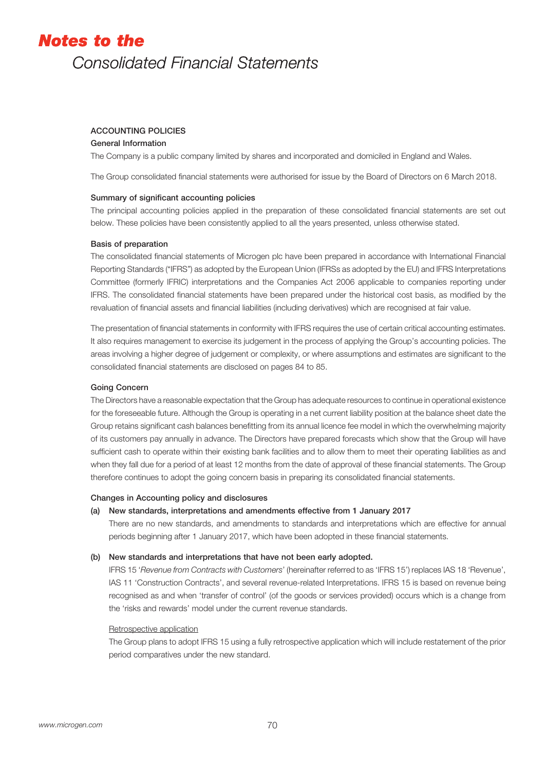# Notes to the Consolidated Financial Statements

## ACCOUNTING POLICIES

### General Information

The Company is a public company limited by shares and incorporated and domiciled in England and Wales.

The Group consolidated financial statements were authorised for issue by the Board of Directors on 6 March 2018.

### Summary of significant accounting policies

The principal accounting policies applied in the preparation of these consolidated financial statements are set out below. These policies have been consistently applied to all the years presented, unless otherwise stated.

### Basis of preparation

The consolidated financial statements of Microgen plc have been prepared in accordance with International Financial Reporting Standards ("IFRS") as adopted by the European Union (IFRSs as adopted by the EU) and IFRS Interpretations Committee (formerly IFRIC) interpretations and the Companies Act 2006 applicable to companies reporting under IFRS. The consolidated financial statements have been prepared under the historical cost basis, as modified by the revaluation of financial assets and financial liabilities (including derivatives) which are recognised at fair value.

The presentation of financial statements in conformity with IFRS requires the use of certain critical accounting estimates. It also requires management to exercise its judgement in the process of applying the Group's accounting policies. The areas involving a higher degree of judgement or complexity, or where assumptions and estimates are significant to the consolidated financial statements are disclosed on pages 84 to 85.

### Going Concern

The Directors have a reasonable expectation that the Group has adequate resources to continue in operational existence for the foreseeable future. Although the Group is operating in a net current liability position at the balance sheet date the Group retains significant cash balances benefitting from its annual licence fee model in which the overwhelming majority of its customers pay annually in advance. The Directors have prepared forecasts which show that the Group will have sufficient cash to operate within their existing bank facilities and to allow them to meet their operating liabilities as and when they fall due for a period of at least 12 months from the date of approval of these financial statements. The Group therefore continues to adopt the going concern basis in preparing its consolidated financial statements.

### Changes in Accounting policy and disclosures

**(a) New standards, interpretations and amendments effective from 1 January 2017**

There are no new standards, and amendments to standards and interpretations which are effective for annual periods beginning after 1 January 2017, which have been adopted in these financial statements.

**(b) New standards and interpretations that have not been early adopted.**

IFRS 15 '*Revenue from Contracts with Customers*' (hereinafter referred to as 'IFRS 15') replaces IAS 18 'Revenue', IAS 11 'Construction Contracts', and several revenue-related Interpretations. IFRS 15 is based on revenue being recognised as and when 'transfer of control' (of the goods or services provided) occurs which is a change from the 'risks and rewards' model under the current revenue standards.

<u>Retrospective application</u>

The Group plans to adopt IFRS 15 using a fully retrospective application which will include restatement of the prior period comparatives under the new standard.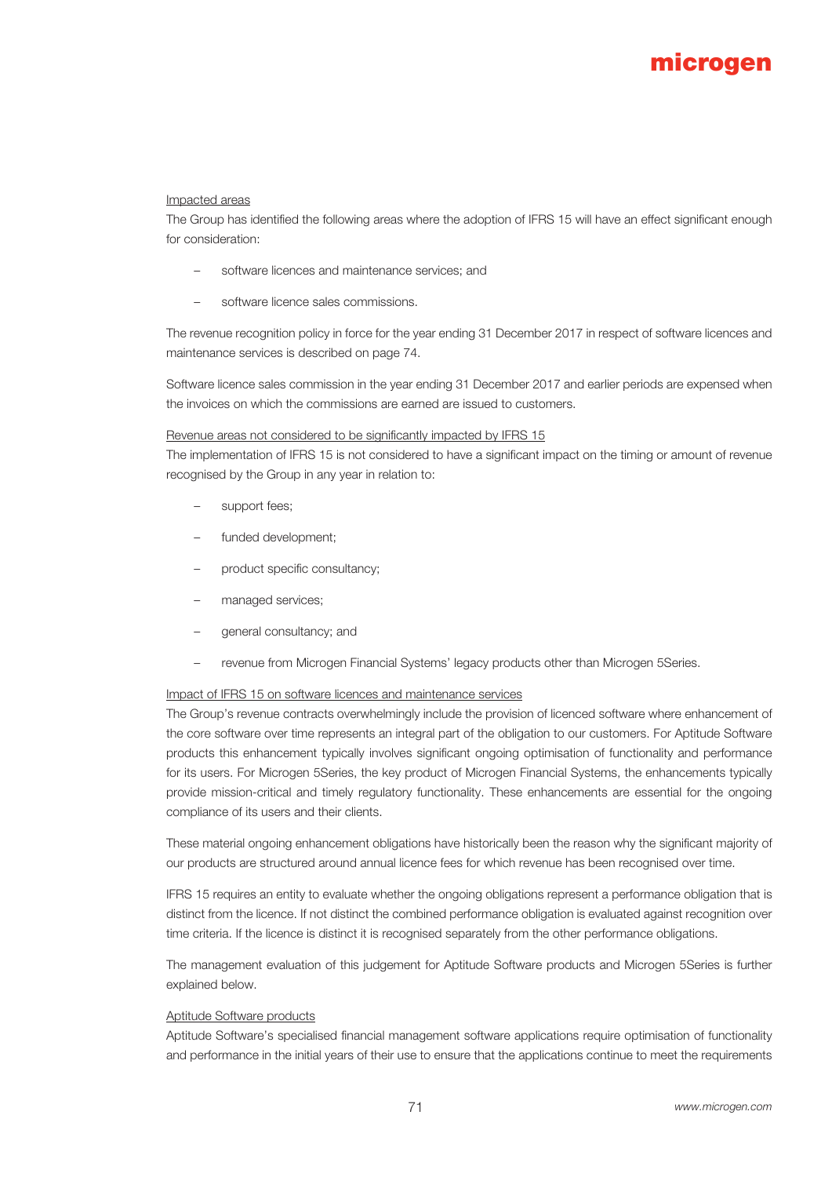Impacted areas

The Group has identified the following areas where the adoption of IFRS 15 will have an effect significant enough for consideration:

- software licences and maintenance services; and
- software licence sales commissions.

The revenue recognition policy in force for the year ending 31 December 2017 in respect of software licences and maintenance services is described on page 74.

Software licence sales commission in the year ending 31 December 2017 and earlier periods are expensed when the invoices on which the commissions are earned are issued to customers.

Revenue areas not considered to be significantly impacted by IFRS 15

The implementation of IFRS 15 is not considered to have a significant impact on the timing or amount of revenue recognised by the Group in any year in relation to:

- support fees;
- funded development;
- product specific consultancy;
- managed services;
- general consultancy; and
- revenue from Microgen Financial Systems' legacy products other than Microgen 5Series.

Impact of IFRS 15 on software licences and maintenance services

The Group's revenue contracts overwhelmingly include the provision of licenced software where enhancement of the core software over time represents an integral part of the obligation to our customers. For Aptitude Software products this enhancement typically involves significant ongoing optimisation of functionality and performance for its users. For Microgen 5Series, the key product of Microgen Financial Systems, the enhancements typically provide mission-critical and timely regulatory functionality. These enhancements are essential for the ongoing compliance of its users and their clients.

These material ongoing enhancement obligations have historically been the reason why the significant majority of our products are structured around annual licence fees for which revenue has been recognised over time.

IFRS 15 requires an entity to evaluate whether the ongoing obligations represent a performance obligation that is distinct from the licence. If not distinct the combined performance obligation is evaluated against recognition over time criteria. If the licence is distinct it is recognised separately from the other performance obligations.

The management evaluation of this judgement for Aptitude Software products and Microgen 5Series is further explained below.

Aptitude Software products

Aptitude Software's specialised financial management software applications require optimisation of functionality and performance in the initial years of their use to ensure that the applications continue to meet the requirements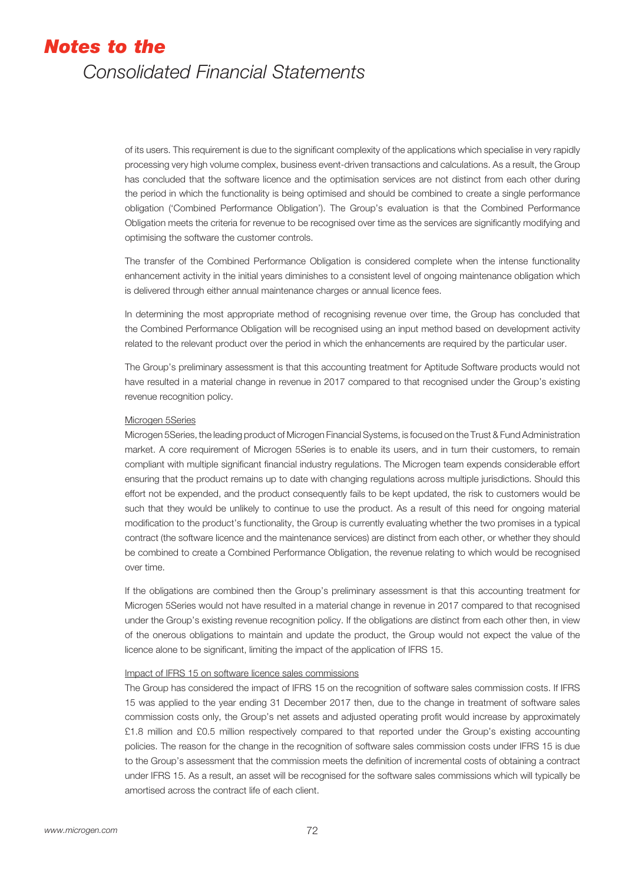of its users. This requirement is due to the significant complexity of the applications which specialise in very rapidly processing very high volume complex, business event-driven transactions and calculations. As a result, the Group has concluded that the software licence and the optimisation services are not distinct from each other during the period in which the functionality is being optimised and should be combined to create a single performance obligation ('Combined Performance Obligation'). The Group's evaluation is that the Combined Performance Obligation meets the criteria for revenue to be recognised over time as the services are significantly modifying and optimising the software the customer controls.

The transfer of the Combined Performance Obligation is considered complete when the intense functionality enhancement activity in the initial years diminishes to a consistent level of ongoing maintenance obligation which is delivered through either annual maintenance charges or annual licence fees.

In determining the most appropriate method of recognising revenue over time, the Group has concluded that the Combined Performance Obligation will be recognised using an input method based on development activity related to the relevant product over the period in which the enhancements are required by the particular user.

The Group's preliminary assessment is that this accounting treatment for Aptitude Software products would not have resulted in a material change in revenue in 2017 compared to that recognised under the Group's existing revenue recognition policy.

Microgen 5Series

Microgen 5Series, the leading product of Microgen Financial Systems, is focused on the Trust & Fund Administration market. A core requirement of Microgen 5Series is to enable its users, and in turn their customers, to remain compliant with multiple significant financial industry regulations. The Microgen team expends considerable effort ensuring that the product remains up to date with changing regulations across multiple jurisdictions. Should this effort not be expended, and the product consequently fails to be kept updated, the risk to customers would be such that they would be unlikely to continue to use the product. As a result of this need for ongoing material modification to the product's functionality, the Group is currently evaluating whether the two promises in a typical contract (the software licence and the maintenance services) are distinct from each other, or whether they should be combined to create a Combined Performance Obligation, the revenue relating to which would be recognised over time.

If the obligations are combined then the Group's preliminary assessment is that this accounting treatment for Microgen 5Series would not have resulted in a material change in revenue in 2017 compared to that recognised under the Group's existing revenue recognition policy. If the obligations are distinct from each other then, in view of the onerous obligations to maintain and update the product, the Group would not expect the value of the licence alone to be significant, limiting the impact of the application of IFRS 15.

Impact of IFRS 15 on software licence sales commissions

The Group has considered the impact of IFRS 15 on the recognition of software sales commission costs. If IFRS 15 was applied to the year ending 31 December 2017 then, due to the change in treatment of software sales commission costs only, the Group's net assets and adjusted operating profit would increase by approximately £1.8 million and £0.5 million respectively compared to that reported under the Group's existing accounting policies. The reason for the change in the recognition of software sales commission costs under IFRS 15 is due to the Group's assessment that the commission meets the definition of incremental costs of obtaining a contract under IFRS 15. As a result, an asset will be recognised for the software sales commissions which will typically be amortised across the contract life of each client.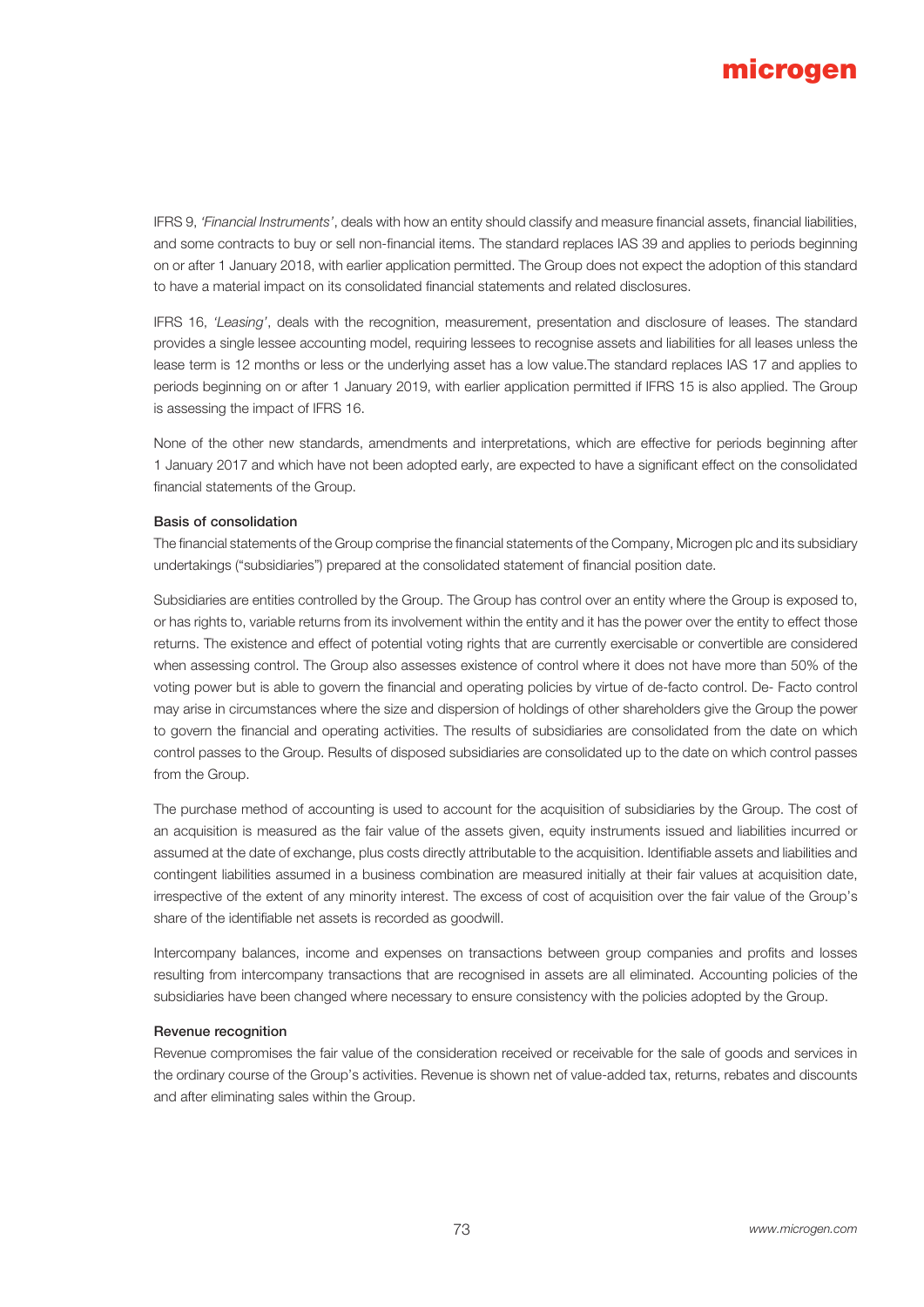IFRS 9, *'Financial Instruments'*, deals with how an entity should classify and measure financial assets, financial liabilities, and some contracts to buy or sell non-financial items. The standard replaces IAS 39 and applies to periods beginning on or after 1 January 2018, with earlier application permitted. The Group does not expect the adoption of this standard to have a material impact on its consolidated financial statements and related disclosures.

IFRS 16, *'Leasing'*, deals with the recognition, measurement, presentation and disclosure of leases. The standard provides a single lessee accounting model, requiring lessees to recognise assets and liabilities for all leases unless the lease term is 12 months or less or the underlying asset has a low value.The standard replaces IAS 17 and applies to periods beginning on or after 1 January 2019, with earlier application permitted if IFRS 15 is also applied. The Group is assessing the impact of IFRS 16.

None of the other new standards, amendments and interpretations, which are effective for periods beginning after 1 January 2017 and which have not been adopted early, are expected to have a significant effect on the consolidated financial statements of the Group.

**Basis of consolidation**

The financial statements of the Group comprise the financial statements of the Company, Microgen plc and its subsidiary undertakings ("subsidiaries") prepared at the consolidated statement of financial position date.

Subsidiaries are entities controlled by the Group. The Group has control over an entity where the Group is exposed to, or has rights to, variable returns from its involvement within the entity and it has the power over the entity to effect those returns. The existence and effect of potential voting rights that are currently exercisable or convertible are considered when assessing control. The Group also assesses existence of control where it does not have more than 50% of the voting power but is able to govern the financial and operating policies by virtue of de-facto control. De- Facto control may arise in circumstances where the size and dispersion of holdings of other shareholders give the Group the power to govern the financial and operating activities. The results of subsidiaries are consolidated from the date on which control passes to the Group. Results of disposed subsidiaries are consolidated up to the date on which control passes from the Group.

The purchase method of accounting is used to account for the acquisition of subsidiaries by the Group. The cost of an acquisition is measured as the fair value of the assets given, equity instruments issued and liabilities incurred or assumed at the date of exchange, plus costs directly attributable to the acquisition. Identifiable assets and liabilities and contingent liabilities assumed in a business combination are measured initially at their fair values at acquisition date, irrespective of the extent of any minority interest. The excess of cost of acquisition over the fair value of the Group's share of the identifiable net assets is recorded as goodwill.

Intercompany balances, income and expenses on transactions between group companies and profits and losses resulting from intercompany transactions that are recognised in assets are all eliminated. Accounting policies of the subsidiaries have been changed where necessary to ensure consistency with the policies adopted by the Group.

**Revenue recognition**

Revenue compromises the fair value of the consideration received or receivable for the sale of goods and services in the ordinary course of the Group's activities. Revenue is shown net of value-added tax, returns, rebates and discounts and after eliminating sales within the Group.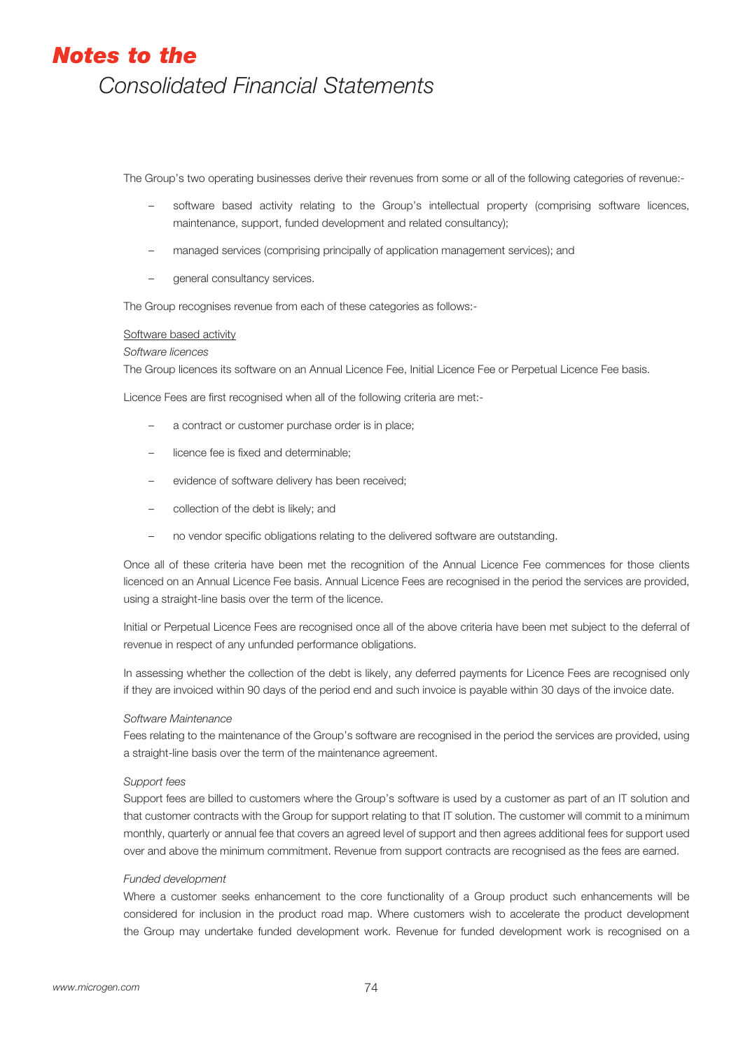The Group's two operating businesses derive their revenues from some or all of the following categories of revenue:-

- software based activity relating to the Group's intellectual property (comprising software licences, maintenance, support, funded development and related consultancy);
- managed services (comprising principally of application management services); and
- general consultancy services.

The Group recognises revenue from each of these categories as follows:-

<u>Software based activity</u>

*Software licences*

The Group licences its software on an Annual Licence Fee, Initial Licence Fee or Perpetual Licence Fee basis.

Licence Fees are first recognised when all of the following criteria are met:-

- a contract or customer purchase order is in place;
- licence fee is fixed and determinable;
- evidence of software delivery has been received;
- collection of the debt is likely; and
- no vendor specific obligations relating to the delivered software are outstanding.

Once all of these criteria have been met the recognition of the Annual Licence Fee commences for those clients licenced on an Annual Licence Fee basis. Annual Licence Fees are recognised in the period the services are provided, using a straight-line basis over the term of the licence.

Initial or Perpetual Licence Fees are recognised once all of the above criteria have been met subject to the deferral of revenue in respect of any unfunded performance obligations.

In assessing whether the collection of the debt is likely, any deferred payments for Licence Fees are recognised only if they are invoiced within 90 days of the period end and such invoice is payable within 30 days of the invoice date.

*Software Maintenance*

Fees relating to the maintenance of the Group's software are recognised in the period the services are provided, using a straight-line basis over the term of the maintenance agreement.

*Support fees*

Support fees are billed to customers where the Group's software is used by a customer as part of an IT solution and that customer contracts with the Group for support relating to that IT solution. The customer will commit to a minimum monthly, quarterly or annual fee that covers an agreed level of support and then agrees additional fees for support used over and above the minimum commitment. Revenue from support contracts are recognised as the fees are earned.

*Funded development*

Where a customer seeks enhancement to the core functionality of a Group product such enhancements will be considered for inclusion in the product road map. Where customers wish to accelerate the product development the Group may undertake funded development work. Revenue for funded development work is recognised on a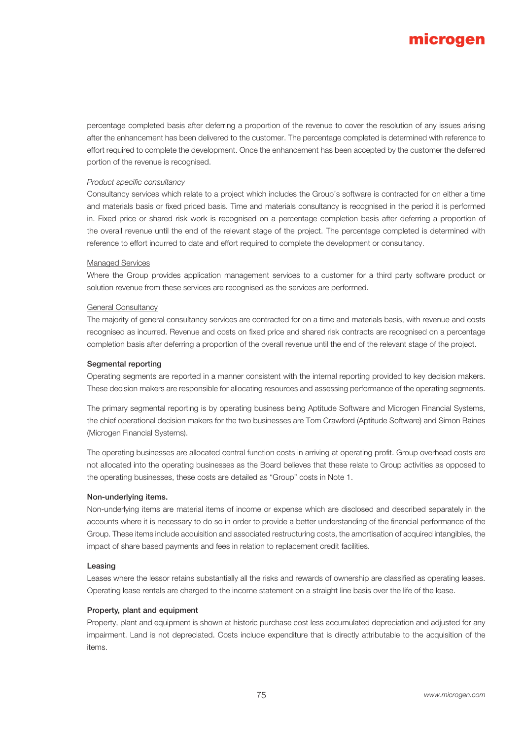percentage completed basis after deferring a proportion of the revenue to cover the resolution of any issues arising after the enhancement has been delivered to the customer. The percentage completed is determined with reference to effort required to complete the development. Once the enhancement has been accepted by the customer the deferred portion of the revenue is recognised.

*Product specific consultancy*

Consultancy services which relate to a project which includes the Group's software is contracted for on either a time and materials basis or fixed priced basis. Time and materials consultancy is recognised in the period it is performed in. Fixed price or shared risk work is recognised on a percentage completion basis after deferring a proportion of the overall revenue until the end of the relevant stage of the project. The percentage completed is determined with reference to effort incurred to date and effort required to complete the development or consultancy.

<u>Managed Services</u>

Where the Group provides application management services to a customer for a third party software product or solution revenue from these services are recognised as the services are performed.

<u>General Consultancy</u>

The majority of general consultancy services are contracted for on a time and materials basis, with revenue and costs recognised as incurred. Revenue and costs on fixed price and shared risk contracts are recognised on a percentage completion basis after deferring a proportion of the overall revenue until the end of the relevant stage of the project.

**Segmental reporting**

Operating segments are reported in a manner consistent with the internal reporting provided to key decision makers. These decision makers are responsible for allocating resources and assessing performance of the operating segments.

The primary segmental reporting is by operating business being Aptitude Software and Microgen Financial Systems, the chief operational decision makers for the two businesses are Tom Crawford (Aptitude Software) and Simon Baines (Microgen Financial Systems).

The operating businesses are allocated central function costs in arriving at operating profit. Group overhead costs are not allocated into the operating businesses as the Board believes that these relate to Group activities as opposed to the operating businesses, these costs are detailed as "Group" costs in Note 1.

**Non-underlying items.**

Non-underlying items are material items of income or expense which are disclosed and described separately in the accounts where it is necessary to do so in order to provide a better understanding of the financial performance of the Group. These items include acquisition and associated restructuring costs, the amortisation of acquired intangibles, the impact of share based payments and fees in relation to replacement credit facilities.

**Leasing**

Leases where the lessor retains substantially all the risks and rewards of ownership are classified as operating leases. Operating lease rentals are charged to the income statement on a straight line basis over the life of the lease.

**Property, plant and equipment**

Property, plant and equipment is shown at historic purchase cost less accumulated depreciation and adjusted for any impairment. Land is not depreciated. Costs include expenditure that is directly attributable to the acquisition of the items.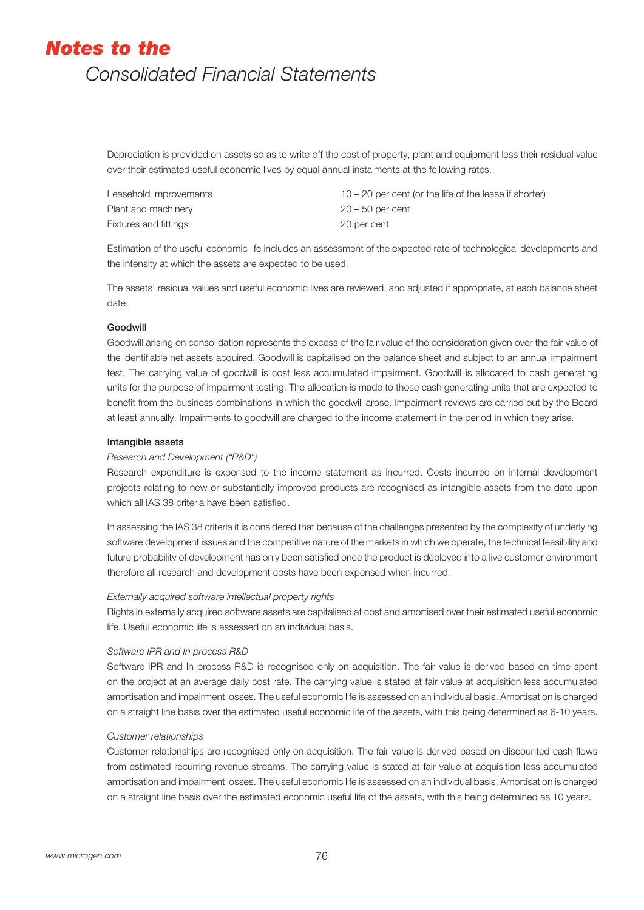Depreciation is provided on assets so as to write off the cost of property, plant and equipment less their residual value over their estimated useful economic lives by equal annual instalments at the following rates.

| | |
|---|---|
| Leasehold improvements | 10 – 20 per cent (or the life of the lease if shorter) |
| Plant and machinery | 20 – 50 per cent |
| Fixtures and fittings | 20 per cent |

Estimation of the useful economic life includes an assessment of the expected rate of technological developments and the intensity at which the assets are expected to be used.

The assets' residual values and useful economic lives are reviewed, and adjusted if appropriate, at each balance sheet date.

**Goodwill**

Goodwill arising on consolidation represents the excess of the fair value of the consideration given over the fair value of the identifiable net assets acquired. Goodwill is capitalised on the balance sheet and subject to an annual impairment test. The carrying value of goodwill is cost less accumulated impairment. Goodwill is allocated to cash generating units for the purpose of impairment testing. The allocation is made to those cash generating units that are expected to benefit from the business combinations in which the goodwill arose. Impairment reviews are carried out by the Board at least annually. Impairments to goodwill are charged to the income statement in the period in which they arise.

**Intangible assets**

*Research and Development ("R&D")*

Research expenditure is expensed to the income statement as incurred. Costs incurred on internal development projects relating to new or substantially improved products are recognised as intangible assets from the date upon which all IAS 38 criteria have been satisfied.

In assessing the IAS 38 criteria it is considered that because of the challenges presented by the complexity of underlying software development issues and the competitive nature of the markets in which we operate, the technical feasibility and future probability of development has only been satisfied once the product is deployed into a live customer environment therefore all research and development costs have been expensed when incurred.

*Externally acquired software intellectual property rights*

Rights in externally acquired software assets are capitalised at cost and amortised over their estimated useful economic life. Useful economic life is assessed on an individual basis.

*Software IPR and In process R&D*

Software IPR and In process R&D is recognised only on acquisition. The fair value is derived based on time spent on the project at an average daily cost rate. The carrying value is stated at fair value at acquisition less accumulated amortisation and impairment losses. The useful economic life is assessed on an individual basis. Amortisation is charged on a straight line basis over the estimated useful economic life of the assets, with this being determined as 6-10 years.

*Customer relationships*

Customer relationships are recognised only on acquisition. The fair value is derived based on discounted cash flows from estimated recurring revenue streams. The carrying value is stated at fair value at acquisition less accumulated amortisation and impairment losses. The useful economic life is assessed on an individual basis. Amortisation is charged on a straight line basis over the estimated economic useful life of the assets, with this being determined as 10 years.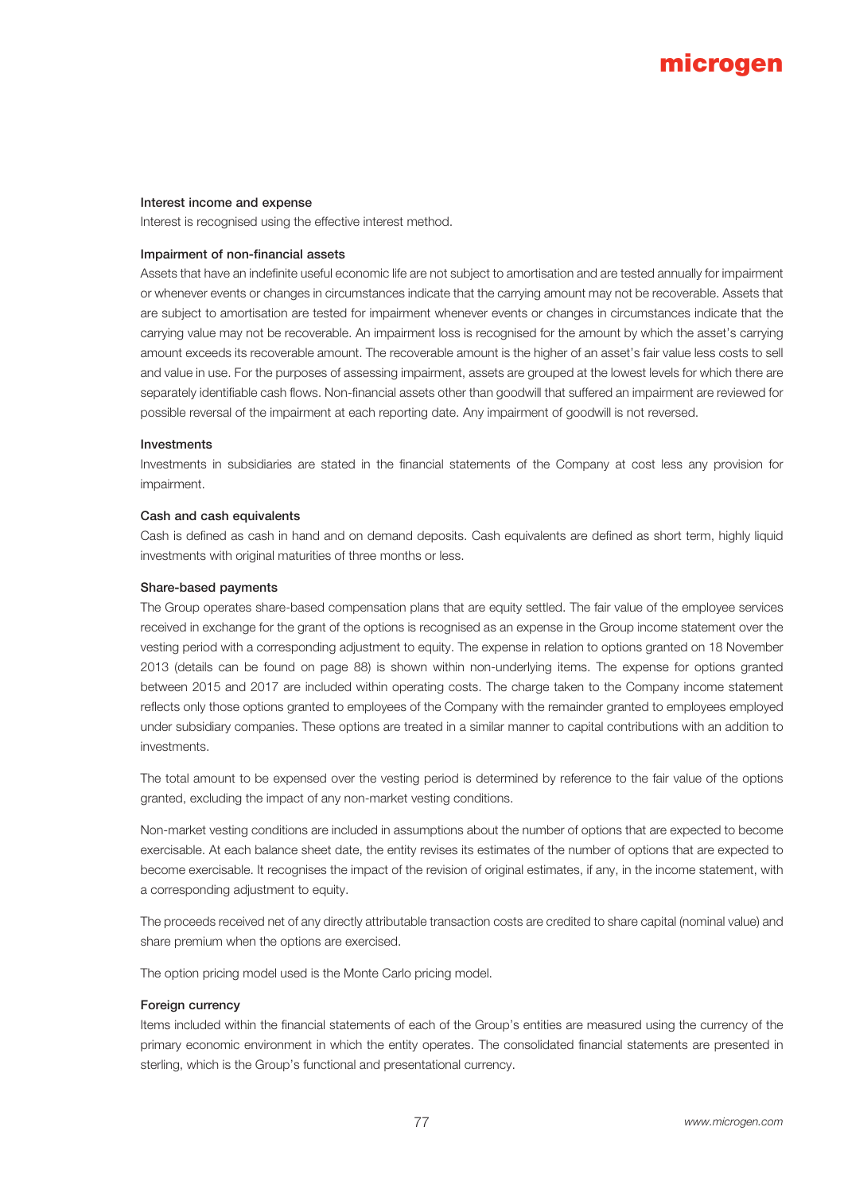### Interest income and expense

Interest is recognised using the effective interest method.

### Impairment of non-financial assets

Assets that have an indefinite useful economic life are not subject to amortisation and are tested annually for impairment or whenever events or changes in circumstances indicate that the carrying amount may not be recoverable. Assets that are subject to amortisation are tested for impairment whenever events or changes in circumstances indicate that the carrying value may not be recoverable. An impairment loss is recognised for the amount by which the asset's carrying amount exceeds its recoverable amount. The recoverable amount is the higher of an asset's fair value less costs to sell and value in use. For the purposes of assessing impairment, assets are grouped at the lowest levels for which there are separately identifiable cash flows. Non-financial assets other than goodwill that suffered an impairment are reviewed for possible reversal of the impairment at each reporting date. Any impairment of goodwill is not reversed.

### Investments

Investments in subsidiaries are stated in the financial statements of the Company at cost less any provision for impairment.

### Cash and cash equivalents

Cash is defined as cash in hand and on demand deposits. Cash equivalents are defined as short term, highly liquid investments with original maturities of three months or less.

### Share-based payments

The Group operates share-based compensation plans that are equity settled. The fair value of the employee services received in exchange for the grant of the options is recognised as an expense in the Group income statement over the vesting period with a corresponding adjustment to equity. The expense in relation to options granted on 18 November 2013 (details can be found on page 88) is shown within non-underlying items. The expense for options granted between 2015 and 2017 are included within operating costs. The charge taken to the Company income statement reflects only those options granted to employees of the Company with the remainder granted to employees employed under subsidiary companies. These options are treated in a similar manner to capital contributions with an addition to investments.

The total amount to be expensed over the vesting period is determined by reference to the fair value of the options granted, excluding the impact of any non-market vesting conditions.

Non-market vesting conditions are included in assumptions about the number of options that are expected to become exercisable. At each balance sheet date, the entity revises its estimates of the number of options that are expected to become exercisable. It recognises the impact of the revision of original estimates, if any, in the income statement, with a corresponding adjustment to equity.

The proceeds received net of any directly attributable transaction costs are credited to share capital (nominal value) and share premium when the options are exercised.

The option pricing model used is the Monte Carlo pricing model.

### Foreign currency

Items included within the financial statements of each of the Group's entities are measured using the currency of the primary economic environment in which the entity operates. The consolidated financial statements are presented in sterling, which is the Group's functional and presentational currency.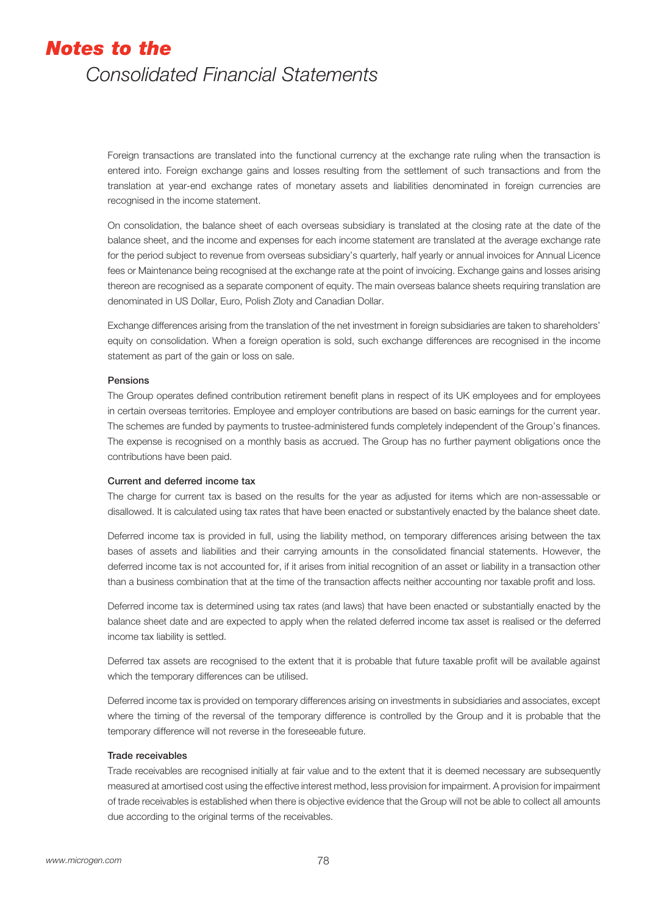Foreign transactions are translated into the functional currency at the exchange rate ruling when the transaction is entered into. Foreign exchange gains and losses resulting from the settlement of such transactions and from the translation at year-end exchange rates of monetary assets and liabilities denominated in foreign currencies are recognised in the income statement.

On consolidation, the balance sheet of each overseas subsidiary is translated at the closing rate at the date of the balance sheet, and the income and expenses for each income statement are translated at the average exchange rate for the period subject to revenue from overseas subsidiary's quarterly, half yearly or annual invoices for Annual Licence fees or Maintenance being recognised at the exchange rate at the point of invoicing. Exchange gains and losses arising thereon are recognised as a separate component of equity. The main overseas balance sheets requiring translation are denominated in US Dollar, Euro, Polish Zloty and Canadian Dollar.

Exchange differences arising from the translation of the net investment in foreign subsidiaries are taken to shareholders' equity on consolidation. When a foreign operation is sold, such exchange differences are recognised in the income statement as part of the gain or loss on sale.

**Pensions**

The Group operates defined contribution retirement benefit plans in respect of its UK employees and for employees in certain overseas territories. Employee and employer contributions are based on basic earnings for the current year. The schemes are funded by payments to trustee-administered funds completely independent of the Group's finances. The expense is recognised on a monthly basis as accrued. The Group has no further payment obligations once the contributions have been paid.

**Current and deferred income tax**

The charge for current tax is based on the results for the year as adjusted for items which are non-assessable or disallowed. It is calculated using tax rates that have been enacted or substantively enacted by the balance sheet date.

Deferred income tax is provided in full, using the liability method, on temporary differences arising between the tax bases of assets and liabilities and their carrying amounts in the consolidated financial statements. However, the deferred income tax is not accounted for, if it arises from initial recognition of an asset or liability in a transaction other than a business combination that at the time of the transaction affects neither accounting nor taxable profit and loss.

Deferred income tax is determined using tax rates (and laws) that have been enacted or substantially enacted by the balance sheet date and are expected to apply when the related deferred income tax asset is realised or the deferred income tax liability is settled.

Deferred tax assets are recognised to the extent that it is probable that future taxable profit will be available against which the temporary differences can be utilised.

Deferred income tax is provided on temporary differences arising on investments in subsidiaries and associates, except where the timing of the reversal of the temporary difference is controlled by the Group and it is probable that the temporary difference will not reverse in the foreseeable future.

**Trade receivables**

Trade receivables are recognised initially at fair value and to the extent that it is deemed necessary are subsequently measured at amortised cost using the effective interest method, less provision for impairment. A provision for impairment of trade receivables is established when there is objective evidence that the Group will not be able to collect all amounts due according to the original terms of the receivables.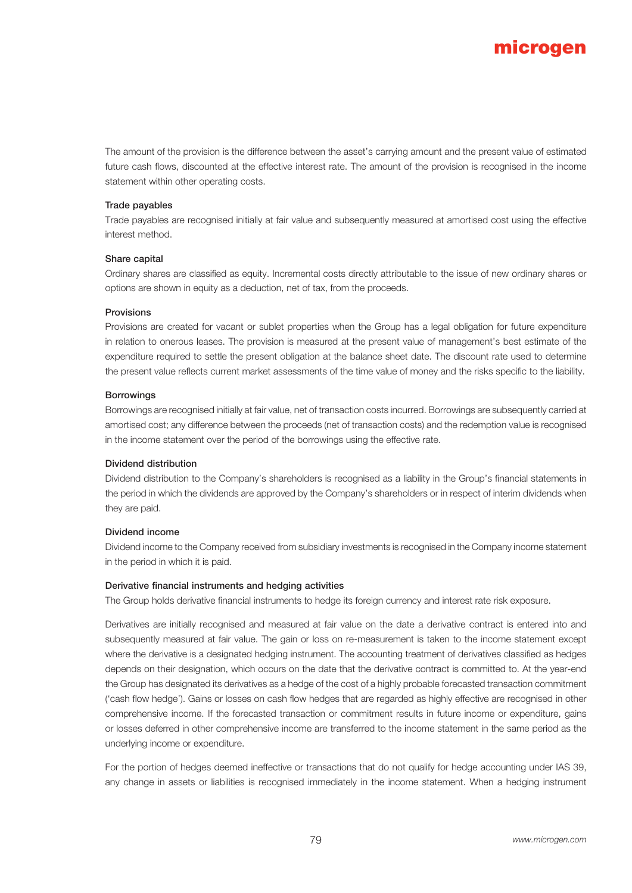The amount of the provision is the difference between the asset's carrying amount and the present value of estimated future cash flows, discounted at the effective interest rate. The amount of the provision is recognised in the income statement within other operating costs.

### Trade payables

Trade payables are recognised initially at fair value and subsequently measured at amortised cost using the effective interest method.

### Share capital

Ordinary shares are classified as equity. Incremental costs directly attributable to the issue of new ordinary shares or options are shown in equity as a deduction, net of tax, from the proceeds.

### Provisions

Provisions are created for vacant or sublet properties when the Group has a legal obligation for future expenditure in relation to onerous leases. The provision is measured at the present value of management's best estimate of the expenditure required to settle the present obligation at the balance sheet date. The discount rate used to determine the present value reflects current market assessments of the time value of money and the risks specific to the liability.

### Borrowings

Borrowings are recognised initially at fair value, net of transaction costs incurred. Borrowings are subsequently carried at amortised cost; any difference between the proceeds (net of transaction costs) and the redemption value is recognised in the income statement over the period of the borrowings using the effective rate.

### Dividend distribution

Dividend distribution to the Company's shareholders is recognised as a liability in the Group's financial statements in the period in which the dividends are approved by the Company's shareholders or in respect of interim dividends when they are paid.

### Dividend income

Dividend income to the Company received from subsidiary investments is recognised in the Company income statement in the period in which it is paid.

### Derivative financial instruments and hedging activities

The Group holds derivative financial instruments to hedge its foreign currency and interest rate risk exposure.

Derivatives are initially recognised and measured at fair value on the date a derivative contract is entered into and subsequently measured at fair value. The gain or loss on re-measurement is taken to the income statement except where the derivative is a designated hedging instrument. The accounting treatment of derivatives classified as hedges depends on their designation, which occurs on the date that the derivative contract is committed to. At the year-end the Group has designated its derivatives as a hedge of the cost of a highly probable forecasted transaction commitment ('cash flow hedge'). Gains or losses on cash flow hedges that are regarded as highly effective are recognised in other comprehensive income. If the forecasted transaction or commitment results in future income or expenditure, gains or losses deferred in other comprehensive income are transferred to the income statement in the same period as the underlying income or expenditure.

For the portion of hedges deemed ineffective or transactions that do not qualify for hedge accounting under IAS 39, any change in assets or liabilities is recognised immediately in the income statement. When a hedging instrument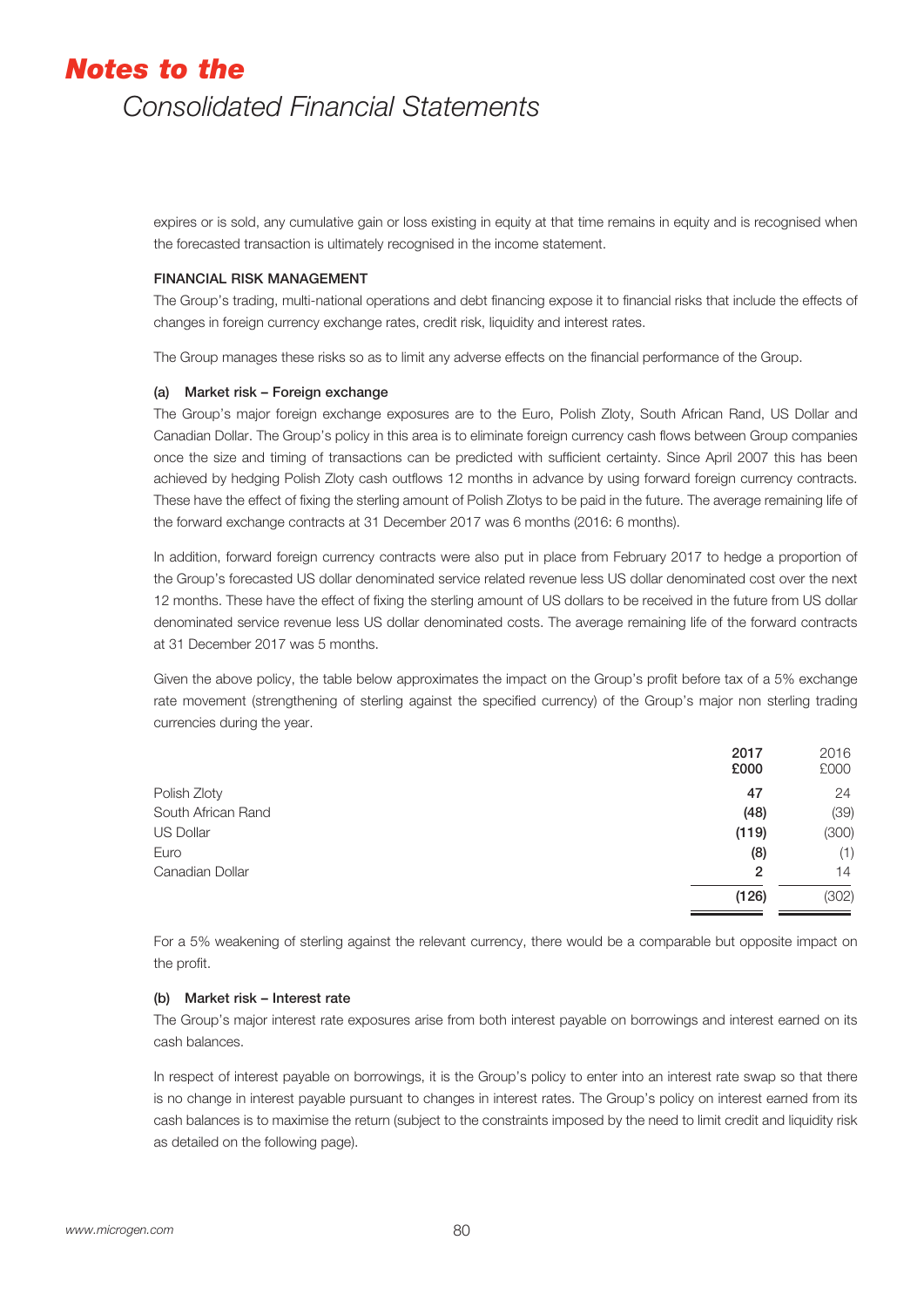expires or is sold, any cumulative gain or loss existing in equity at that time remains in equity and is recognised when the forecasted transaction is ultimately recognised in the income statement.

**FINANCIAL RISK MANAGEMENT**

The Group's trading, multi-national operations and debt financing expose it to financial risks that include the effects of changes in foreign currency exchange rates, credit risk, liquidity and interest rates.

The Group manages these risks so as to limit any adverse effects on the financial performance of the Group.

**(a) Market risk – Foreign exchange**

The Group's major foreign exchange exposures are to the Euro, Polish Zloty, South African Rand, US Dollar and Canadian Dollar. The Group's policy in this area is to eliminate foreign currency cash flows between Group companies once the size and timing of transactions can be predicted with sufficient certainty. Since April 2007 this has been achieved by hedging Polish Zloty cash outflows 12 months in advance by using forward foreign currency contracts. These have the effect of fixing the sterling amount of Polish Zlotys to be paid in the future. The average remaining life of the forward exchange contracts at 31 December 2017 was 6 months (2016: 6 months).

In addition, forward foreign currency contracts were also put in place from February 2017 to hedge a proportion of the Group's forecasted US dollar denominated service related revenue less US dollar denominated cost over the next 12 months. These have the effect of fixing the sterling amount of US dollars to be received in the future from US dollar denominated service revenue less US dollar denominated costs. The average remaining life of the forward contracts at 31 December 2017 was 5 months.

Given the above policy, the table below approximates the impact on the Group's profit before tax of a 5% exchange rate movement (strengthening of sterling against the specified currency) of the Group's major non sterling trading currencies during the year.

| | **2017** **£000** | 2016 £000 |
|---|---|---|
| Polish Zloty | **47** | 24 |
| South African Rand | **(48)** | (39) |
| US Dollar | **(119)** | (300) |
| Euro | **(8)** | (1) |
| Canadian Dollar | **2** | 14 |
| | **(126)** | (302) |

For a 5% weakening of sterling against the relevant currency, there would be a comparable but opposite impact on the profit.

**(b) Market risk – Interest rate**

The Group's major interest rate exposures arise from both interest payable on borrowings and interest earned on its cash balances.

In respect of interest payable on borrowings, it is the Group's policy to enter into an interest rate swap so that there is no change in interest payable pursuant to changes in interest rates. The Group's policy on interest earned from its cash balances is to maximise the return (subject to the constraints imposed by the need to limit credit and liquidity risk as detailed on the following page).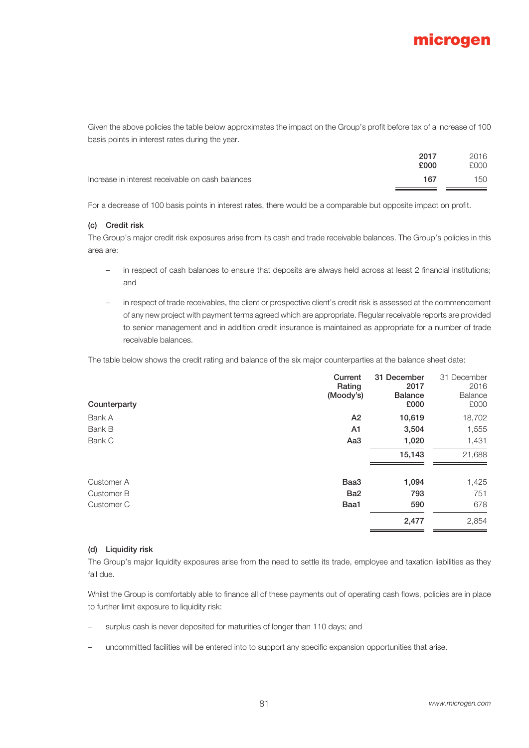Given the above policies the table below approximates the impact on the Group's profit before tax of a increase of 100 basis points in interest rates during the year.

| | 2017 £000 | 2016 £000 |
|---|---|---|
| Increase in interest receivable on cash balances | **167** | 150 |

For a decrease of 100 basis points in interest rates, there would be a comparable but opposite impact on profit.

#### (c) Credit risk

The Group's major credit risk exposures arise from its cash and trade receivable balances. The Group's policies in this area are:

- in respect of cash balances to ensure that deposits are always held across at least 2 financial institutions; and
- in respect of trade receivables, the client or prospective client's credit risk is assessed at the commencement of any new project with payment terms agreed which are appropriate. Regular receivable reports are provided to senior management and in addition credit insurance is maintained as appropriate for a number of trade receivable balances.

The table below shows the credit rating and balance of the six major counterparties at the balance sheet date:

| Counterparty | Current Rating (Moody's) | 31 December 2017 Balance £000 | 31 December 2016 Balance £000 |
|---|---|---|---|
| Bank A | **A2** | **10,619** | 18,702 |
| Bank B | **A1** | **3,504** | 1,555 |
| Bank C | **Aa3** | **1,020** | 1,431 |
| | | **15,143** | 21,688 |
| Customer A | **Baa3** | **1,094** | 1,425 |
| Customer B | **Ba2** | **793** | 751 |
| Customer C | **Baa1** | **590** | 678 |
| | | **2,477** | 2,854 |

#### (d) Liquidity risk

The Group's major liquidity exposures arise from the need to settle its trade, employee and taxation liabilities as they fall due.

Whilst the Group is comfortably able to finance all of these payments out of operating cash flows, policies are in place to further limit exposure to liquidity risk:

- surplus cash is never deposited for maturities of longer than 110 days; and
- uncommitted facilities will be entered into to support any specific expansion opportunities that arise.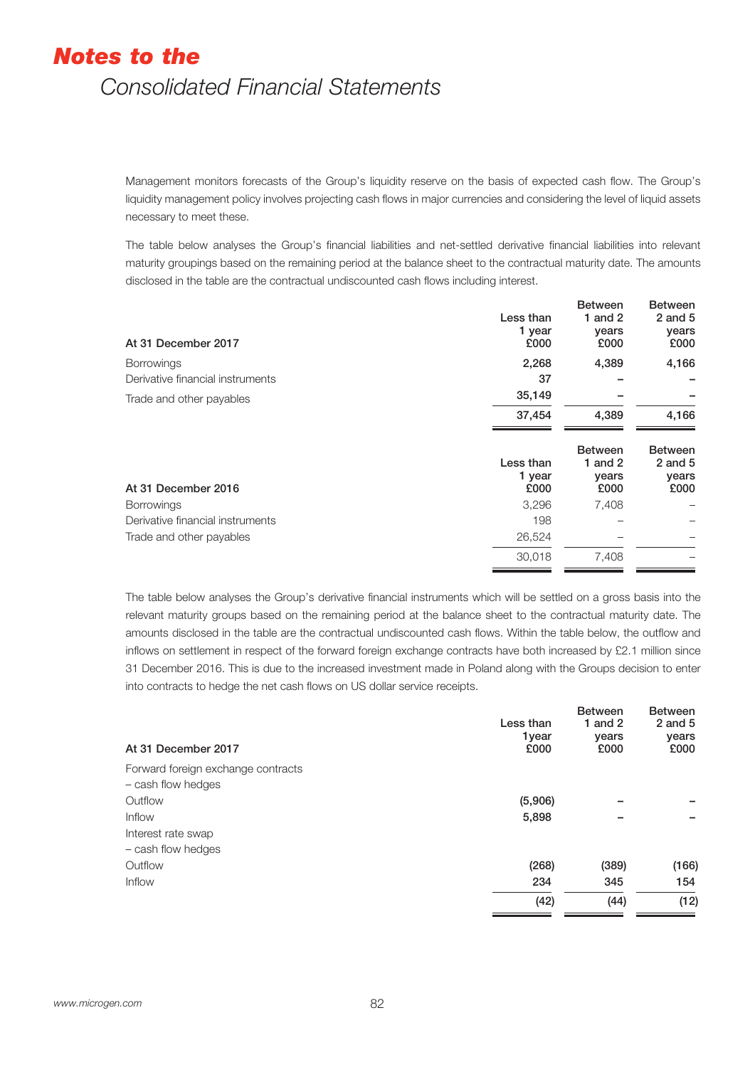Management monitors forecasts of the Group's liquidity reserve on the basis of expected cash flow. The Group's liquidity management policy involves projecting cash flows in major currencies and considering the level of liquid assets necessary to meet these.

The table below analyses the Group's financial liabilities and net-settled derivative financial liabilities into relevant maturity groupings based on the remaining period at the balance sheet to the contractual maturity date. The amounts disclosed in the table are the contractual undiscounted cash flows including interest.

| At 31 December 2017 | Less than 1 year £000 | Between 1 and 2 years £000 | Between 2 and 5 years £000 |
|---|---|---|---|
| Borrowings | 2,268 | 4,389 | 4,166 |
| Derivative financial instruments | 37 | – | – |
| Trade and other payables | 35,149 | – | – |
| | 37,454 | 4,389 | 4,166 |

| At 31 December 2016 | Less than 1 year £000 | Between 1 and 2 years £000 | Between 2 and 5 years £000 |
|---|---|---|---|
| Borrowings | 3,296 | 7,408 | – |
| Derivative financial instruments | 198 | – | – |
| Trade and other payables | 26,524 | – | – |
| | 30,018 | 7,408 | – |

The table below analyses the Group's derivative financial instruments which will be settled on a gross basis into the relevant maturity groups based on the remaining period at the balance sheet to the contractual maturity date. The amounts disclosed in the table are the contractual undiscounted cash flows. Within the table below, the outflow and inflows on settlement in respect of the forward foreign exchange contracts have both increased by £2.1 million since 31 December 2016. This is due to the increased investment made in Poland along with the Groups decision to enter into contracts to hedge the net cash flows on US dollar service receipts.

| At 31 December 2017 | Less than 1year £000 | Between 1 and 2 years £000 | Between 2 and 5 years £000 |
|---|---|---|---|
| Forward foreign exchange contracts – cash flow hedges | | | |
| Outflow | (5,906) | – | – |
| Inflow | 5,898 | – | – |
| Interest rate swap – cash flow hedges | | | |
| Outflow | (268) | (389) | (166) |
| Inflow | 234 | 345 | 154 |
| | (42) | (44) | (12) |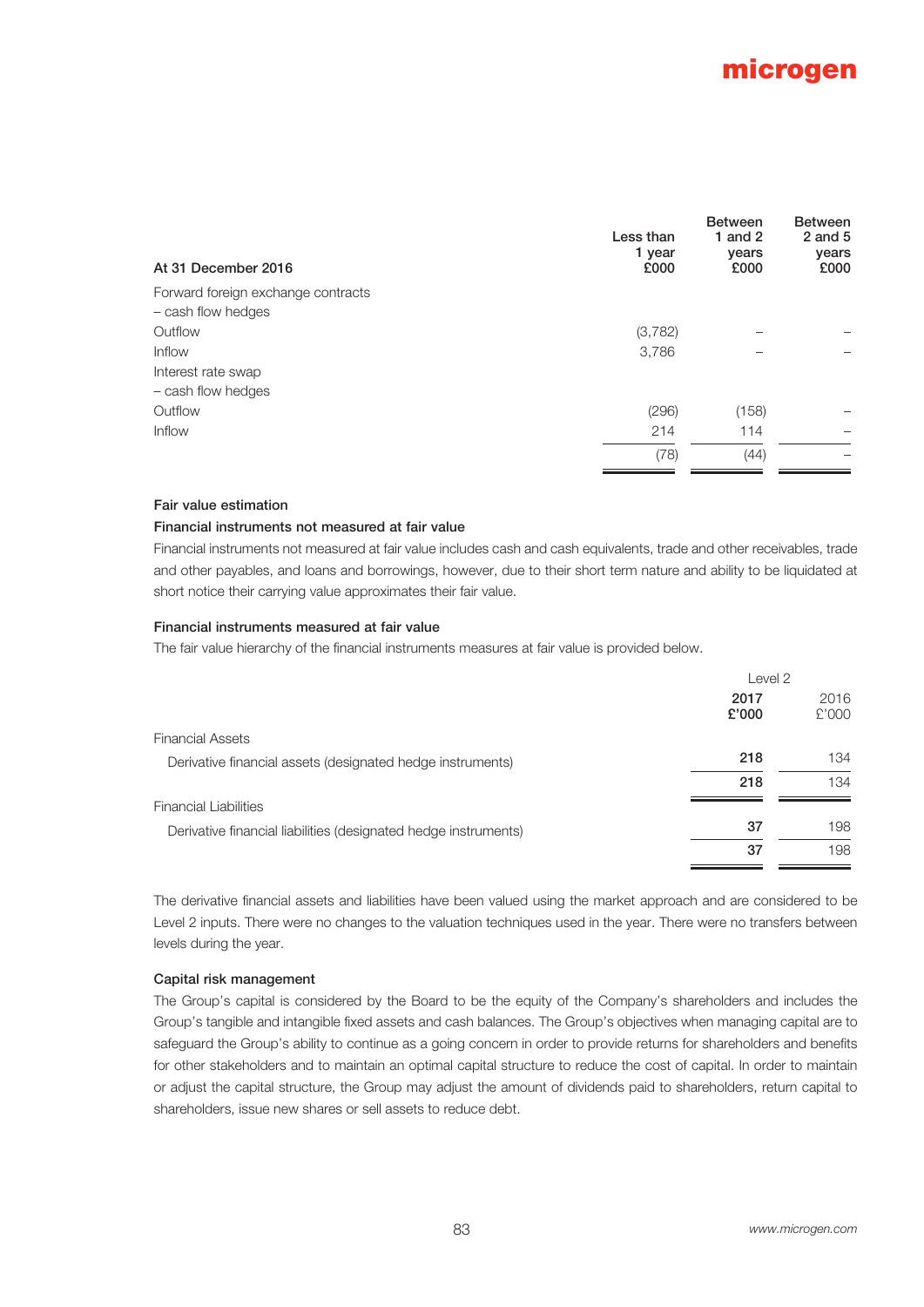| At 31 December 2016 | Less than 1 year £000 | Between 1 and 2 years £000 | Between 2 and 5 years £000 |
|---|---|---|---|
| Forward foreign exchange contracts – cash flow hedges | | | |
| Outflow | (3,782) | – | – |
| Inflow | 3,786 | – | – |
| Interest rate swap – cash flow hedges | | | |
| Outflow | (296) | (158) | – |
| Inflow | 214 | 114 | – |
| | (78) | (44) | – |

### Fair value estimation

**Financial instruments not measured at fair value**

Financial instruments not measured at fair value includes cash and cash equivalents, trade and other receivables, trade and other payables, and loans and borrowings, however, due to their short term nature and ability to be liquidated at short notice their carrying value approximates their fair value.

**Financial instruments measured at fair value**

The fair value hierarchy of the financial instruments measures at fair value is provided below.

| | Level 2 | |
|---|---|---|
| | **2017 £'000** | 2016 £'000 |
| Financial Assets | | |
| Derivative financial assets (designated hedge instruments) | **218** | 134 |
| | **218** | 134 |
| Financial Liabilities | | |
| Derivative financial liabilities (designated hedge instruments) | **37** | 198 |
| | **37** | 198 |

The derivative financial assets and liabilities have been valued using the market approach and are considered to be Level 2 inputs. There were no changes to the valuation techniques used in the year. There were no transfers between levels during the year.

### Capital risk management

The Group's capital is considered by the Board to be the equity of the Company's shareholders and includes the Group's tangible and intangible fixed assets and cash balances. The Group's objectives when managing capital are to safeguard the Group's ability to continue as a going concern in order to provide returns for shareholders and benefits for other stakeholders and to maintain an optimal capital structure to reduce the cost of capital. In order to maintain or adjust the capital structure, the Group may adjust the amount of dividends paid to shareholders, return capital to shareholders, issue new shares or sell assets to reduce debt.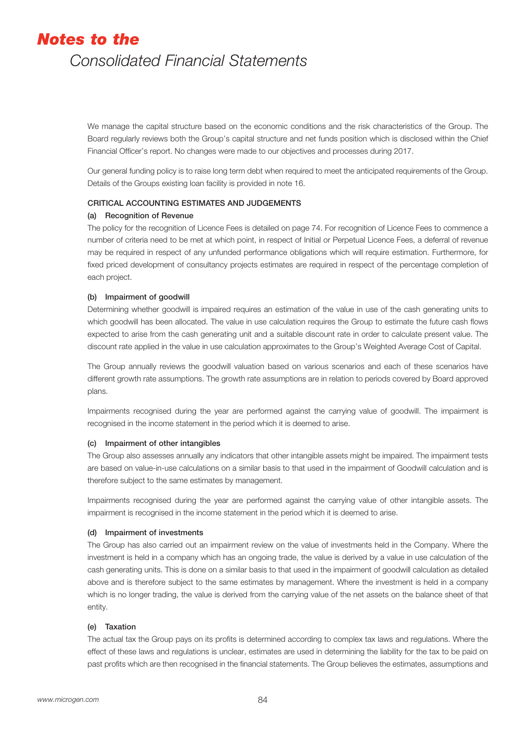We manage the capital structure based on the economic conditions and the risk characteristics of the Group. The Board regularly reviews both the Group's capital structure and net funds position which is disclosed within the Chief Financial Officer's report. No changes were made to our objectives and processes during 2017.

Our general funding policy is to raise long term debt when required to meet the anticipated requirements of the Group. Details of the Groups existing loan facility is provided in note 16.

### CRITICAL ACCOUNTING ESTIMATES AND JUDGEMENTS

#### (a) Recognition of Revenue

The policy for the recognition of Licence Fees is detailed on page 74. For recognition of Licence Fees to commence a number of criteria need to be met at which point, in respect of Initial or Perpetual Licence Fees, a deferral of revenue may be required in respect of any unfunded performance obligations which will require estimation. Furthermore, for fixed priced development of consultancy projects estimates are required in respect of the percentage completion of each project.

#### (b) Impairment of goodwill

Determining whether goodwill is impaired requires an estimation of the value in use of the cash generating units to which goodwill has been allocated. The value in use calculation requires the Group to estimate the future cash flows expected to arise from the cash generating unit and a suitable discount rate in order to calculate present value. The discount rate applied in the value in use calculation approximates to the Group's Weighted Average Cost of Capital.

The Group annually reviews the goodwill valuation based on various scenarios and each of these scenarios have different growth rate assumptions. The growth rate assumptions are in relation to periods covered by Board approved plans.

Impairments recognised during the year are performed against the carrying value of goodwill. The impairment is recognised in the income statement in the period which it is deemed to arise.

#### (c) Impairment of other intangibles

The Group also assesses annually any indicators that other intangible assets might be impaired. The impairment tests are based on value-in-use calculations on a similar basis to that used in the impairment of Goodwill calculation and is therefore subject to the same estimates by management.

Impairments recognised during the year are performed against the carrying value of other intangible assets. The impairment is recognised in the income statement in the period which it is deemed to arise.

#### (d) Impairment of investments

The Group has also carried out an impairment review on the value of investments held in the Company. Where the investment is held in a company which has an ongoing trade, the value is derived by a value in use calculation of the cash generating units. This is done on a similar basis to that used in the impairment of goodwill calculation as detailed above and is therefore subject to the same estimates by management. Where the investment is held in a company which is no longer trading, the value is derived from the carrying value of the net assets on the balance sheet of that entity.

#### (e) Taxation

The actual tax the Group pays on its profits is determined according to complex tax laws and regulations. Where the effect of these laws and regulations is unclear, estimates are used in determining the liability for the tax to be paid on past profits which are then recognised in the financial statements. The Group believes the estimates, assumptions and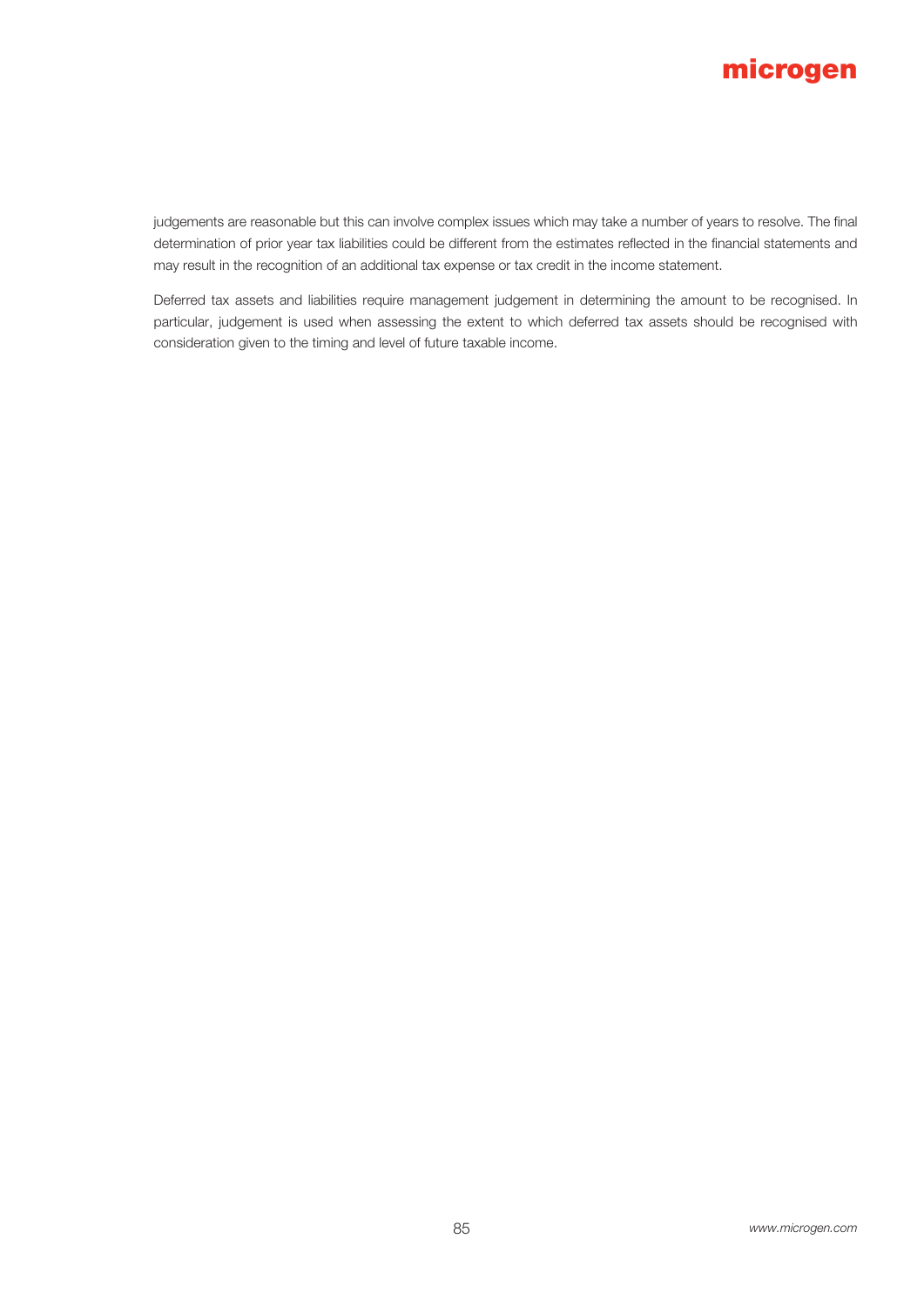judgements are reasonable but this can involve complex issues which may take a number of years to resolve. The final determination of prior year tax liabilities could be different from the estimates reflected in the financial statements and may result in the recognition of an additional tax expense or tax credit in the income statement.

Deferred tax assets and liabilities require management judgement in determining the amount to be recognised. In particular, judgement is used when assessing the extent to which deferred tax assets should be recognised with consideration given to the timing and level of future taxable income.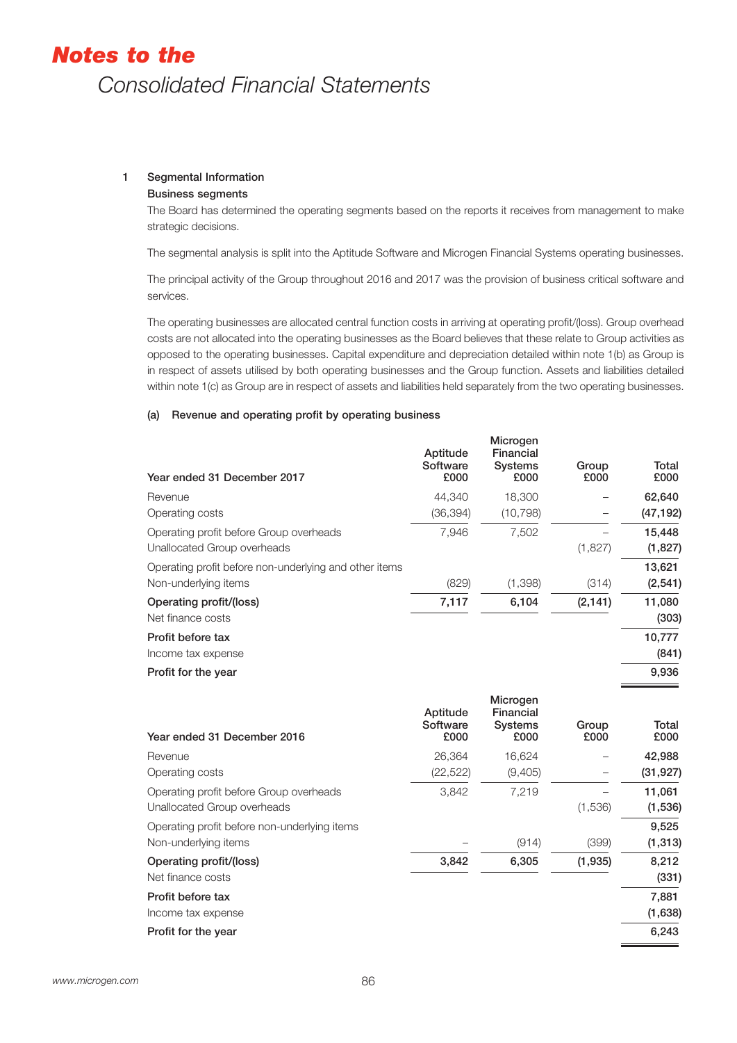# Notes to the Consolidated Financial Statements

## 1 Segmental Information

### Business segments

The Board has determined the operating segments based on the reports it receives from management to make strategic decisions.

The segmental analysis is split into the Aptitude Software and Microgen Financial Systems operating businesses.

The principal activity of the Group throughout 2016 and 2017 was the provision of business critical software and services.

The operating businesses are allocated central function costs in arriving at operating profit/(loss). Group overhead costs are not allocated into the operating businesses as the Board believes that these relate to Group activities as opposed to the operating businesses. Capital expenditure and depreciation detailed within note 1(b) as Group is in respect of assets utilised by both operating businesses and the Group function. Assets and liabilities detailed within note 1(c) as Group are in respect of assets and liabilities held separately from the two operating businesses.

#### (a) Revenue and operating profit by operating business

| Year ended 31 December 2017 | Aptitude Software £000 | Microgen Financial Systems £000 | Group £000 | Total £000 |
|---|---|---|---|---|
| Revenue | 44,340 | 18,300 | – | **62,640** |
| Operating costs | (36,394) | (10,798) | – | **(47,192)** |
| Operating profit before Group overheads | 7,946 | 7,502 | – | **15,448** |
| Unallocated Group overheads | | | (1,827) | **(1,827)** |
| Operating profit before non-underlying and other items | | | | **13,621** |
| Non-underlying items | (829) | (1,398) | (314) | **(2,541)** |
| **Operating profit/(loss)** | **7,117** | **6,104** | **(2,141)** | **11,080** |
| Net finance costs | | | | **(303)** |
| **Profit before tax** | | | | **10,777** |
| Income tax expense | | | | **(841)** |
| **Profit for the year** | | | | **9,936** |

| Year ended 31 December 2016 | Aptitude Software £000 | Microgen Financial Systems £000 | Group £000 | Total £000 |
|---|---|---|---|---|
| Revenue | 26,364 | 16,624 | – | **42,988** |
| Operating costs | (22,522) | (9,405) | – | **(31,927)** |
| Operating profit before Group overheads | 3,842 | 7,219 | – | **11,061** |
| Unallocated Group overheads | | | (1,536) | **(1,536)** |
| Operating profit before non-underlying items | | | | **9,525** |
| Non-underlying items | – | (914) | (399) | **(1,313)** |
| **Operating profit/(loss)** | **3,842** | **6,305** | **(1,935)** | **8,212** |
| Net finance costs | | | | **(331)** |
| **Profit before tax** | | | | **7,881** |
| Income tax expense | | | | **(1,638)** |
| **Profit for the year** | | | | **6,243** |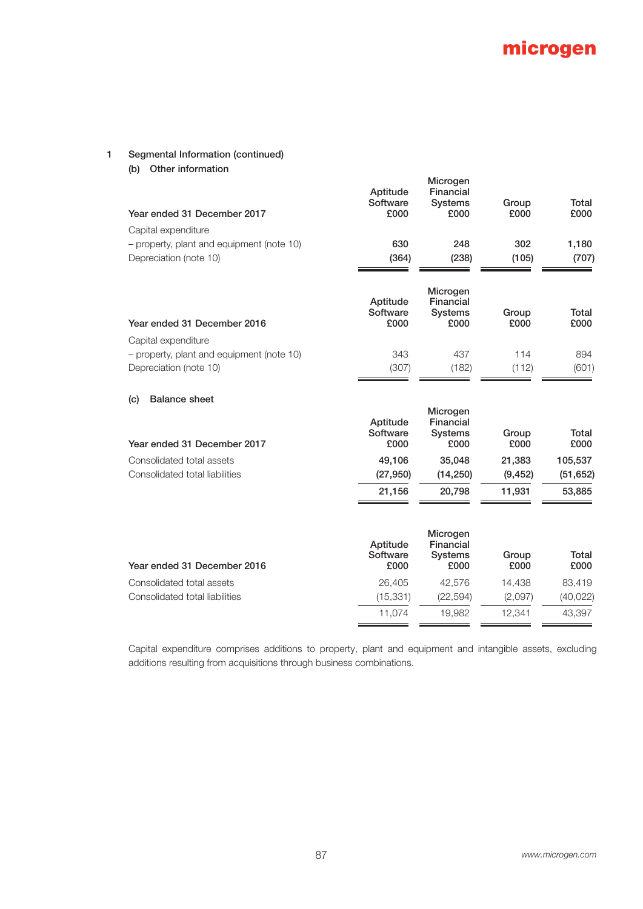## 1 Segmental Information (continued)

### (b) Other information

| Year ended 31 December 2017 | Aptitude Software £000 | Microgen Financial Systems £000 | Group £000 | Total £000 |
|---|---|---|---|---|
| Capital expenditure | | | | |
| – property, plant and equipment (note 10) | **630** | **248** | **302** | **1,180** |
| Depreciation (note 10) | **(364)** | **(238)** | **(105)** | **(707)** |

| Year ended 31 December 2016 | Aptitude Software £000 | Microgen Financial Systems £000 | Group £000 | Total £000 |
|---|---|---|---|---|
| Capital expenditure | | | | |
| – property, plant and equipment (note 10) | 343 | 437 | 114 | 894 |
| Depreciation (note 10) | (307) | (182) | (112) | (601) |

### (c) Balance sheet

| Year ended 31 December 2017 | Aptitude Software £000 | Microgen Financial Systems £000 | Group £000 | Total £000 |
|---|---|---|---|---|
| Consolidated total assets | **49,106** | **35,048** | **21,383** | **105,537** |
| Consolidated total liabilities | **(27,950)** | **(14,250)** | **(9,452)** | **(51,652)** |
| | **21,156** | **20,798** | **11,931** | **53,885** |

| Year ended 31 December 2016 | Aptitude Software £000 | Microgen Financial Systems £000 | Group £000 | Total £000 |
|---|---|---|---|---|
| Consolidated total assets | 26,405 | 42,576 | 14,438 | 83,419 |
| Consolidated total liabilities | (15,331) | (22,594) | (2,097) | (40,022) |
| | 11,074 | 19,982 | 12,341 | 43,397 |

Capital expenditure comprises additions to property, plant and equipment and intangible assets, excluding additions resulting from acquisitions through business combinations.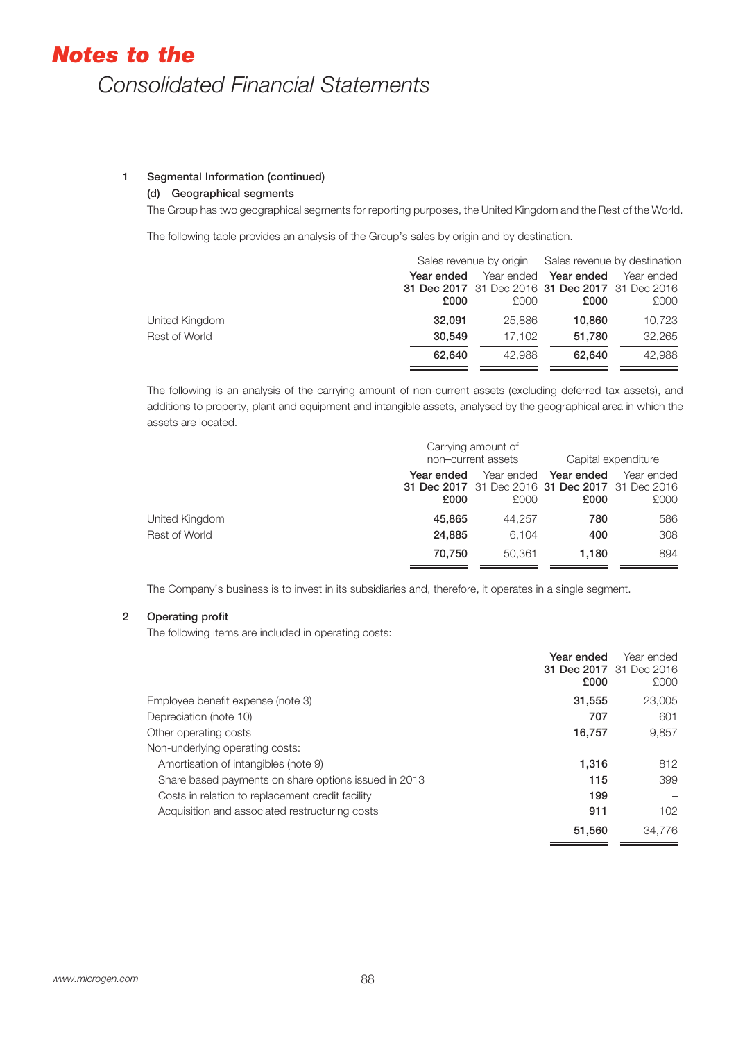# Notes to the Consolidated Financial Statements

**1 Segmental Information (continued)**

**(d) Geographical segments**

The Group has two geographical segments for reporting purposes, the United Kingdom and the Rest of the World.

The following table provides an analysis of the Group's sales by origin and by destination.

| | Sales revenue by origin | | Sales revenue by destination | |
|---|---|---|---|---|
| | **Year ended 31 Dec 2017 £000** | Year ended 31 Dec 2016 £000 | **Year ended 31 Dec 2017 £000** | Year ended 31 Dec 2016 £000 |
| United Kingdom | **32,091** | 25,886 | **10,860** | 10,723 |
| Rest of World | **30,549** | 17,102 | **51,780** | 32,265 |
| | **62,640** | 42,988 | **62,640** | 42,988 |

The following is an analysis of the carrying amount of non-current assets (excluding deferred tax assets), and additions to property, plant and equipment and intangible assets, analysed by the geographical area in which the assets are located.

| | Carrying amount of non–current assets | | Capital expenditure | |
|---|---|---|---|---|
| | **Year ended 31 Dec 2017 £000** | Year ended 31 Dec 2016 £000 | **Year ended 31 Dec 2017 £000** | Year ended 31 Dec 2016 £000 |
| United Kingdom | **45,865** | 44,257 | **780** | 586 |
| Rest of World | **24,885** | 6,104 | **400** | 308 |
| | **70,750** | 50,361 | **1,180** | 894 |

The Company's business is to invest in its subsidiaries and, therefore, it operates in a single segment.

**2 Operating profit**

The following items are included in operating costs:

| | **Year ended 31 Dec 2017 £000** | Year ended 31 Dec 2016 £000 |
|---|---|---|
| Employee benefit expense (note 3) | **31,555** | 23,005 |
| Depreciation (note 10) | **707** | 601 |
| Other operating costs | **16,757** | 9,857 |
| Non-underlying operating costs: | | |
| Amortisation of intangibles (note 9) | **1,316** | 812 |
| Share based payments on share options issued in 2013 | **115** | 399 |
| Costs in relation to replacement credit facility | **199** | – |
| Acquisition and associated restructuring costs | **911** | 102 |
| | **51,560** | 34,776 |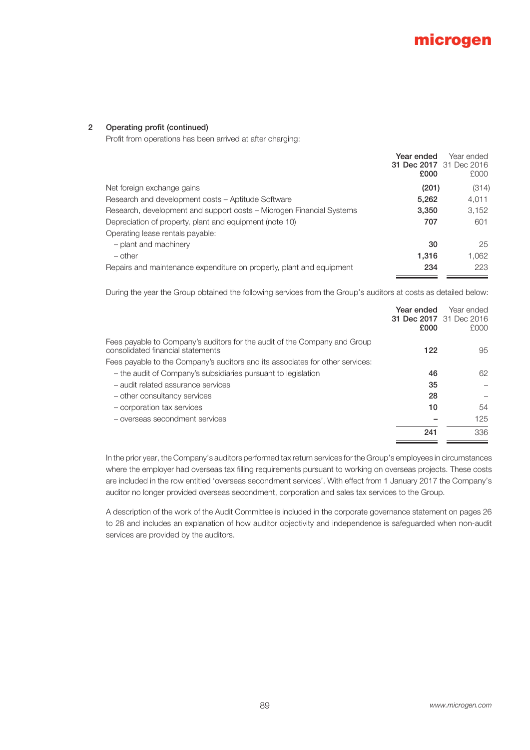## 2 Operating profit (continued)

Profit from operations has been arrived at after charging:

| | Year ended 31 Dec 2017 £000 | Year ended 31 Dec 2016 £000 |
|---|---|---|
| Net foreign exchange gains | **(201)** | (314) |
| Research and development costs – Aptitude Software | **5,262** | 4,011 |
| Research, development and support costs – Microgen Financial Systems | **3,350** | 3,152 |
| Depreciation of property, plant and equipment (note 10) | **707** | 601 |
| Operating lease rentals payable: | | |
| – plant and machinery | **30** | 25 |
| – other | **1,316** | 1,062 |
| Repairs and maintenance expenditure on property, plant and equipment | **234** | 223 |

During the year the Group obtained the following services from the Group's auditors at costs as detailed below:

| | Year ended 31 Dec 2017 £000 | Year ended 31 Dec 2016 £000 |
|---|---|---|
| Fees payable to Company's auditors for the audit of the Company and Group consolidated financial statements | **122** | 95 |
| Fees payable to the Company's auditors and its associates for other services: | | |
| – the audit of Company's subsidiaries pursuant to legislation | **46** | 62 |
| – audit related assurance services | **35** | – |
| – other consultancy services | **28** | – |
| – corporation tax services | **10** | 54 |
| – overseas secondment services | **–** | 125 |
| | **241** | 336 |

In the prior year, the Company's auditors performed tax return services for the Group's employees in circumstances where the employer had overseas tax filling requirements pursuant to working on overseas projects. These costs are included in the row entitled 'overseas secondment services'. With effect from 1 January 2017 the Company's auditor no longer provided overseas secondment, corporation and sales tax services to the Group.

A description of the work of the Audit Committee is included in the corporate governance statement on pages 26 to 28 and includes an explanation of how auditor objectivity and independence is safeguarded when non-audit services are provided by the auditors.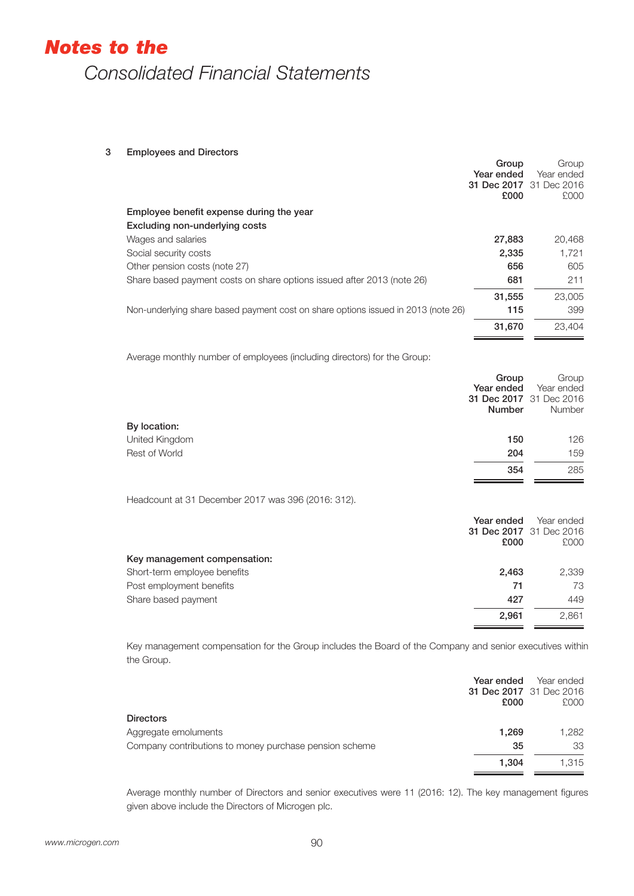# *Notes to the*

## Consolidated Financial Statements

### 3 Employees and Directors

| | Group Year ended 31 Dec 2017 £000 | Group Year ended 31 Dec 2016 £000 |
|---|---|---|
| **Employee benefit expense during the year** | | |
| **Excluding non-underlying costs** | | |
| Wages and salaries | **27,883** | 20,468 |
| Social security costs | **2,335** | 1,721 |
| Other pension costs (note 27) | **656** | 605 |
| Share based payment costs on share options issued after 2013 (note 26) | **681** | 211 |
| | **31,555** | 23,005 |
| Non-underlying share based payment cost on share options issued in 2013 (note 26) | **115** | 399 |
| | **31,670** | 23,404 |

Average monthly number of employees (including directors) for the Group:

| | Group Year ended 31 Dec 2017 Number | Group Year ended 31 Dec 2016 Number |
|---|---|---|
| **By location:** | | |
| United Kingdom | **150** | 126 |
| Rest of World | **204** | 159 |
| | **354** | 285 |

Headcount at 31 December 2017 was 396 (2016: 312).

| | Year ended 31 Dec 2017 £000 | Year ended 31 Dec 2016 £000 |
|---|---|---|
| **Key management compensation:** | | |
| Short-term employee benefits | **2,463** | 2,339 |
| Post employment benefits | **71** | 73 |
| Share based payment | **427** | 449 |
| | **2,961** | 2,861 |

Key management compensation for the Group includes the Board of the Company and senior executives within the Group.

| | Year ended 31 Dec 2017 £000 | Year ended 31 Dec 2016 £000 |
|---|---|---|
| **Directors** | | |
| Aggregate emoluments | **1,269** | 1,282 |
| Company contributions to money purchase pension scheme | **35** | 33 |
| | **1,304** | 1,315 |

Average monthly number of Directors and senior executives were 11 (2016: 12). The key management figures given above include the Directors of Microgen plc.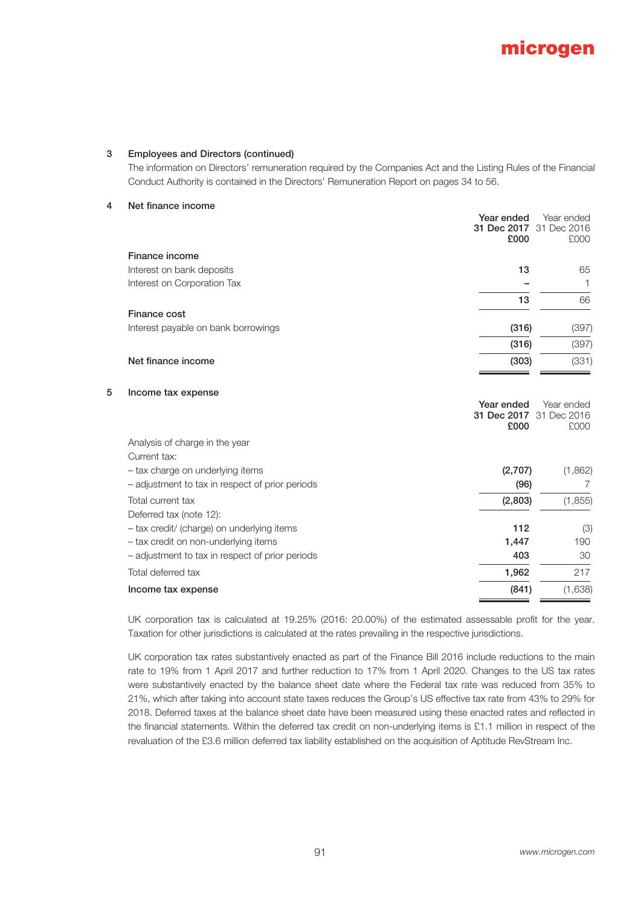## 3 Employees and Directors (continued)

The information on Directors' remuneration required by the Companies Act and the Listing Rules of the Financial Conduct Authority is contained in the Directors' Remuneration Report on pages 34 to 56.

## 4 Net finance income

| | **Year ended 31 Dec 2017 £000** | Year ended 31 Dec 2016 £000 |
|---|---|---|
| **Finance income** | | |
| Interest on bank deposits | **13** | 65 |
| Interest on Corporation Tax | **–** | 1 |
| | **13** | 66 |
| **Finance cost** | | |
| Interest payable on bank borrowings | **(316)** | (397) |
| | **(316)** | (397) |
| **Net finance income** | **(303)** | (331) |

## 5 Income tax expense

| | **Year ended 31 Dec 2017 £000** | Year ended 31 Dec 2016 £000 |
|---|---|---|
| Analysis of charge in the year | | |
| Current tax: | | |
| – tax charge on underlying items | **(2,707)** | (1,862) |
| – adjustment to tax in respect of prior periods | **(96)** | 7 |
| Total current tax | **(2,803)** | (1,855) |
| Deferred tax (note 12): | | |
| – tax credit/ (charge) on underlying items | **112** | (3) |
| – tax credit on non-underlying items | **1,447** | 190 |
| – adjustment to tax in respect of prior periods | **403** | 30 |
| Total deferred tax | **1,962** | 217 |
| **Income tax expense** | **(841)** | (1,638) |

UK corporation tax is calculated at 19.25% (2016: 20.00%) of the estimated assessable profit for the year. Taxation for other jurisdictions is calculated at the rates prevailing in the respective jurisdictions.

UK corporation tax rates substantively enacted as part of the Finance Bill 2016 include reductions to the main rate to 19% from 1 April 2017 and further reduction to 17% from 1 April 2020. Changes to the US tax rates were substantively enacted by the balance sheet date where the Federal tax rate was reduced from 35% to 21%, which after taking into account state taxes reduces the Group's US effective tax rate from 43% to 29% for 2018. Deferred taxes at the balance sheet date have been measured using these enacted rates and reflected in the financial statements. Within the deferred tax credit on non-underlying items is £1.1 million in respect of the revaluation of the £3.6 million deferred tax liability established on the acquisition of Aptitude RevStream Inc.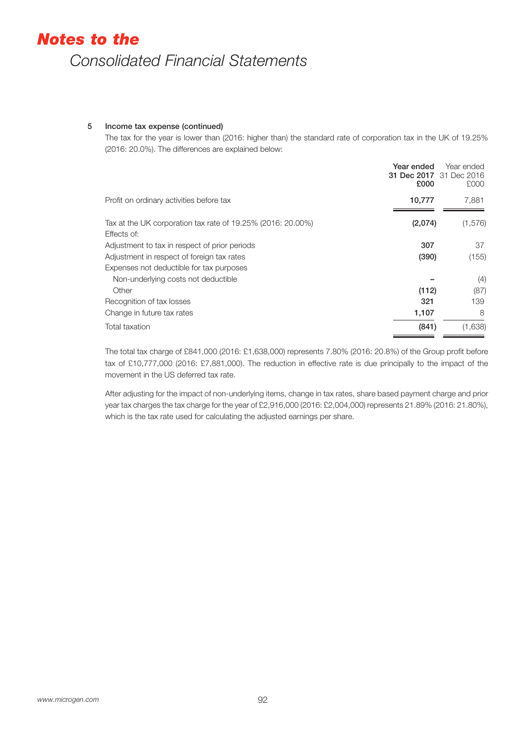# Notes to the

## Consolidated Financial Statements

### 5 Income tax expense (continued)

The tax for the year is lower than (2016: higher than) the standard rate of corporation tax in the UK of 19.25% (2016: 20.0%). The differences are explained below:

| | Year ended 31 Dec 2017 £000 | Year ended 31 Dec 2016 £000 |
|---|---|---|
| Profit on ordinary activities before tax | **10,777** | 7,881 |
| Tax at the UK corporation tax rate of 19.25% (2016: 20.00%) | **(2,074)** | (1,576) |
| Effects of: | | |
| Adjustment to tax in respect of prior periods | **307** | 37 |
| Adjustment in respect of foreign tax rates | **(390)** | (155) |
| Expenses not deductible for tax purposes | | |
| Non-underlying costs not deductible | **–** | (4) |
| Other | **(112)** | (87) |
| Recognition of tax losses | **321** | 139 |
| Change in future tax rates | **1,107** | 8 |
| Total taxation | **(841)** | (1,638) |

The total tax charge of £841,000 (2016: £1,638,000) represents 7.80% (2016: 20.8%) of the Group profit before tax of £10,777,000 (2016: £7,881,000). The reduction in effective rate is due principally to the impact of the movement in the US deferred tax rate.

After adjusting for the impact of non-underlying items, change in tax rates, share based payment charge and prior year tax charges the tax charge for the year of £2,916,000 (2016: £2,004,000) represents 21.89% (2016: 21.80%), which is the tax rate used for calculating the adjusted earnings per share.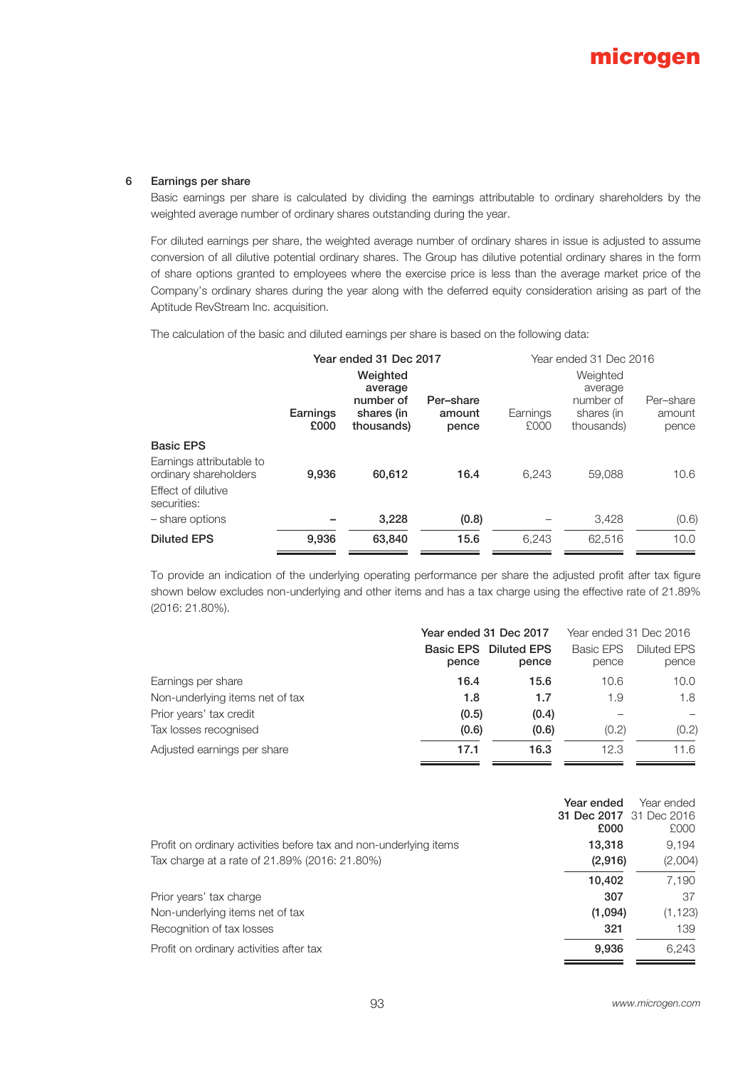## 6 Earnings per share

Basic earnings per share is calculated by dividing the earnings attributable to ordinary shareholders by the weighted average number of ordinary shares outstanding during the year.

For diluted earnings per share, the weighted average number of ordinary shares in issue is adjusted to assume conversion of all dilutive potential ordinary shares. The Group has dilutive potential ordinary shares in the form of share options granted to employees where the exercise price is less than the average market price of the Company's ordinary shares during the year along with the deferred equity consideration arising as part of the Aptitude RevStream Inc. acquisition.

The calculation of the basic and diluted earnings per share is based on the following data:

| | Year ended 31 Dec 2017 | | | Year ended 31 Dec 2016 | | |
|---|---|---|---|---|---|---|
| | **Earnings £000** | **Weighted average number of shares (in thousands)** | **Per-share amount pence** | Earnings £000 | Weighted average number of shares (in thousands) | Per-share amount pence |
| **Basic EPS** | | | | | | |
| Earnings attributable to ordinary shareholders | **9,936** | **60,612** | **16.4** | 6,243 | 59,088 | 10.6 |
| Effect of dilutive securities: | | | | | | |
| – share options | **–** | **3,228** | **(0.8)** | – | 3,428 | (0.6) |
| **Diluted EPS** | **9,936** | **63,840** | **15.6** | 6,243 | 62,516 | 10.0 |

To provide an indication of the underlying operating performance per share the adjusted profit after tax figure shown below excludes non-underlying and other items and has a tax charge using the effective rate of 21.89% (2016: 21.80%).

| | Year ended 31 Dec 2017 | | Year ended 31 Dec 2016 | |
|---|---|---|---|---|
| | **Basic EPS pence** | **Diluted EPS pence** | Basic EPS pence | Diluted EPS pence |
| Earnings per share | **16.4** | **15.6** | 10.6 | 10.0 |
| Non-underlying items net of tax | **1.8** | **1.7** | 1.9 | 1.8 |
| Prior years' tax credit | **(0.5)** | **(0.4)** | – | – |
| Tax losses recognised | **(0.6)** | **(0.6)** | (0.2) | (0.2) |
| Adjusted earnings per share | **17.1** | **16.3** | 12.3 | 11.6 |

| | **Year ended 31 Dec 2017 £000** | Year ended 31 Dec 2016 £000 |
|---|---|---|
| Profit on ordinary activities before tax and non-underlying items | **13,318** | 9,194 |
| Tax charge at a rate of 21.89% (2016: 21.80%) | **(2,916)** | (2,004) |
| | **10,402** | 7,190 |
| Prior years' tax charge | **307** | 37 |
| Non-underlying items net of tax | **(1,094)** | (1,123) |
| Recognition of tax losses | **321** | 139 |
| Profit on ordinary activities after tax | **9,936** | 6,243 |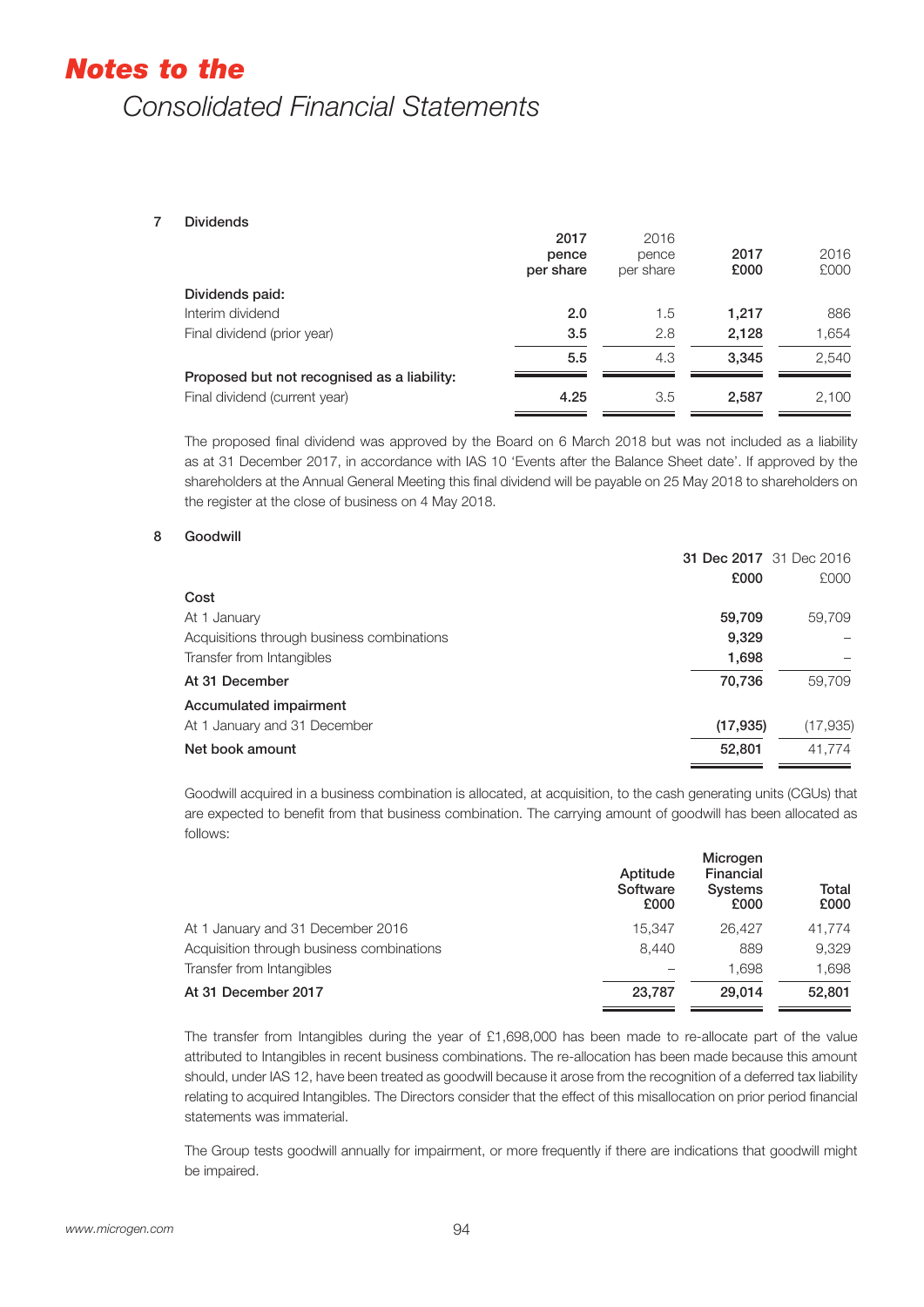# Notes to the Consolidated Financial Statements

## 7 Dividends

| | 2017 pence per share | 2016 pence per share | 2017 £000 | 2016 £000 |
|---|---|---|---|---|
| **Dividends paid:** | | | | |
| Interim dividend | **2.0** | 1.5 | **1,217** | 886 |
| Final dividend (prior year) | **3.5** | 2.8 | **2,128** | 1,654 |
| | **5.5** | 4.3 | **3,345** | 2,540 |
| **Proposed but not recognised as a liability:** | | | | |
| Final dividend (current year) | **4.25** | 3.5 | **2,587** | 2,100 |

The proposed final dividend was approved by the Board on 6 March 2018 but was not included as a liability as at 31 December 2017, in accordance with IAS 10 'Events after the Balance Sheet date'. If approved by the shareholders at the Annual General Meeting this final dividend will be payable on 25 May 2018 to shareholders on the register at the close of business on 4 May 2018.

## 8 Goodwill

| | 31 Dec 2017 £000 | 31 Dec 2016 £000 |
|---|---|---|
| **Cost** | | |
| At 1 January | **59,709** | 59,709 |
| Acquisitions through business combinations | **9,329** | – |
| Transfer from Intangibles | **1,698** | – |
| **At 31 December** | **70,736** | 59,709 |
| **Accumulated impairment** | | |
| At 1 January and 31 December | **(17,935)** | (17,935) |
| **Net book amount** | **52,801** | 41,774 |

Goodwill acquired in a business combination is allocated, at acquisition, to the cash generating units (CGUs) that are expected to benefit from that business combination. The carrying amount of goodwill has been allocated as follows:

| | Aptitude Software £000 | Microgen Financial Systems £000 | Total £000 |
|---|---|---|---|
| At 1 January and 31 December 2016 | 15,347 | 26,427 | 41,774 |
| Acquisition through business combinations | 8,440 | 889 | 9,329 |
| Transfer from Intangibles | – | 1,698 | 1,698 |
| **At 31 December 2017** | **23,787** | **29,014** | **52,801** |

The transfer from Intangibles during the year of £1,698,000 has been made to re-allocate part of the value attributed to Intangibles in recent business combinations. The re-allocation has been made because this amount should, under IAS 12, have been treated as goodwill because it arose from the recognition of a deferred tax liability relating to acquired Intangibles. The Directors consider that the effect of this misallocation on prior period financial statements was immaterial.

The Group tests goodwill annually for impairment, or more frequently if there are indications that goodwill might be impaired.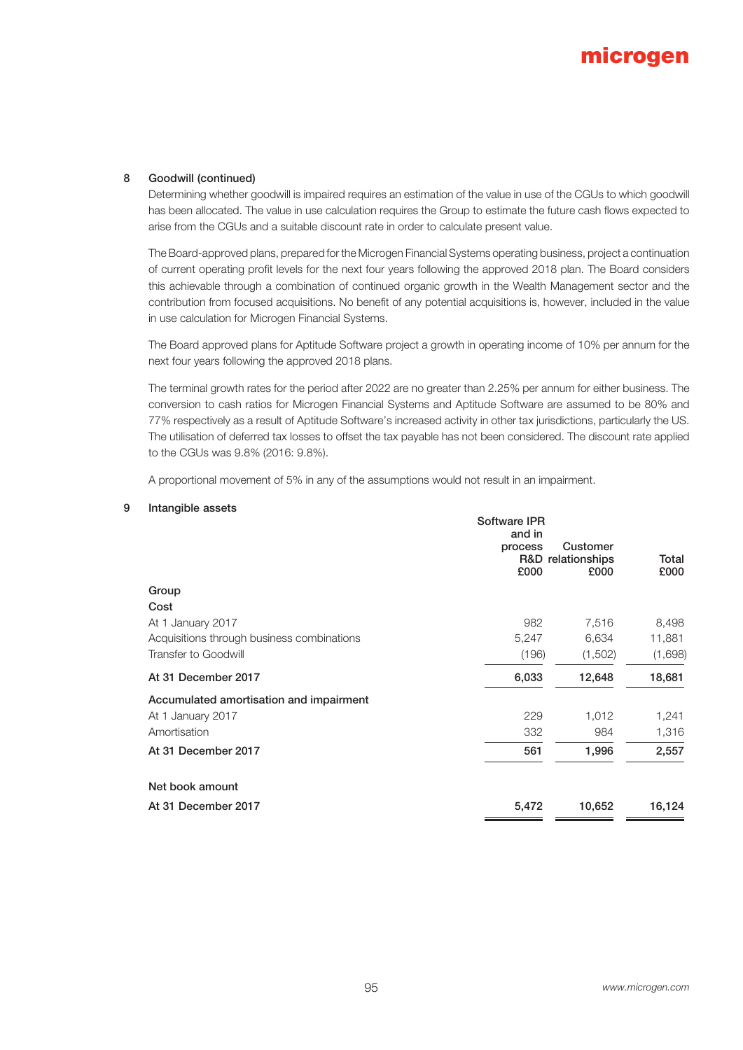## 8 Goodwill (continued)

Determining whether goodwill is impaired requires an estimation of the value in use of the CGUs to which goodwill has been allocated. The value in use calculation requires the Group to estimate the future cash flows expected to arise from the CGUs and a suitable discount rate in order to calculate present value.

The Board-approved plans, prepared for the Microgen Financial Systems operating business, project a continuation of current operating profit levels for the next four years following the approved 2018 plan. The Board considers this achievable through a combination of continued organic growth in the Wealth Management sector and the contribution from focused acquisitions. No benefit of any potential acquisitions is, however, included in the value in use calculation for Microgen Financial Systems.

The Board approved plans for Aptitude Software project a growth in operating income of 10% per annum for the next four years following the approved 2018 plans.

The terminal growth rates for the period after 2022 are no greater than 2.25% per annum for either business. The conversion to cash ratios for Microgen Financial Systems and Aptitude Software are assumed to be 80% and 77% respectively as a result of Aptitude Software's increased activity in other tax jurisdictions, particularly the US. The utilisation of deferred tax losses to offset the tax payable has not been considered. The discount rate applied to the CGUs was 9.8% (2016: 9.8%).

A proportional movement of 5% in any of the assumptions would not result in an impairment.

## 9 Intangible assets

| | Software IPR and in process R&D £000 | Customer relationships £000 | Total £000 |
|---|---|---|---|
| **Group** | | | |
| **Cost** | | | |
| At 1 January 2017 | 982 | 7,516 | 8,498 |
| Acquisitions through business combinations | 5,247 | 6,634 | 11,881 |
| Transfer to Goodwill | (196) | (1,502) | (1,698) |
| **At 31 December 2017** | **6,033** | **12,648** | **18,681** |
| **Accumulated amortisation and impairment** | | | |
| At 1 January 2017 | 229 | 1,012 | 1,241 |
| Amortisation | 332 | 984 | 1,316 |
| **At 31 December 2017** | **561** | **1,996** | **2,557** |
| **Net book amount** | | | |
| **At 31 December 2017** | **5,472** | **10,652** | **16,124** |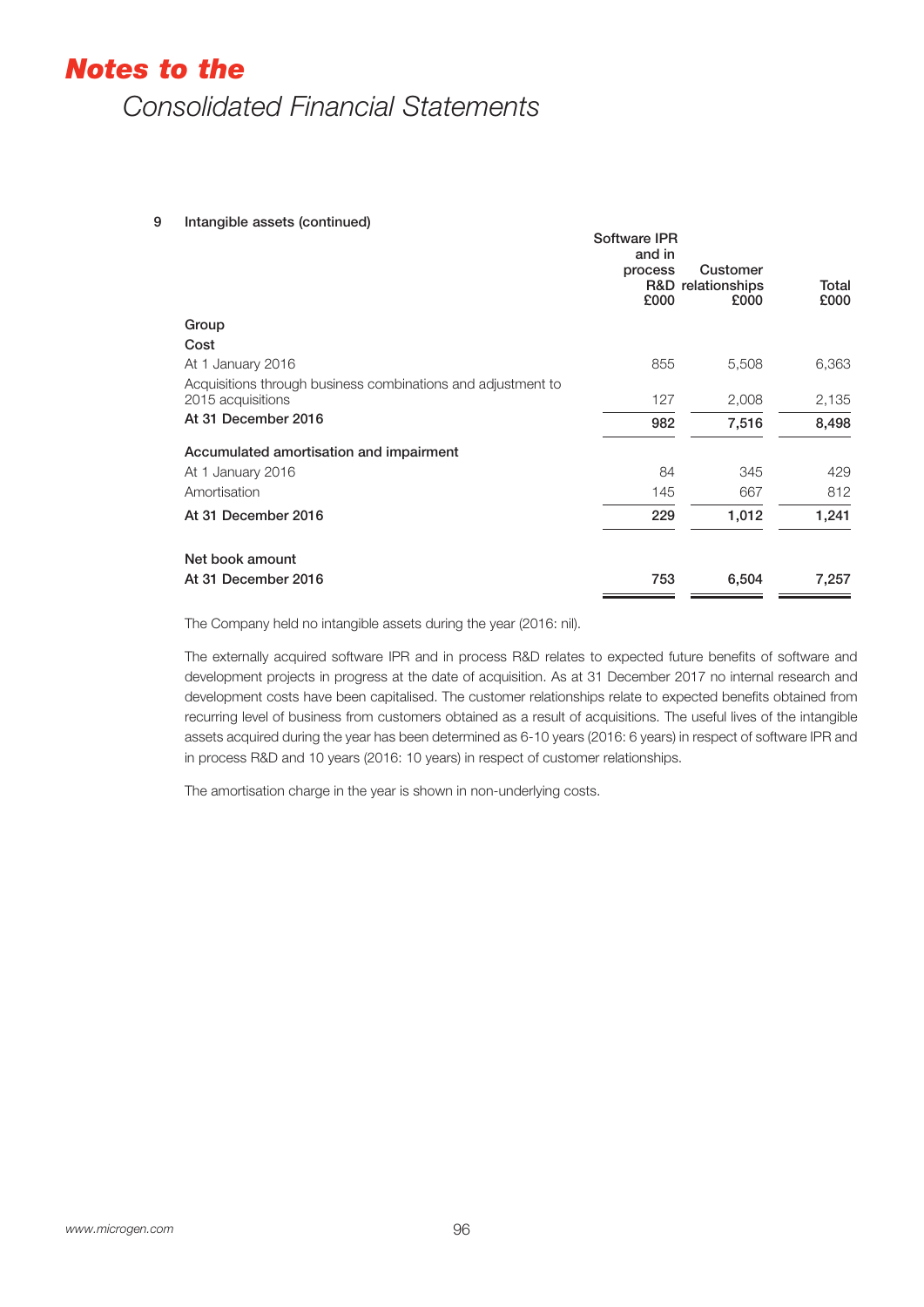# Notes to the
## Consolidated Financial Statements

**9 Intangible assets (continued)**

| | Software IPR and in process R&D £000 | Customer relationships £000 | Total £000 |
|---|---|---|---|
| **Group** | | | |
| **Cost** | | | |
| At 1 January 2016 | 855 | 5,508 | 6,363 |
| Acquisitions through business combinations and adjustment to 2015 acquisitions | 127 | 2,008 | 2,135 |
| **At 31 December 2016** | **982** | **7,516** | **8,498** |
| **Accumulated amortisation and impairment** | | | |
| At 1 January 2016 | 84 | 345 | 429 |
| Amortisation | 145 | 667 | 812 |
| **At 31 December 2016** | **229** | **1,012** | **1,241** |
| **Net book amount** | | | |
| **At 31 December 2016** | **753** | **6,504** | **7,257** |

The Company held no intangible assets during the year (2016: nil).

The externally acquired software IPR and in process R&D relates to expected future benefits of software and development projects in progress at the date of acquisition. As at 31 December 2017 no internal research and development costs have been capitalised. The customer relationships relate to expected benefits obtained from recurring level of business from customers obtained as a result of acquisitions. The useful lives of the intangible assets acquired during the year has been determined as 6-10 years (2016: 6 years) in respect of software IPR and in process R&D and 10 years (2016: 10 years) in respect of customer relationships.

The amortisation charge in the year is shown in non-underlying costs.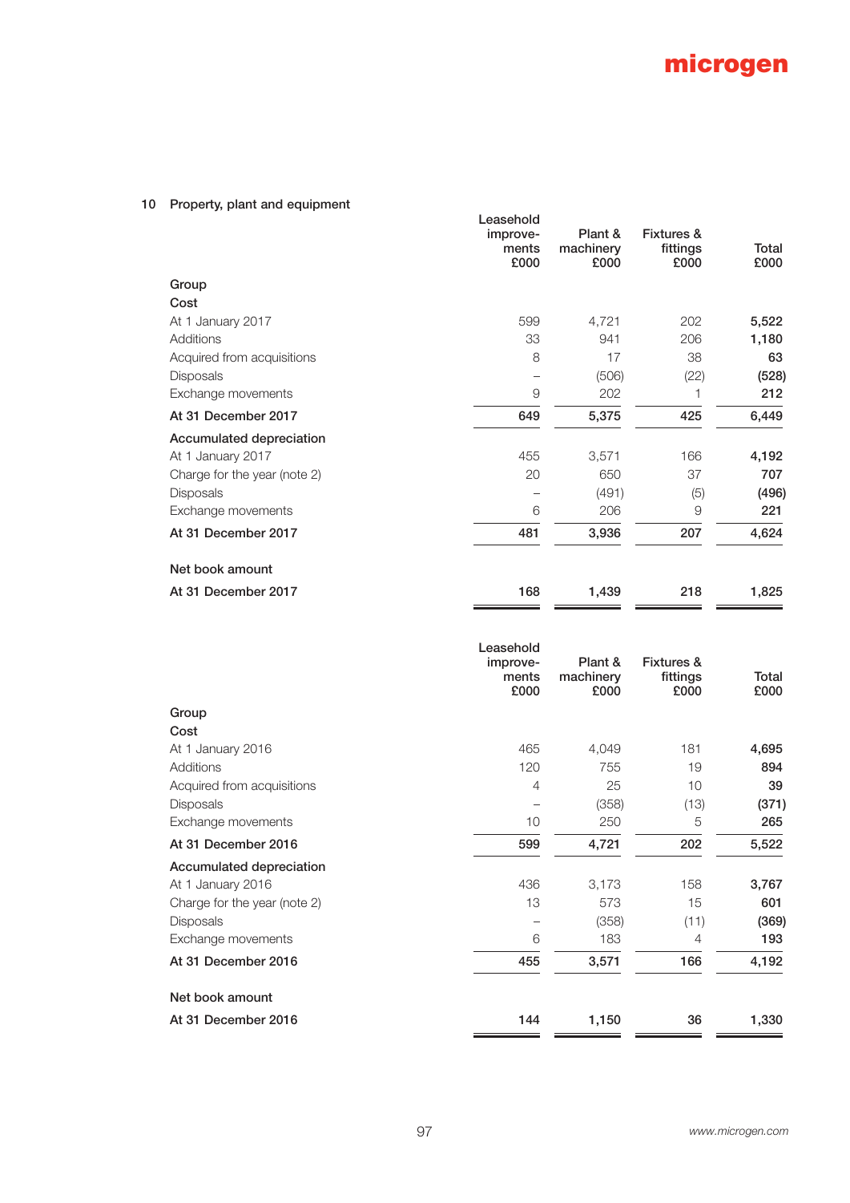## 10 Property, plant and equipment

| | Leasehold improve-ments £000 | Plant & machinery £000 | Fixtures & fittings £000 | Total £000 |
|---|---|---|---|---|
| **Group** | | | | |
| **Cost** | | | | |
| At 1 January 2017 | 599 | 4,721 | 202 | **5,522** |
| Additions | 33 | 941 | 206 | **1,180** |
| Acquired from acquisitions | 8 | 17 | 38 | **63** |
| Disposals | – | (506) | (22) | **(528)** |
| Exchange movements | 9 | 202 | 1 | **212** |
| **At 31 December 2017** | **649** | **5,375** | **425** | **6,449** |
| **Accumulated depreciation** | | | | |
| At 1 January 2017 | 455 | 3,571 | 166 | **4,192** |
| Charge for the year (note 2) | 20 | 650 | 37 | **707** |
| Disposals | – | (491) | (5) | **(496)** |
| Exchange movements | 6 | 206 | 9 | **221** |
| **At 31 December 2017** | **481** | **3,936** | **207** | **4,624** |
| **Net book amount** | | | | |
| **At 31 December 2017** | **168** | **1,439** | **218** | **1,825** |

| | Leasehold improve-ments £000 | Plant & machinery £000 | Fixtures & fittings £000 | Total £000 |
|---|---|---|---|---|
| **Group** | | | | |
| **Cost** | | | | |
| At 1 January 2016 | 465 | 4,049 | 181 | **4,695** |
| Additions | 120 | 755 | 19 | **894** |
| Acquired from acquisitions | 4 | 25 | 10 | **39** |
| Disposals | – | (358) | (13) | **(371)** |
| Exchange movements | 10 | 250 | 5 | **265** |
| **At 31 December 2016** | **599** | **4,721** | **202** | **5,522** |
| **Accumulated depreciation** | | | | |
| At 1 January 2016 | 436 | 3,173 | 158 | **3,767** |
| Charge for the year (note 2) | 13 | 573 | 15 | **601** |
| Disposals | – | (358) | (11) | **(369)** |
| Exchange movements | 6 | 183 | 4 | **193** |
| **At 31 December 2016** | **455** | **3,571** | **166** | **4,192** |
| **Net book amount** | | | | |
| **At 31 December 2016** | **144** | **1,150** | **36** | **1,330** |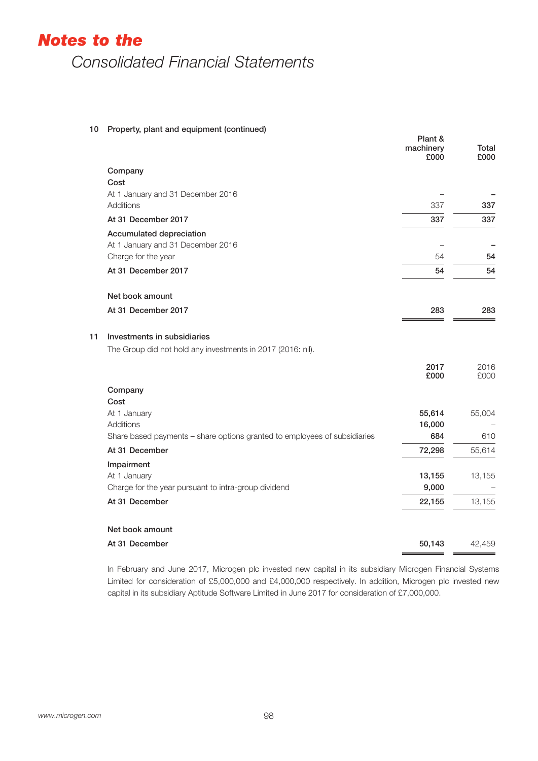# Notes to the Consolidated Financial Statements

## 10 Property, plant and equipment (continued)

| | Plant & machinery £000 | Total £000 |
|---|---|---|
| **Company** | | |
| **Cost** | | |
| At 1 January and 31 December 2016 | – | – |
| Additions | 337 | 337 |
| **At 31 December 2017** | 337 | 337 |
| **Accumulated depreciation** | | |
| At 1 January and 31 December 2016 | – | – |
| Charge for the year | 54 | 54 |
| **At 31 December 2017** | 54 | 54 |
| **Net book amount** | | |
| **At 31 December 2017** | 283 | 283 |

## 11 Investments in subsidiaries

The Group did not hold any investments in 2017 (2016: nil).

| | 2017 £000 | 2016 £000 |
|---|---|---|
| **Company** | | |
| **Cost** | | |
| At 1 January | 55,614 | 55,004 |
| Additions | 16,000 | – |
| Share based payments – share options granted to employees of subsidiaries | 684 | 610 |
| **At 31 December** | 72,298 | 55,614 |
| **Impairment** | | |
| At 1 January | 13,155 | 13,155 |
| Charge for the year pursuant to intra-group dividend | 9,000 | – |
| **At 31 December** | 22,155 | 13,155 |
| **Net book amount** | | |
| **At 31 December** | 50,143 | 42,459 |

In February and June 2017, Microgen plc invested new capital in its subsidiary Microgen Financial Systems Limited for consideration of £5,000,000 and £4,000,000 respectively. In addition, Microgen plc invested new capital in its subsidiary Aptitude Software Limited in June 2017 for consideration of £7,000,000.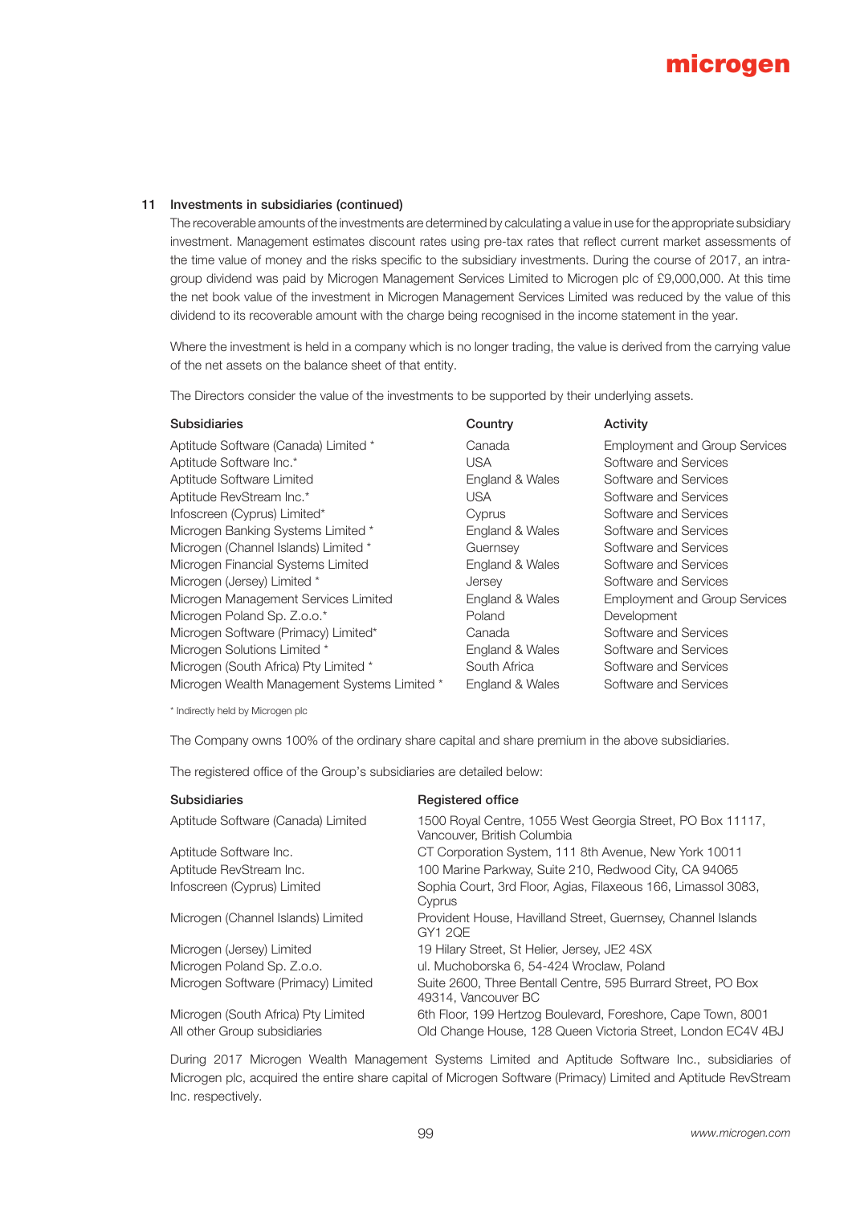### 11 Investments in subsidiaries (continued)

The recoverable amounts of the investments are determined by calculating a value in use for the appropriate subsidiary investment. Management estimates discount rates using pre-tax rates that reflect current market assessments of the time value of money and the risks specific to the subsidiary investments. During the course of 2017, an intra-group dividend was paid by Microgen Management Services Limited to Microgen plc of £9,000,000. At this time the net book value of the investment in Microgen Management Services Limited was reduced by the value of this dividend to its recoverable amount with the charge being recognised in the income statement in the year.

Where the investment is held in a company which is no longer trading, the value is derived from the carrying value of the net assets on the balance sheet of that entity.

The Directors consider the value of the investments to be supported by their underlying assets.

| Subsidiaries | Country | Activity |
|---|---|---|
| Aptitude Software (Canada) Limited * | Canada | Employment and Group Services |
| Aptitude Software Inc.* | USA | Software and Services |
| Aptitude Software Limited | England & Wales | Software and Services |
| Aptitude RevStream Inc.* | USA | Software and Services |
| Infoscreen (Cyprus) Limited* | Cyprus | Software and Services |
| Microgen Banking Systems Limited * | England & Wales | Software and Services |
| Microgen (Channel Islands) Limited * | Guernsey | Software and Services |
| Microgen Financial Systems Limited | England & Wales | Software and Services |
| Microgen (Jersey) Limited * | Jersey | Software and Services |
| Microgen Management Services Limited | England & Wales | Employment and Group Services |
| Microgen Poland Sp. Z.o.o.* | Poland | Development |
| Microgen Software (Primacy) Limited* | Canada | Software and Services |
| Microgen Solutions Limited * | England & Wales | Software and Services |
| Microgen (South Africa) Pty Limited * | South Africa | Software and Services |
| Microgen Wealth Management Systems Limited * | England & Wales | Software and Services |

* Indirectly held by Microgen plc

The Company owns 100% of the ordinary share capital and share premium in the above subsidiaries.

The registered office of the Group's subsidiaries are detailed below:

| Subsidiaries | Registered office |
|---|---|
| Aptitude Software (Canada) Limited | 1500 Royal Centre, 1055 West Georgia Street, PO Box 11117, Vancouver, British Columbia |
| Aptitude Software Inc. | CT Corporation System, 111 8th Avenue, New York 10011 |
| Aptitude RevStream Inc. | 100 Marine Parkway, Suite 210, Redwood City, CA 94065 |
| Infoscreen (Cyprus) Limited | Sophia Court, 3rd Floor, Agias, Filaxeous 166, Limassol 3083, Cyprus |
| Microgen (Channel Islands) Limited | Provident House, Havilland Street, Guernsey, Channel Islands GY1 2QE |
| Microgen (Jersey) Limited | 19 Hilary Street, St Helier, Jersey, JE2 4SX |
| Microgen Poland Sp. Z.o.o. | ul. Muchoborska 6, 54-424 Wroclaw, Poland |
| Microgen Software (Primacy) Limited | Suite 2600, Three Bentall Centre, 595 Burrard Street, PO Box 49314, Vancouver BC |
| Microgen (South Africa) Pty Limited | 6th Floor, 199 Hertzog Boulevard, Foreshore, Cape Town, 8001 |
| All other Group subsidiaries | Old Change House, 128 Queen Victoria Street, London EC4V 4BJ |

During 2017 Microgen Wealth Management Systems Limited and Aptitude Software Inc., subsidiaries of Microgen plc, acquired the entire share capital of Microgen Software (Primacy) Limited and Aptitude RevStream Inc. respectively.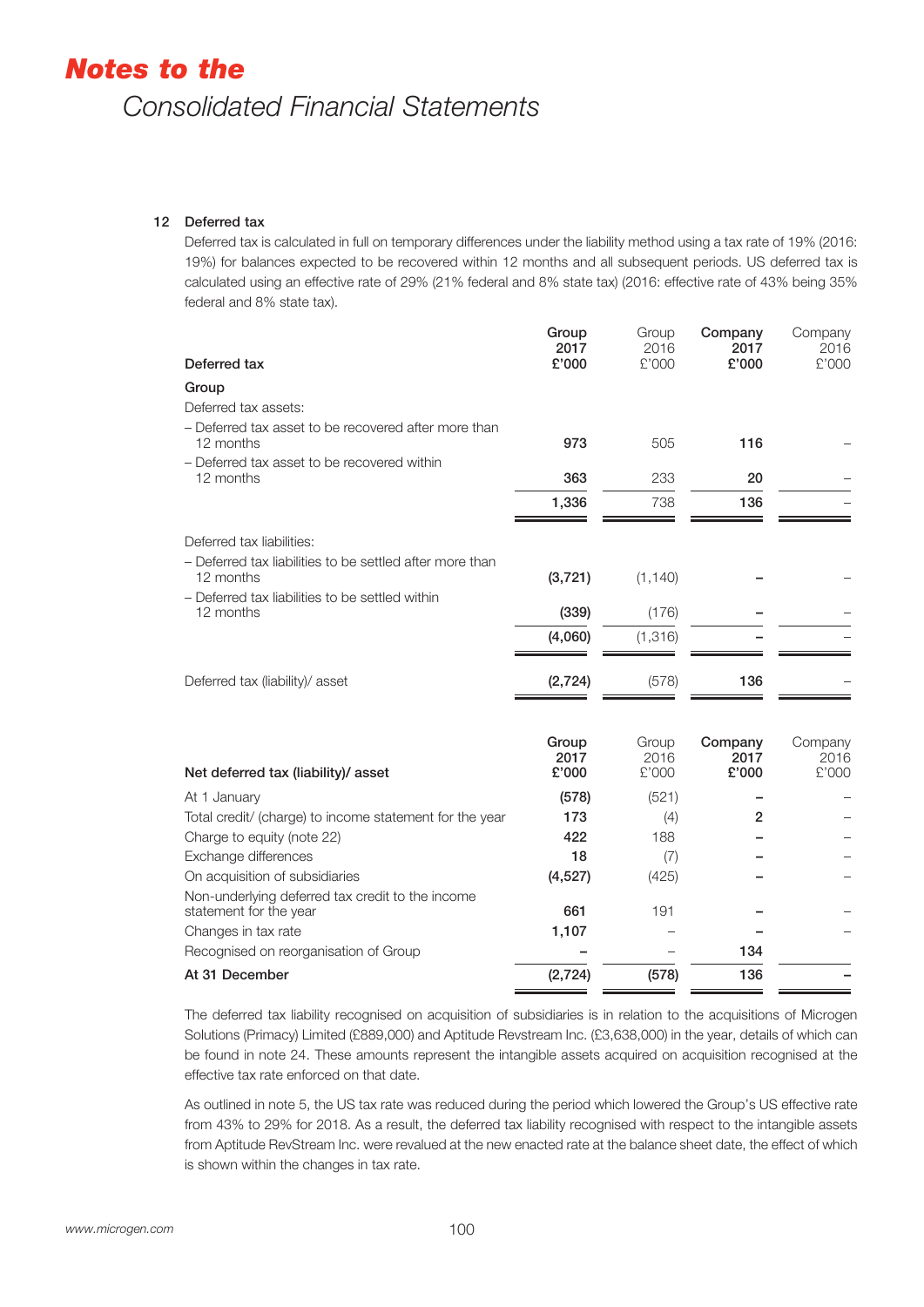## 12 Deferred tax

Deferred tax is calculated in full on temporary differences under the liability method using a tax rate of 19% (2016: 19%) for balances expected to be recovered within 12 months and all subsequent periods. US deferred tax is calculated using an effective rate of 29% (21% federal and 8% state tax) (2016: effective rate of 43% being 35% federal and 8% state tax).

| Deferred tax | Group 2017 £'000 | Group 2016 £'000 | Company 2017 £'000 | Company 2016 £'000 |
|---|---|---|---|---|
| **Group** | | | | |
| Deferred tax assets: | | | | |
| – Deferred tax asset to be recovered after more than 12 months | **973** | 505 | **116** | – |
| – Deferred tax asset to be recovered within 12 months | **363** | 233 | **20** | – |
| | **1,336** | 738 | **136** | – |
| Deferred tax liabilities: | | | | |
| – Deferred tax liabilities to be settled after more than 12 months | **(3,721)** | (1,140) | **–** | – |
| – Deferred tax liabilities to be settled within 12 months | **(339)** | (176) | **–** | – |
| | **(4,060)** | (1,316) | **–** | – |
| Deferred tax (liability)/ asset | **(2,724)** | (578) | **136** | – |

| Net deferred tax (liability)/ asset | Group 2017 £'000 | Group 2016 £'000 | Company 2017 £'000 | Company 2016 £'000 |
|---|---|---|---|---|
| At 1 January | **(578)** | (521) | **–** | – |
| Total credit/ (charge) to income statement for the year | **173** | (4) | **2** | – |
| Charge to equity (note 22) | **422** | 188 | **–** | – |
| Exchange differences | **18** | (7) | **–** | – |
| On acquisition of subsidiaries | **(4,527)** | (425) | **–** | – |
| Non-underlying deferred tax credit to the income statement for the year | **661** | 191 | **–** | – |
| Changes in tax rate | **1,107** | – | **–** | – |
| Recognised on reorganisation of Group | **–** | – | **134** | – |
| **At 31 December** | **(2,724)** | **(578)** | **136** | **–** |

The deferred tax liability recognised on acquisition of subsidiaries is in relation to the acquisitions of Microgen Solutions (Primacy) Limited (£889,000) and Aptitude Revstream Inc. (£3,638,000) in the year, details of which can be found in note 24. These amounts represent the intangible assets acquired on acquisition recognised at the effective tax rate enforced on that date.

As outlined in note 5, the US tax rate was reduced during the period which lowered the Group's US effective rate from 43% to 29% for 2018. As a result, the deferred tax liability recognised with respect to the intangible assets from Aptitude RevStream Inc. were revalued at the new enacted rate at the balance sheet date, the effect of which is shown within the changes in tax rate.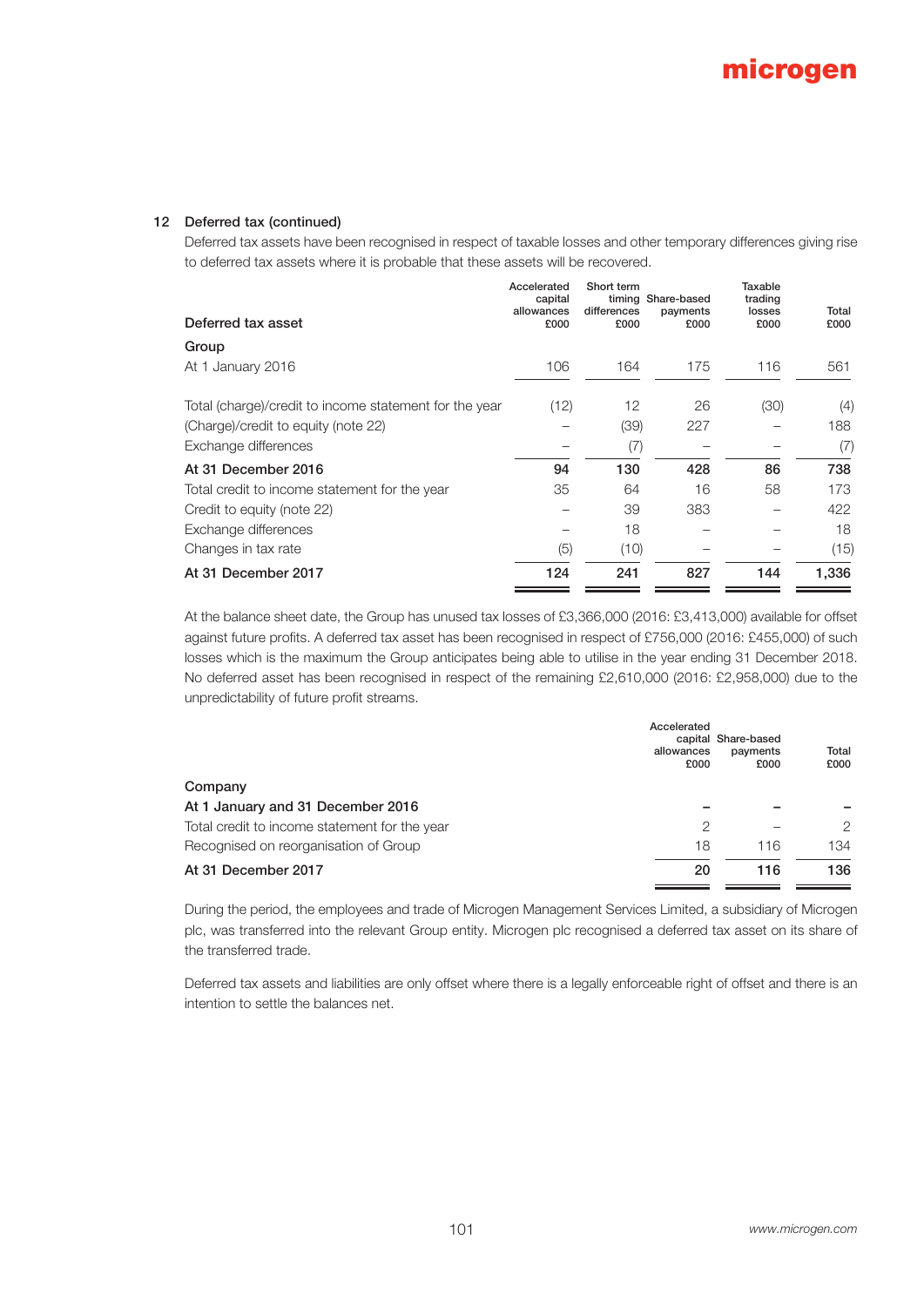## 12 Deferred tax (continued)

Deferred tax assets have been recognised in respect of taxable losses and other temporary differences giving rise to deferred tax assets where it is probable that these assets will be recovered.

| Deferred tax asset | Accelerated capital allowances £000 | Short term timing differences £000 | Share-based payments £000 | Taxable trading losses £000 | Total £000 |
|---|---|---|---|---|---|
| **Group** | | | | | |
| At 1 January 2016 | 106 | 164 | 175 | 116 | 561 |
| Total (charge)/credit to income statement for the year | (12) | 12 | 26 | (30) | (4) |
| (Charge)/credit to equity (note 22) | – | (39) | 227 | – | 188 |
| Exchange differences | – | (7) | – | – | (7) |
| **At 31 December 2016** | **94** | **130** | **428** | **86** | **738** |
| Total credit to income statement for the year | 35 | 64 | 16 | 58 | 173 |
| Credit to equity (note 22) | – | 39 | 383 | – | 422 |
| Exchange differences | – | 18 | – | – | 18 |
| Changes in tax rate | (5) | (10) | – | – | (15) |
| **At 31 December 2017** | **124** | **241** | **827** | **144** | **1,336** |

At the balance sheet date, the Group has unused tax losses of £3,366,000 (2016: £3,413,000) available for offset against future profits. A deferred tax asset has been recognised in respect of £756,000 (2016: £455,000) of such losses which is the maximum the Group anticipates being able to utilise in the year ending 31 December 2018. No deferred asset has been recognised in respect of the remaining £2,610,000 (2016: £2,958,000) due to the unpredictability of future profit streams.

| | Accelerated capital allowances £000 | Share-based payments £000 | Total £000 |
|---|---|---|---|
| **Company** | | | |
| **At 1 January and 31 December 2016** | **–** | **–** | **–** |
| Total credit to income statement for the year | 2 | – | 2 |
| Recognised on reorganisation of Group | 18 | 116 | 134 |
| **At 31 December 2017** | **20** | **116** | **136** |

During the period, the employees and trade of Microgen Management Services Limited, a subsidiary of Microgen plc, was transferred into the relevant Group entity. Microgen plc recognised a deferred tax asset on its share of the transferred trade.

Deferred tax assets and liabilities are only offset where there is a legally enforceable right of offset and there is an intention to settle the balances net.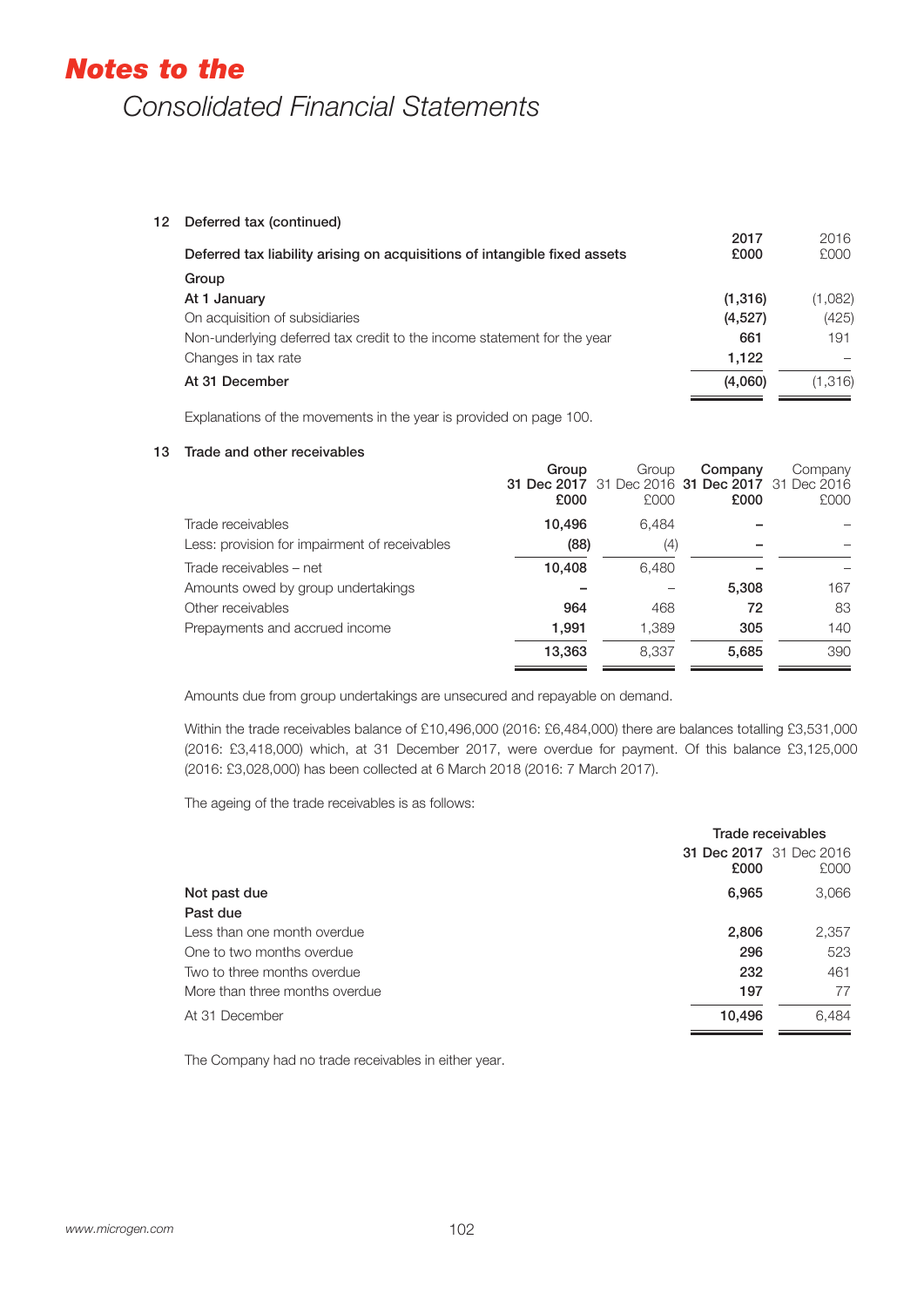# *Notes to the*

## *Consolidated Financial Statements*

### 12 Deferred tax (continued)

| Deferred tax liability arising on acquisitions of intangible fixed assets | 2017 £000 | 2016 £000 |
|---|---|---|
| **Group** | | |
| **At 1 January** | **(1,316)** | (1,082) |
| On acquisition of subsidiaries | **(4,527)** | (425) |
| Non-underlying deferred tax credit to the income statement for the year | **661** | 191 |
| Changes in tax rate | **1,122** | – |
| **At 31 December** | **(4,060)** | (1,316) |

Explanations of the movements in the year is provided on page 100.

### 13 Trade and other receivables

| | Group 31 Dec 2017 £000 | Group 31 Dec 2016 £000 | Company 31 Dec 2017 £000 | Company 31 Dec 2016 £000 |
|---|---|---|---|---|
| Trade receivables | **10,496** | 6,484 | **–** | – |
| Less: provision for impairment of receivables | **(88)** | (4) | **–** | – |
| Trade receivables – net | **10,408** | 6,480 | **–** | – |
| Amounts owed by group undertakings | **–** | – | **5,308** | 167 |
| Other receivables | **964** | 468 | **72** | 83 |
| Prepayments and accrued income | **1,991** | 1,389 | **305** | 140 |
| | **13,363** | 8,337 | **5,685** | 390 |

Amounts due from group undertakings are unsecured and repayable on demand.

Within the trade receivables balance of £10,496,000 (2016: £6,484,000) there are balances totalling £3,531,000 (2016: £3,418,000) which, at 31 December 2017, were overdue for payment. Of this balance £3,125,000 (2016: £3,028,000) has been collected at 6 March 2018 (2016: 7 March 2017).

The ageing of the trade receivables is as follows:

| | Trade receivables 31 Dec 2017 £000 | Trade receivables 31 Dec 2016 £000 |
|---|---|---|
| **Not past due** | **6,965** | 3,066 |
| **Past due** | | |
| Less than one month overdue | **2,806** | 2,357 |
| One to two months overdue | **296** | 523 |
| Two to three months overdue | **232** | 461 |
| More than three months overdue | **197** | 77 |
| At 31 December | **10,496** | 6,484 |

The Company had no trade receivables in either year.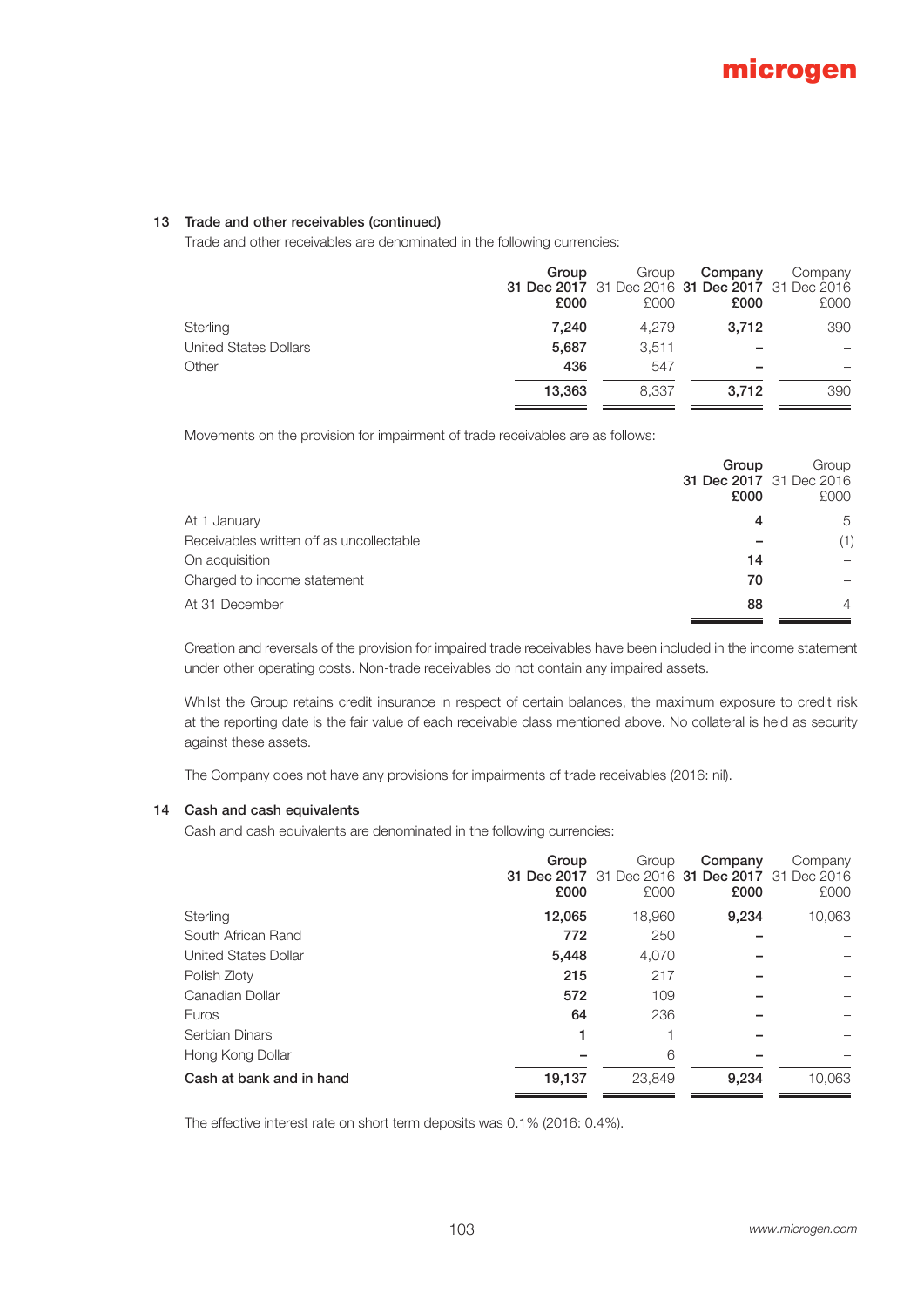### 13 Trade and other receivables (continued)

Trade and other receivables are denominated in the following currencies:

| | Group 31 Dec 2017 £000 | Group 31 Dec 2016 £000 | Company 31 Dec 2017 £000 | Company 31 Dec 2016 £000 |
|---|---|---|---|---|
| Sterling | **7,240** | 4,279 | **3,712** | 390 |
| United States Dollars | **5,687** | 3,511 | **–** | – |
| Other | **436** | 547 | **–** | – |
| | **13,363** | 8,337 | **3,712** | 390 |

Movements on the provision for impairment of trade receivables are as follows:

| | Group 31 Dec 2017 £000 | Group 31 Dec 2016 £000 |
|---|---|---|
| At 1 January | **4** | 5 |
| Receivables written off as uncollectable | **–** | (1) |
| On acquisition | **14** | – |
| Charged to income statement | **70** | – |
| At 31 December | **88** | 4 |

Creation and reversals of the provision for impaired trade receivables have been included in the income statement under other operating costs. Non-trade receivables do not contain any impaired assets.

Whilst the Group retains credit insurance in respect of certain balances, the maximum exposure to credit risk at the reporting date is the fair value of each receivable class mentioned above. No collateral is held as security against these assets.

The Company does not have any provisions for impairments of trade receivables (2016: nil).

### 14 Cash and cash equivalents

Cash and cash equivalents are denominated in the following currencies:

| | Group 31 Dec 2017 £000 | Group 31 Dec 2016 £000 | Company 31 Dec 2017 £000 | Company 31 Dec 2016 £000 |
|---|---|---|---|---|
| Sterling | **12,065** | 18,960 | **9,234** | 10,063 |
| South African Rand | **772** | 250 | **–** | – |
| United States Dollar | **5,448** | 4,070 | **–** | – |
| Polish Zloty | **215** | 217 | **–** | – |
| Canadian Dollar | **572** | 109 | **–** | – |
| Euros | **64** | 236 | **–** | – |
| Serbian Dinars | **1** | 1 | **–** | – |
| Hong Kong Dollar | **–** | 6 | **–** | – |
| **Cash at bank and in hand** | **19,137** | 23,849 | **9,234** | 10,063 |

The effective interest rate on short term deposits was 0.1% (2016: 0.4%).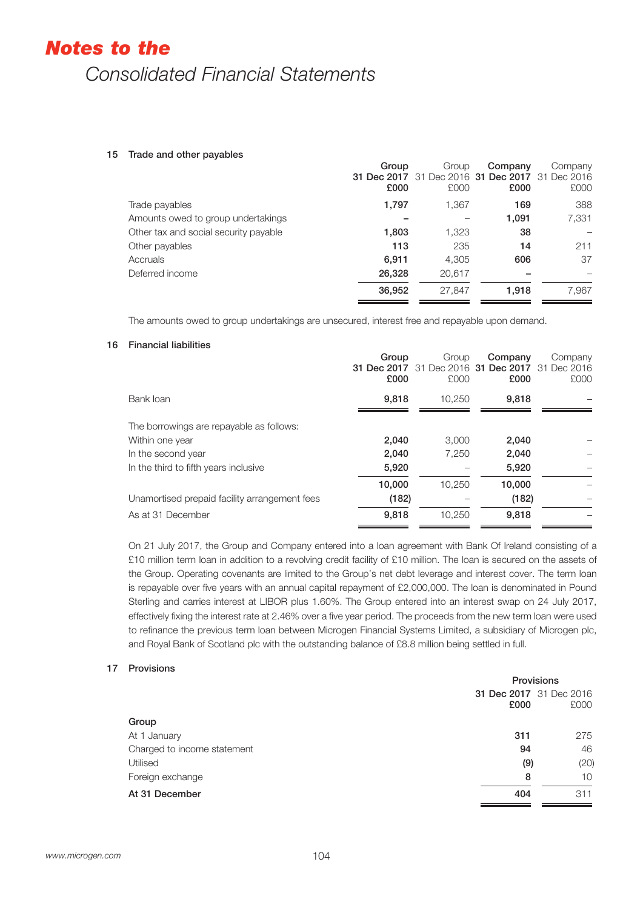# Notes to the Consolidated Financial Statements

## 15 Trade and other payables

| | Group 31 Dec 2017 £000 | Group 31 Dec 2016 £000 | Company 31 Dec 2017 £000 | Company 31 Dec 2016 £000 |
|---|---|---|---|---|
| Trade payables | **1,797** | 1,367 | **169** | 388 |
| Amounts owed to group undertakings | **–** | – | **1,091** | 7,331 |
| Other tax and social security payable | **1,803** | 1,323 | **38** | – |
| Other payables | **113** | 235 | **14** | 211 |
| Accruals | **6,911** | 4,305 | **606** | 37 |
| Deferred income | **26,328** | 20,617 | **–** | – |
| | **36,952** | 27,847 | **1,918** | 7,967 |

The amounts owed to group undertakings are unsecured, interest free and repayable upon demand.

## 16 Financial liabilities

| | Group 31 Dec 2017 £000 | Group 31 Dec 2016 £000 | Company 31 Dec 2017 £000 | Company 31 Dec 2016 £000 |
|---|---|---|---|---|
| Bank loan | **9,818** | 10,250 | **9,818** | – |
| The borrowings are repayable as follows: | | | | |
| Within one year | **2,040** | 3,000 | **2,040** | – |
| In the second year | **2,040** | 7,250 | **2,040** | – |
| In the third to fifth years inclusive | **5,920** | – | **5,920** | – |
| | **10,000** | 10,250 | **10,000** | – |
| Unamortised prepaid facility arrangement fees | **(182)** | – | **(182)** | – |
| As at 31 December | **9,818** | 10,250 | **9,818** | – |

On 21 July 2017, the Group and Company entered into a loan agreement with Bank Of Ireland consisting of a £10 million term loan in addition to a revolving credit facility of £10 million. The loan is secured on the assets of the Group. Operating covenants are limited to the Group's net debt leverage and interest cover. The term loan is repayable over five years with an annual capital repayment of £2,000,000. The loan is denominated in Pound Sterling and carries interest at LIBOR plus 1.60%. The Group entered into an interest swap on 24 July 2017, effectively fixing the interest rate at 2.46% over a five year period. The proceeds from the new term loan were used to refinance the previous term loan between Microgen Financial Systems Limited, a subsidiary of Microgen plc, and Royal Bank of Scotland plc with the outstanding balance of £8.8 million being settled in full.

## 17 Provisions

| | Provisions 31 Dec 2017 £000 | Provisions 31 Dec 2016 £000 |
|---|---|---|
| **Group** | | |
| At 1 January | **311** | 275 |
| Charged to income statement | **94** | 46 |
| Utilised | **(9)** | (20) |
| Foreign exchange | **8** | 10 |
| **At 31 December** | **404** | 311 |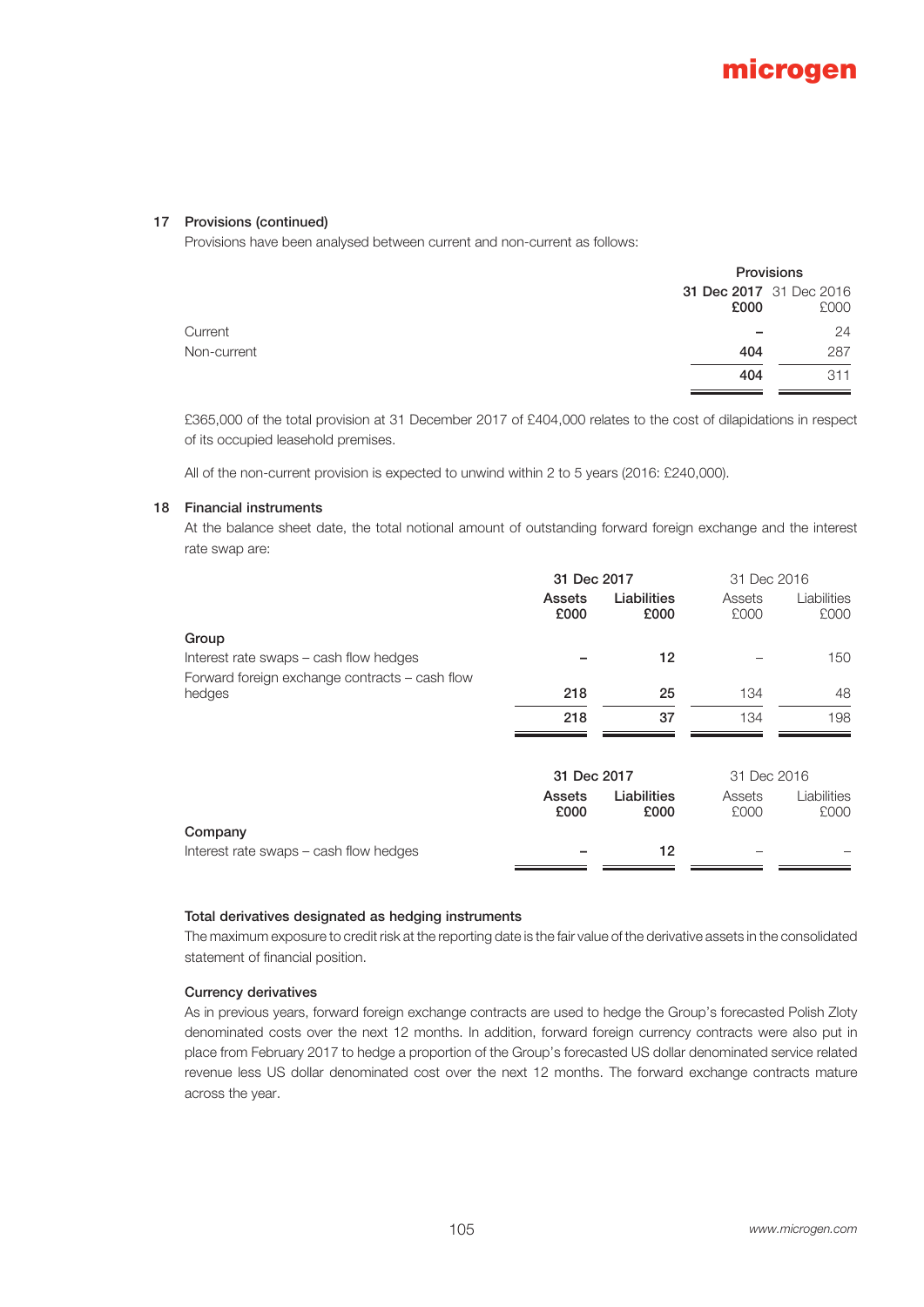## 17 Provisions (continued)

Provisions have been analysed between current and non-current as follows:

| | Provisions | |
|---|---|---|
| | **31 Dec 2017 £000** | 31 Dec 2016 £000 |
| Current | **–** | 24 |
| Non-current | **404** | 287 |
| | **404** | 311 |

£365,000 of the total provision at 31 December 2017 of £404,000 relates to the cost of dilapidations in respect of its occupied leasehold premises.

All of the non-current provision is expected to unwind within 2 to 5 years (2016: £240,000).

## 18 Financial instruments

At the balance sheet date, the total notional amount of outstanding forward foreign exchange and the interest rate swap are:

| | **31 Dec 2017** | | 31 Dec 2016 | |
|---|---|---|---|---|
| | **Assets £000** | **Liabilities £000** | Assets £000 | Liabilities £000 |
| **Group** | | | | |
| Interest rate swaps – cash flow hedges | **–** | **12** | – | 150 |
| Forward foreign exchange contracts – cash flow hedges | **218** | **25** | 134 | 48 |
| | **218** | **37** | 134 | 198 |

| | **31 Dec 2017** | | 31 Dec 2016 | |
|---|---|---|---|---|
| | **Assets £000** | **Liabilities £000** | Assets £000 | Liabilities £000 |
| **Company** | | | | |
| Interest rate swaps – cash flow hedges | **–** | **12** | – | – |

### Total derivatives designated as hedging instruments

The maximum exposure to credit risk at the reporting date is the fair value of the derivative assets in the consolidated statement of financial position.

### Currency derivatives

As in previous years, forward foreign exchange contracts are used to hedge the Group's forecasted Polish Zloty denominated costs over the next 12 months. In addition, forward foreign currency contracts were also put in place from February 2017 to hedge a proportion of the Group's forecasted US dollar denominated service related revenue less US dollar denominated cost over the next 12 months. The forward exchange contracts mature across the year.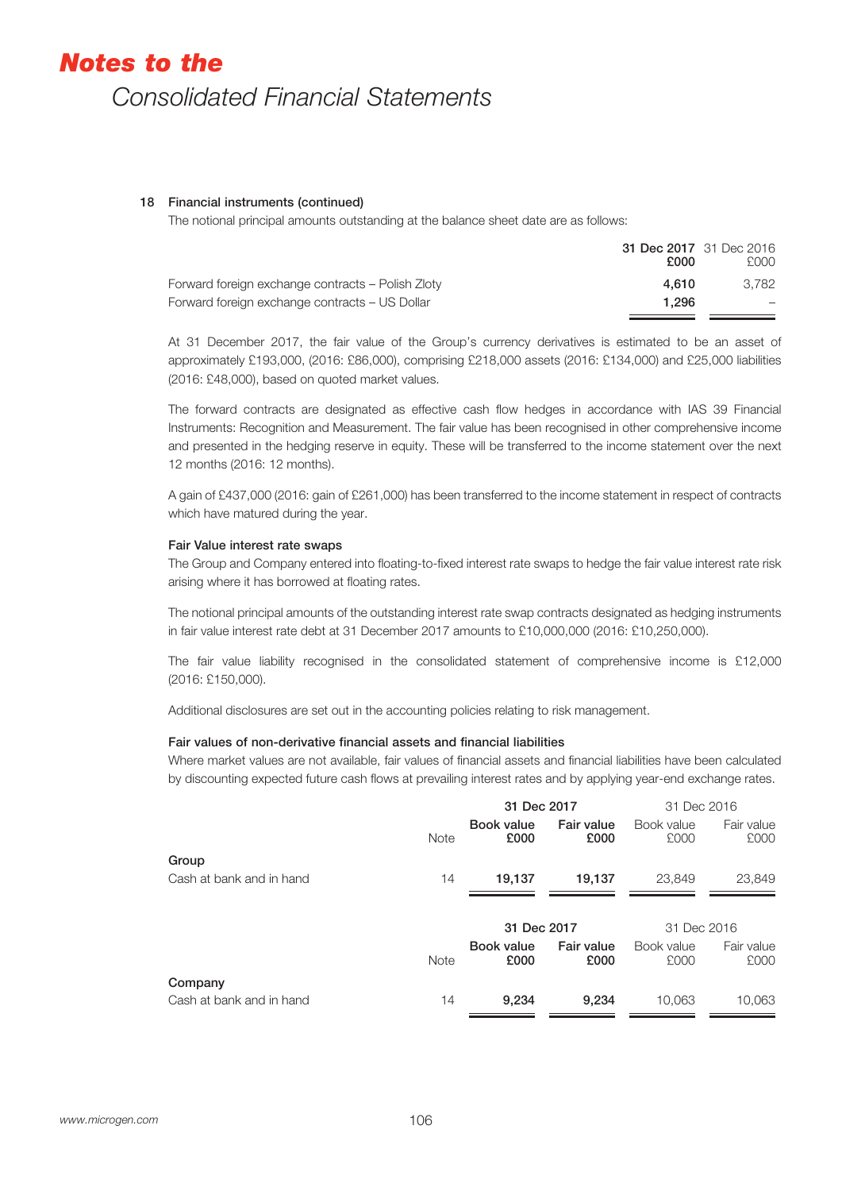### 18 Financial instruments (continued)

The notional principal amounts outstanding at the balance sheet date are as follows:

| | 31 Dec 2017 £000 | 31 Dec 2016 £000 |
|---|---|---|
| Forward foreign exchange contracts – Polish Zloty | **4,610** | 3,782 |
| Forward foreign exchange contracts – US Dollar | **1,296** | – |

At 31 December 2017, the fair value of the Group's currency derivatives is estimated to be an asset of approximately £193,000, (2016: £86,000), comprising £218,000 assets (2016: £134,000) and £25,000 liabilities (2016: £48,000), based on quoted market values.

The forward contracts are designated as effective cash flow hedges in accordance with IAS 39 Financial Instruments: Recognition and Measurement. The fair value has been recognised in other comprehensive income and presented in the hedging reserve in equity. These will be transferred to the income statement over the next 12 months (2016: 12 months).

A gain of £437,000 (2016: gain of £261,000) has been transferred to the income statement in respect of contracts which have matured during the year.

**Fair Value interest rate swaps**

The Group and Company entered into floating-to-fixed interest rate swaps to hedge the fair value interest rate risk arising where it has borrowed at floating rates.

The notional principal amounts of the outstanding interest rate swap contracts designated as hedging instruments in fair value interest rate debt at 31 December 2017 amounts to £10,000,000 (2016: £10,250,000).

The fair value liability recognised in the consolidated statement of comprehensive income is £12,000 (2016: £150,000).

Additional disclosures are set out in the accounting policies relating to risk management.

**Fair values of non-derivative financial assets and financial liabilities**

Where market values are not available, fair values of financial assets and financial liabilities have been calculated by discounting expected future cash flows at prevailing interest rates and by applying year-end exchange rates.

| | Note | 31 Dec 2017 Book value £000 | 31 Dec 2017 Fair value £000 | 31 Dec 2016 Book value £000 | 31 Dec 2016 Fair value £000 |
|---|---|---|---|---|---|
| **Group** | | | | | |
| Cash at bank and in hand | 14 | **19,137** | **19,137** | 23,849 | 23,849 |

| | Note | 31 Dec 2017 Book value £000 | 31 Dec 2017 Fair value £000 | 31 Dec 2016 Book value £000 | 31 Dec 2016 Fair value £000 |
|---|---|---|---|---|---|
| **Company** | | | | | |
| Cash at bank and in hand | 14 | **9,234** | **9,234** | 10,063 | 10,063 |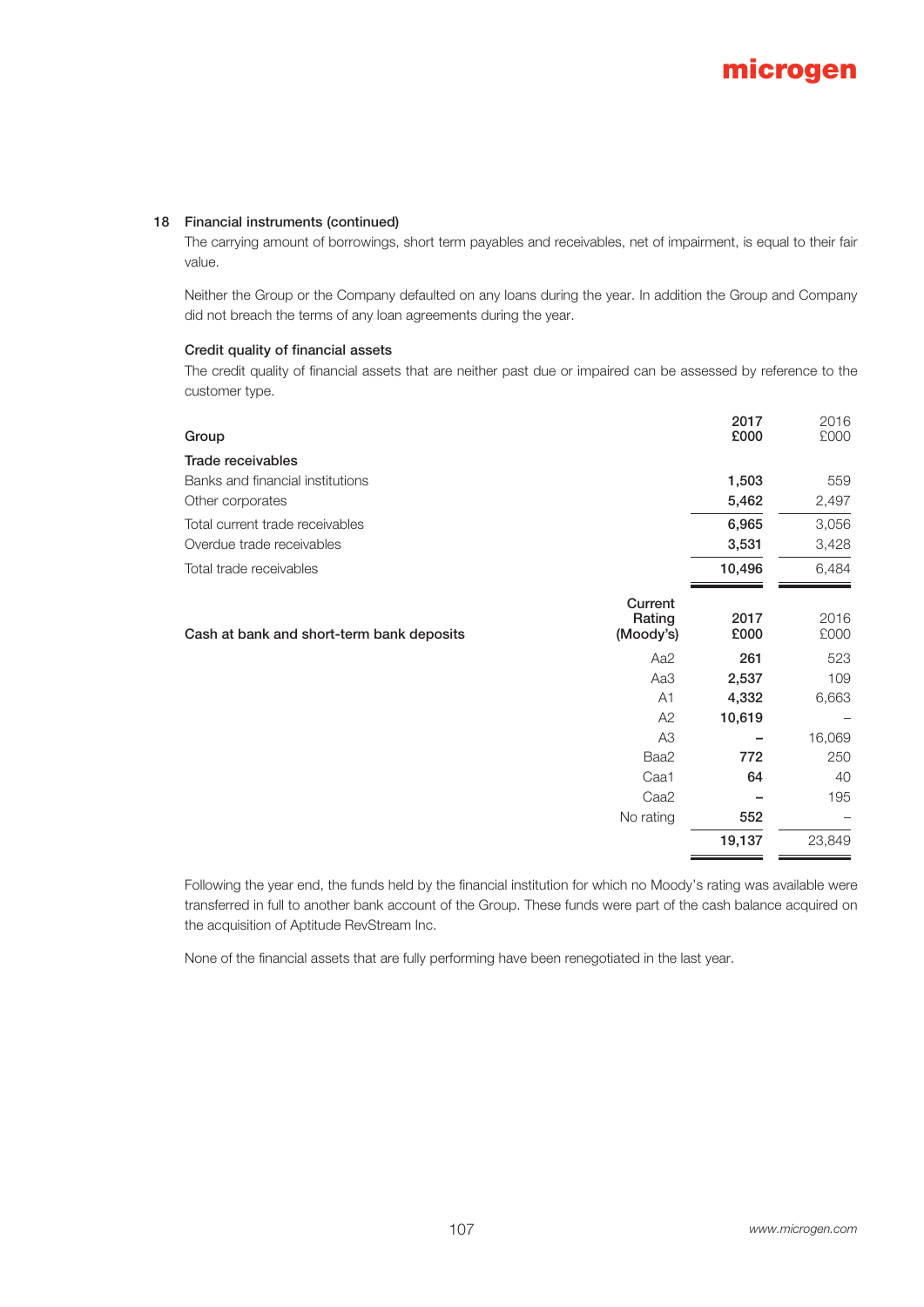## 18 Financial instruments (continued)

The carrying amount of borrowings, short term payables and receivables, net of impairment, is equal to their fair value.

Neither the Group or the Company defaulted on any loans during the year. In addition the Group and Company did not breach the terms of any loan agreements during the year.

### Credit quality of financial assets

The credit quality of financial assets that are neither past due or impaired can be assessed by reference to the customer type.

| Group | 2017 £000 | 2016 £000 |
|---|---|---|
| **Trade receivables** | | |
| Banks and financial institutions | **1,503** | 559 |
| Other corporates | **5,462** | 2,497 |
| Total current trade receivables | **6,965** | 3,056 |
| Overdue trade receivables | **3,531** | 3,428 |
| Total trade receivables | **10,496** | 6,484 |

| Cash at bank and short-term bank deposits | Current Rating (Moody's) | 2017 £000 | 2016 £000 |
|---|---|---|---|
| | Aa2 | **261** | 523 |
| | Aa3 | **2,537** | 109 |
| | A1 | **4,332** | 6,663 |
| | A2 | **10,619** | – |
| | A3 | **–** | 16,069 |
| | Baa2 | **772** | 250 |
| | Caa1 | **64** | 40 |
| | Caa2 | **–** | 195 |
| | No rating | **552** | – |
| | | **19,137** | 23,849 |

Following the year end, the funds held by the financial institution for which no Moody's rating was available were transferred in full to another bank account of the Group. These funds were part of the cash balance acquired on the acquisition of Aptitude RevStream Inc.

None of the financial assets that are fully performing have been renegotiated in the last year.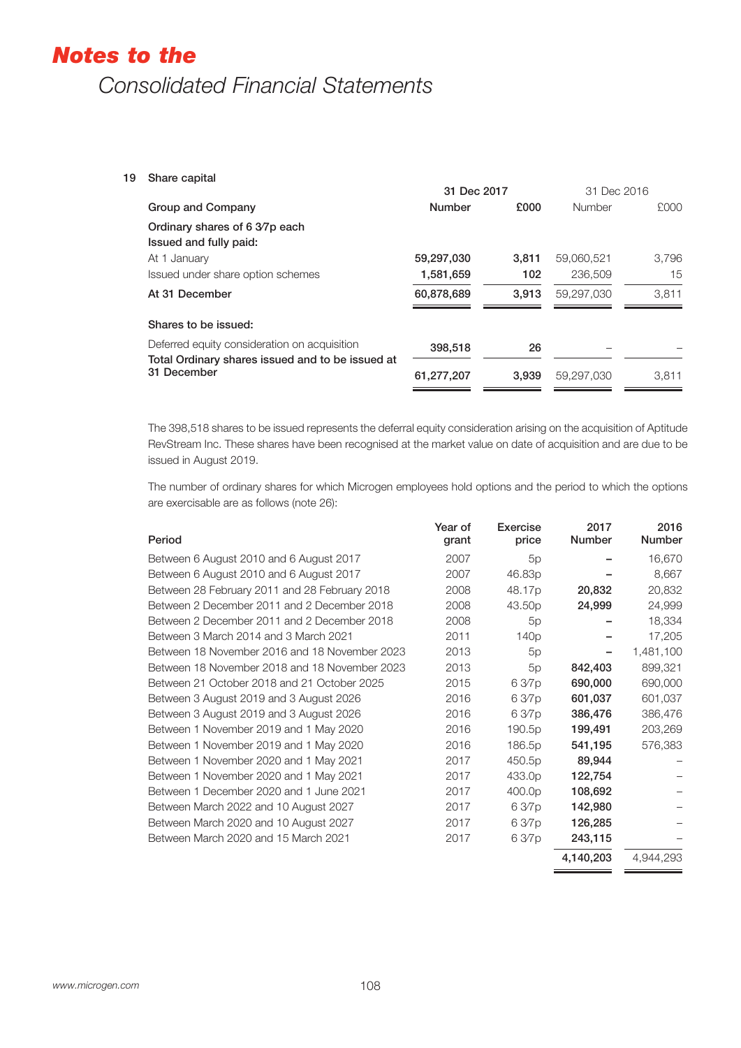# *Notes to the*

## *Consolidated Financial Statements*

### 19 Share capital

| Group and Company | 31 Dec 2017 Number | 31 Dec 2017 £000 | 31 Dec 2016 Number | 31 Dec 2016 £000 |
|---|---|---|---|---|
| **Ordinary shares of 6 3⁄7p each** | | | | |
| **Issued and fully paid:** | | | | |
| At 1 January | **59,297,030** | **3,811** | 59,060,521 | 3,796 |
| Issued under share option schemes | **1,581,659** | **102** | 236,509 | 15 |
| **At 31 December** | **60,878,689** | **3,913** | 59,297,030 | 3,811 |
| **Shares to be issued:** | | | | |
| Deferred equity consideration on acquisition | **398,518** | **26** | – | – |
| **Total Ordinary shares issued and to be issued at 31 December** | **61,277,207** | **3,939** | 59,297,030 | 3,811 |

The 398,518 shares to be issued represents the deferral equity consideration arising on the acquisition of Aptitude RevStream Inc. These shares have been recognised at the market value on date of acquisition and are due to be issued in August 2019.

The number of ordinary shares for which Microgen employees hold options and the period to which the options are exercisable are as follows (note 26):

| Period | Year of grant | Exercise price | 2017 Number | 2016 Number |
|---|---|---|---|---|
| Between 6 August 2010 and 6 August 2017 | 2007 | 5p | – | 16,670 |
| Between 6 August 2010 and 6 August 2017 | 2007 | 46.83p | – | 8,667 |
| Between 28 February 2011 and 28 February 2018 | 2008 | 48.17p | **20,832** | 20,832 |
| Between 2 December 2011 and 2 December 2018 | 2008 | 43.50p | **24,999** | 24,999 |
| Between 2 December 2011 and 2 December 2018 | 2008 | 5p | – | 18,334 |
| Between 3 March 2014 and 3 March 2021 | 2011 | 140p | – | 17,205 |
| Between 18 November 2016 and 18 November 2023 | 2013 | 5p | – | 1,481,100 |
| Between 18 November 2018 and 18 November 2023 | 2013 | 5p | **842,403** | 899,321 |
| Between 21 October 2018 and 21 October 2025 | 2015 | 6 3⁄7p | **690,000** | 690,000 |
| Between 3 August 2019 and 3 August 2026 | 2016 | 6 3⁄7p | **601,037** | 601,037 |
| Between 3 August 2019 and 3 August 2026 | 2016 | 6 3⁄7p | **386,476** | 386,476 |
| Between 1 November 2019 and 1 May 2020 | 2016 | 190.5p | **199,491** | 203,269 |
| Between 1 November 2019 and 1 May 2020 | 2016 | 186.5p | **541,195** | 576,383 |
| Between 1 November 2020 and 1 May 2021 | 2017 | 450.5p | **89,944** | – |
| Between 1 November 2020 and 1 May 2021 | 2017 | 433.0p | **122,754** | – |
| Between 1 December 2020 and 1 June 2021 | 2017 | 400.0p | **108,692** | – |
| Between March 2022 and 10 August 2027 | 2017 | 6 3⁄7p | **142,980** | – |
| Between March 2020 and 10 August 2027 | 2017 | 6 3⁄7p | **126,285** | – |
| Between March 2020 and 15 March 2021 | 2017 | 6 3⁄7p | **243,115** | – |
| | | | **4,140,203** | 4,944,293 |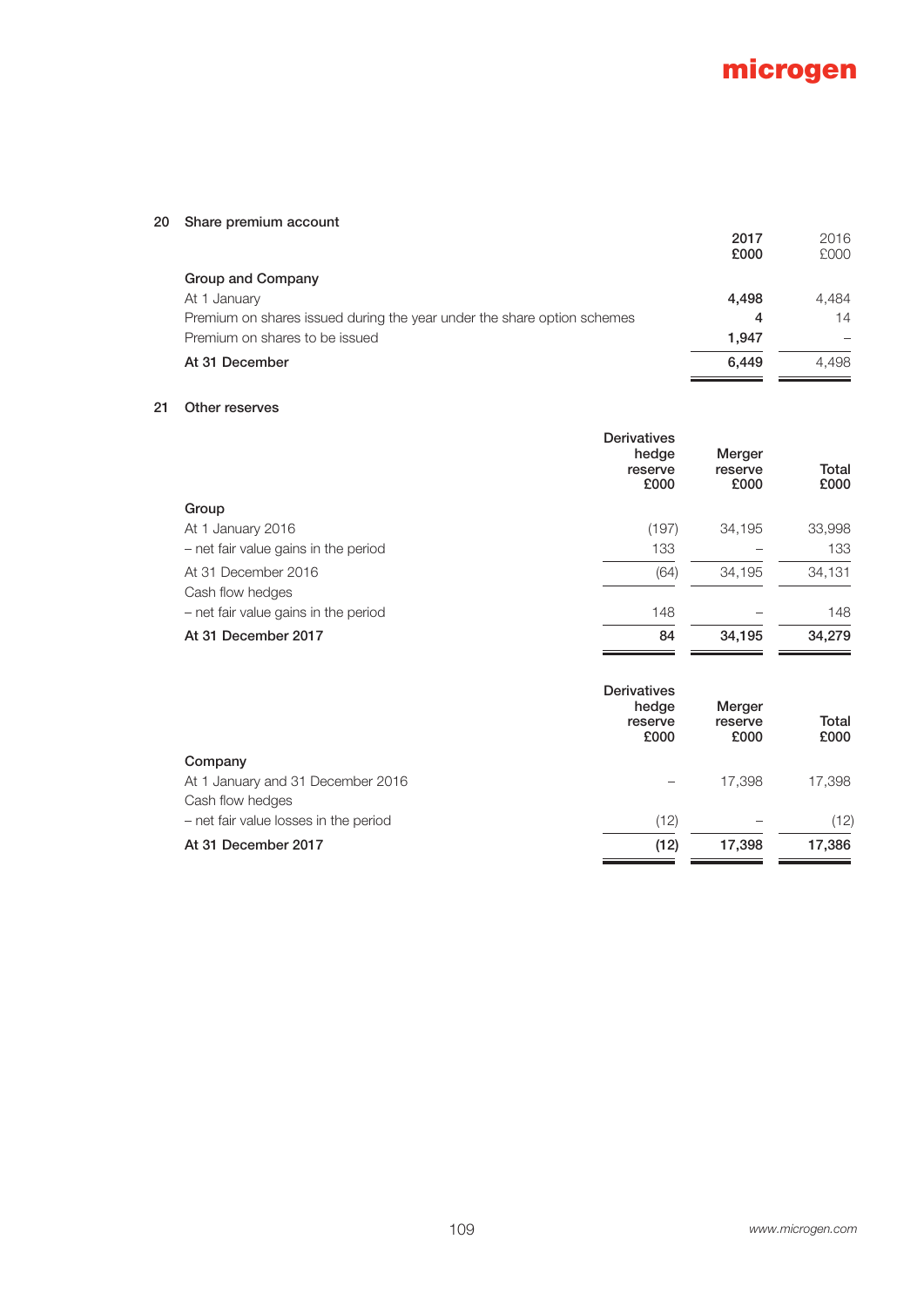## 20 Share premium account

| | 2017 £000 | 2016 £000 |
|---|---|---|
| **Group and Company** | | |
| At 1 January | **4,498** | 4,484 |
| Premium on shares issued during the year under the share option schemes | **4** | 14 |
| Premium on shares to be issued | **1,947** | – |
| **At 31 December** | **6,449** | 4,498 |

## 21 Other reserves

| | Derivatives hedge reserve £000 | Merger reserve £000 | Total £000 |
|---|---|---|---|
| **Group** | | | |
| At 1 January 2016 | (197) | 34,195 | 33,998 |
| – net fair value gains in the period | 133 | – | 133 |
| At 31 December 2016 | (64) | 34,195 | 34,131 |
| Cash flow hedges | | | |
| – net fair value gains in the period | 148 | – | 148 |
| **At 31 December 2017** | **84** | **34,195** | **34,279** |

| | Derivatives hedge reserve £000 | Merger reserve £000 | Total £000 |
|---|---|---|---|
| **Company** | | | |
| At 1 January and 31 December 2016 | – | 17,398 | 17,398 |
| Cash flow hedges | | | |
| – net fair value losses in the period | (12) | – | (12) |
| **At 31 December 2017** | **(12)** | **17,398** | **17,386** |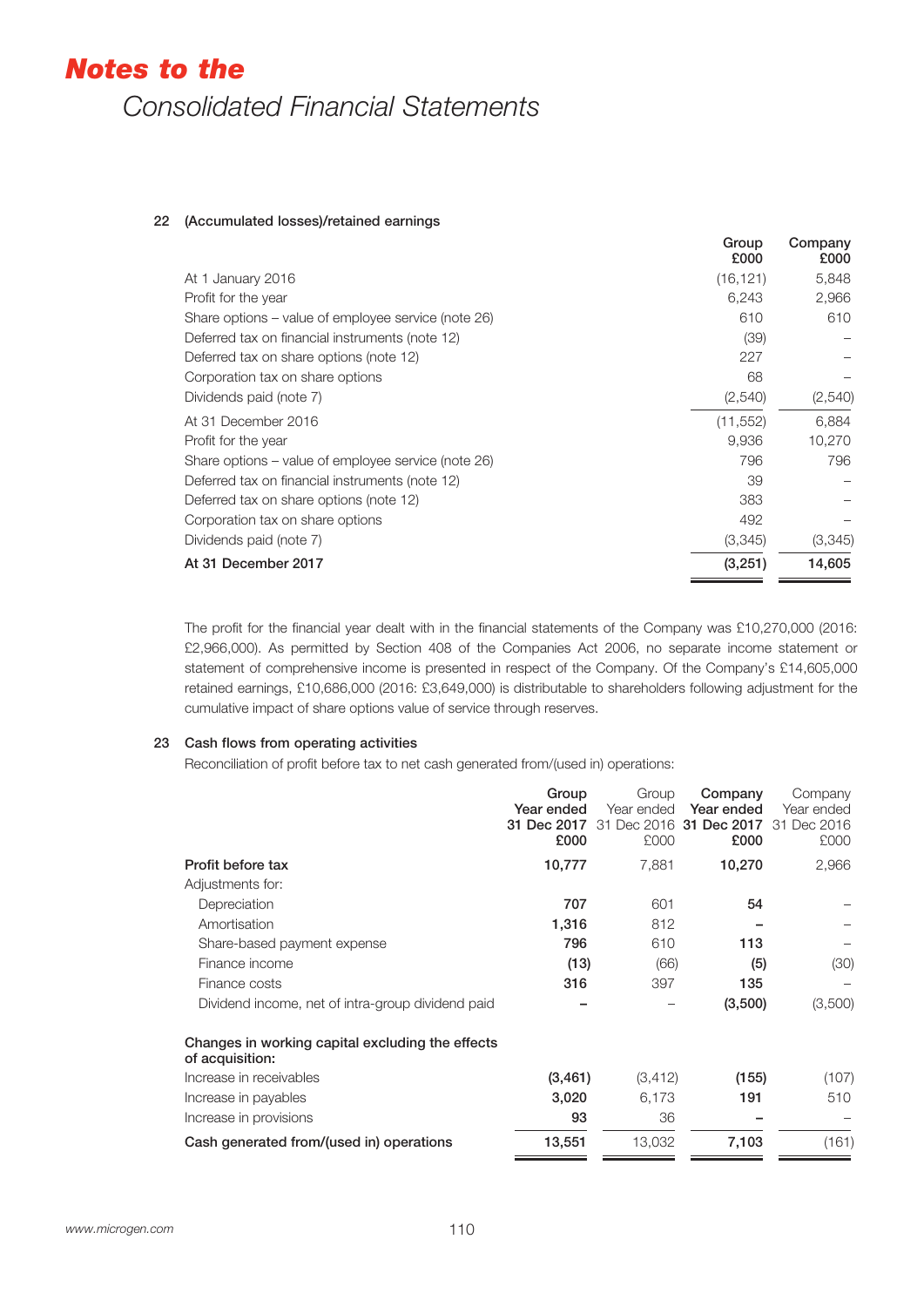# *Notes to the*

## Consolidated Financial Statements

### 22 (Accumulated losses)/retained earnings

| | Group £000 | Company £000 |
|---|---|---|
| At 1 January 2016 | (16,121) | 5,848 |
| Profit for the year | 6,243 | 2,966 |
| Share options – value of employee service (note 26) | 610 | 610 |
| Deferred tax on financial instruments (note 12) | (39) | – |
| Deferred tax on share options (note 12) | 227 | – |
| Corporation tax on share options | 68 | – |
| Dividends paid (note 7) | (2,540) | (2,540) |
| At 31 December 2016 | (11,552) | 6,884 |
| Profit for the year | 9,936 | 10,270 |
| Share options – value of employee service (note 26) | 796 | 796 |
| Deferred tax on financial instruments (note 12) | 39 | – |
| Deferred tax on share options (note 12) | 383 | – |
| Corporation tax on share options | 492 | – |
| Dividends paid (note 7) | (3,345) | (3,345) |
| **At 31 December 2017** | **(3,251)** | **14,605** |

The profit for the financial year dealt with in the financial statements of the Company was £10,270,000 (2016: £2,966,000). As permitted by Section 408 of the Companies Act 2006, no separate income statement or statement of comprehensive income is presented in respect of the Company. Of the Company's £14,605,000 retained earnings, £10,686,000 (2016: £3,649,000) is distributable to shareholders following adjustment for the cumulative impact of share options value of service through reserves.

### 23 Cash flows from operating activities

Reconciliation of profit before tax to net cash generated from/(used in) operations:

| | **Group Year ended 31 Dec 2017 £000** | Group Year ended 31 Dec 2016 £000 | **Company Year ended 31 Dec 2017 £000** | Company Year ended 31 Dec 2016 £000 |
|---|---|---|---|---|
| **Profit before tax** | **10,777** | 7,881 | **10,270** | 2,966 |
| Adjustments for: | | | | |
| Depreciation | **707** | 601 | **54** | – |
| Amortisation | **1,316** | 812 | **–** | – |
| Share-based payment expense | **796** | 610 | **113** | – |
| Finance income | **(13)** | (66) | **(5)** | (30) |
| Finance costs | **316** | 397 | **135** | – |
| Dividend income, net of intra-group dividend paid | **–** | – | **(3,500)** | (3,500) |
| **Changes in working capital excluding the effects of acquisition:** | | | | |
| Increase in receivables | **(3,461)** | (3,412) | **(155)** | (107) |
| Increase in payables | **3,020** | 6,173 | **191** | 510 |
| Increase in provisions | **93** | 36 | **–** | – |
| **Cash generated from/(used in) operations** | **13,551** | 13,032 | **7,103** | (161) |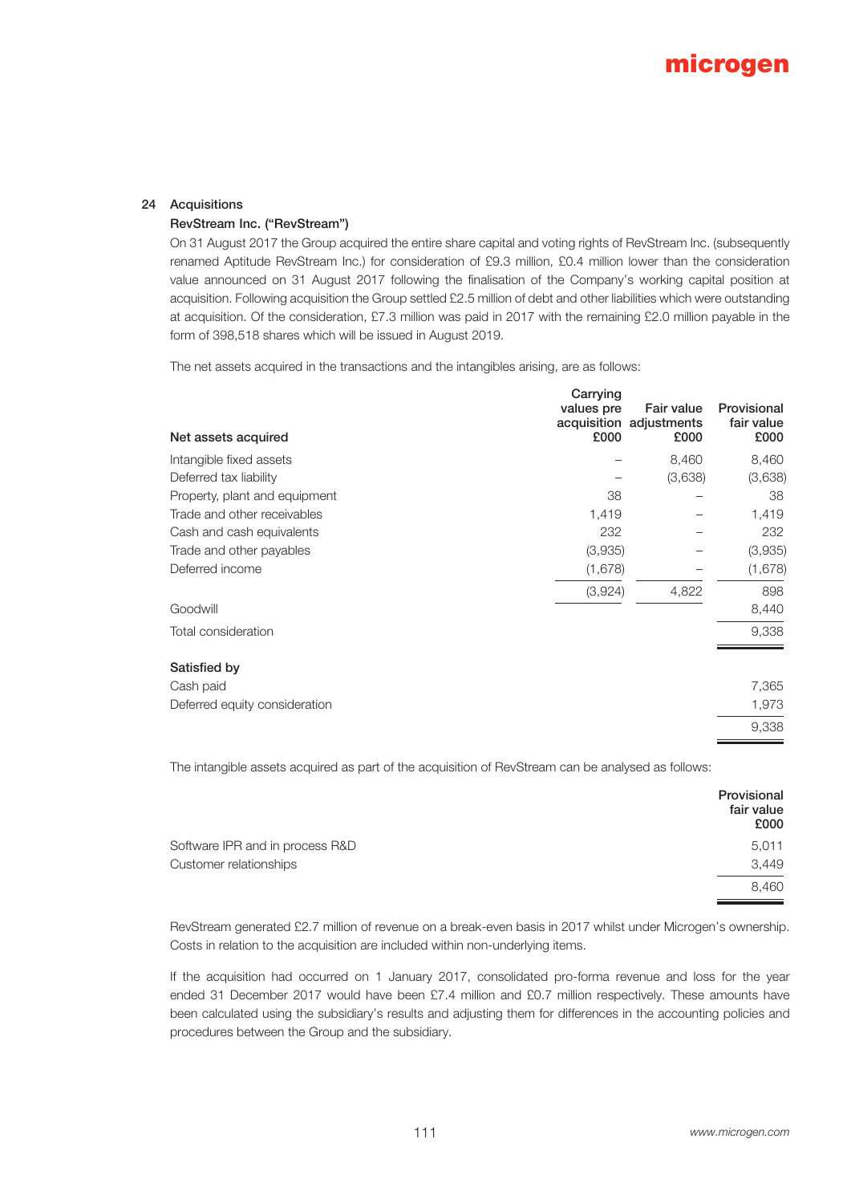## 24 Acquisitions

### RevStream Inc. ("RevStream")

On 31 August 2017 the Group acquired the entire share capital and voting rights of RevStream Inc. (subsequently renamed Aptitude RevStream Inc.) for consideration of £9.3 million, £0.4 million lower than the consideration value announced on 31 August 2017 following the finalisation of the Company's working capital position at acquisition. Following acquisition the Group settled £2.5 million of debt and other liabilities which were outstanding at acquisition. Of the consideration, £7.3 million was paid in 2017 with the remaining £2.0 million payable in the form of 398,518 shares which will be issued in August 2019.

The net assets acquired in the transactions and the intangibles arising, are as follows:

| Net assets acquired | Carrying values pre acquisition £000 | Fair value adjustments £000 | Provisional fair value £000 |
|---|---|---|---|
| Intangible fixed assets | – | 8,460 | 8,460 |
| Deferred tax liability | – | (3,638) | (3,638) |
| Property, plant and equipment | 38 | – | 38 |
| Trade and other receivables | 1,419 | – | 1,419 |
| Cash and cash equivalents | 232 | – | 232 |
| Trade and other payables | (3,935) | – | (3,935) |
| Deferred income | (1,678) | – | (1,678) |
| | (3,924) | 4,822 | 898 |
| Goodwill | | | 8,440 |
| Total consideration | | | 9,338 |
| **Satisfied by** | | | |
| Cash paid | | | 7,365 |
| Deferred equity consideration | | | 1,973 |
| | | | 9,338 |

The intangible assets acquired as part of the acquisition of RevStream can be analysed as follows:

| | Provisional fair value £000 |
|---|---|
| Software IPR and in process R&D | 5,011 |
| Customer relationships | 3,449 |
| | 8,460 |

RevStream generated £2.7 million of revenue on a break-even basis in 2017 whilst under Microgen's ownership. Costs in relation to the acquisition are included within non-underlying items.

If the acquisition had occurred on 1 January 2017, consolidated pro-forma revenue and loss for the year ended 31 December 2017 would have been £7.4 million and £0.7 million respectively. These amounts have been calculated using the subsidiary's results and adjusting them for differences in the accounting policies and procedures between the Group and the subsidiary.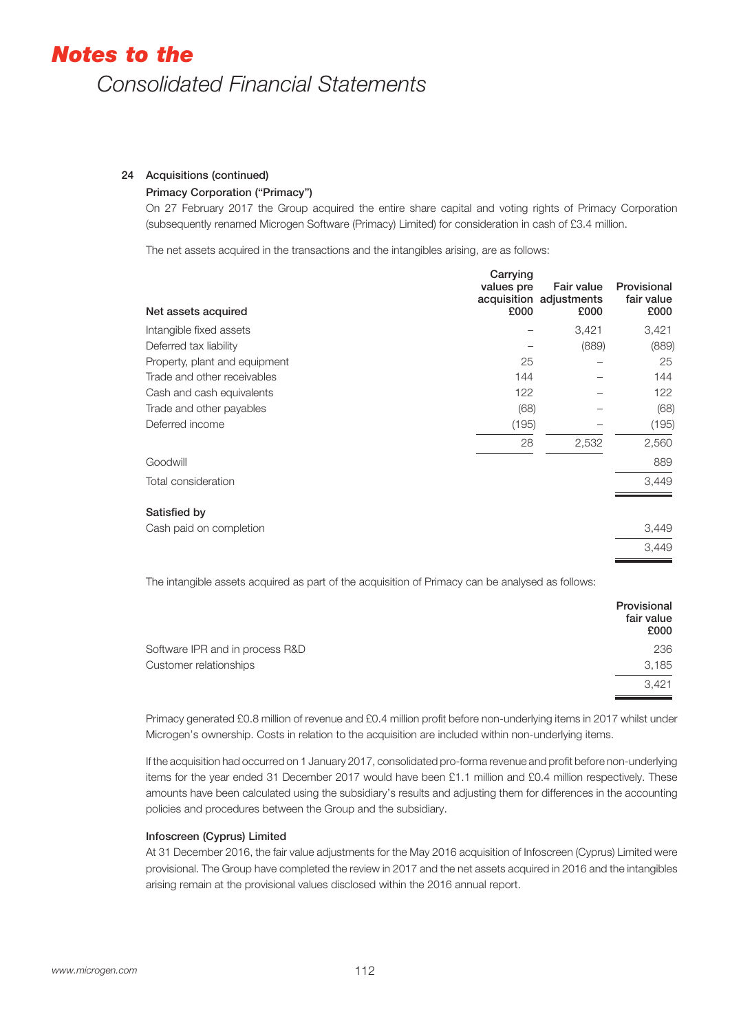# Notes to the

## Consolidated Financial Statements

### 24 Acquisitions (continued)

**Primacy Corporation ("Primacy")**

On 27 February 2017 the Group acquired the entire share capital and voting rights of Primacy Corporation (subsequently renamed Microgen Software (Primacy) Limited) for consideration in cash of £3.4 million.

The net assets acquired in the transactions and the intangibles arising, are as follows:

| Net assets acquired | Carrying values pre acquisition £000 | Fair value adjustments £000 | Provisional fair value £000 |
|---|---|---|---|
| Intangible fixed assets | – | 3,421 | 3,421 |
| Deferred tax liability | – | (889) | (889) |
| Property, plant and equipment | 25 | – | 25 |
| Trade and other receivables | 144 | – | 144 |
| Cash and cash equivalents | 122 | – | 122 |
| Trade and other payables | (68) | – | (68) |
| Deferred income | (195) | – | (195) |
| | 28 | 2,532 | 2,560 |
| Goodwill | | | 889 |
| Total consideration | | | 3,449 |
| **Satisfied by** | | | |
| Cash paid on completion | | | 3,449 |
| | | | 3,449 |

The intangible assets acquired as part of the acquisition of Primacy can be analysed as follows:

| | Provisional fair value £000 |
|---|---|
| Software IPR and in process R&D | 236 |
| Customer relationships | 3,185 |
| | 3,421 |

Primacy generated £0.8 million of revenue and £0.4 million profit before non-underlying items in 2017 whilst under Microgen's ownership. Costs in relation to the acquisition are included within non-underlying items.

If the acquisition had occurred on 1 January 2017, consolidated pro-forma revenue and profit before non-underlying items for the year ended 31 December 2017 would have been £1.1 million and £0.4 million respectively. These amounts have been calculated using the subsidiary's results and adjusting them for differences in the accounting policies and procedures between the Group and the subsidiary.

**Infoscreen (Cyprus) Limited**

At 31 December 2016, the fair value adjustments for the May 2016 acquisition of Infoscreen (Cyprus) Limited were provisional. The Group have completed the review in 2017 and the net assets acquired in 2016 and the intangibles arising remain at the provisional values disclosed within the 2016 annual report.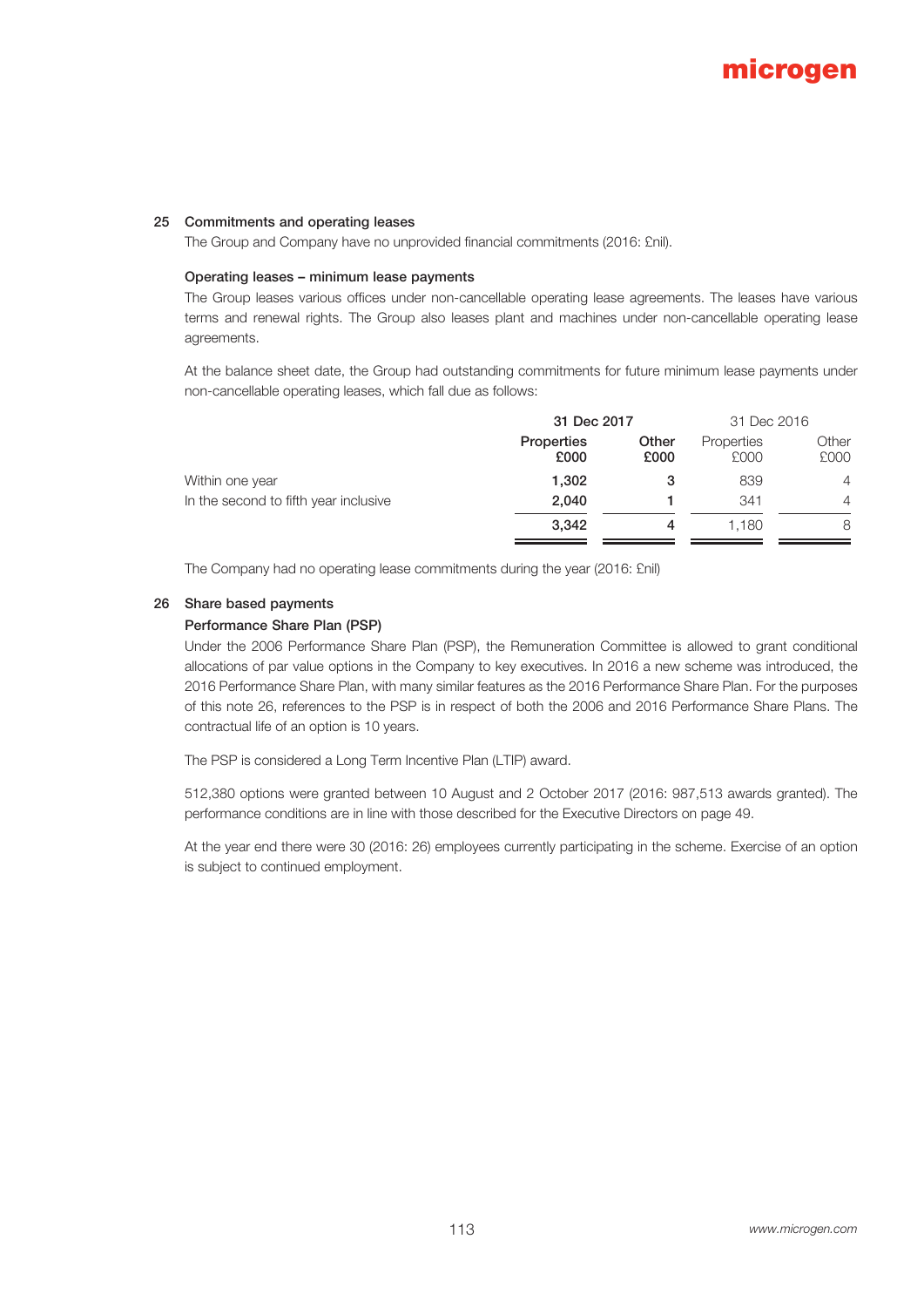## 25 Commitments and operating leases

The Group and Company have no unprovided financial commitments (2016: £nil).

### Operating leases – minimum lease payments

The Group leases various offices under non-cancellable operating lease agreements. The leases have various terms and renewal rights. The Group also leases plant and machines under non-cancellable operating lease agreements.

At the balance sheet date, the Group had outstanding commitments for future minimum lease payments under non-cancellable operating leases, which fall due as follows:

| | **31 Dec 2017** | | 31 Dec 2016 | |
|---|---|---|---|---|
| | **Properties £000** | **Other £000** | Properties £000 | Other £000 |
| Within one year | **1,302** | **3** | 839 | 4 |
| In the second to fifth year inclusive | **2,040** | **1** | 341 | 4 |
| | **3,342** | **4** | 1,180 | 8 |

The Company had no operating lease commitments during the year (2016: £nil)

## 26 Share based payments

### Performance Share Plan (PSP)

Under the 2006 Performance Share Plan (PSP), the Remuneration Committee is allowed to grant conditional allocations of par value options in the Company to key executives. In 2016 a new scheme was introduced, the 2016 Performance Share Plan, with many similar features as the 2016 Performance Share Plan. For the purposes of this note 26, references to the PSP is in respect of both the 2006 and 2016 Performance Share Plans. The contractual life of an option is 10 years.

The PSP is considered a Long Term Incentive Plan (LTIP) award.

512,380 options were granted between 10 August and 2 October 2017 (2016: 987,513 awards granted). The performance conditions are in line with those described for the Executive Directors on page 49.

At the year end there were 30 (2016: 26) employees currently participating in the scheme. Exercise of an option is subject to continued employment.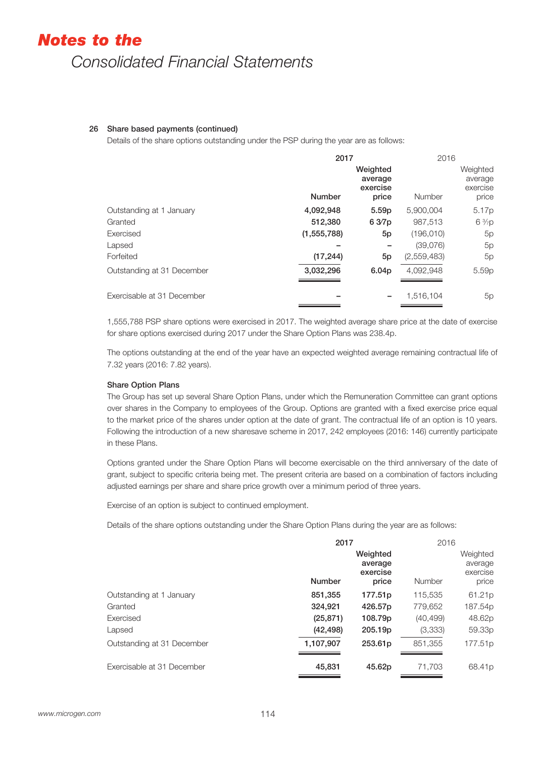# *Notes to the*
## Consolidated Financial Statements

### 26 Share based payments (continued)

Details of the share options outstanding under the PSP during the year are as follows:

| | 2017 | | 2016 | |
|---|---|---|---|---|
| | Number | Weighted average exercise price | Number | Weighted average exercise price |
| Outstanding at 1 January | 4,092,948 | 5.59p | 5,900,004 | 5.17p |
| Granted | 512,380 | 6 3⁄7p | 987,513 | 6 3⁄7p |
| Exercised | (1,555,788) | 5p | (196,010) | 5p |
| Lapsed | – | – | (39,076) | 5p |
| Forfeited | (17,244) | 5p | (2,559,483) | 5p |
| Outstanding at 31 December | 3,032,296 | 6.04p | 4,092,948 | 5.59p |
| Exercisable at 31 December | – | – | 1,516,104 | 5p |

1,555,788 PSP share options were exercised in 2017. The weighted average share price at the date of exercise for share options exercised during 2017 under the Share Option Plans was 238.4p.

The options outstanding at the end of the year have an expected weighted average remaining contractual life of 7.32 years (2016: 7.82 years).

**Share Option Plans**

The Group has set up several Share Option Plans, under which the Remuneration Committee can grant options over shares in the Company to employees of the Group. Options are granted with a fixed exercise price equal to the market price of the shares under option at the date of grant. The contractual life of an option is 10 years. Following the introduction of a new sharesave scheme in 2017, 242 employees (2016: 146) currently participate in these Plans.

Options granted under the Share Option Plans will become exercisable on the third anniversary of the date of grant, subject to specific criteria being met. The present criteria are based on a combination of factors including adjusted earnings per share and share price growth over a minimum period of three years.

Exercise of an option is subject to continued employment.

Details of the share options outstanding under the Share Option Plans during the year are as follows:

| | 2017 | | 2016 | |
|---|---|---|---|---|
| | Number | Weighted average exercise price | Number | Weighted average exercise price |
| Outstanding at 1 January | 851,355 | 177.51p | 115,535 | 61.21p |
| Granted | 324,921 | 426.57p | 779,652 | 187.54p |
| Exercised | (25,871) | 108.79p | (40,499) | 48.62p |
| Lapsed | (42,498) | 205.19p | (3,333) | 59.33p |
| Outstanding at 31 December | 1,107,907 | 253.61p | 851,355 | 177.51p |
| Exercisable at 31 December | 45,831 | 45.62p | 71,703 | 68.41p |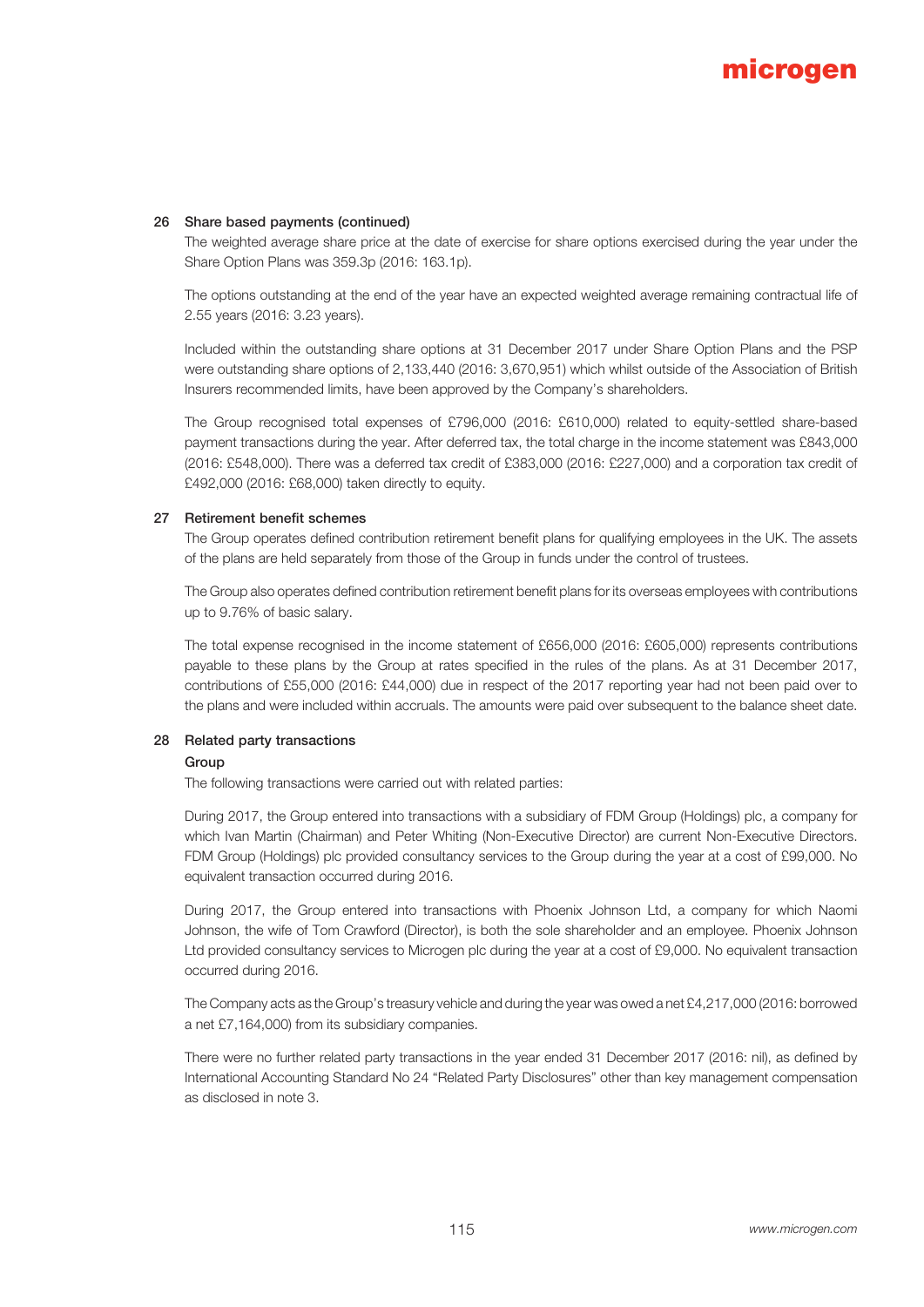## 26 Share based payments (continued)

The weighted average share price at the date of exercise for share options exercised during the year under the Share Option Plans was 359.3p (2016: 163.1p).

The options outstanding at the end of the year have an expected weighted average remaining contractual life of 2.55 years (2016: 3.23 years).

Included within the outstanding share options at 31 December 2017 under Share Option Plans and the PSP were outstanding share options of 2,133,440 (2016: 3,670,951) which whilst outside of the Association of British Insurers recommended limits, have been approved by the Company's shareholders.

The Group recognised total expenses of £796,000 (2016: £610,000) related to equity-settled share-based payment transactions during the year. After deferred tax, the total charge in the income statement was £843,000 (2016: £548,000). There was a deferred tax credit of £383,000 (2016: £227,000) and a corporation tax credit of £492,000 (2016: £68,000) taken directly to equity.

## 27 Retirement benefit schemes

The Group operates defined contribution retirement benefit plans for qualifying employees in the UK. The assets of the plans are held separately from those of the Group in funds under the control of trustees.

The Group also operates defined contribution retirement benefit plans for its overseas employees with contributions up to 9.76% of basic salary.

The total expense recognised in the income statement of £656,000 (2016: £605,000) represents contributions payable to these plans by the Group at rates specified in the rules of the plans. As at 31 December 2017, contributions of £55,000 (2016: £44,000) due in respect of the 2017 reporting year had not been paid over to the plans and were included within accruals. The amounts were paid over subsequent to the balance sheet date.

## 28 Related party transactions

### Group

The following transactions were carried out with related parties:

During 2017, the Group entered into transactions with a subsidiary of FDM Group (Holdings) plc, a company for which Ivan Martin (Chairman) and Peter Whiting (Non-Executive Director) are current Non-Executive Directors. FDM Group (Holdings) plc provided consultancy services to the Group during the year at a cost of £99,000. No equivalent transaction occurred during 2016.

During 2017, the Group entered into transactions with Phoenix Johnson Ltd, a company for which Naomi Johnson, the wife of Tom Crawford (Director), is both the sole shareholder and an employee. Phoenix Johnson Ltd provided consultancy services to Microgen plc during the year at a cost of £9,000. No equivalent transaction occurred during 2016.

The Company acts as the Group's treasury vehicle and during the year was owed a net £4,217,000 (2016: borrowed a net £7,164,000) from its subsidiary companies.

There were no further related party transactions in the year ended 31 December 2017 (2016: nil), as defined by International Accounting Standard No 24 "Related Party Disclosures" other than key management compensation as disclosed in note 3.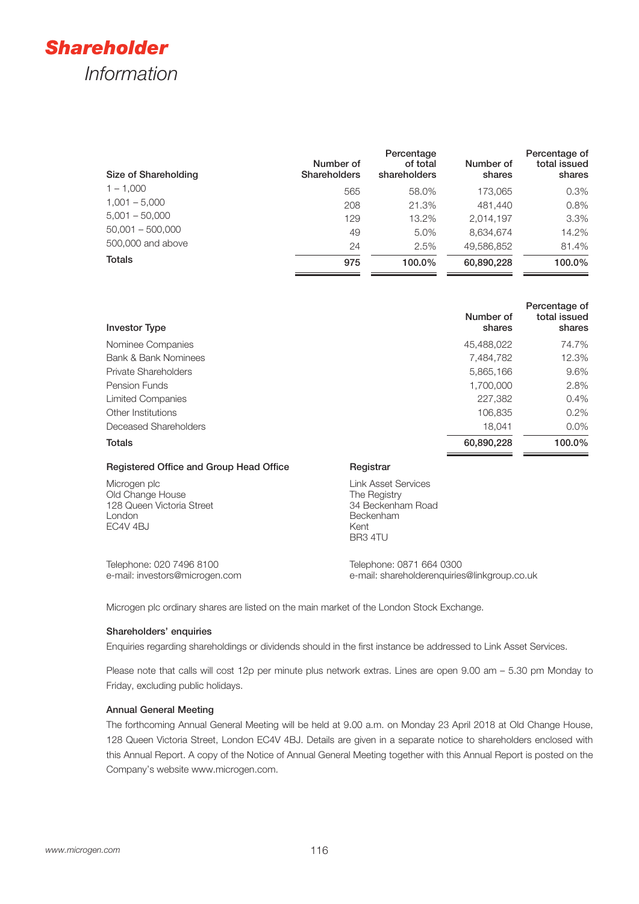# Shareholder Information

| Size of Shareholding | Number of Shareholders | Percentage of total shareholders | Number of shares | Percentage of total issued shares |
|---|---|---|---|---|
| 1 – 1,000 | 565 | 58.0% | 173,065 | 0.3% |
| 1,001 – 5,000 | 208 | 21.3% | 481,440 | 0.8% |
| 5,001 – 50,000 | 129 | 13.2% | 2,014,197 | 3.3% |
| 50,001 – 500,000 | 49 | 5.0% | 8,634,674 | 14.2% |
| 500,000 and above | 24 | 2.5% | 49,586,852 | 81.4% |
| **Totals** | **975** | **100.0%** | **60,890,228** | **100.0%** |

| Investor Type | Number of shares | Percentage of total issued shares |
|---|---|---|
| Nominee Companies | 45,488,022 | 74.7% |
| Bank & Bank Nominees | 7,484,782 | 12.3% |
| Private Shareholders | 5,865,166 | 9.6% |
| Pension Funds | 1,700,000 | 2.8% |
| Limited Companies | 227,382 | 0.4% |
| Other Institutions | 106,835 | 0.2% |
| Deceased Shareholders | 18,041 | 0.0% |
| **Totals** | **60,890,228** | **100.0%** |

**Registered Office and Group Head Office**

Microgen plc
Old Change House
128 Queen Victoria Street
London
EC4V 4BJ

Telephone: 020 7496 8100
e-mail: investors@microgen.com

**Registrar**

Link Asset Services
The Registry
34 Beckenham Road
Beckenham
Kent
BR3 4TU

Telephone: 0871 664 0300
e-mail: shareholderenquiries@linkgroup.co.uk

Microgen plc ordinary shares are listed on the main market of the London Stock Exchange.

**Shareholders' enquiries**

Enquiries regarding shareholdings or dividends should in the first instance be addressed to Link Asset Services.

Please note that calls will cost 12p per minute plus network extras. Lines are open 9.00 am – 5.30 pm Monday to Friday, excluding public holidays.

**Annual General Meeting**

The forthcoming Annual General Meeting will be held at 9.00 a.m. on Monday 23 April 2018 at Old Change House, 128 Queen Victoria Street, London EC4V 4BJ. Details are given in a separate notice to shareholders enclosed with this Annual Report. A copy of the Notice of Annual General Meeting together with this Annual Report is posted on the Company's website www.microgen.com.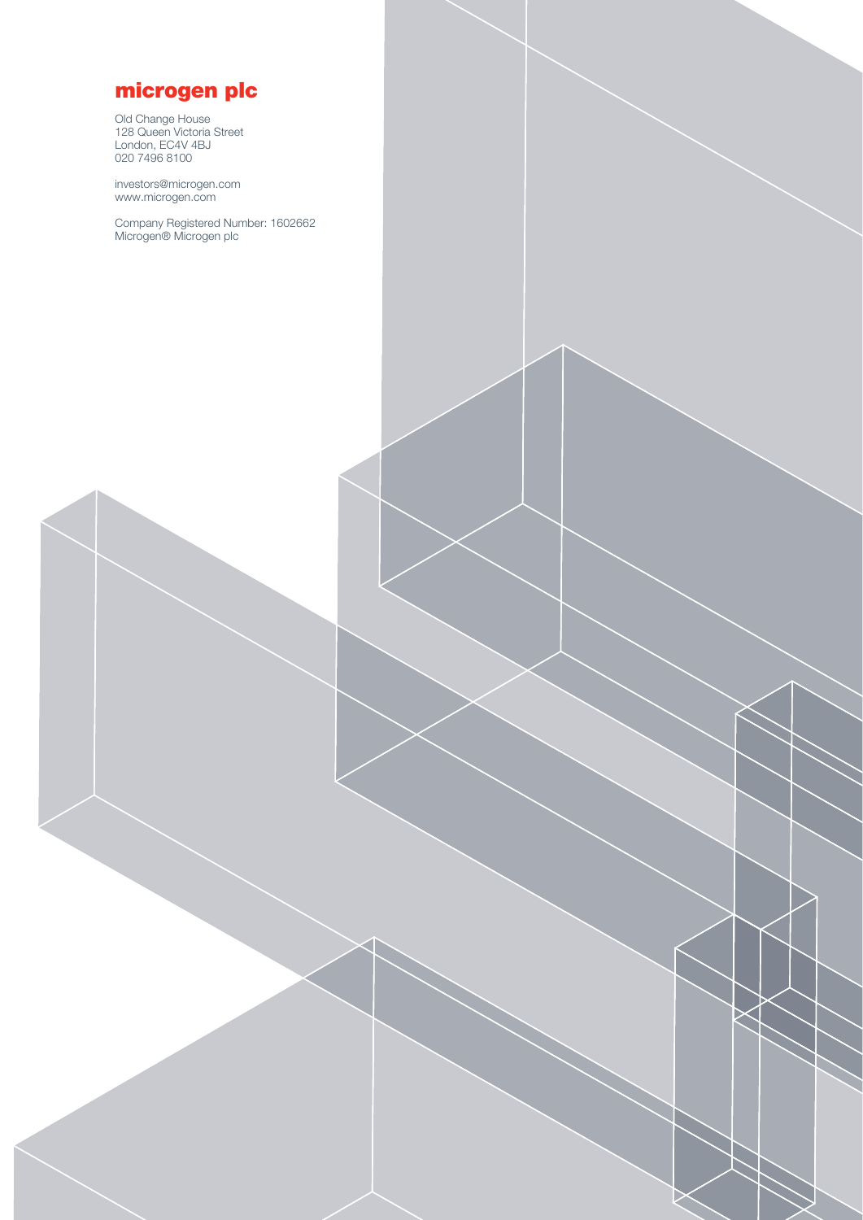# microgen plc

Old Change House
128 Queen Victoria Street
London, EC4V 4BJ
020 7496 8100

investors@microgen.com
www.microgen.com

Company Registered Number: 1602662
Microgen® Microgen plc